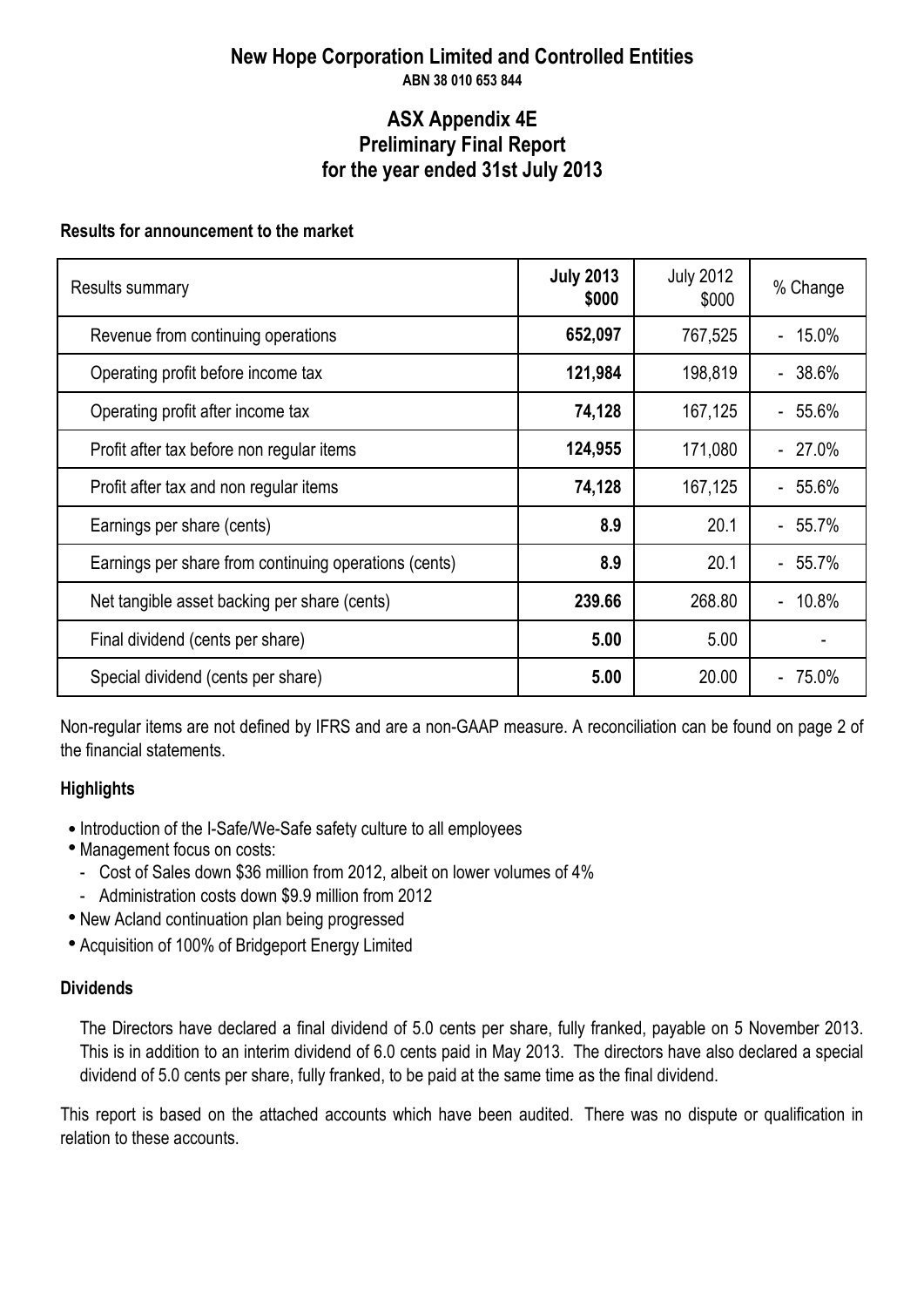# New Hope Corporation Limited and Controlled Entities

**ABN 38 010 653 844**

## ASX Appendix 4E
## Preliminary Final Report
## for the year ended 31st July 2013

### Results for announcement to the market

| Results summary | **July 2013 $000** | July 2012 $000 | % Change |
|---|---|---|---|
| Revenue from continuing operations | **652,097** | 767,525 | - 15.0% |
| Operating profit before income tax | **121,984** | 198,819 | - 38.6% |
| Operating profit after income tax | **74,128** | 167,125 | - 55.6% |
| Profit after tax before non regular items | **124,955** | 171,080 | - 27.0% |
| Profit after tax and non regular items | **74,128** | 167,125 | - 55.6% |
| Earnings per share (cents) | **8.9** | 20.1 | - 55.7% |
| Earnings per share from continuing operations (cents) | **8.9** | 20.1 | - 55.7% |
| Net tangible asset backing per share (cents) | **239.66** | 268.80 | - 10.8% |
| Final dividend (cents per share) | **5.00** | 5.00 | - |
| Special dividend (cents per share) | **5.00** | 20.00 | - 75.0% |

Non-regular items are not defined by IFRS and are a non-GAAP measure. A reconciliation can be found on page 2 of the financial statements.

### Highlights

- Introduction of the I-Safe/We-Safe safety culture to all employees
- Management focus on costs:
  - Cost of Sales down $36 million from 2012, albeit on lower volumes of 4%
  - Administration costs down $9.9 million from 2012
- New Acland continuation plan being progressed
- Acquisition of 100% of Bridgeport Energy Limited

### Dividends

The Directors have declared a final dividend of 5.0 cents per share, fully franked, payable on 5 November 2013. This is in addition to an interim dividend of 6.0 cents paid in May 2013. The directors have also declared a special dividend of 5.0 cents per share, fully franked, to be paid at the same time as the final dividend.

This report is based on the attached accounts which have been audited. There was no dispute or qualification in relation to these accounts.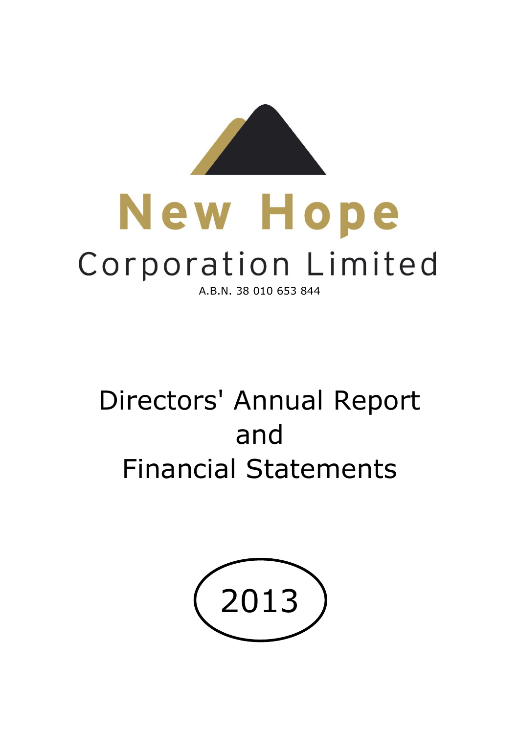# New Hope

## Corporation Limited

A.B.N. 38 010 653 844

# Directors' Annual Report and Financial Statements

# 2013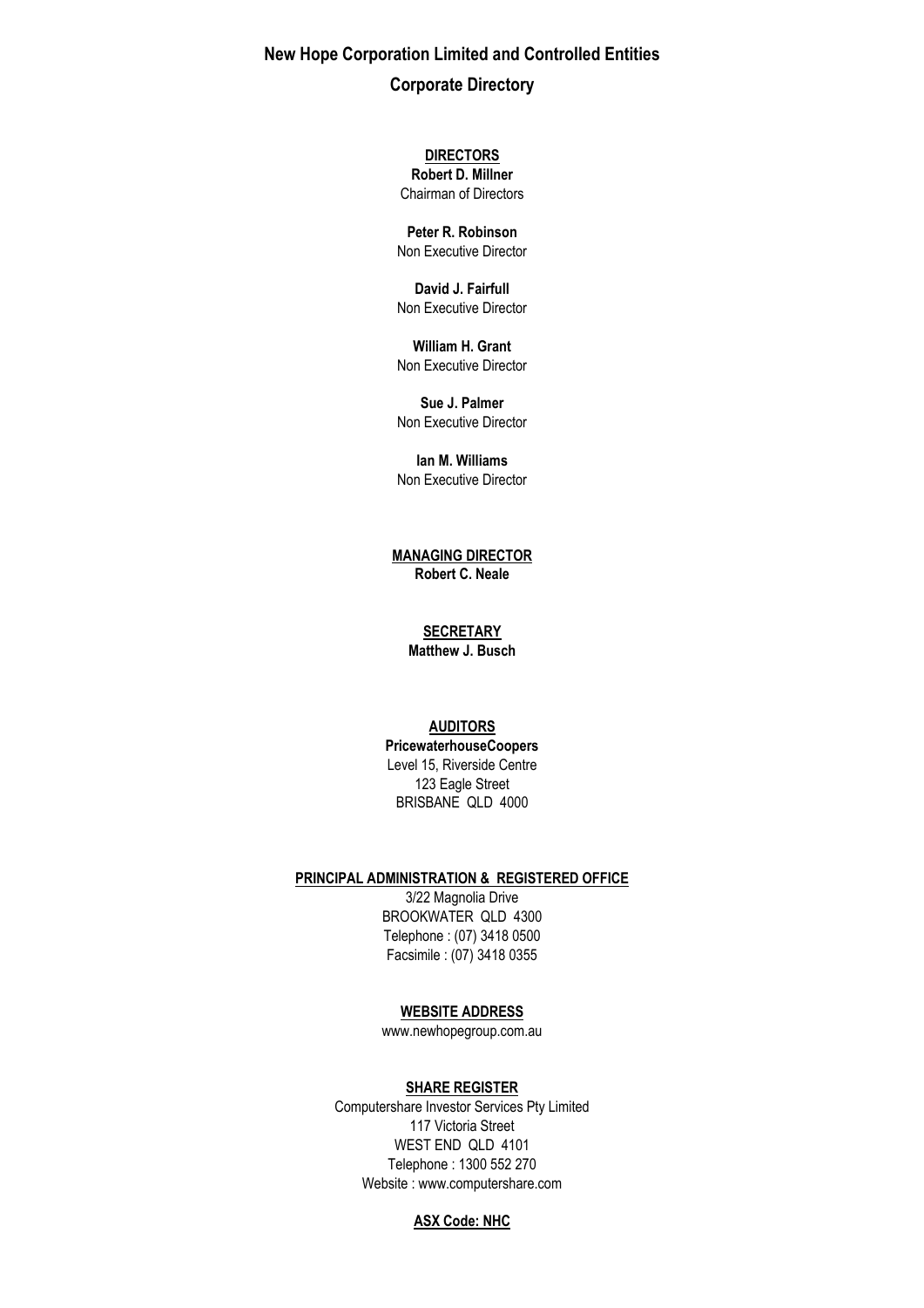# New Hope Corporation Limited and Controlled Entities

## Corporate Directory

**DIRECTORS**

**Robert D. Millner**
Chairman of Directors

**Peter R. Robinson**
Non Executive Director

**David J. Fairfull**
Non Executive Director

**William H. Grant**
Non Executive Director

**Sue J. Palmer**
Non Executive Director

**Ian M. Williams**
Non Executive Director

**MANAGING DIRECTOR**

**Robert C. Neale**

**SECRETARY**

**Matthew J. Busch**

**AUDITORS**

**PricewaterhouseCoopers**
Level 15, Riverside Centre
123 Eagle Street
BRISBANE QLD 4000

**PRINCIPAL ADMINISTRATION & REGISTERED OFFICE**

3/22 Magnolia Drive
BROOKWATER QLD 4300
Telephone : (07) 3418 0500
Facsimile : (07) 3418 0355

**WEBSITE ADDRESS**

www.newhopegroup.com.au

**SHARE REGISTER**

Computershare Investor Services Pty Limited
117 Victoria Street
WEST END QLD 4101
Telephone : 1300 552 270
Website : www.computershare.com

**ASX Code: NHC**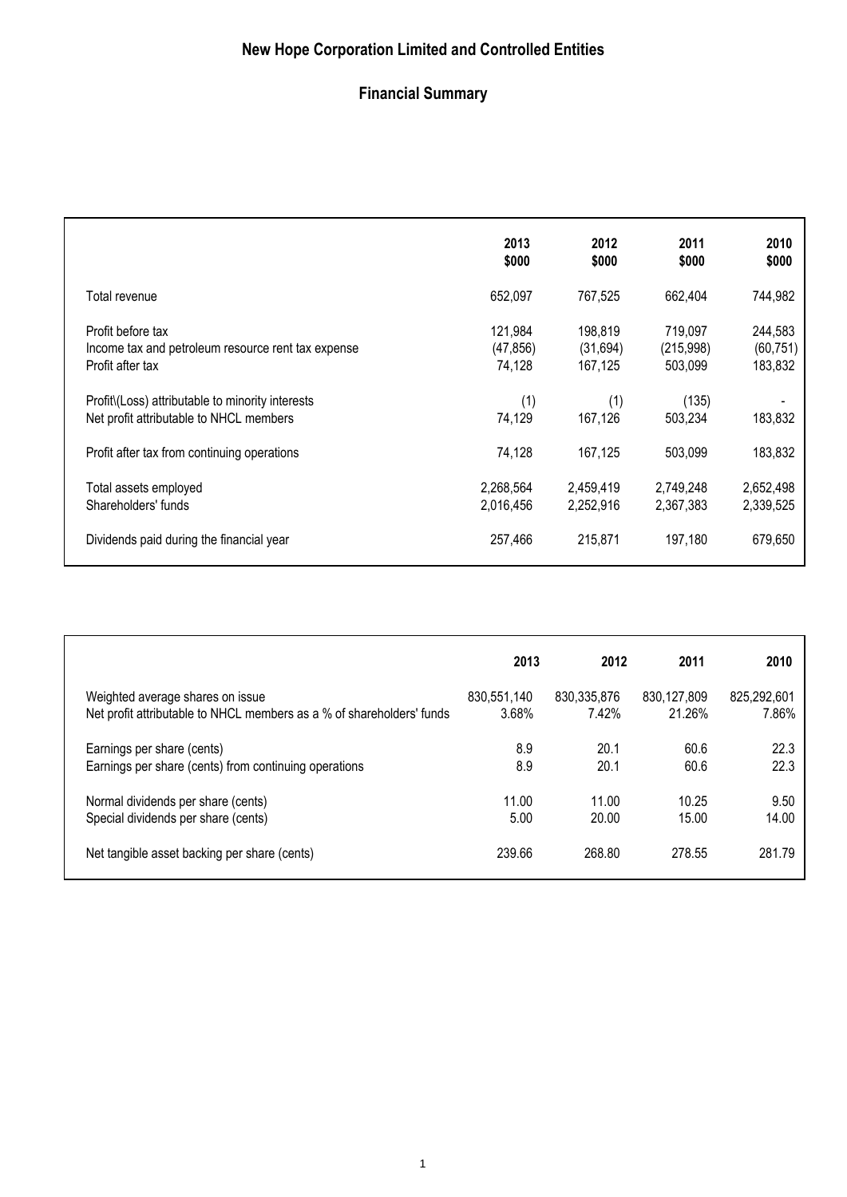# New Hope Corporation Limited and Controlled Entities

## Financial Summary

| | 2013 $000 | 2012 $000 | 2011 $000 | 2010 $000 |
|---|---|---|---|---|
| Total revenue | 652,097 | 767,525 | 662,404 | 744,982 |
| Profit before tax | 121,984 | 198,819 | 719,097 | 244,583 |
| Income tax and petroleum resource rent tax expense | (47,856) | (31,694) | (215,998) | (60,751) |
| Profit after tax | 74,128 | 167,125 | 503,099 | 183,832 |
| Profit\(Loss) attributable to minority interests | (1) | (1) | (135) | - |
| Net profit attributable to NHCL members | 74,129 | 167,126 | 503,234 | 183,832 |
| Profit after tax from continuing operations | 74,128 | 167,125 | 503,099 | 183,832 |
| Total assets employed | 2,268,564 | 2,459,419 | 2,749,248 | 2,652,498 |
| Shareholders' funds | 2,016,456 | 2,252,916 | 2,367,383 | 2,339,525 |
| Dividends paid during the financial year | 257,466 | 215,871 | 197,180 | 679,650 |

| | 2013 | 2012 | 2011 | 2010 |
|---|---|---|---|---|
| Weighted average shares on issue | 830,551,140 | 830,335,876 | 830,127,809 | 825,292,601 |
| Net profit attributable to NHCL members as a % of shareholders' funds | 3.68% | 7.42% | 21.26% | 7.86% |
| Earnings per share (cents) | 8.9 | 20.1 | 60.6 | 22.3 |
| Earnings per share (cents) from continuing operations | 8.9 | 20.1 | 60.6 | 22.3 |
| Normal dividends per share (cents) | 11.00 | 11.00 | 10.25 | 9.50 |
| Special dividends per share (cents) | 5.00 | 20.00 | 15.00 | 14.00 |
| Net tangible asset backing per share (cents) | 239.66 | 268.80 | 278.55 | 281.79 |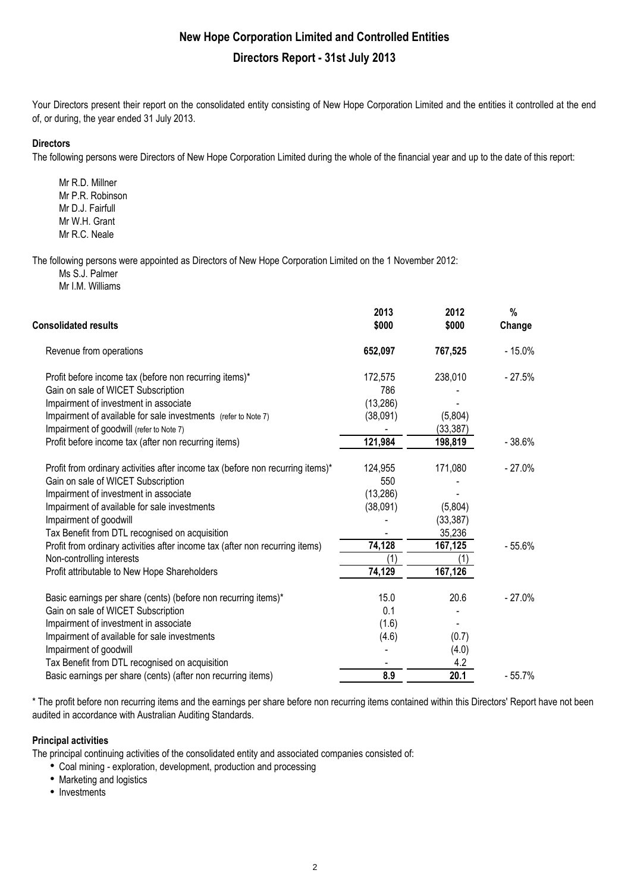# New Hope Corporation Limited and Controlled Entities

## Directors Report - 31st July 2013

Your Directors present their report on the consolidated entity consisting of New Hope Corporation Limited and the entities it controlled at the end of, or during, the year ended 31 July 2013.

**Directors**

The following persons were Directors of New Hope Corporation Limited during the whole of the financial year and up to the date of this report:

Mr R.D. Millner
Mr P.R. Robinson
Mr D.J. Fairfull
Mr W.H. Grant
Mr R.C. Neale

The following persons were appointed as Directors of New Hope Corporation Limited on the 1 November 2012:

Ms S.J. Palmer
Mr I.M. Williams

| Consolidated results | 2013 $000 | 2012 $000 | % Change |
|---|---|---|---|
| Revenue from operations | **652,097** | **767,525** | - 15.0% |
| Profit before income tax (before non recurring items)* | 172,575 | 238,010 | - 27.5% |
| Gain on sale of WICET Subscription | 786 | - | |
| Impairment of investment in associate | (13,286) | - | |
| Impairment of available for sale investments (refer to Note 7) | (38,091) | (5,804) | |
| Impairment of goodwill (refer to Note 7) | - | (33,387) | |
| Profit before income tax (after non recurring items) | **121,984** | **198,819** | - 38.6% |
| Profit from ordinary activities after income tax (before non recurring items)* | 124,955 | 171,080 | - 27.0% |
| Gain on sale of WICET Subscription | 550 | - | |
| Impairment of investment in associate | (13,286) | - | |
| Impairment of available for sale investments | (38,091) | (5,804) | |
| Impairment of goodwill | - | (33,387) | |
| Tax Benefit from DTL recognised on acquisition | - | 35,236 | |
| Profit from ordinary activities after income tax (after non recurring items) | **74,128** | **167,125** | - 55.6% |
| Non-controlling interests | (1) | (1) | |
| Profit attributable to New Hope Shareholders | **74,129** | **167,126** | |
| Basic earnings per share (cents) (before non recurring items)* | 15.0 | 20.6 | - 27.0% |
| Gain on sale of WICET Subscription | 0.1 | - | |
| Impairment of investment in associate | (1.6) | - | |
| Impairment of available for sale investments | (4.6) | (0.7) | |
| Impairment of goodwill | - | (4.0) | |
| Tax Benefit from DTL recognised on acquisition | - | 4.2 | |
| Basic earnings per share (cents) (after non recurring items) | **8.9** | **20.1** | - 55.7% |

* The profit before non recurring items and the earnings per share before non recurring items contained within this Directors' Report have not been audited in accordance with Australian Auditing Standards.

**Principal activities**

The principal continuing activities of the consolidated entity and associated companies consisted of:

- Coal mining - exploration, development, production and processing
- Marketing and logistics
- Investments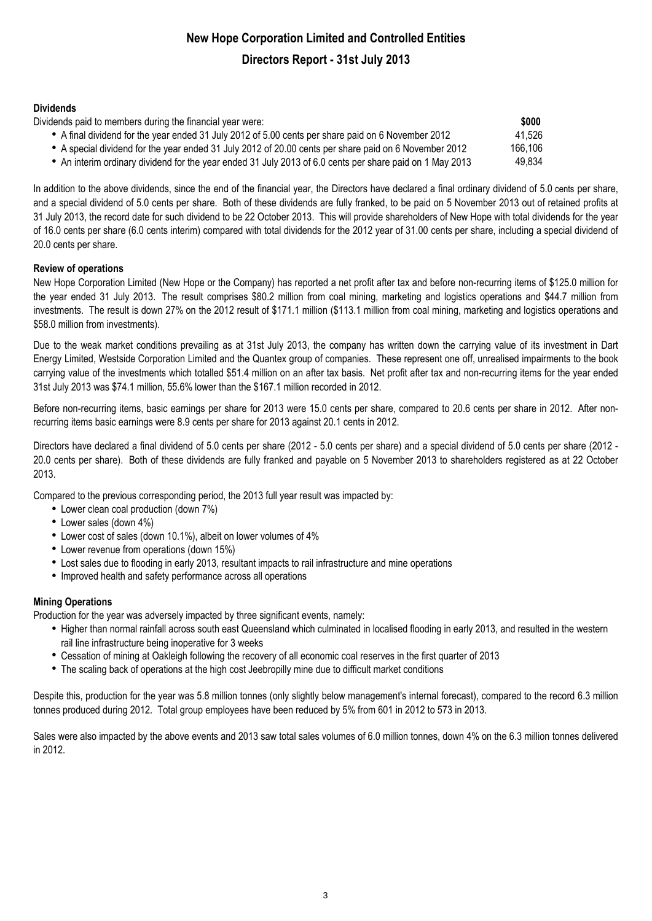# New Hope Corporation Limited and Controlled Entities

## Directors Report - 31st July 2013

### Dividends

Dividends paid to members during the financial year were:

| | $000 |
|---|---|
| • A final dividend for the year ended 31 July 2012 of 5.00 cents per share paid on 6 November 2012 | 41,526 |
| • A special dividend for the year ended 31 July 2012 of 20.00 cents per share paid on 6 November 2012 | 166,106 |
| • An interim ordinary dividend for the year ended 31 July 2013 of 6.0 cents per share paid on 1 May 2013 | 49,834 |

In addition to the above dividends, since the end of the financial year, the Directors have declared a final ordinary dividend of 5.0 cents per share, and a special dividend of 5.0 cents per share. Both of these dividends are fully franked, to be paid on 5 November 2013 out of retained profits at 31 July 2013, the record date for such dividend to be 22 October 2013. This will provide shareholders of New Hope with total dividends for the year of 16.0 cents per share (6.0 cents interim) compared with total dividends for the 2012 year of 31.00 cents per share, including a special dividend of 20.0 cents per share.

### Review of operations

New Hope Corporation Limited (New Hope or the Company) has reported a net profit after tax and before non-recurring items of $125.0 million for the year ended 31 July 2013. The result comprises $80.2 million from coal mining, marketing and logistics operations and $44.7 million from investments. The result is down 27% on the 2012 result of $171.1 million ($113.1 million from coal mining, marketing and logistics operations and $58.0 million from investments).

Due to the weak market conditions prevailing as at 31st July 2013, the company has written down the carrying value of its investment in Dart Energy Limited, Westside Corporation Limited and the Quantex group of companies. These represent one off, unrealised impairments to the book carrying value of the investments which totalled $51.4 million on an after tax basis. Net profit after tax and non-recurring items for the year ended 31st July 2013 was $74.1 million, 55.6% lower than the $167.1 million recorded in 2012.

Before non-recurring items, basic earnings per share for 2013 were 15.0 cents per share, compared to 20.6 cents per share in 2012. After non-recurring items basic earnings were 8.9 cents per share for 2013 against 20.1 cents in 2012.

Directors have declared a final dividend of 5.0 cents per share (2012 - 5.0 cents per share) and a special dividend of 5.0 cents per share (2012 - 20.0 cents per share). Both of these dividends are fully franked and payable on 5 November 2013 to shareholders registered as at 22 October 2013.

Compared to the previous corresponding period, the 2013 full year result was impacted by:

- Lower clean coal production (down 7%)
- Lower sales (down 4%)
- Lower cost of sales (down 10.1%), albeit on lower volumes of 4%
- Lower revenue from operations (down 15%)
- Lost sales due to flooding in early 2013, resultant impacts to rail infrastructure and mine operations
- Improved health and safety performance across all operations

### Mining Operations

Production for the year was adversely impacted by three significant events, namely:

- Higher than normal rainfall across south east Queensland which culminated in localised flooding in early 2013, and resulted in the western rail line infrastructure being inoperative for 3 weeks
- Cessation of mining at Oakleigh following the recovery of all economic coal reserves in the first quarter of 2013
- The scaling back of operations at the high cost Jeebropilly mine due to difficult market conditions

Despite this, production for the year was 5.8 million tonnes (only slightly below management's internal forecast), compared to the record 6.3 million tonnes produced during 2012. Total group employees have been reduced by 5% from 601 in 2012 to 573 in 2013.

Sales were also impacted by the above events and 2013 saw total sales volumes of 6.0 million tonnes, down 4% on the 6.3 million tonnes delivered in 2012.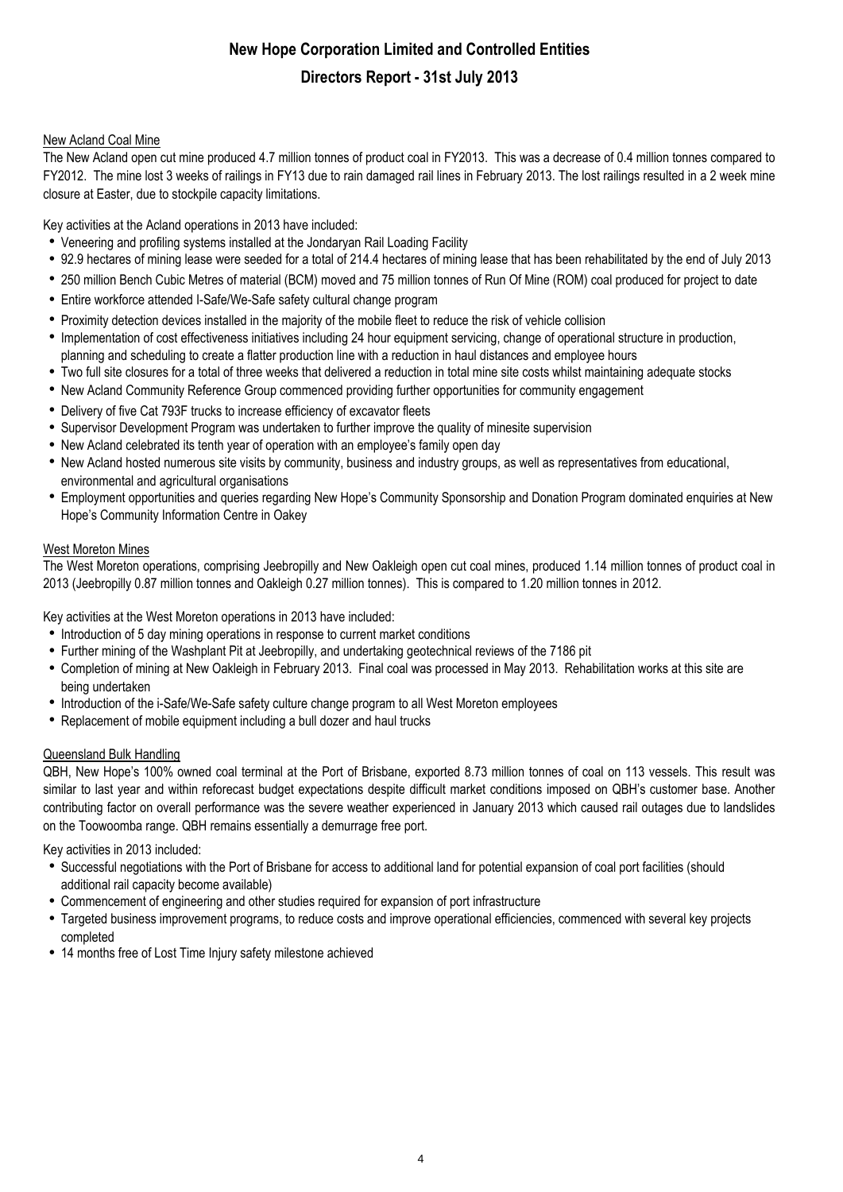# New Hope Corporation Limited and Controlled Entities

## Directors Report - 31st July 2013

New Acland Coal Mine

The New Acland open cut mine produced 4.7 million tonnes of product coal in FY2013. This was a decrease of 0.4 million tonnes compared to FY2012. The mine lost 3 weeks of railings in FY13 due to rain damaged rail lines in February 2013. The lost railings resulted in a 2 week mine closure at Easter, due to stockpile capacity limitations.

Key activities at the Acland operations in 2013 have included:

- Veneering and profiling systems installed at the Jondaryan Rail Loading Facility
- 92.9 hectares of mining lease were seeded for a total of 214.4 hectares of mining lease that has been rehabilitated by the end of July 2013
- 250 million Bench Cubic Metres of material (BCM) moved and 75 million tonnes of Run Of Mine (ROM) coal produced for project to date
- Entire workforce attended I-Safe/We-Safe safety cultural change program
- Proximity detection devices installed in the majority of the mobile fleet to reduce the risk of vehicle collision
- Implementation of cost effectiveness initiatives including 24 hour equipment servicing, change of operational structure in production, planning and scheduling to create a flatter production line with a reduction in haul distances and employee hours
- Two full site closures for a total of three weeks that delivered a reduction in total mine site costs whilst maintaining adequate stocks
- New Acland Community Reference Group commenced providing further opportunities for community engagement
- Delivery of five Cat 793F trucks to increase efficiency of excavator fleets
- Supervisor Development Program was undertaken to further improve the quality of minesite supervision
- New Acland celebrated its tenth year of operation with an employee's family open day
- New Acland hosted numerous site visits by community, business and industry groups, as well as representatives from educational, environmental and agricultural organisations
- Employment opportunities and queries regarding New Hope's Community Sponsorship and Donation Program dominated enquiries at New Hope's Community Information Centre in Oakey

West Moreton Mines

The West Moreton operations, comprising Jeebropilly and New Oakleigh open cut coal mines, produced 1.14 million tonnes of product coal in 2013 (Jeebropilly 0.87 million tonnes and Oakleigh 0.27 million tonnes). This is compared to 1.20 million tonnes in 2012.

Key activities at the West Moreton operations in 2013 have included:

- Introduction of 5 day mining operations in response to current market conditions
- Further mining of the Washplant Pit at Jeebropilly, and undertaking geotechnical reviews of the 7186 pit
- Completion of mining at New Oakleigh in February 2013. Final coal was processed in May 2013. Rehabilitation works at this site are being undertaken
- Introduction of the i-Safe/We-Safe safety culture change program to all West Moreton employees
- Replacement of mobile equipment including a bull dozer and haul trucks

Queensland Bulk Handling

QBH, New Hope's 100% owned coal terminal at the Port of Brisbane, exported 8.73 million tonnes of coal on 113 vessels. This result was similar to last year and within reforecast budget expectations despite difficult market conditions imposed on QBH's customer base. Another contributing factor on overall performance was the severe weather experienced in January 2013 which caused rail outages due to landslides on the Toowoomba range. QBH remains essentially a demurrage free port.

Key activities in 2013 included:

- Successful negotiations with the Port of Brisbane for access to additional land for potential expansion of coal port facilities (should additional rail capacity become available)
- Commencement of engineering and other studies required for expansion of port infrastructure
- Targeted business improvement programs, to reduce costs and improve operational efficiencies, commenced with several key projects completed
- 14 months free of Lost Time Injury safety milestone achieved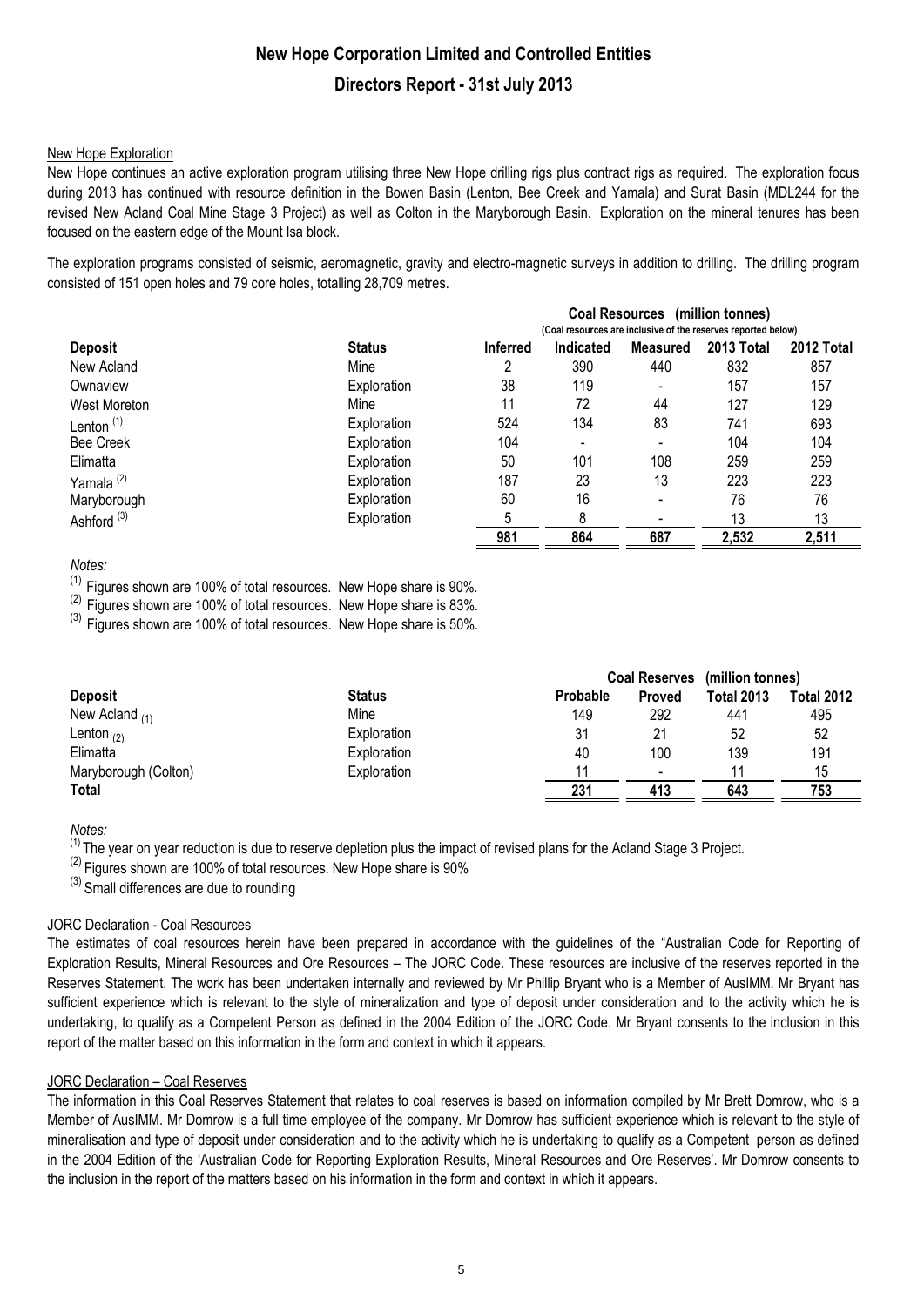# New Hope Corporation Limited and Controlled Entities

## Directors Report - 31st July 2013

### New Hope Exploration

New Hope continues an active exploration program utilising three New Hope drilling rigs plus contract rigs as required. The exploration focus during 2013 has continued with resource definition in the Bowen Basin (Lenton, Bee Creek and Yamala) and Surat Basin (MDL244 for the revised New Acland Coal Mine Stage 3 Project) as well as Colton in the Maryborough Basin. Exploration on the mineral tenures has been focused on the eastern edge of the Mount Isa block.

The exploration programs consisted of seismic, aeromagnetic, gravity and electro-magnetic surveys in addition to drilling. The drilling program consisted of 151 open holes and 79 core holes, totalling 28,709 metres.

| | | Coal Resources (million tonnes) (Coal resources are inclusive of the reserves reported below) | | | | |
|---|---|---|---|---|---|---|
| **Deposit** | **Status** | **Inferred** | **Indicated** | **Measured** | **2013 Total** | **2012 Total** |
| New Acland | Mine | 2 | 390 | 440 | 832 | 857 |
| Ownaview | Exploration | 38 | 119 | - | 157 | 157 |
| West Moreton | Mine | 11 | 72 | 44 | 127 | 129 |
| Lenton [(1)] | Exploration | 524 | 134 | 83 | 741 | 693 |
| Bee Creek | Exploration | 104 | - | - | 104 | 104 |
| Elimatta | Exploration | 50 | 101 | 108 | 259 | 259 |
| Yamala [(2)] | Exploration | 187 | 23 | 13 | 223 | 223 |
| Maryborough | Exploration | 60 | 16 | - | 76 | 76 |
| Ashford [(3)] | Exploration | 5 | 8 | - | 13 | 13 |
| | | 981 | 864 | 687 | 2,532 | 2,511 |

*Notes:*

[(1)] Figures shown are 100% of total resources. New Hope share is 90%.

[(2)] Figures shown are 100% of total resources. New Hope share is 83%.

[(3)] Figures shown are 100% of total resources. New Hope share is 50%.

| | | Coal Reserves (million tonnes) | | | |
|---|---|---|---|---|---|
| **Deposit** | **Status** | **Probable** | **Proved** | **Total 2013** | **Total 2012** |
| New Acland [(1)] | Mine | 149 | 292 | 441 | 495 |
| Lenton [(2)] | Exploration | 31 | 21 | 52 | 52 |
| Elimatta | Exploration | 40 | 100 | 139 | 191 |
| Maryborough (Colton) | Exploration | 11 | - | 11 | 15 |
| **Total** | | 231 | 413 | 643 | 753 |

*Notes:*

[(1)] The year on year reduction is due to reserve depletion plus the impact of revised plans for the Acland Stage 3 Project.

[(2)] Figures shown are 100% of total resources. New Hope share is 90%

[(3)] Small differences are due to rounding

### JORC Declaration - Coal Resources

The estimates of coal resources herein have been prepared in accordance with the guidelines of the "Australian Code for Reporting of Exploration Results, Mineral Resources and Ore Resources – The JORC Code. These resources are inclusive of the reserves reported in the Reserves Statement. The work has been undertaken internally and reviewed by Mr Phillip Bryant who is a Member of AusIMM. Mr Bryant has sufficient experience which is relevant to the style of mineralization and type of deposit under consideration and to the activity which he is undertaking, to qualify as a Competent Person as defined in the 2004 Edition of the JORC Code. Mr Bryant consents to the inclusion in this report of the matter based on this information in the form and context in which it appears.

### JORC Declaration – Coal Reserves

The information in this Coal Reserves Statement that relates to coal reserves is based on information compiled by Mr Brett Domrow, who is a Member of AusIMM. Mr Domrow is a full time employee of the company. Mr Domrow has sufficient experience which is relevant to the style of mineralisation and type of deposit under consideration and to the activity which he is undertaking to qualify as a Competent person as defined in the 2004 Edition of the 'Australian Code for Reporting Exploration Results, Mineral Resources and Ore Reserves'. Mr Domrow consents to the inclusion in the report of the matters based on his information in the form and context in which it appears.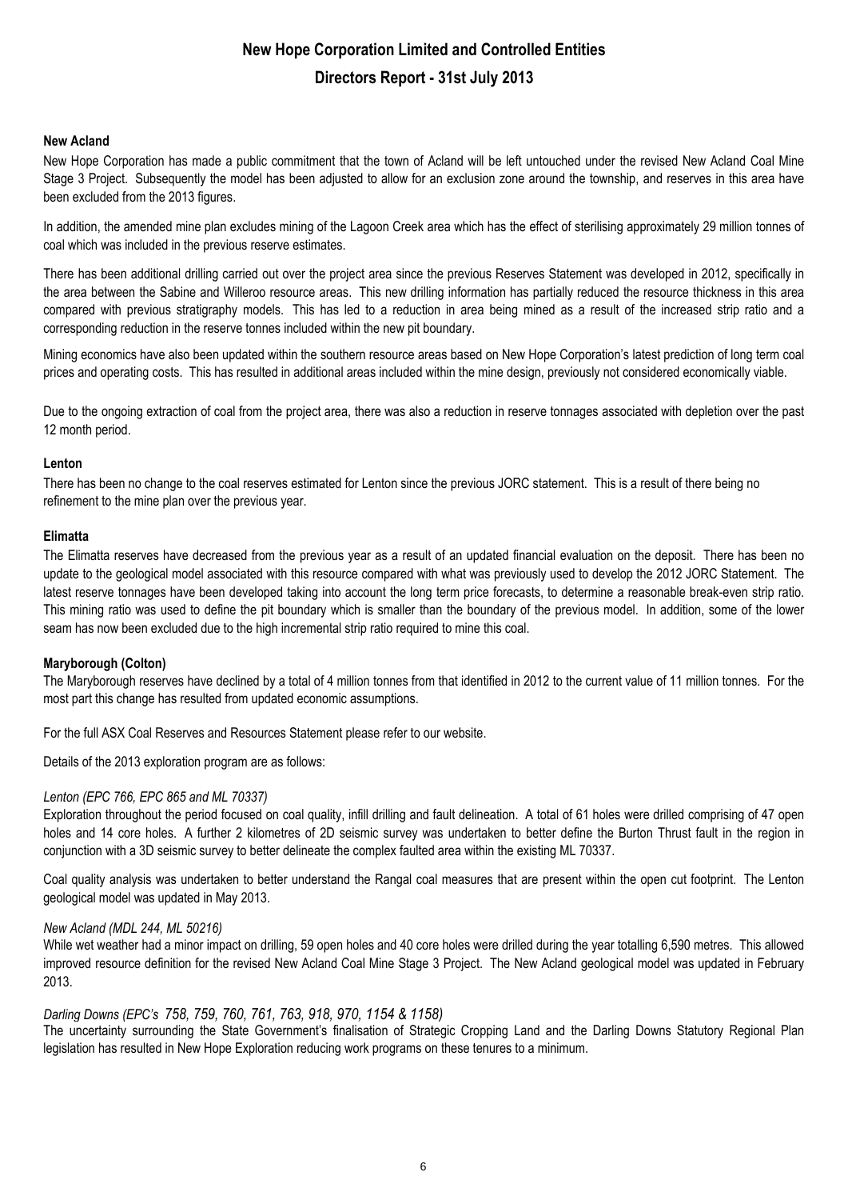# New Hope Corporation Limited and Controlled Entities

## Directors Report - 31st July 2013

### New Acland

New Hope Corporation has made a public commitment that the town of Acland will be left untouched under the revised New Acland Coal Mine Stage 3 Project. Subsequently the model has been adjusted to allow for an exclusion zone around the township, and reserves in this area have been excluded from the 2013 figures.

In addition, the amended mine plan excludes mining of the Lagoon Creek area which has the effect of sterilising approximately 29 million tonnes of coal which was included in the previous reserve estimates.

There has been additional drilling carried out over the project area since the previous Reserves Statement was developed in 2012, specifically in the area between the Sabine and Willeroo resource areas. This new drilling information has partially reduced the resource thickness in this area compared with previous stratigraphy models. This has led to a reduction in area being mined as a result of the increased strip ratio and a corresponding reduction in the reserve tonnes included within the new pit boundary.

Mining economics have also been updated within the southern resource areas based on New Hope Corporation's latest prediction of long term coal prices and operating costs. This has resulted in additional areas included within the mine design, previously not considered economically viable.

Due to the ongoing extraction of coal from the project area, there was also a reduction in reserve tonnages associated with depletion over the past 12 month period.

### Lenton

There has been no change to the coal reserves estimated for Lenton since the previous JORC statement. This is a result of there being no refinement to the mine plan over the previous year.

### Elimatta

The Elimatta reserves have decreased from the previous year as a result of an updated financial evaluation on the deposit. There has been no update to the geological model associated with this resource compared with what was previously used to develop the 2012 JORC Statement. The latest reserve tonnages have been developed taking into account the long term price forecasts, to determine a reasonable break-even strip ratio. This mining ratio was used to define the pit boundary which is smaller than the boundary of the previous model. In addition, some of the lower seam has now been excluded due to the high incremental strip ratio required to mine this coal.

### Maryborough (Colton)

The Maryborough reserves have declined by a total of 4 million tonnes from that identified in 2012 to the current value of 11 million tonnes. For the most part this change has resulted from updated economic assumptions.

For the full ASX Coal Reserves and Resources Statement please refer to our website.

Details of the 2013 exploration program are as follows:

*Lenton (EPC 766, EPC 865 and ML 70337)*

Exploration throughout the period focused on coal quality, infill drilling and fault delineation. A total of 61 holes were drilled comprising of 47 open holes and 14 core holes. A further 2 kilometres of 2D seismic survey was undertaken to better define the Burton Thrust fault in the region in conjunction with a 3D seismic survey to better delineate the complex faulted area within the existing ML 70337.

Coal quality analysis was undertaken to better understand the Rangal coal measures that are present within the open cut footprint. The Lenton geological model was updated in May 2013.

*New Acland (MDL 244, ML 50216)*

While wet weather had a minor impact on drilling, 59 open holes and 40 core holes were drilled during the year totalling 6,590 metres. This allowed improved resource definition for the revised New Acland Coal Mine Stage 3 Project. The New Acland geological model was updated in February 2013.

*Darling Downs (EPC's 758, 759, 760, 761, 763, 918, 970, 1154 & 1158)*

The uncertainty surrounding the State Government's finalisation of Strategic Cropping Land and the Darling Downs Statutory Regional Plan legislation has resulted in New Hope Exploration reducing work programs on these tenures to a minimum.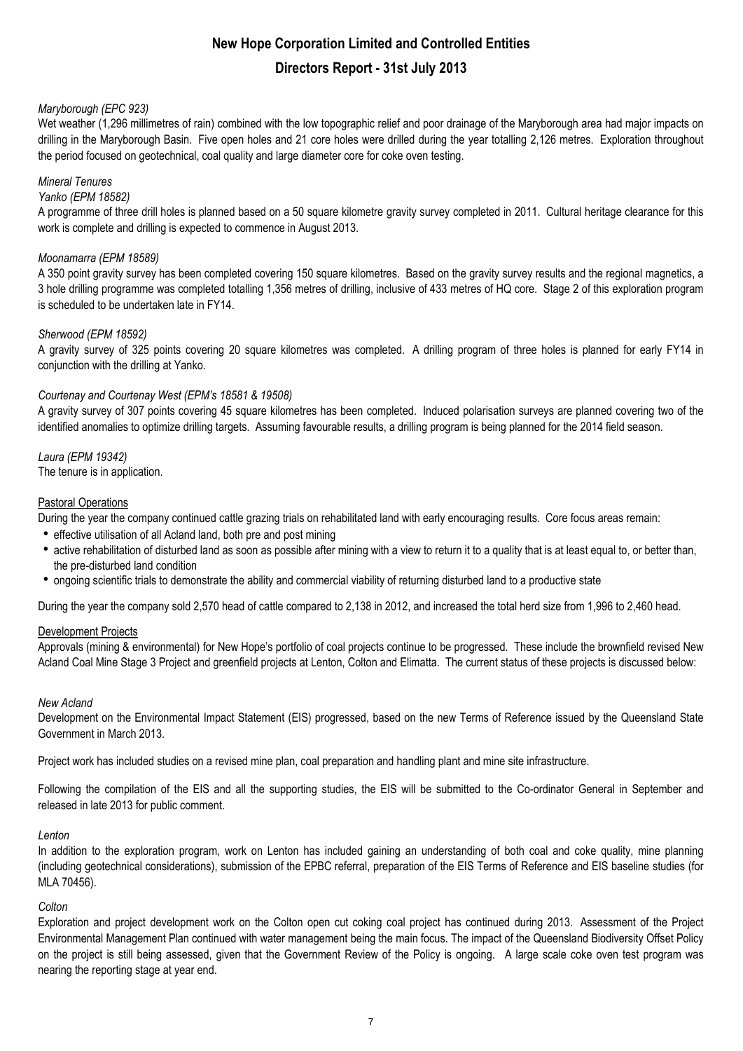*Maryborough (EPC 923)*

Wet weather (1,296 millimetres of rain) combined with the low topographic relief and poor drainage of the Maryborough area had major impacts on drilling in the Maryborough Basin. Five open holes and 21 core holes were drilled during the year totalling 2,126 metres. Exploration throughout the period focused on geotechnical, coal quality and large diameter core for coke oven testing.

*Mineral Tenures*

*Yanko (EPM 18582)*

A programme of three drill holes is planned based on a 50 square kilometre gravity survey completed in 2011. Cultural heritage clearance for this work is complete and drilling is expected to commence in August 2013.

*Moonamarra (EPM 18589)*

A 350 point gravity survey has been completed covering 150 square kilometres. Based on the gravity survey results and the regional magnetics, a 3 hole drilling programme was completed totalling 1,356 metres of drilling, inclusive of 433 metres of HQ core. Stage 2 of this exploration program is scheduled to be undertaken late in FY14.

*Sherwood (EPM 18592)*

A gravity survey of 325 points covering 20 square kilometres was completed. A drilling program of three holes is planned for early FY14 in conjunction with the drilling at Yanko.

*Courtenay and Courtenay West (EPM's 18581 & 19508)*

A gravity survey of 307 points covering 45 square kilometres has been completed. Induced polarisation surveys are planned covering two of the identified anomalies to optimize drilling targets. Assuming favourable results, a drilling program is being planned for the 2014 field season.

*Laura (EPM 19342)*

The tenure is in application.

Pastoral Operations

During the year the company continued cattle grazing trials on rehabilitated land with early encouraging results. Core focus areas remain:

- effective utilisation of all Acland land, both pre and post mining
- active rehabilitation of disturbed land as soon as possible after mining with a view to return it to a quality that is at least equal to, or better than, the pre-disturbed land condition
- ongoing scientific trials to demonstrate the ability and commercial viability of returning disturbed land to a productive state

During the year the company sold 2,570 head of cattle compared to 2,138 in 2012, and increased the total herd size from 1,996 to 2,460 head.

Development Projects

Approvals (mining & environmental) for New Hope's portfolio of coal projects continue to be progressed. These include the brownfield revised New Acland Coal Mine Stage 3 Project and greenfield projects at Lenton, Colton and Elimatta. The current status of these projects is discussed below:

*New Acland*

Development on the Environmental Impact Statement (EIS) progressed, based on the new Terms of Reference issued by the Queensland State Government in March 2013.

Project work has included studies on a revised mine plan, coal preparation and handling plant and mine site infrastructure.

Following the compilation of the EIS and all the supporting studies, the EIS will be submitted to the Co-ordinator General in September and released in late 2013 for public comment.

*Lenton*

In addition to the exploration program, work on Lenton has included gaining an understanding of both coal and coke quality, mine planning (including geotechnical considerations), submission of the EPBC referral, preparation of the EIS Terms of Reference and EIS baseline studies (for MLA 70456).

*Colton*

Exploration and project development work on the Colton open cut coking coal project has continued during 2013. Assessment of the Project Environmental Management Plan continued with water management being the main focus. The impact of the Queensland Biodiversity Offset Policy on the project is still being assessed, given that the Government Review of the Policy is ongoing. A large scale coke oven test program was nearing the reporting stage at year end.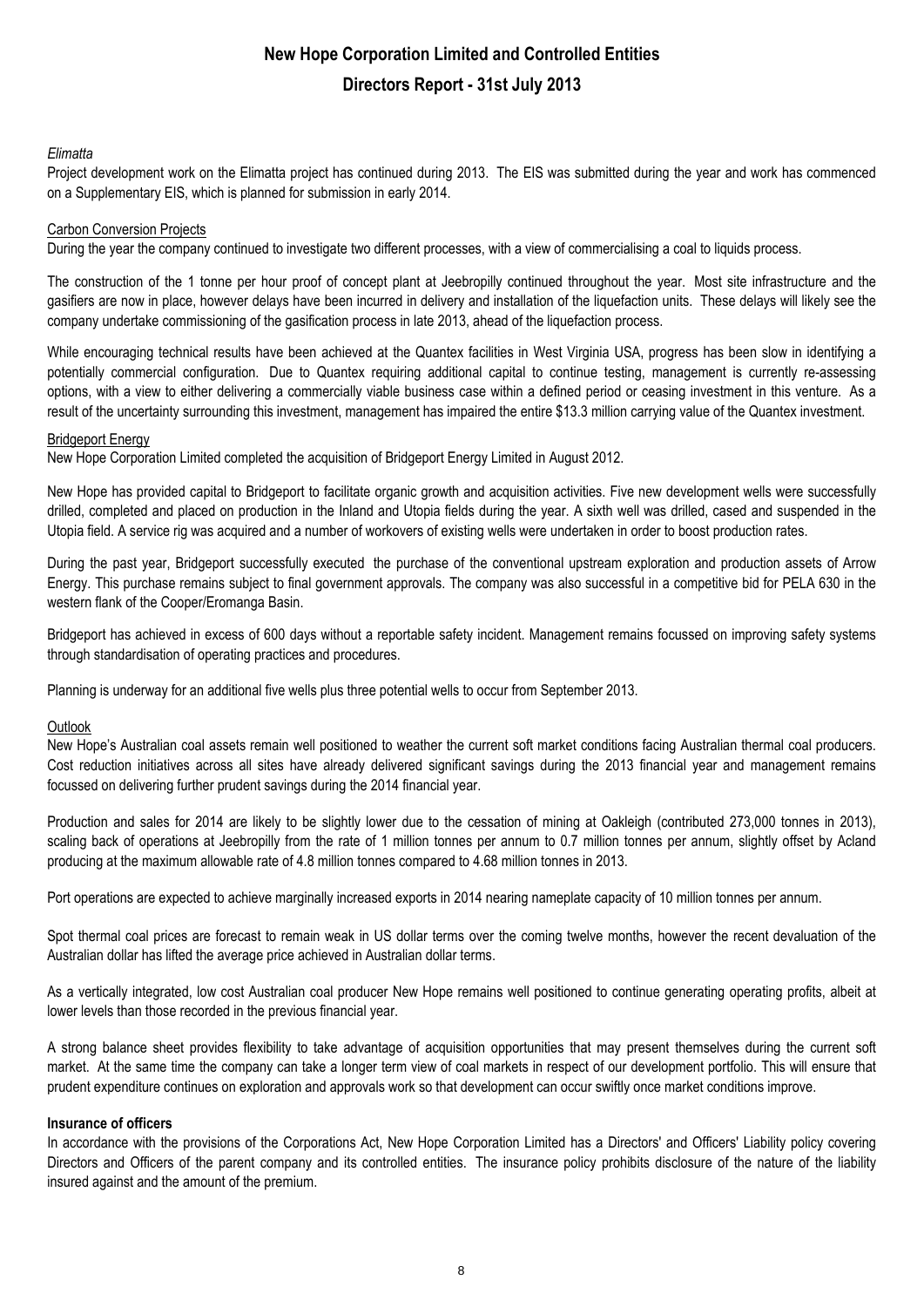*Elimatta*

Project development work on the Elimatta project has continued during 2013. The EIS was submitted during the year and work has commenced on a Supplementary EIS, which is planned for submission in early 2014.

Carbon Conversion Projects

During the year the company continued to investigate two different processes, with a view of commercialising a coal to liquids process.

The construction of the 1 tonne per hour proof of concept plant at Jeebropilly continued throughout the year. Most site infrastructure and the gasifiers are now in place, however delays have been incurred in delivery and installation of the liquefaction units. These delays will likely see the company undertake commissioning of the gasification process in late 2013, ahead of the liquefaction process.

While encouraging technical results have been achieved at the Quantex facilities in West Virginia USA, progress has been slow in identifying a potentially commercial configuration. Due to Quantex requiring additional capital to continue testing, management is currently re-assessing options, with a view to either delivering a commercially viable business case within a defined period or ceasing investment in this venture. As a result of the uncertainty surrounding this investment, management has impaired the entire $13.3 million carrying value of the Quantex investment.

Bridgeport Energy

New Hope Corporation Limited completed the acquisition of Bridgeport Energy Limited in August 2012.

New Hope has provided capital to Bridgeport to facilitate organic growth and acquisition activities. Five new development wells were successfully drilled, completed and placed on production in the Inland and Utopia fields during the year. A sixth well was drilled, cased and suspended in the Utopia field. A service rig was acquired and a number of workovers of existing wells were undertaken in order to boost production rates.

During the past year, Bridgeport successfully executed the purchase of the conventional upstream exploration and production assets of Arrow Energy. This purchase remains subject to final government approvals. The company was also successful in a competitive bid for PELA 630 in the western flank of the Cooper/Eromanga Basin.

Bridgeport has achieved in excess of 600 days without a reportable safety incident. Management remains focussed on improving safety systems through standardisation of operating practices and procedures.

Planning is underway for an additional five wells plus three potential wells to occur from September 2013.

Outlook

New Hope's Australian coal assets remain well positioned to weather the current soft market conditions facing Australian thermal coal producers. Cost reduction initiatives across all sites have already delivered significant savings during the 2013 financial year and management remains focussed on delivering further prudent savings during the 2014 financial year.

Production and sales for 2014 are likely to be slightly lower due to the cessation of mining at Oakleigh (contributed 273,000 tonnes in 2013), scaling back of operations at Jeebropilly from the rate of 1 million tonnes per annum to 0.7 million tonnes per annum, slightly offset by Acland producing at the maximum allowable rate of 4.8 million tonnes compared to 4.68 million tonnes in 2013.

Port operations are expected to achieve marginally increased exports in 2014 nearing nameplate capacity of 10 million tonnes per annum.

Spot thermal coal prices are forecast to remain weak in US dollar terms over the coming twelve months, however the recent devaluation of the Australian dollar has lifted the average price achieved in Australian dollar terms.

As a vertically integrated, low cost Australian coal producer New Hope remains well positioned to continue generating operating profits, albeit at lower levels than those recorded in the previous financial year.

A strong balance sheet provides flexibility to take advantage of acquisition opportunities that may present themselves during the current soft market. At the same time the company can take a longer term view of coal markets in respect of our development portfolio. This will ensure that prudent expenditure continues on exploration and approvals work so that development can occur swiftly once market conditions improve.

**Insurance of officers**

In accordance with the provisions of the Corporations Act, New Hope Corporation Limited has a Directors' and Officers' Liability policy covering Directors and Officers of the parent company and its controlled entities. The insurance policy prohibits disclosure of the nature of the liability insured against and the amount of the premium.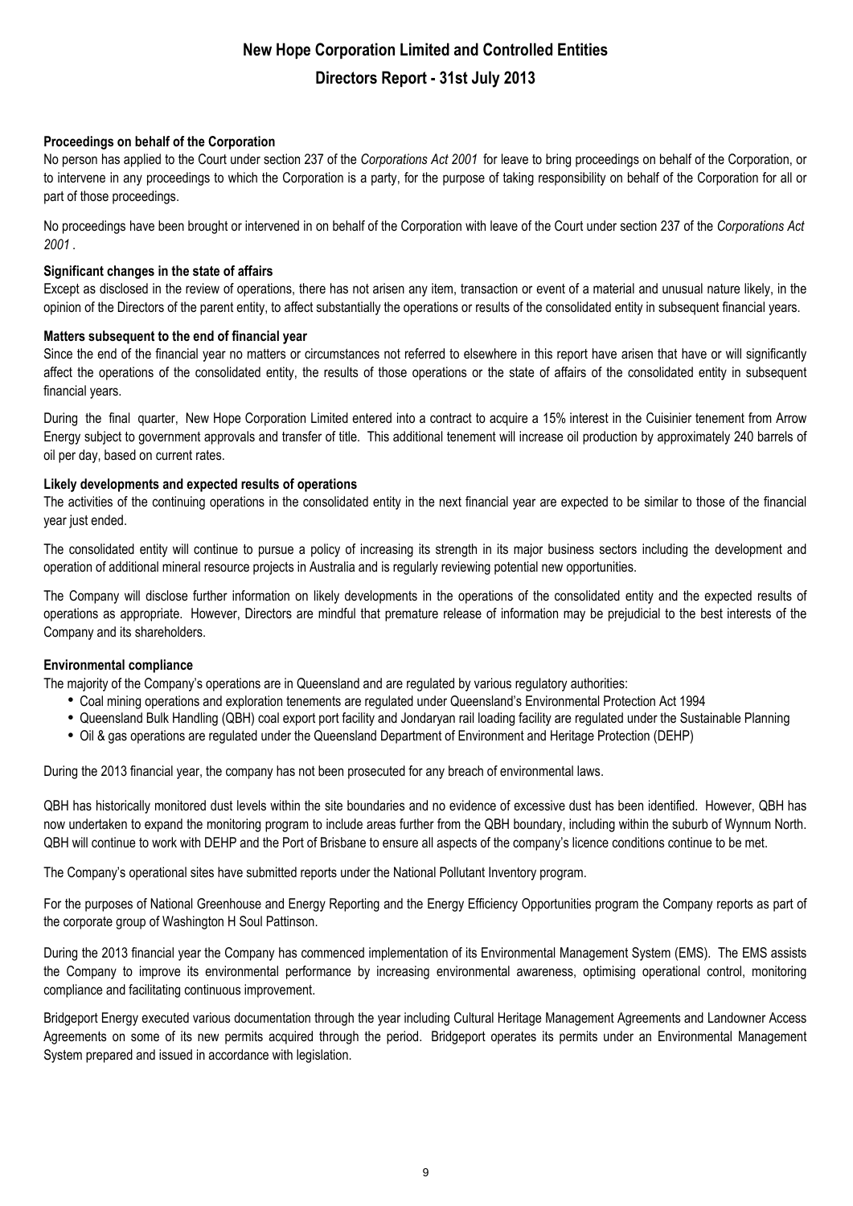# New Hope Corporation Limited and Controlled Entities

## Directors Report - 31st July 2013

**Proceedings on behalf of the Corporation**

No person has applied to the Court under section 237 of the *Corporations Act 2001* for leave to bring proceedings on behalf of the Corporation, or to intervene in any proceedings to which the Corporation is a party, for the purpose of taking responsibility on behalf of the Corporation for all or part of those proceedings.

No proceedings have been brought or intervened in on behalf of the Corporation with leave of the Court under section 237 of the *Corporations Act 2001* .

**Significant changes in the state of affairs**

Except as disclosed in the review of operations, there has not arisen any item, transaction or event of a material and unusual nature likely, in the opinion of the Directors of the parent entity, to affect substantially the operations or results of the consolidated entity in subsequent financial years.

**Matters subsequent to the end of financial year**

Since the end of the financial year no matters or circumstances not referred to elsewhere in this report have arisen that have or will significantly affect the operations of the consolidated entity, the results of those operations or the state of affairs of the consolidated entity in subsequent financial years.

During the final quarter, New Hope Corporation Limited entered into a contract to acquire a 15% interest in the Cuisinier tenement from Arrow Energy subject to government approvals and transfer of title. This additional tenement will increase oil production by approximately 240 barrels of oil per day, based on current rates.

**Likely developments and expected results of operations**

The activities of the continuing operations in the consolidated entity in the next financial year are expected to be similar to those of the financial year just ended.

The consolidated entity will continue to pursue a policy of increasing its strength in its major business sectors including the development and operation of additional mineral resource projects in Australia and is regularly reviewing potential new opportunities.

The Company will disclose further information on likely developments in the operations of the consolidated entity and the expected results of operations as appropriate. However, Directors are mindful that premature release of information may be prejudicial to the best interests of the Company and its shareholders.

**Environmental compliance**

The majority of the Company's operations are in Queensland and are regulated by various regulatory authorities:

- Coal mining operations and exploration tenements are regulated under Queensland's Environmental Protection Act 1994
- Queensland Bulk Handling (QBH) coal export port facility and Jondaryan rail loading facility are regulated under the Sustainable Planning
- Oil & gas operations are regulated under the Queensland Department of Environment and Heritage Protection (DEHP)

During the 2013 financial year, the company has not been prosecuted for any breach of environmental laws.

QBH has historically monitored dust levels within the site boundaries and no evidence of excessive dust has been identified. However, QBH has now undertaken to expand the monitoring program to include areas further from the QBH boundary, including within the suburb of Wynnum North. QBH will continue to work with DEHP and the Port of Brisbane to ensure all aspects of the company's licence conditions continue to be met.

The Company's operational sites have submitted reports under the National Pollutant Inventory program.

For the purposes of National Greenhouse and Energy Reporting and the Energy Efficiency Opportunities program the Company reports as part of the corporate group of Washington H Soul Pattinson.

During the 2013 financial year the Company has commenced implementation of its Environmental Management System (EMS). The EMS assists the Company to improve its environmental performance by increasing environmental awareness, optimising operational control, monitoring compliance and facilitating continuous improvement.

Bridgeport Energy executed various documentation through the year including Cultural Heritage Management Agreements and Landowner Access Agreements on some of its new permits acquired through the period. Bridgeport operates its permits under an Environmental Management System prepared and issued in accordance with legislation.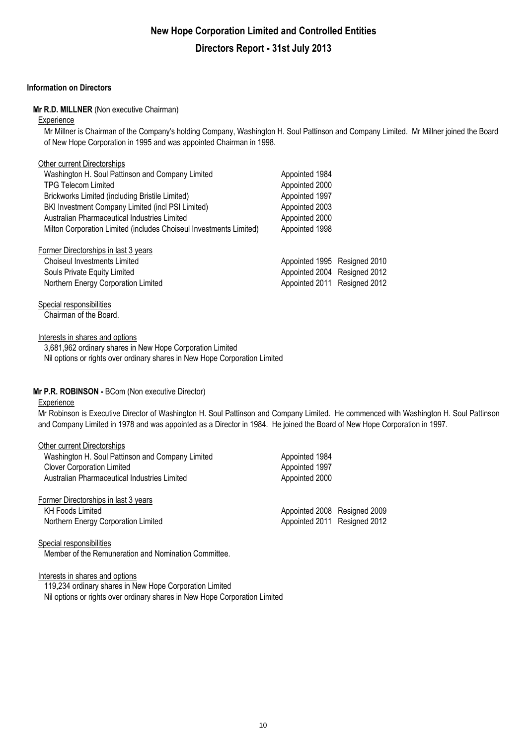# New Hope Corporation Limited and Controlled Entities

## Directors Report - 31st July 2013

### Information on Directors

**Mr R.D. MILLNER** (Non executive Chairman)

Experience

Mr Millner is Chairman of the Company's holding Company, Washington H. Soul Pattinson and Company Limited. Mr Millner joined the Board of New Hope Corporation in 1995 and was appointed Chairman in 1998.

Other current Directorships

| | | |
|---|---|---|
| Washington H. Soul Pattinson and Company Limited | Appointed 1984 | |
| TPG Telecom Limited | Appointed 2000 | |
| Brickworks Limited (including Bristile Limited) | Appointed 1997 | |
| BKI Investment Company Limited (incl PSI Limited) | Appointed 2003 | |
| Australian Pharmaceutical Industries Limited | Appointed 2000 | |
| Milton Corporation Limited (includes Choiseul Investments Limited) | Appointed 1998 | |

Former Directorships in last 3 years

| | | |
|---|---|---|
| Choiseul Investments Limited | Appointed 1995 | Resigned 2010 |
| Souls Private Equity Limited | Appointed 2004 | Resigned 2012 |
| Northern Energy Corporation Limited | Appointed 2011 | Resigned 2012 |

Special responsibilities

Chairman of the Board.

Interests in shares and options

3,681,962 ordinary shares in New Hope Corporation Limited
Nil options or rights over ordinary shares in New Hope Corporation Limited

**Mr P.R. ROBINSON -** BCom (Non executive Director)

Experience

Mr Robinson is Executive Director of Washington H. Soul Pattinson and Company Limited. He commenced with Washington H. Soul Pattinson and Company Limited in 1978 and was appointed as a Director in 1984. He joined the Board of New Hope Corporation in 1997.

Other current Directorships

| | | |
|---|---|---|
| Washington H. Soul Pattinson and Company Limited | Appointed 1984 | |
| Clover Corporation Limited | Appointed 1997 | |
| Australian Pharmaceutical Industries Limited | Appointed 2000 | |

Former Directorships in last 3 years

| | | |
|---|---|---|
| KH Foods Limited | Appointed 2008 | Resigned 2009 |
| Northern Energy Corporation Limited | Appointed 2011 | Resigned 2012 |

Special responsibilities

Member of the Remuneration and Nomination Committee.

Interests in shares and options

119,234 ordinary shares in New Hope Corporation Limited
Nil options or rights over ordinary shares in New Hope Corporation Limited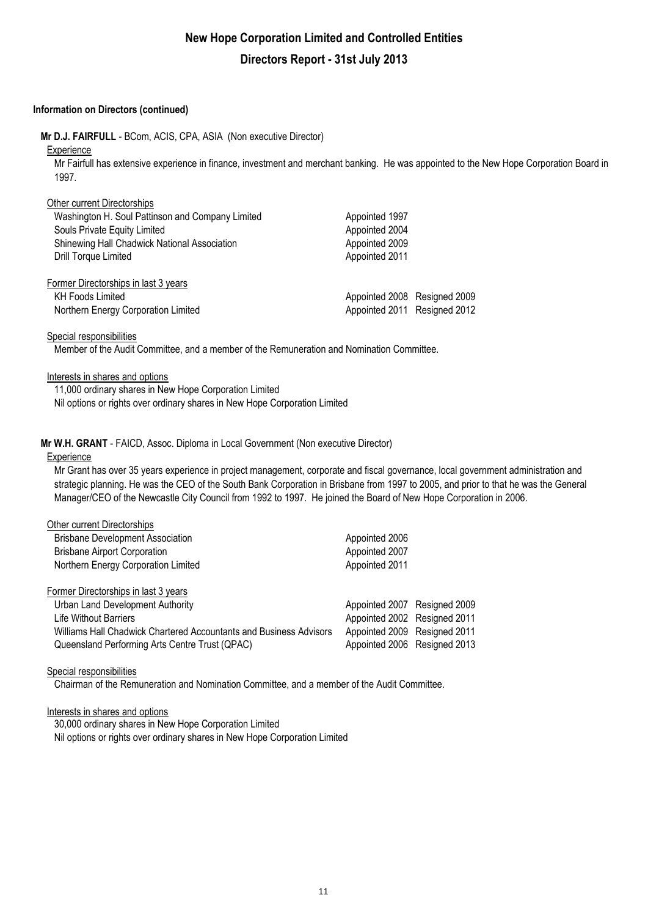## Information on Directors (continued)

**Mr D.J. FAIRFULL** - BCom, ACIS, CPA, ASIA (Non executive Director)

Experience

Mr Fairfull has extensive experience in finance, investment and merchant banking. He was appointed to the New Hope Corporation Board in 1997.

Other current Directorships

| | | |
|---|---|---|
| Washington H. Soul Pattinson and Company Limited | Appointed 1997 | |
| Souls Private Equity Limited | Appointed 2004 | |
| Shinewing Hall Chadwick National Association | Appointed 2009 | |
| Drill Torque Limited | Appointed 2011 | |

Former Directorships in last 3 years

| | | |
|---|---|---|
| KH Foods Limited | Appointed 2008 | Resigned 2009 |
| Northern Energy Corporation Limited | Appointed 2011 | Resigned 2012 |

Special responsibilities

Member of the Audit Committee, and a member of the Remuneration and Nomination Committee.

Interests in shares and options

11,000 ordinary shares in New Hope Corporation Limited
Nil options or rights over ordinary shares in New Hope Corporation Limited

**Mr W.H. GRANT** - FAICD, Assoc. Diploma in Local Government (Non executive Director)

Experience

Mr Grant has over 35 years experience in project management, corporate and fiscal governance, local government administration and strategic planning. He was the CEO of the South Bank Corporation in Brisbane from 1997 to 2005, and prior to that he was the General Manager/CEO of the Newcastle City Council from 1992 to 1997. He joined the Board of New Hope Corporation in 2006.

Other current Directorships

| | | |
|---|---|---|
| Brisbane Development Association | Appointed 2006 | |
| Brisbane Airport Corporation | Appointed 2007 | |
| Northern Energy Corporation Limited | Appointed 2011 | |

Former Directorships in last 3 years

| | | |
|---|---|---|
| Urban Land Development Authority | Appointed 2007 | Resigned 2009 |
| Life Without Barriers | Appointed 2002 | Resigned 2011 |
| Williams Hall Chadwick Chartered Accountants and Business Advisors | Appointed 2009 | Resigned 2011 |
| Queensland Performing Arts Centre Trust (QPAC) | Appointed 2006 | Resigned 2013 |

Special responsibilities

Chairman of the Remuneration and Nomination Committee, and a member of the Audit Committee.

Interests in shares and options

30,000 ordinary shares in New Hope Corporation Limited
Nil options or rights over ordinary shares in New Hope Corporation Limited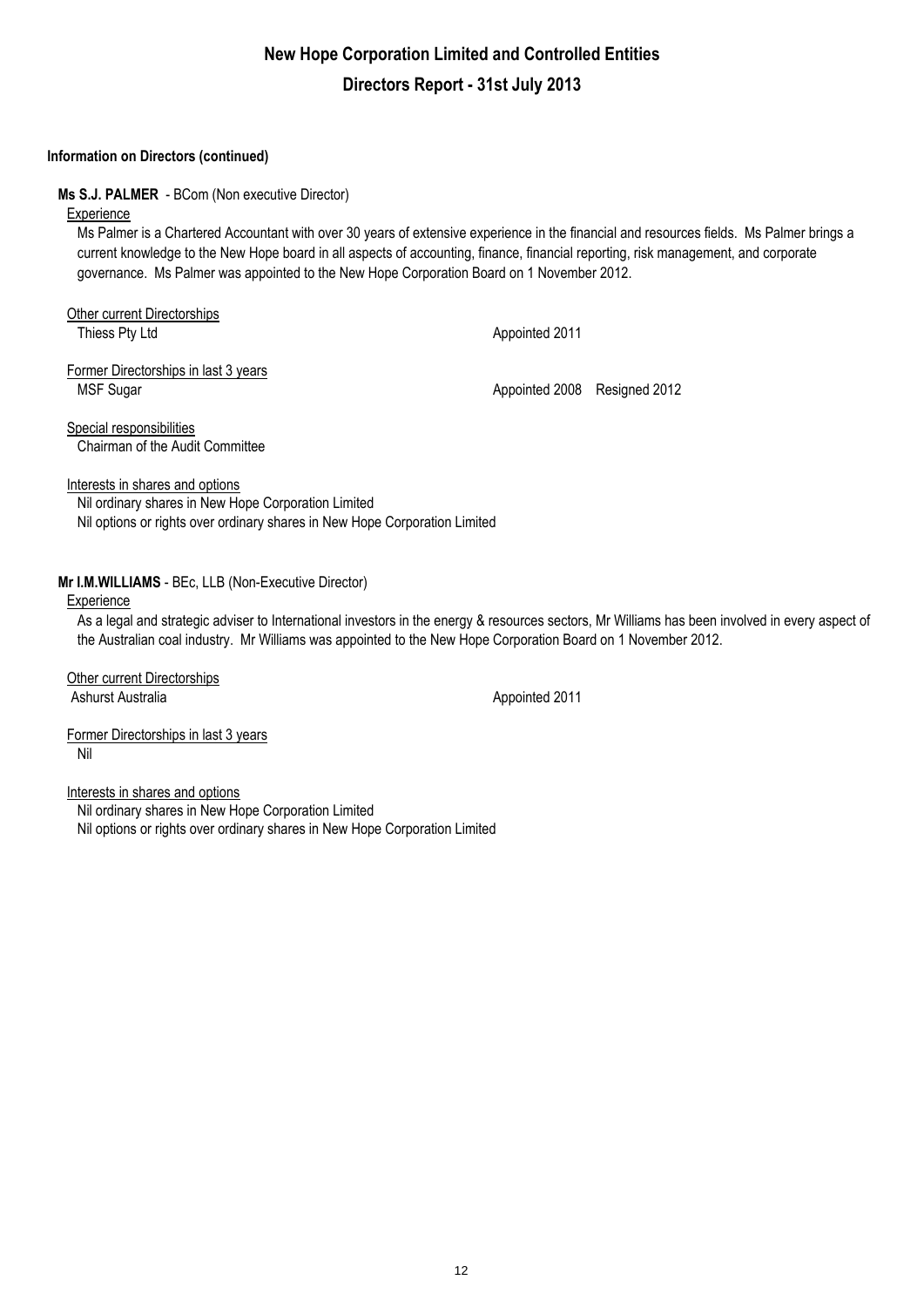**Information on Directors (continued)**

**Ms S.J. PALMER** - BCom (Non executive Director)

Experience

Ms Palmer is a Chartered Accountant with over 30 years of extensive experience in the financial and resources fields. Ms Palmer brings a current knowledge to the New Hope board in all aspects of accounting, finance, financial reporting, risk management, and corporate governance. Ms Palmer was appointed to the New Hope Corporation Board on 1 November 2012.

Other current Directorships

| | | |
|---|---|---|
| Thiess Pty Ltd | Appointed 2011 | |

Former Directorships in last 3 years

| | | |
|---|---|---|
| MSF Sugar | Appointed 2008 | Resigned 2012 |

Special responsibilities

Chairman of the Audit Committee

Interests in shares and options

Nil ordinary shares in New Hope Corporation Limited

Nil options or rights over ordinary shares in New Hope Corporation Limited

**Mr I.M.WILLIAMS** - BEc, LLB (Non-Executive Director)

Experience

As a legal and strategic adviser to International investors in the energy & resources sectors, Mr Williams has been involved in every aspect of the Australian coal industry. Mr Williams was appointed to the New Hope Corporation Board on 1 November 2012.

Other current Directorships

| | |
|---|---|
| Ashurst Australia | Appointed 2011 |

Former Directorships in last 3 years

Nil

Interests in shares and options

Nil ordinary shares in New Hope Corporation Limited

Nil options or rights over ordinary shares in New Hope Corporation Limited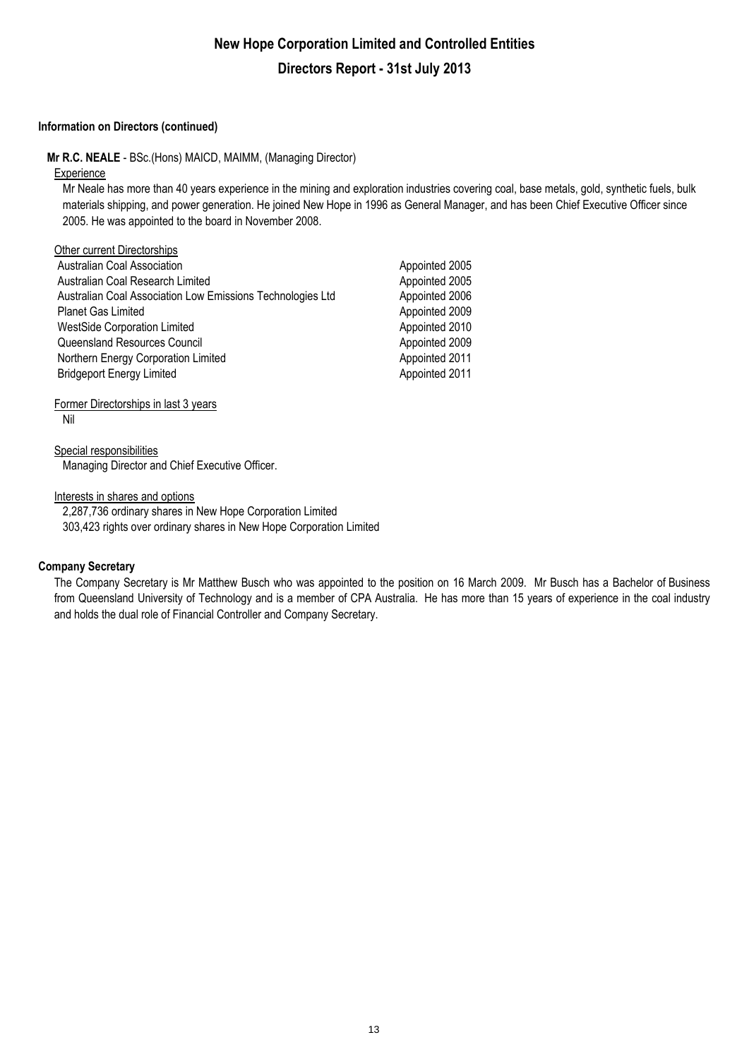# New Hope Corporation Limited and Controlled Entities

## Directors Report - 31st July 2013

### Information on Directors (continued)

**Mr R.C. NEALE** - BSc.(Hons) MAICD, MAIMM, (Managing Director)

Experience

Mr Neale has more than 40 years experience in the mining and exploration industries covering coal, base metals, gold, synthetic fuels, bulk materials shipping, and power generation. He joined New Hope in 1996 as General Manager, and has been Chief Executive Officer since 2005. He was appointed to the board in November 2008.

Other current Directorships

| | |
|---|---|
| Australian Coal Association | Appointed 2005 |
| Australian Coal Research Limited | Appointed 2005 |
| Australian Coal Association Low Emissions Technologies Ltd | Appointed 2006 |
| Planet Gas Limited | Appointed 2009 |
| WestSide Corporation Limited | Appointed 2010 |
| Queensland Resources Council | Appointed 2009 |
| Northern Energy Corporation Limited | Appointed 2011 |
| Bridgeport Energy Limited | Appointed 2011 |

Former Directorships in last 3 years

Nil

Special responsibilities

Managing Director and Chief Executive Officer.

Interests in shares and options

2,287,736 ordinary shares in New Hope Corporation Limited
303,423 rights over ordinary shares in New Hope Corporation Limited

### Company Secretary

The Company Secretary is Mr Matthew Busch who was appointed to the position on 16 March 2009. Mr Busch has a Bachelor of Business from Queensland University of Technology and is a member of CPA Australia. He has more than 15 years of experience in the coal industry and holds the dual role of Financial Controller and Company Secretary.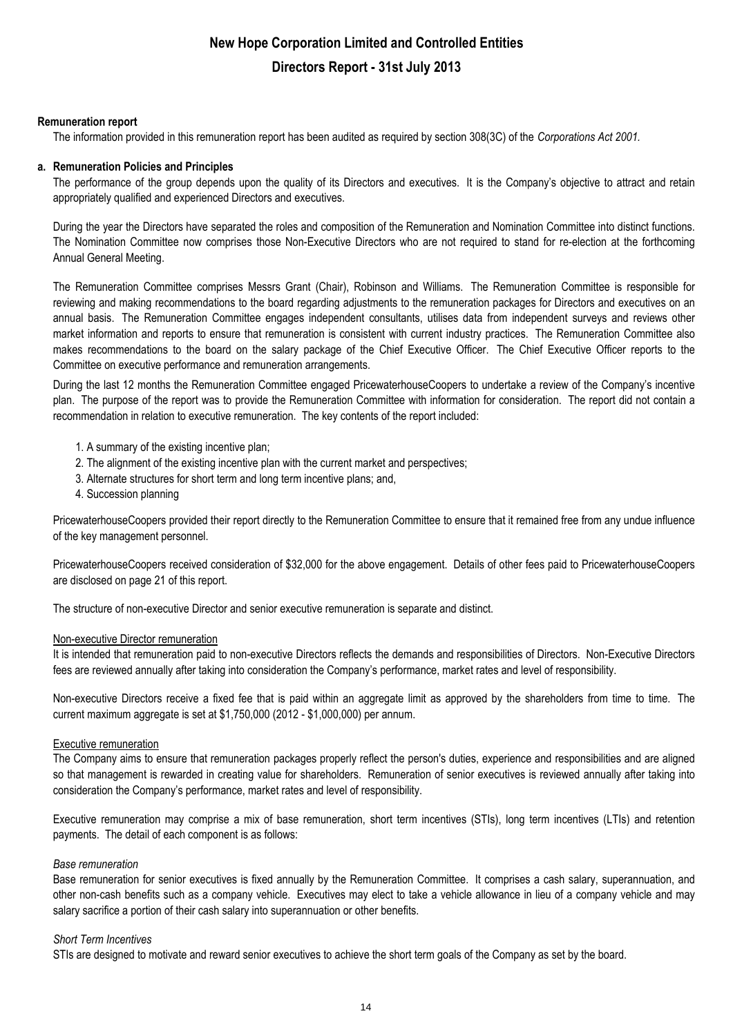# New Hope Corporation Limited and Controlled Entities

## Directors Report - 31st July 2013

**Remuneration report**

The information provided in this remuneration report has been audited as required by section 308(3C) of the *Corporations Act 2001.*

**a. Remuneration Policies and Principles**

The performance of the group depends upon the quality of its Directors and executives. It is the Company's objective to attract and retain appropriately qualified and experienced Directors and executives.

During the year the Directors have separated the roles and composition of the Remuneration and Nomination Committee into distinct functions. The Nomination Committee now comprises those Non-Executive Directors who are not required to stand for re-election at the forthcoming Annual General Meeting.

The Remuneration Committee comprises Messrs Grant (Chair), Robinson and Williams. The Remuneration Committee is responsible for reviewing and making recommendations to the board regarding adjustments to the remuneration packages for Directors and executives on an annual basis. The Remuneration Committee engages independent consultants, utilises data from independent surveys and reviews other market information and reports to ensure that remuneration is consistent with current industry practices. The Remuneration Committee also makes recommendations to the board on the salary package of the Chief Executive Officer. The Chief Executive Officer reports to the Committee on executive performance and remuneration arrangements.

During the last 12 months the Remuneration Committee engaged PricewaterhouseCoopers to undertake a review of the Company's incentive plan. The purpose of the report was to provide the Remuneration Committee with information for consideration. The report did not contain a recommendation in relation to executive remuneration. The key contents of the report included:

1. A summary of the existing incentive plan;
2. The alignment of the existing incentive plan with the current market and perspectives;
3. Alternate structures for short term and long term incentive plans; and,
4. Succession planning

PricewaterhouseCoopers provided their report directly to the Remuneration Committee to ensure that it remained free from any undue influence of the key management personnel.

PricewaterhouseCoopers received consideration of $32,000 for the above engagement. Details of other fees paid to PricewaterhouseCoopers are disclosed on page 21 of this report.

The structure of non-executive Director and senior executive remuneration is separate and distinct.

<u>Non-executive Director remuneration</u>

It is intended that remuneration paid to non-executive Directors reflects the demands and responsibilities of Directors. Non-Executive Directors fees are reviewed annually after taking into consideration the Company's performance, market rates and level of responsibility.

Non-executive Directors receive a fixed fee that is paid within an aggregate limit as approved by the shareholders from time to time. The current maximum aggregate is set at $1,750,000 (2012 - $1,000,000) per annum.

<u>Executive remuneration</u>

The Company aims to ensure that remuneration packages properly reflect the person's duties, experience and responsibilities and are aligned so that management is rewarded in creating value for shareholders. Remuneration of senior executives is reviewed annually after taking into consideration the Company's performance, market rates and level of responsibility.

Executive remuneration may comprise a mix of base remuneration, short term incentives (STIs), long term incentives (LTIs) and retention payments. The detail of each component is as follows:

*Base remuneration*

Base remuneration for senior executives is fixed annually by the Remuneration Committee. It comprises a cash salary, superannuation, and other non-cash benefits such as a company vehicle. Executives may elect to take a vehicle allowance in lieu of a company vehicle and may salary sacrifice a portion of their cash salary into superannuation or other benefits.

*Short Term Incentives*

STIs are designed to motivate and reward senior executives to achieve the short term goals of the Company as set by the board.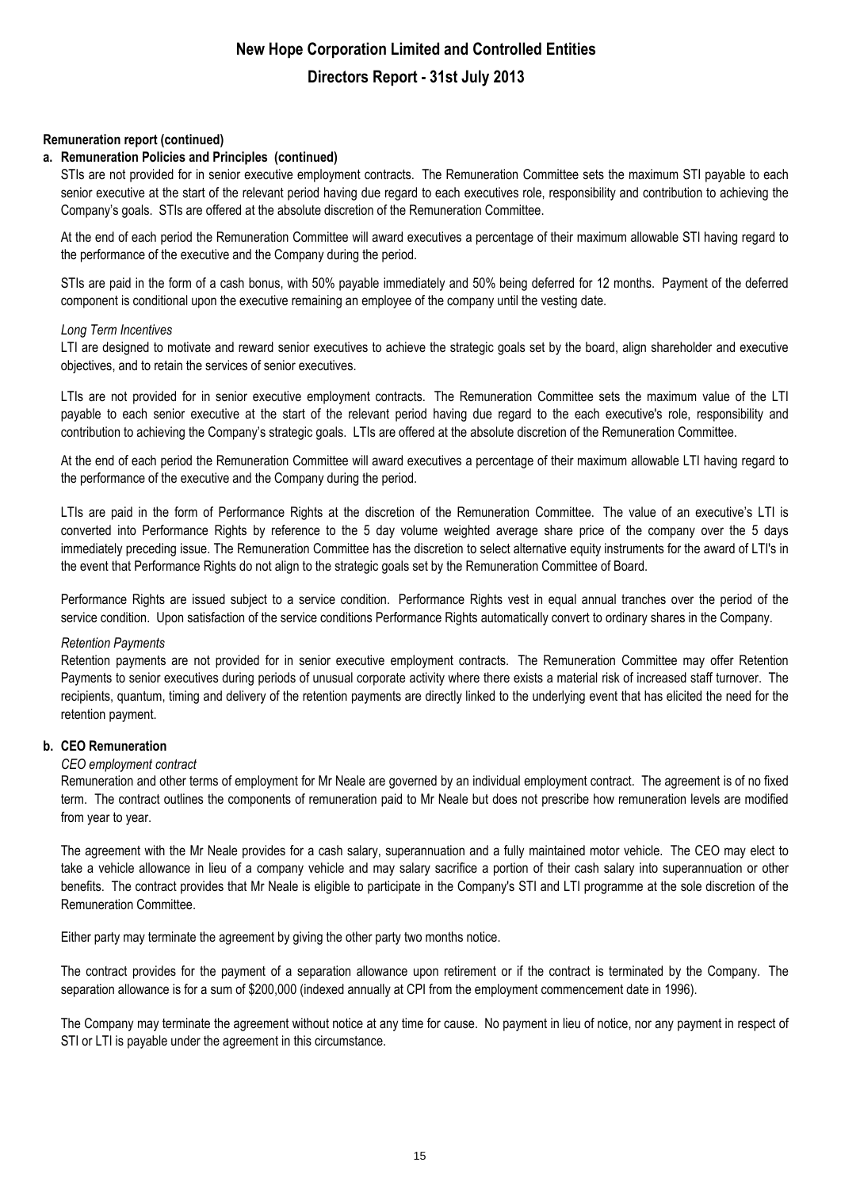**Remuneration report (continued)**

**a. Remuneration Policies and Principles (continued)**

STIs are not provided for in senior executive employment contracts. The Remuneration Committee sets the maximum STI payable to each senior executive at the start of the relevant period having due regard to each executives role, responsibility and contribution to achieving the Company's goals. STIs are offered at the absolute discretion of the Remuneration Committee.

At the end of each period the Remuneration Committee will award executives a percentage of their maximum allowable STI having regard to the performance of the executive and the Company during the period.

STIs are paid in the form of a cash bonus, with 50% payable immediately and 50% being deferred for 12 months. Payment of the deferred component is conditional upon the executive remaining an employee of the company until the vesting date.

*Long Term Incentives*

LTI are designed to motivate and reward senior executives to achieve the strategic goals set by the board, align shareholder and executive objectives, and to retain the services of senior executives.

LTIs are not provided for in senior executive employment contracts. The Remuneration Committee sets the maximum value of the LTI payable to each senior executive at the start of the relevant period having due regard to the each executive's role, responsibility and contribution to achieving the Company's strategic goals. LTIs are offered at the absolute discretion of the Remuneration Committee.

At the end of each period the Remuneration Committee will award executives a percentage of their maximum allowable LTI having regard to the performance of the executive and the Company during the period.

LTIs are paid in the form of Performance Rights at the discretion of the Remuneration Committee. The value of an executive's LTI is converted into Performance Rights by reference to the 5 day volume weighted average share price of the company over the 5 days immediately preceding issue. The Remuneration Committee has the discretion to select alternative equity instruments for the award of LTI's in the event that Performance Rights do not align to the strategic goals set by the Remuneration Committee of Board.

Performance Rights are issued subject to a service condition. Performance Rights vest in equal annual tranches over the period of the service condition. Upon satisfaction of the service conditions Performance Rights automatically convert to ordinary shares in the Company.

*Retention Payments*

Retention payments are not provided for in senior executive employment contracts. The Remuneration Committee may offer Retention Payments to senior executives during periods of unusual corporate activity where there exists a material risk of increased staff turnover. The recipients, quantum, timing and delivery of the retention payments are directly linked to the underlying event that has elicited the need for the retention payment.

**b. CEO Remuneration**

*CEO employment contract*

Remuneration and other terms of employment for Mr Neale are governed by an individual employment contract. The agreement is of no fixed term. The contract outlines the components of remuneration paid to Mr Neale but does not prescribe how remuneration levels are modified from year to year.

The agreement with the Mr Neale provides for a cash salary, superannuation and a fully maintained motor vehicle. The CEO may elect to take a vehicle allowance in lieu of a company vehicle and may salary sacrifice a portion of their cash salary into superannuation or other benefits. The contract provides that Mr Neale is eligible to participate in the Company's STI and LTI programme at the sole discretion of the Remuneration Committee.

Either party may terminate the agreement by giving the other party two months notice.

The contract provides for the payment of a separation allowance upon retirement or if the contract is terminated by the Company. The separation allowance is for a sum of $200,000 (indexed annually at CPI from the employment commencement date in 1996).

The Company may terminate the agreement without notice at any time for cause. No payment in lieu of notice, nor any payment in respect of STI or LTI is payable under the agreement in this circumstance.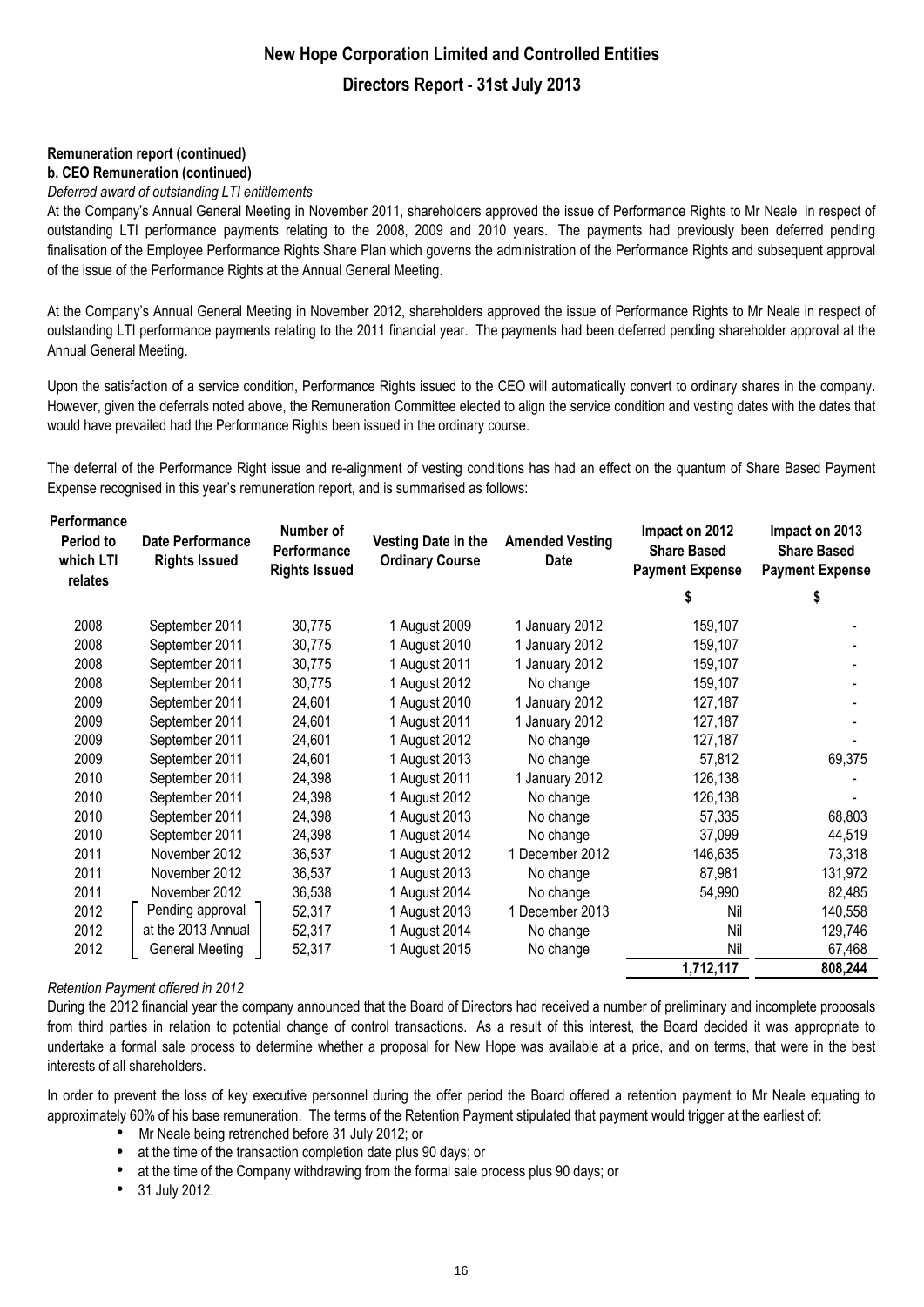**Remuneration report (continued)**

**b. CEO Remuneration (continued)**

*Deferred award of outstanding LTI entitlements*

At the Company's Annual General Meeting in November 2011, shareholders approved the issue of Performance Rights to Mr Neale in respect of outstanding LTI performance payments relating to the 2008, 2009 and 2010 years. The payments had previously been deferred pending finalisation of the Employee Performance Rights Share Plan which governs the administration of the Performance Rights and subsequent approval of the issue of the Performance Rights at the Annual General Meeting.

At the Company's Annual General Meeting in November 2012, shareholders approved the issue of Performance Rights to Mr Neale in respect of outstanding LTI performance payments relating to the 2011 financial year. The payments had been deferred pending shareholder approval at the Annual General Meeting.

Upon the satisfaction of a service condition, Performance Rights issued to the CEO will automatically convert to ordinary shares in the company. However, given the deferrals noted above, the Remuneration Committee elected to align the service condition and vesting dates with the dates that would have prevailed had the Performance Rights been issued in the ordinary course.

The deferral of the Performance Right issue and re-alignment of vesting conditions has had an effect on the quantum of Share Based Payment Expense recognised in this year's remuneration report, and is summarised as follows:

| Performance Period to which LTI relates | Date Performance Rights Issued | Number of Performance Rights Issued | Vesting Date in the Ordinary Course | Amended Vesting Date | Impact on 2012 Share Based Payment Expense | Impact on 2013 Share Based Payment Expense |
|---|---|---|---|---|---|---|
| | | | | | $ | $ |
| 2008 | September 2011 | 30,775 | 1 August 2009 | 1 January 2012 | 159,107 | - |
| 2008 | September 2011 | 30,775 | 1 August 2010 | 1 January 2012 | 159,107 | - |
| 2008 | September 2011 | 30,775 | 1 August 2011 | 1 January 2012 | 159,107 | - |
| 2008 | September 2011 | 30,775 | 1 August 2012 | No change | 159,107 | - |
| 2009 | September 2011 | 24,601 | 1 August 2010 | 1 January 2012 | 127,187 | - |
| 2009 | September 2011 | 24,601 | 1 August 2011 | 1 January 2012 | 127,187 | - |
| 2009 | September 2011 | 24,601 | 1 August 2012 | No change | 127,187 | - |
| 2009 | September 2011 | 24,601 | 1 August 2013 | No change | 57,812 | 69,375 |
| 2010 | September 2011 | 24,398 | 1 August 2011 | 1 January 2012 | 126,138 | - |
| 2010 | September 2011 | 24,398 | 1 August 2012 | No change | 126,138 | - |
| 2010 | September 2011 | 24,398 | 1 August 2013 | No change | 57,335 | 68,803 |
| 2010 | September 2011 | 24,398 | 1 August 2014 | No change | 37,099 | 44,519 |
| 2011 | November 2012 | 36,537 | 1 August 2012 | 1 December 2012 | 146,635 | 73,318 |
| 2011 | November 2012 | 36,537 | 1 August 2013 | No change | 87,981 | 131,972 |
| 2011 | November 2012 | 36,538 | 1 August 2014 | No change | 54,990 | 82,485 |
| 2012 | Pending approval at the 2013 Annual General Meeting | 52,317 | 1 August 2013 | 1 December 2013 | Nil | 140,558 |
| 2012 | | 52,317 | 1 August 2014 | No change | Nil | 129,746 |
| 2012 | | 52,317 | 1 August 2015 | No change | Nil | 67,468 |
| | | | | | **1,712,117** | **808,244** |

*Retention Payment offered in 2012*

During the 2012 financial year the company announced that the Board of Directors had received a number of preliminary and incomplete proposals from third parties in relation to potential change of control transactions. As a result of this interest, the Board decided it was appropriate to undertake a formal sale process to determine whether a proposal for New Hope was available at a price, and on terms, that were in the best interests of all shareholders.

In order to prevent the loss of key executive personnel during the offer period the Board offered a retention payment to Mr Neale equating to approximately 60% of his base remuneration. The terms of the Retention Payment stipulated that payment would trigger at the earliest of:

- Mr Neale being retrenched before 31 July 2012; or
- at the time of the transaction completion date plus 90 days; or
- at the time of the Company withdrawing from the formal sale process plus 90 days; or
- 31 July 2012.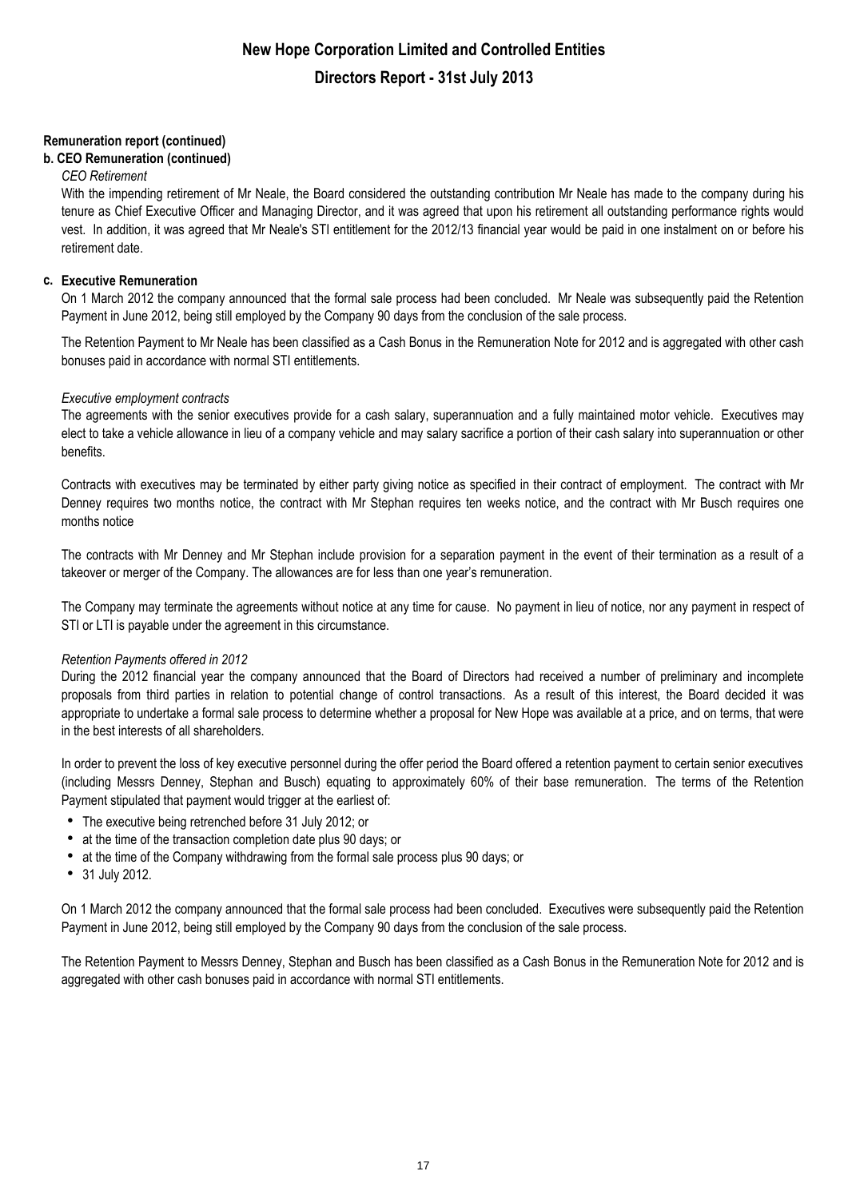**Remuneration report (continued)**

**b. CEO Remuneration (continued)**

*CEO Retirement*

With the impending retirement of Mr Neale, the Board considered the outstanding contribution Mr Neale has made to the company during his tenure as Chief Executive Officer and Managing Director, and it was agreed that upon his retirement all outstanding performance rights would vest. In addition, it was agreed that Mr Neale's STI entitlement for the 2012/13 financial year would be paid in one instalment on or before his retirement date.

**c. Executive Remuneration**

On 1 March 2012 the company announced that the formal sale process had been concluded. Mr Neale was subsequently paid the Retention Payment in June 2012, being still employed by the Company 90 days from the conclusion of the sale process.

The Retention Payment to Mr Neale has been classified as a Cash Bonus in the Remuneration Note for 2012 and is aggregated with other cash bonuses paid in accordance with normal STI entitlements.

*Executive employment contracts*

The agreements with the senior executives provide for a cash salary, superannuation and a fully maintained motor vehicle. Executives may elect to take a vehicle allowance in lieu of a company vehicle and may salary sacrifice a portion of their cash salary into superannuation or other benefits.

Contracts with executives may be terminated by either party giving notice as specified in their contract of employment. The contract with Mr Denney requires two months notice, the contract with Mr Stephan requires ten weeks notice, and the contract with Mr Busch requires one months notice

The contracts with Mr Denney and Mr Stephan include provision for a separation payment in the event of their termination as a result of a takeover or merger of the Company. The allowances are for less than one year's remuneration.

The Company may terminate the agreements without notice at any time for cause. No payment in lieu of notice, nor any payment in respect of STI or LTI is payable under the agreement in this circumstance.

*Retention Payments offered in 2012*

During the 2012 financial year the company announced that the Board of Directors had received a number of preliminary and incomplete proposals from third parties in relation to potential change of control transactions. As a result of this interest, the Board decided it was appropriate to undertake a formal sale process to determine whether a proposal for New Hope was available at a price, and on terms, that were in the best interests of all shareholders.

In order to prevent the loss of key executive personnel during the offer period the Board offered a retention payment to certain senior executives (including Messrs Denney, Stephan and Busch) equating to approximately 60% of their base remuneration. The terms of the Retention Payment stipulated that payment would trigger at the earliest of:

- The executive being retrenched before 31 July 2012; or
- at the time of the transaction completion date plus 90 days; or
- at the time of the Company withdrawing from the formal sale process plus 90 days; or
- 31 July 2012.

On 1 March 2012 the company announced that the formal sale process had been concluded. Executives were subsequently paid the Retention Payment in June 2012, being still employed by the Company 90 days from the conclusion of the sale process.

The Retention Payment to Messrs Denney, Stephan and Busch has been classified as a Cash Bonus in the Remuneration Note for 2012 and is aggregated with other cash bonuses paid in accordance with normal STI entitlements.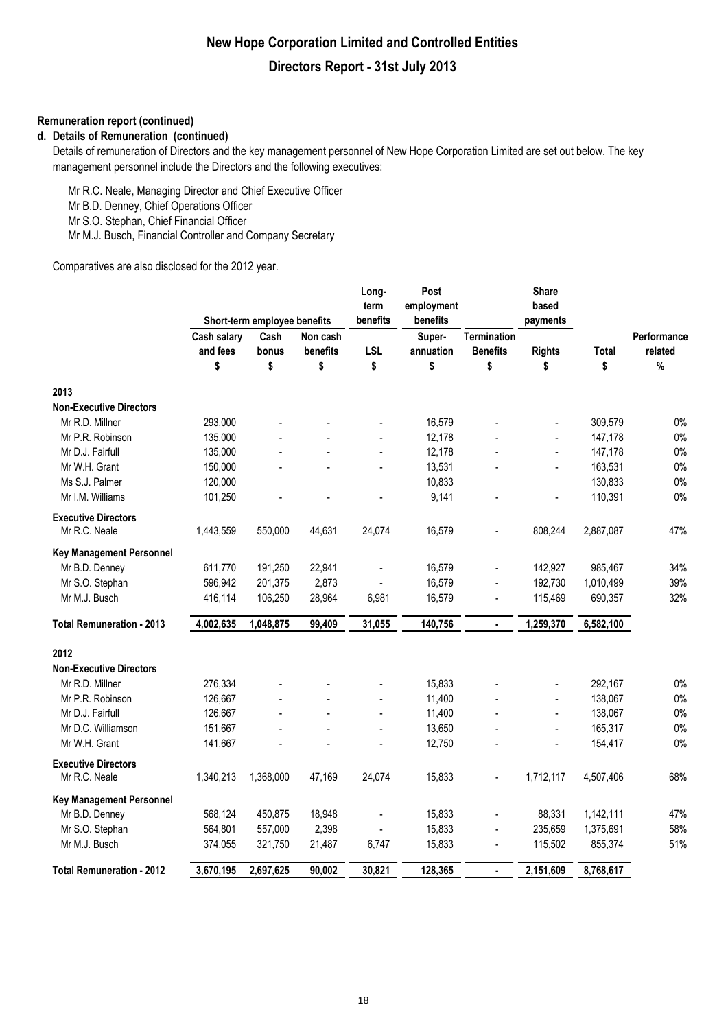**Remuneration report (continued)**

**d. Details of Remuneration (continued)**

Details of remuneration of Directors and the key management personnel of New Hope Corporation Limited are set out below. The key management personnel include the Directors and the following executives:

Mr R.C. Neale, Managing Director and Chief Executive Officer
Mr B.D. Denney, Chief Operations Officer
Mr S.O. Stephan, Chief Financial Officer
Mr M.J. Busch, Financial Controller and Company Secretary

Comparatives are also disclosed for the 2012 year.

| | Short-term employee benefits | | | Long-term benefits | Post employment benefits | | Share based payments | | |
|---|---|---|---|---|---|---|---|---|---|
| | Cash salary and fees | Cash bonus | Non cash benefits | LSL | Super-annuation | Termination Benefits | Rights | Total | Performance related |
| | $ | $ | $ | $ | $ | $ | $ | $ | % |
| **2013** | | | | | | | | | |
| **Non-Executive Directors** | | | | | | | | | |
| Mr R.D. Millner | 293,000 | - | - | - | 16,579 | - | - | 309,579 | 0% |
| Mr P.R. Robinson | 135,000 | - | - | - | 12,178 | - | - | 147,178 | 0% |
| Mr D.J. Fairfull | 135,000 | - | - | - | 12,178 | - | - | 147,178 | 0% |
| Mr W.H. Grant | 150,000 | - | - | - | 13,531 | - | - | 163,531 | 0% |
| Ms S.J. Palmer | 120,000 | | | | 10,833 | | | 130,833 | 0% |
| Mr I.M. Williams | 101,250 | - | - | - | 9,141 | - | - | 110,391 | 0% |
| **Executive Directors** | | | | | | | | | |
| Mr R.C. Neale | 1,443,559 | 550,000 | 44,631 | 24,074 | 16,579 | - | 808,244 | 2,887,087 | 47% |
| **Key Management Personnel** | | | | | | | | | |
| Mr B.D. Denney | 611,770 | 191,250 | 22,941 | - | 16,579 | - | 142,927 | 985,467 | 34% |
| Mr S.O. Stephan | 596,942 | 201,375 | 2,873 | - | 16,579 | - | 192,730 | 1,010,499 | 39% |
| Mr M.J. Busch | 416,114 | 106,250 | 28,964 | 6,981 | 16,579 | - | 115,469 | 690,357 | 32% |
| **Total Remuneration - 2013** | **4,002,635** | **1,048,875** | **99,409** | **31,055** | **140,756** | **-** | **1,259,370** | **6,582,100** | |
| **2012** | | | | | | | | | |
| **Non-Executive Directors** | | | | | | | | | |
| Mr R.D. Millner | 276,334 | - | - | - | 15,833 | - | - | 292,167 | 0% |
| Mr P.R. Robinson | 126,667 | - | - | - | 11,400 | - | - | 138,067 | 0% |
| Mr D.J. Fairfull | 126,667 | - | - | - | 11,400 | - | - | 138,067 | 0% |
| Mr D.C. Williamson | 151,667 | - | - | - | 13,650 | - | - | 165,317 | 0% |
| Mr W.H. Grant | 141,667 | - | - | - | 12,750 | - | - | 154,417 | 0% |
| **Executive Directors** | | | | | | | | | |
| Mr R.C. Neale | 1,340,213 | 1,368,000 | 47,169 | 24,074 | 15,833 | - | 1,712,117 | 4,507,406 | 68% |
| **Key Management Personnel** | | | | | | | | | |
| Mr B.D. Denney | 568,124 | 450,875 | 18,948 | - | 15,833 | - | 88,331 | 1,142,111 | 47% |
| Mr S.O. Stephan | 564,801 | 557,000 | 2,398 | - | 15,833 | - | 235,659 | 1,375,691 | 58% |
| Mr M.J. Busch | 374,055 | 321,750 | 21,487 | 6,747 | 15,833 | - | 115,502 | 855,374 | 51% |
| **Total Remuneration - 2012** | **3,670,195** | **2,697,625** | **90,002** | **30,821** | **128,365** | **-** | **2,151,609** | **8,768,617** | |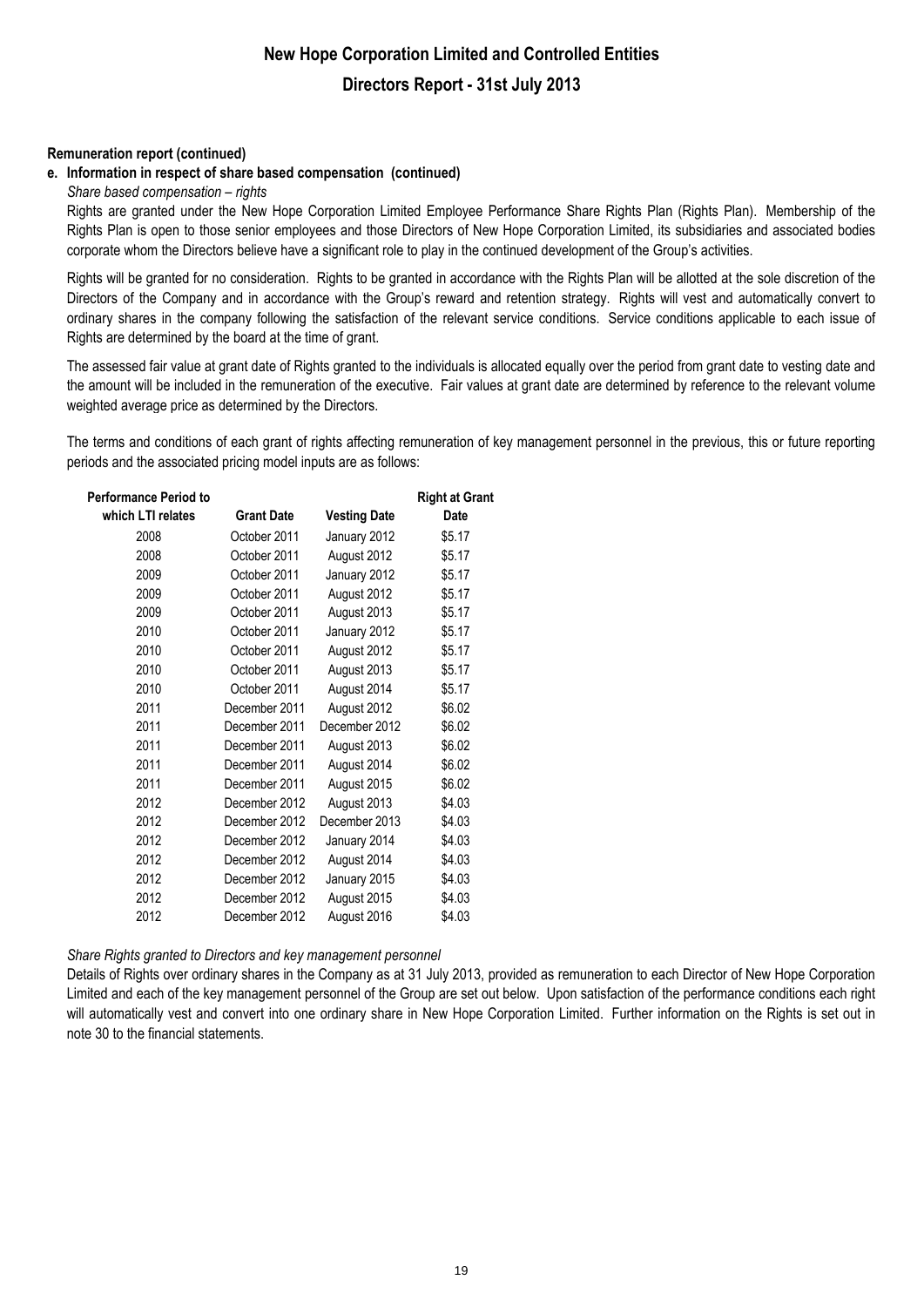**Remuneration report (continued)**

**e. Information in respect of share based compensation (continued)**

*Share based compensation – rights*

Rights are granted under the New Hope Corporation Limited Employee Performance Share Rights Plan (Rights Plan). Membership of the Rights Plan is open to those senior employees and those Directors of New Hope Corporation Limited, its subsidiaries and associated bodies corporate whom the Directors believe have a significant role to play in the continued development of the Group's activities.

Rights will be granted for no consideration. Rights to be granted in accordance with the Rights Plan will be allotted at the sole discretion of the Directors of the Company and in accordance with the Group's reward and retention strategy. Rights will vest and automatically convert to ordinary shares in the company following the satisfaction of the relevant service conditions. Service conditions applicable to each issue of Rights are determined by the board at the time of grant.

The assessed fair value at grant date of Rights granted to the individuals is allocated equally over the period from grant date to vesting date and the amount will be included in the remuneration of the executive. Fair values at grant date are determined by reference to the relevant volume weighted average price as determined by the Directors.

The terms and conditions of each grant of rights affecting remuneration of key management personnel in the previous, this or future reporting periods and the associated pricing model inputs are as follows:

| Performance Period to which LTI relates | Grant Date | Vesting Date | Right at Grant Date |
|---|---|---|---|
| 2008 | October 2011 | January 2012 | $5.17 |
| 2008 | October 2011 | August 2012 | $5.17 |
| 2009 | October 2011 | January 2012 | $5.17 |
| 2009 | October 2011 | August 2012 | $5.17 |
| 2009 | October 2011 | August 2013 | $5.17 |
| 2010 | October 2011 | January 2012 | $5.17 |
| 2010 | October 2011 | August 2012 | $5.17 |
| 2010 | October 2011 | August 2013 | $5.17 |
| 2010 | October 2011 | August 2014 | $5.17 |
| 2011 | December 2011 | August 2012 | $6.02 |
| 2011 | December 2011 | December 2012 | $6.02 |
| 2011 | December 2011 | August 2013 | $6.02 |
| 2011 | December 2011 | August 2014 | $6.02 |
| 2011 | December 2011 | August 2015 | $6.02 |
| 2012 | December 2012 | August 2013 | $4.03 |
| 2012 | December 2012 | December 2013 | $4.03 |
| 2012 | December 2012 | January 2014 | $4.03 |
| 2012 | December 2012 | August 2014 | $4.03 |
| 2012 | December 2012 | January 2015 | $4.03 |
| 2012 | December 2012 | August 2015 | $4.03 |
| 2012 | December 2012 | August 2016 | $4.03 |

*Share Rights granted to Directors and key management personnel*

Details of Rights over ordinary shares in the Company as at 31 July 2013, provided as remuneration to each Director of New Hope Corporation Limited and each of the key management personnel of the Group are set out below. Upon satisfaction of the performance conditions each right will automatically vest and convert into one ordinary share in New Hope Corporation Limited. Further information on the Rights is set out in note 30 to the financial statements.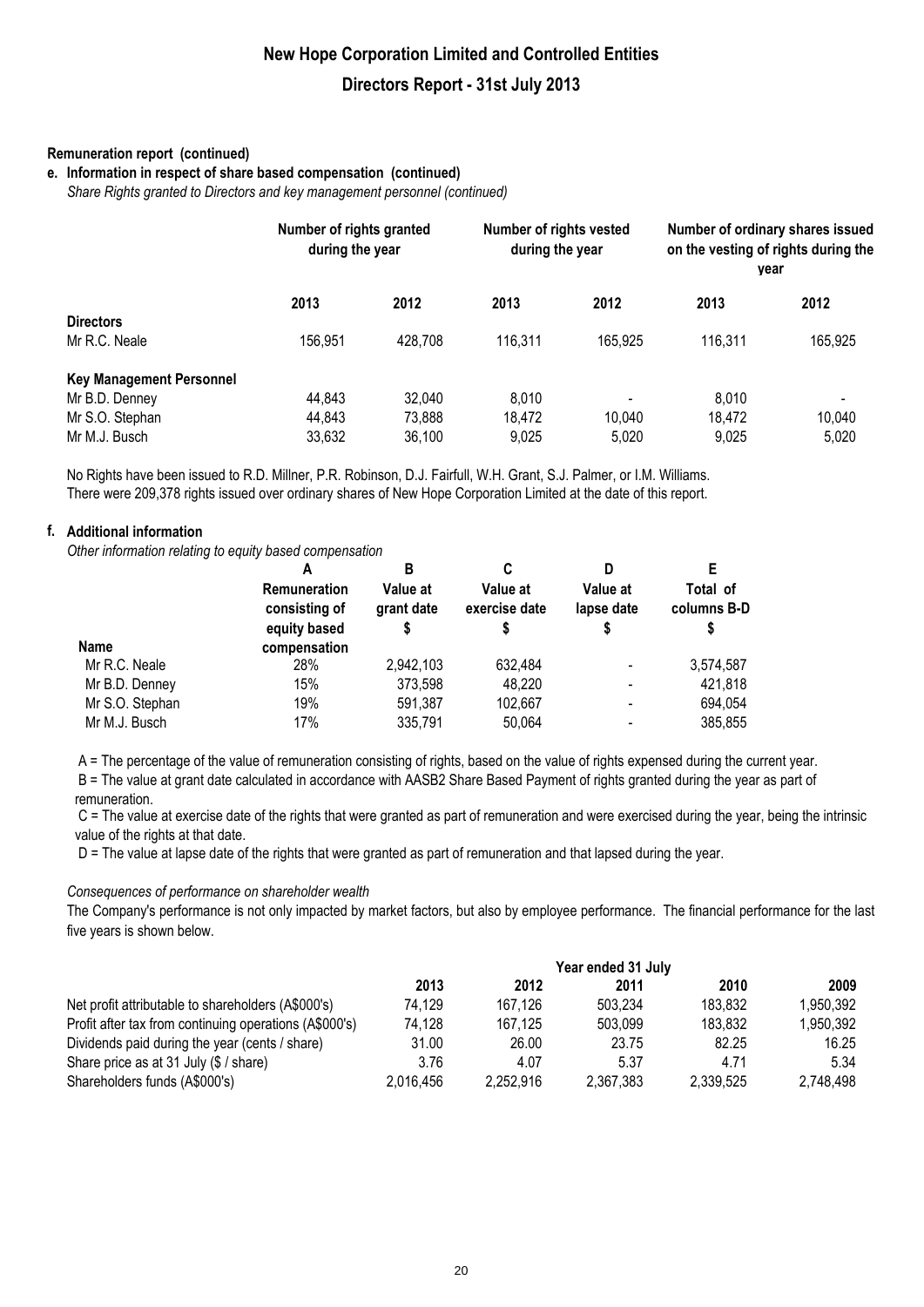# New Hope Corporation Limited and Controlled Entities

## Directors Report - 31st July 2013

**Remuneration report (continued)**

**e. Information in respect of share based compensation (continued)**

*Share Rights granted to Directors and key management personnel (continued)*

| | Number of rights granted during the year | | Number of rights vested during the year | | Number of ordinary shares issued on the vesting of rights during the year | |
|---|---|---|---|---|---|---|
| | 2013 | 2012 | 2013 | 2012 | 2013 | 2012 |
| **Directors** | | | | | | |
| Mr R.C. Neale | 156,951 | 428,708 | 116,311 | 165,925 | 116,311 | 165,925 |
| **Key Management Personnel** | | | | | | |
| Mr B.D. Denney | 44,843 | 32,040 | 8,010 | - | 8,010 | - |
| Mr S.O. Stephan | 44,843 | 73,888 | 18,472 | 10,040 | 18,472 | 10,040 |
| Mr M.J. Busch | 33,632 | 36,100 | 9,025 | 5,020 | 9,025 | 5,020 |

No Rights have been issued to R.D. Millner, P.R. Robinson, D.J. Fairfull, W.H. Grant, S.J. Palmer, or I.M. Williams.
There were 209,378 rights issued over ordinary shares of New Hope Corporation Limited at the date of this report.

**f. Additional information**

*Other information relating to equity based compensation*

| | A | B | C | D | E |
|---|---|---|---|---|---|
| Name | Remuneration consisting of equity based compensation | Value at grant date $ | Value at exercise date $ | Value at lapse date $ | Total of columns B-D $ |
| Mr R.C. Neale | 28% | 2,942,103 | 632,484 | - | 3,574,587 |
| Mr B.D. Denney | 15% | 373,598 | 48,220 | - | 421,818 |
| Mr S.O. Stephan | 19% | 591,387 | 102,667 | - | 694,054 |
| Mr M.J. Busch | 17% | 335,791 | 50,064 | - | 385,855 |

A = The percentage of the value of remuneration consisting of rights, based on the value of rights expensed during the current year.
B = The value at grant date calculated in accordance with AASB2 Share Based Payment of rights granted during the year as part of remuneration.
C = The value at exercise date of the rights that were granted as part of remuneration and were exercised during the year, being the intrinsic value of the rights at that date.
D = The value at lapse date of the rights that were granted as part of remuneration and that lapsed during the year.

*Consequences of performance on shareholder wealth*

The Company's performance is not only impacted by market factors, but also by employee performance. The financial performance for the last five years is shown below.

| | Year ended 31 July | | | | |
|---|---|---|---|---|---|
| | 2013 | 2012 | 2011 | 2010 | 2009 |
| Net profit attributable to shareholders (A$000's) | 74,129 | 167,126 | 503,234 | 183,832 | 1,950,392 |
| Profit after tax from continuing operations (A$000's) | 74,128 | 167,125 | 503,099 | 183,832 | 1,950,392 |
| Dividends paid during the year (cents / share) | 31.00 | 26.00 | 23.75 | 82.25 | 16.25 |
| Share price as at 31 July ($ / share) | 3.76 | 4.07 | 5.37 | 4.71 | 5.34 |
| Shareholders funds (A$000's) | 2,016,456 | 2,252,916 | 2,367,383 | 2,339,525 | 2,748,498 |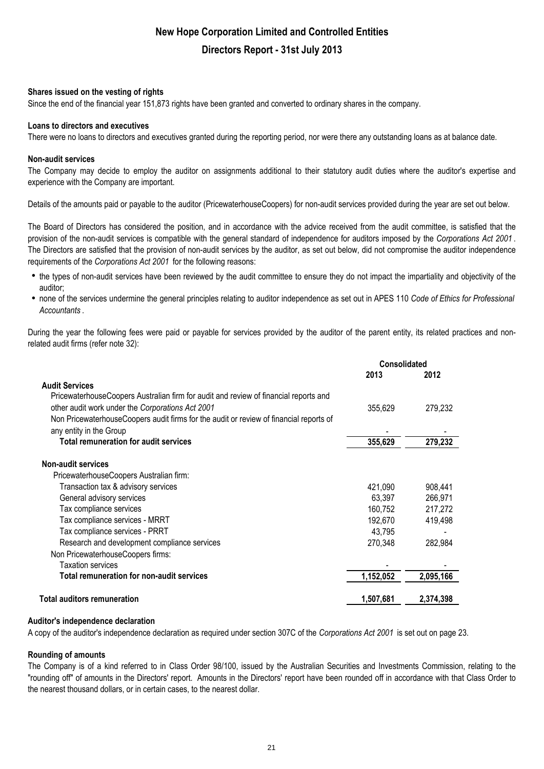# New Hope Corporation Limited and Controlled Entities

## Directors Report - 31st July 2013

**Shares issued on the vesting of rights**

Since the end of the financial year 151,873 rights have been granted and converted to ordinary shares in the company.

**Loans to directors and executives**

There were no loans to directors and executives granted during the reporting period, nor were there any outstanding loans as at balance date.

**Non-audit services**

The Company may decide to employ the auditor on assignments additional to their statutory audit duties where the auditor's expertise and experience with the Company are important.

Details of the amounts paid or payable to the auditor (PricewaterhouseCoopers) for non-audit services provided during the year are set out below.

The Board of Directors has considered the position, and in accordance with the advice received from the audit committee, is satisfied that the provision of the non-audit services is compatible with the general standard of independence for auditors imposed by the *Corporations Act 2001*. The Directors are satisfied that the provision of non-audit services by the auditor, as set out below, did not compromise the auditor independence requirements of the *Corporations Act 2001* for the following reasons:

- the types of non-audit services have been reviewed by the audit committee to ensure they do not impact the impartiality and objectivity of the auditor;
- none of the services undermine the general principles relating to auditor independence as set out in APES 110 *Code of Ethics for Professional Accountants*.

During the year the following fees were paid or payable for services provided by the auditor of the parent entity, its related practices and non-related audit firms (refer note 32):

| | Consolidated | |
|---|---|---|
| | **2013** | **2012** |
| **Audit Services** | | |
| PricewaterhouseCoopers Australian firm for audit and review of financial reports and other audit work under the *Corporations Act 2001* | 355,629 | 279,232 |
| Non PricewaterhouseCoopers audit firms for the audit or review of financial reports of any entity in the Group | - | - |
| **Total remuneration for audit services** | **355,629** | **279,232** |
| | | |
| **Non-audit services** | | |
| PricewaterhouseCoopers Australian firm: | | |
| Transaction tax & advisory services | 421,090 | 908,441 |
| General advisory services | 63,397 | 266,971 |
| Tax compliance services | 160,752 | 217,272 |
| Tax compliance services - MRRT | 192,670 | 419,498 |
| Tax compliance services - PRRT | 43,795 | - |
| Research and development compliance services | 270,348 | 282,984 |
| Non PricewaterhouseCoopers firms: | | |
| Taxation services | - | - |
| **Total remuneration for non-audit services** | **1,152,052** | **2,095,166** |
| | | |
| **Total auditors remuneration** | **1,507,681** | **2,374,398** |

**Auditor's independence declaration**

A copy of the auditor's independence declaration as required under section 307C of the *Corporations Act 2001* is set out on page 23.

**Rounding of amounts**

The Company is of a kind referred to in Class Order 98/100, issued by the Australian Securities and Investments Commission, relating to the "rounding off" of amounts in the Directors' report. Amounts in the Directors' report have been rounded off in accordance with that Class Order to the nearest thousand dollars, or in certain cases, to the nearest dollar.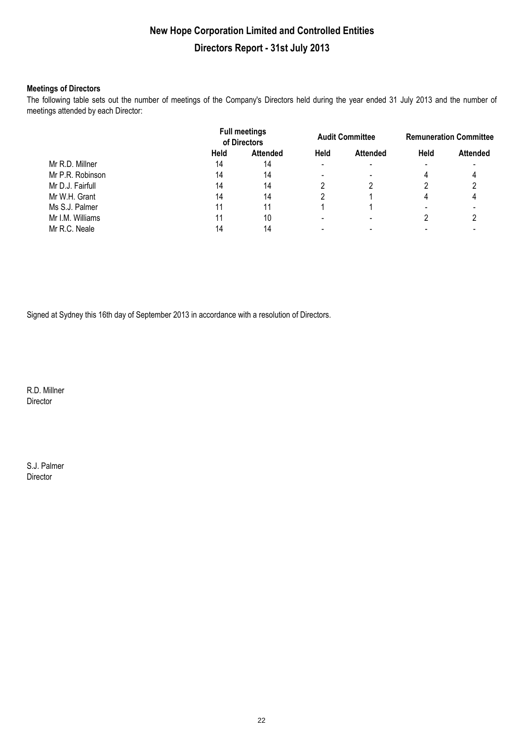# New Hope Corporation Limited and Controlled Entities

## Directors Report - 31st July 2013

**Meetings of Directors**

The following table sets out the number of meetings of the Company's Directors held during the year ended 31 July 2013 and the number of meetings attended by each Director:

| | Full meetings of Directors | | Audit Committee | | Remuneration Committee | |
|---|---|---|---|---|---|---|
| | **Held** | **Attended** | **Held** | **Attended** | **Held** | **Attended** |
| Mr R.D. Millner | 14 | 14 | - | - | - | - |
| Mr P.R. Robinson | 14 | 14 | - | - | 4 | 4 |
| Mr D.J. Fairfull | 14 | 14 | 2 | 2 | 2 | 2 |
| Mr W.H. Grant | 14 | 14 | 2 | 1 | 4 | 4 |
| Ms S.J. Palmer | 11 | 11 | 1 | 1 | - | - |
| Mr I.M. Williams | 11 | 10 | - | - | 2 | 2 |
| Mr R.C. Neale | 14 | 14 | - | - | - | - |

Signed at Sydney this 16th day of September 2013 in accordance with a resolution of Directors.

R.D. Millner
Director

S.J. Palmer
Director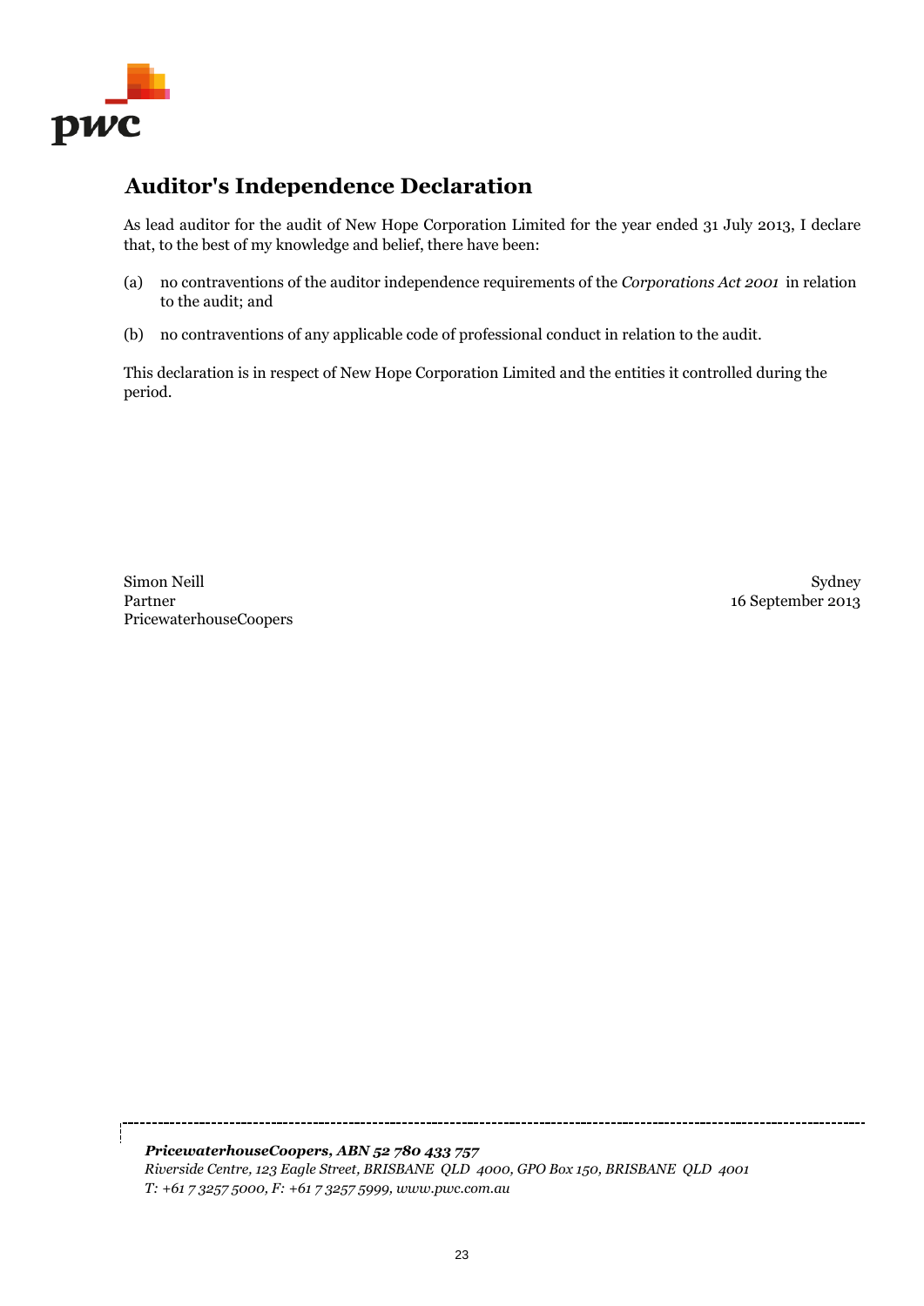# Auditor's Independence Declaration

As lead auditor for the audit of New Hope Corporation Limited for the year ended 31 July 2013, I declare that, to the best of my knowledge and belief, there have been:

(a) no contraventions of the auditor independence requirements of the *Corporations Act 2001* in relation to the audit; and

(b) no contraventions of any applicable code of professional conduct in relation to the audit.

This declaration is in respect of New Hope Corporation Limited and the entities it controlled during the period.

Simon Neill
Partner
PricewaterhouseCoopers

Sydney
16 September 2013

***PricewaterhouseCoopers, ABN 52 780 433 757***
*Riverside Centre, 123 Eagle Street, BRISBANE QLD 4000, GPO Box 150, BRISBANE QLD 4001*
*T: +61 7 3257 5000, F: +61 7 3257 5999, www.pwc.com.au*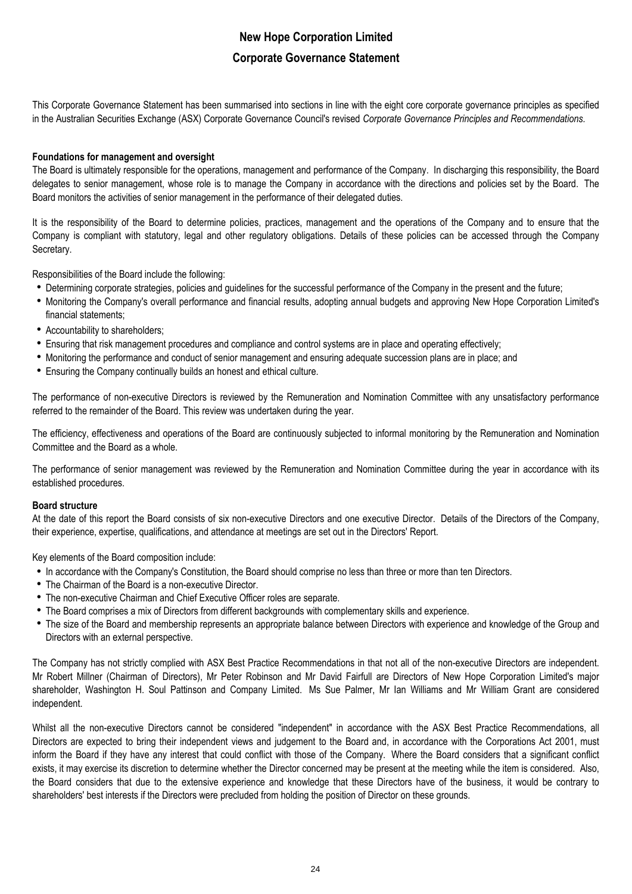# New Hope Corporation Limited

## Corporate Governance Statement

This Corporate Governance Statement has been summarised into sections in line with the eight core corporate governance principles as specified in the Australian Securities Exchange (ASX) Corporate Governance Council's revised *Corporate Governance Principles and Recommendations.*

**Foundations for management and oversight**

The Board is ultimately responsible for the operations, management and performance of the Company. In discharging this responsibility, the Board delegates to senior management, whose role is to manage the Company in accordance with the directions and policies set by the Board. The Board monitors the activities of senior management in the performance of their delegated duties.

It is the responsibility of the Board to determine policies, practices, management and the operations of the Company and to ensure that the Company is compliant with statutory, legal and other regulatory obligations. Details of these policies can be accessed through the Company Secretary.

Responsibilities of the Board include the following:

- Determining corporate strategies, policies and guidelines for the successful performance of the Company in the present and the future;
- Monitoring the Company's overall performance and financial results, adopting annual budgets and approving New Hope Corporation Limited's financial statements;
- Accountability to shareholders;
- Ensuring that risk management procedures and compliance and control systems are in place and operating effectively;
- Monitoring the performance and conduct of senior management and ensuring adequate succession plans are in place; and
- Ensuring the Company continually builds an honest and ethical culture.

The performance of non-executive Directors is reviewed by the Remuneration and Nomination Committee with any unsatisfactory performance referred to the remainder of the Board. This review was undertaken during the year.

The efficiency, effectiveness and operations of the Board are continuously subjected to informal monitoring by the Remuneration and Nomination Committee and the Board as a whole.

The performance of senior management was reviewed by the Remuneration and Nomination Committee during the year in accordance with its established procedures.

**Board structure**

At the date of this report the Board consists of six non-executive Directors and one executive Director. Details of the Directors of the Company, their experience, expertise, qualifications, and attendance at meetings are set out in the Directors' Report.

Key elements of the Board composition include:

- In accordance with the Company's Constitution, the Board should comprise no less than three or more than ten Directors.
- The Chairman of the Board is a non-executive Director.
- The non-executive Chairman and Chief Executive Officer roles are separate.
- The Board comprises a mix of Directors from different backgrounds with complementary skills and experience.
- The size of the Board and membership represents an appropriate balance between Directors with experience and knowledge of the Group and Directors with an external perspective.

The Company has not strictly complied with ASX Best Practice Recommendations in that not all of the non-executive Directors are independent. Mr Robert Millner (Chairman of Directors), Mr Peter Robinson and Mr David Fairfull are Directors of New Hope Corporation Limited's major shareholder, Washington H. Soul Pattinson and Company Limited. Ms Sue Palmer, Mr Ian Williams and Mr William Grant are considered independent.

Whilst all the non-executive Directors cannot be considered "independent" in accordance with the ASX Best Practice Recommendations, all Directors are expected to bring their independent views and judgement to the Board and, in accordance with the Corporations Act 2001, must inform the Board if they have any interest that could conflict with those of the Company. Where the Board considers that a significant conflict exists, it may exercise its discretion to determine whether the Director concerned may be present at the meeting while the item is considered. Also, the Board considers that due to the extensive experience and knowledge that these Directors have of the business, it would be contrary to shareholders' best interests if the Directors were precluded from holding the position of Director on these grounds.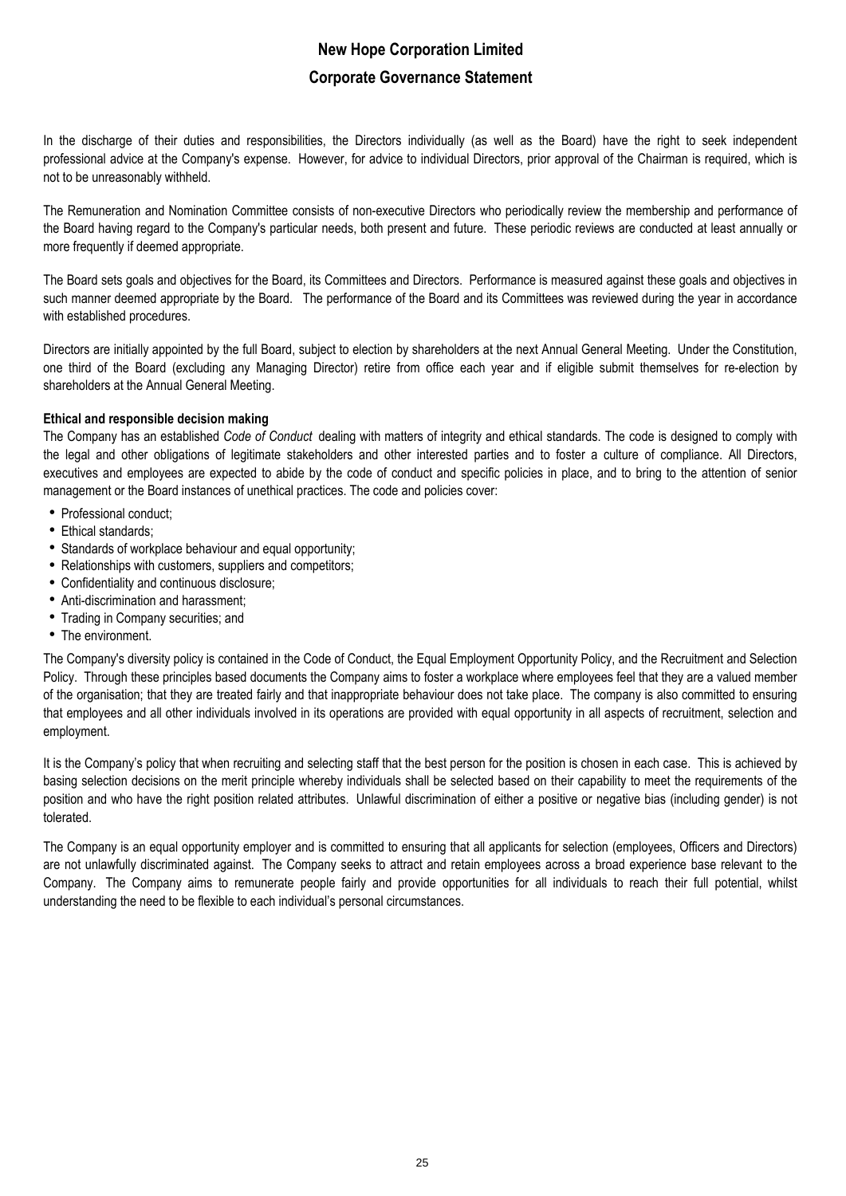In the discharge of their duties and responsibilities, the Directors individually (as well as the Board) have the right to seek independent professional advice at the Company's expense. However, for advice to individual Directors, prior approval of the Chairman is required, which is not to be unreasonably withheld.

The Remuneration and Nomination Committee consists of non-executive Directors who periodically review the membership and performance of the Board having regard to the Company's particular needs, both present and future. These periodic reviews are conducted at least annually or more frequently if deemed appropriate.

The Board sets goals and objectives for the Board, its Committees and Directors. Performance is measured against these goals and objectives in such manner deemed appropriate by the Board. The performance of the Board and its Committees was reviewed during the year in accordance with established procedures.

Directors are initially appointed by the full Board, subject to election by shareholders at the next Annual General Meeting. Under the Constitution, one third of the Board (excluding any Managing Director) retire from office each year and if eligible submit themselves for re-election by shareholders at the Annual General Meeting.

**Ethical and responsible decision making**

The Company has an established *Code of Conduct* dealing with matters of integrity and ethical standards. The code is designed to comply with the legal and other obligations of legitimate stakeholders and other interested parties and to foster a culture of compliance. All Directors, executives and employees are expected to abide by the code of conduct and specific policies in place, and to bring to the attention of senior management or the Board instances of unethical practices. The code and policies cover:

- Professional conduct;
- Ethical standards;
- Standards of workplace behaviour and equal opportunity;
- Relationships with customers, suppliers and competitors;
- Confidentiality and continuous disclosure;
- Anti-discrimination and harassment;
- Trading in Company securities; and
- The environment.

The Company's diversity policy is contained in the Code of Conduct, the Equal Employment Opportunity Policy, and the Recruitment and Selection Policy. Through these principles based documents the Company aims to foster a workplace where employees feel that they are a valued member of the organisation; that they are treated fairly and that inappropriate behaviour does not take place. The company is also committed to ensuring that employees and all other individuals involved in its operations are provided with equal opportunity in all aspects of recruitment, selection and employment.

It is the Company's policy that when recruiting and selecting staff that the best person for the position is chosen in each case. This is achieved by basing selection decisions on the merit principle whereby individuals shall be selected based on their capability to meet the requirements of the position and who have the right position related attributes. Unlawful discrimination of either a positive or negative bias (including gender) is not tolerated.

The Company is an equal opportunity employer and is committed to ensuring that all applicants for selection (employees, Officers and Directors) are not unlawfully discriminated against. The Company seeks to attract and retain employees across a broad experience base relevant to the Company. The Company aims to remunerate people fairly and provide opportunities for all individuals to reach their full potential, whilst understanding the need to be flexible to each individual's personal circumstances.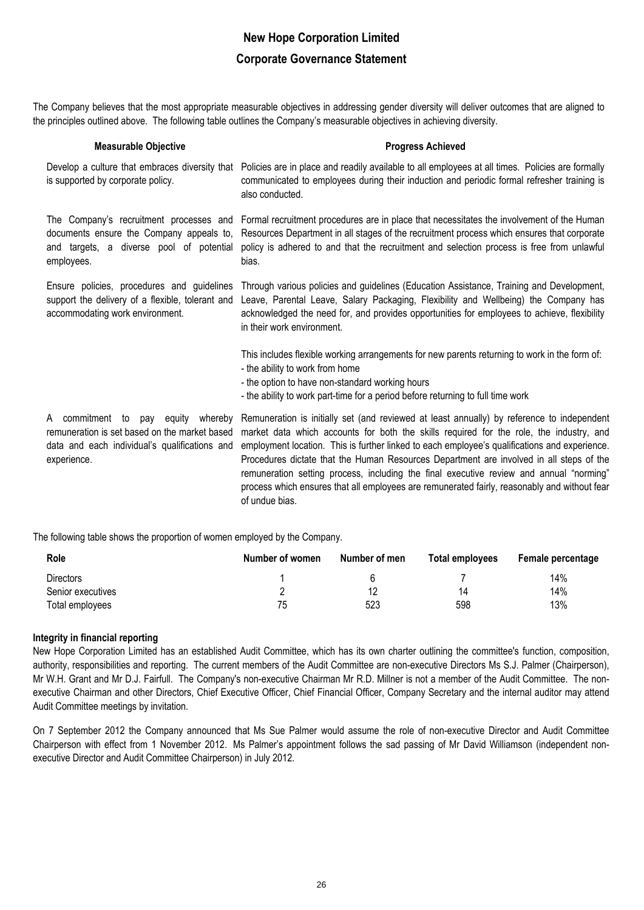The Company believes that the most appropriate measurable objectives in addressing gender diversity will deliver outcomes that are aligned to the principles outlined above. The following table outlines the Company's measurable objectives in achieving diversity.

| Measurable Objective | Progress Achieved |
|---|---|
| Develop a culture that embraces diversity that is supported by corporate policy. | Policies are in place and readily available to all employees at all times. Policies are formally communicated to employees during their induction and periodic formal refresher training is also conducted. |
| The Company's recruitment processes and documents ensure the Company appeals to, and targets, a diverse pool of potential employees. | Formal recruitment procedures are in place that necessitates the involvement of the Human Resources Department in all stages of the recruitment process which ensures that corporate policy is adhered to and that the recruitment and selection process is free from unlawful bias. |
| Ensure policies, procedures and guidelines support the delivery of a flexible, tolerant and accommodating work environment. | Through various policies and guidelines (Education Assistance, Training and Development, Leave, Parental Leave, Salary Packaging, Flexibility and Wellbeing) the Company has acknowledged the need for, and provides opportunities for employees to achieve, flexibility in their work environment.<br><br>This includes flexible working arrangements for new parents returning to work in the form of:<br>- the ability to work from home<br>- the option to have non-standard working hours<br>- the ability to work part-time for a period before returning to full time work |
| A commitment to pay equity whereby remuneration is set based on the market based data and each individual's qualifications and experience. | Remuneration is initially set (and reviewed at least annually) by reference to independent market data which accounts for both the skills required for the role, the industry, and employment location. This is further linked to each employee's qualifications and experience. Procedures dictate that the Human Resources Department are involved in all steps of the remuneration setting process, including the final executive review and annual "norming" process which ensures that all employees are remunerated fairly, reasonably and without fear of undue bias. |

The following table shows the proportion of women employed by the Company.

| Role | Number of women | Number of men | Total employees | Female percentage |
|---|---|---|---|---|
| Directors | 1 | 6 | 7 | 14% |
| Senior executives | 2 | 12 | 14 | 14% |
| Total employees | 75 | 523 | 598 | 13% |

**Integrity in financial reporting**

New Hope Corporation Limited has an established Audit Committee, which has its own charter outlining the committee's function, composition, authority, responsibilities and reporting. The current members of the Audit Committee are non-executive Directors Ms S.J. Palmer (Chairperson), Mr W.H. Grant and Mr D.J. Fairfull. The Company's non-executive Chairman Mr R.D. Millner is not a member of the Audit Committee. The non-executive Chairman and other Directors, Chief Executive Officer, Chief Financial Officer, Company Secretary and the internal auditor may attend Audit Committee meetings by invitation.

On 7 September 2012 the Company announced that Ms Sue Palmer would assume the role of non-executive Director and Audit Committee Chairperson with effect from 1 November 2012. Ms Palmer's appointment follows the sad passing of Mr David Williamson (independent non-executive Director and Audit Committee Chairperson) in July 2012.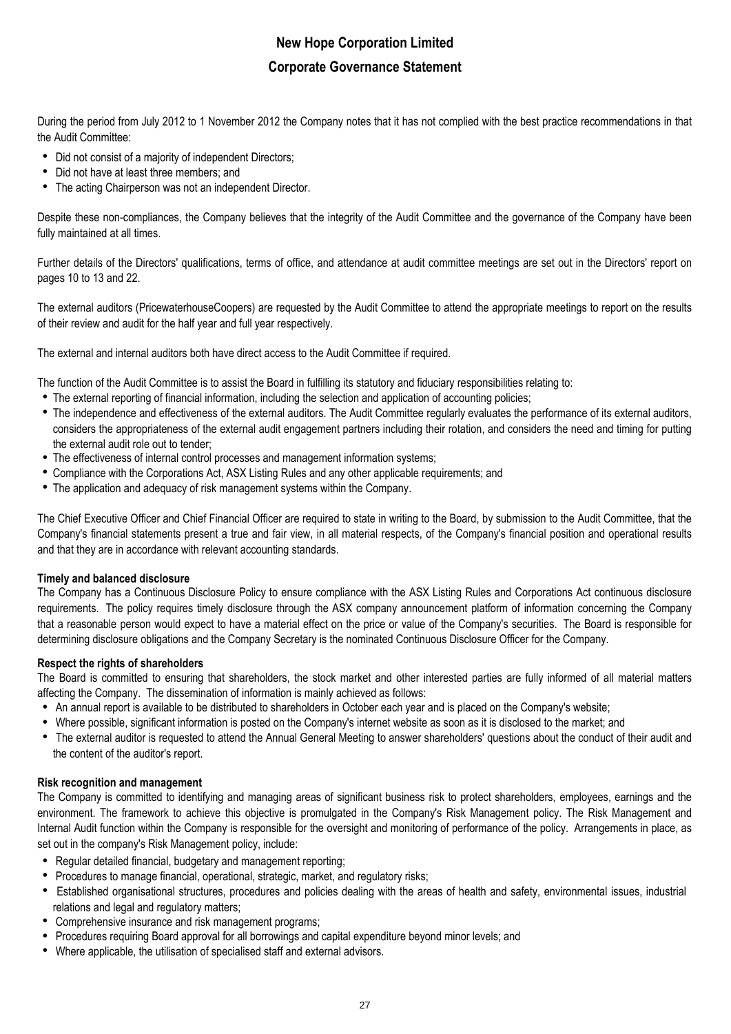During the period from July 2012 to 1 November 2012 the Company notes that it has not complied with the best practice recommendations in that the Audit Committee:

- Did not consist of a majority of independent Directors;
- Did not have at least three members; and
- The acting Chairperson was not an independent Director.

Despite these non-compliances, the Company believes that the integrity of the Audit Committee and the governance of the Company have been fully maintained at all times.

Further details of the Directors' qualifications, terms of office, and attendance at audit committee meetings are set out in the Directors' report on pages 10 to 13 and 22.

The external auditors (PricewaterhouseCoopers) are requested by the Audit Committee to attend the appropriate meetings to report on the results of their review and audit for the half year and full year respectively.

The external and internal auditors both have direct access to the Audit Committee if required.

The function of the Audit Committee is to assist the Board in fulfilling its statutory and fiduciary responsibilities relating to:

- The external reporting of financial information, including the selection and application of accounting policies;
- The independence and effectiveness of the external auditors. The Audit Committee regularly evaluates the performance of its external auditors, considers the appropriateness of the external audit engagement partners including their rotation, and considers the need and timing for putting the external audit role out to tender;
- The effectiveness of internal control processes and management information systems;
- Compliance with the Corporations Act, ASX Listing Rules and any other applicable requirements; and
- The application and adequacy of risk management systems within the Company.

The Chief Executive Officer and Chief Financial Officer are required to state in writing to the Board, by submission to the Audit Committee, that the Company's financial statements present a true and fair view, in all material respects, of the Company's financial position and operational results and that they are in accordance with relevant accounting standards.

**Timely and balanced disclosure**

The Company has a Continuous Disclosure Policy to ensure compliance with the ASX Listing Rules and Corporations Act continuous disclosure requirements. The policy requires timely disclosure through the ASX company announcement platform of information concerning the Company that a reasonable person would expect to have a material effect on the price or value of the Company's securities. The Board is responsible for determining disclosure obligations and the Company Secretary is the nominated Continuous Disclosure Officer for the Company.

**Respect the rights of shareholders**

The Board is committed to ensuring that shareholders, the stock market and other interested parties are fully informed of all material matters affecting the Company. The dissemination of information is mainly achieved as follows:

- An annual report is available to be distributed to shareholders in October each year and is placed on the Company's website;
- Where possible, significant information is posted on the Company's internet website as soon as it is disclosed to the market; and
- The external auditor is requested to attend the Annual General Meeting to answer shareholders' questions about the conduct of their audit and the content of the auditor's report.

**Risk recognition and management**

The Company is committed to identifying and managing areas of significant business risk to protect shareholders, employees, earnings and the environment. The framework to achieve this objective is promulgated in the Company's Risk Management policy. The Risk Management and Internal Audit function within the Company is responsible for the oversight and monitoring of performance of the policy. Arrangements in place, as set out in the company's Risk Management policy, include:

- Regular detailed financial, budgetary and management reporting;
- Procedures to manage financial, operational, strategic, market, and regulatory risks;
- Established organisational structures, procedures and policies dealing with the areas of health and safety, environmental issues, industrial relations and legal and regulatory matters;
- Comprehensive insurance and risk management programs;
- Procedures requiring Board approval for all borrowings and capital expenditure beyond minor levels; and
- Where applicable, the utilisation of specialised staff and external advisors.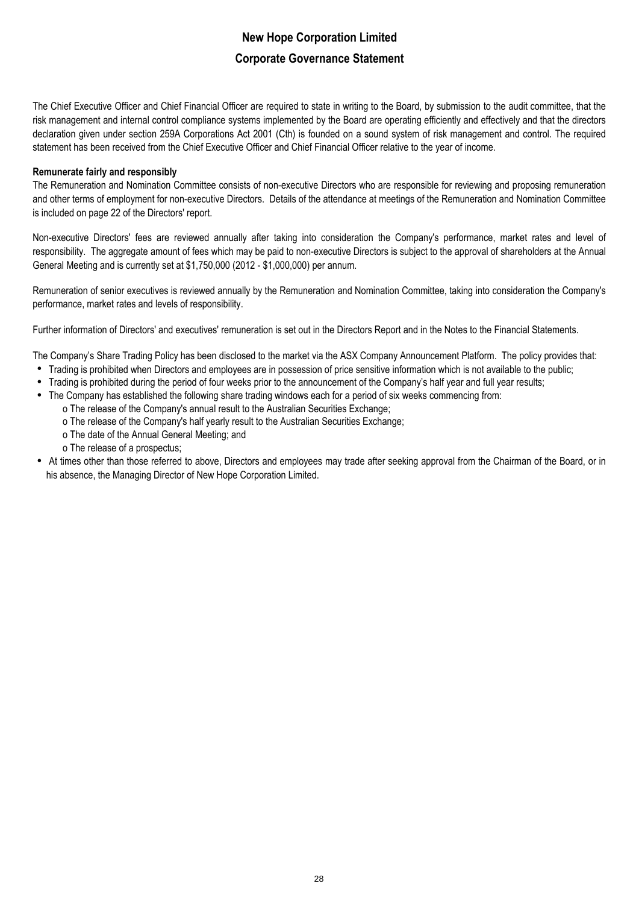The Chief Executive Officer and Chief Financial Officer are required to state in writing to the Board, by submission to the audit committee, that the risk management and internal control compliance systems implemented by the Board are operating efficiently and effectively and that the directors declaration given under section 259A Corporations Act 2001 (Cth) is founded on a sound system of risk management and control. The required statement has been received from the Chief Executive Officer and Chief Financial Officer relative to the year of income.

**Remunerate fairly and responsibly**

The Remuneration and Nomination Committee consists of non-executive Directors who are responsible for reviewing and proposing remuneration and other terms of employment for non-executive Directors. Details of the attendance at meetings of the Remuneration and Nomination Committee is included on page 22 of the Directors' report.

Non-executive Directors' fees are reviewed annually after taking into consideration the Company's performance, market rates and level of responsibility. The aggregate amount of fees which may be paid to non-executive Directors is subject to the approval of shareholders at the Annual General Meeting and is currently set at $1,750,000 (2012 - $1,000,000) per annum.

Remuneration of senior executives is reviewed annually by the Remuneration and Nomination Committee, taking into consideration the Company's performance, market rates and levels of responsibility.

Further information of Directors' and executives' remuneration is set out in the Directors Report and in the Notes to the Financial Statements.

The Company's Share Trading Policy has been disclosed to the market via the ASX Company Announcement Platform. The policy provides that:

- Trading is prohibited when Directors and employees are in possession of price sensitive information which is not available to the public;
- Trading is prohibited during the period of four weeks prior to the announcement of the Company's half year and full year results;
- The Company has established the following share trading windows each for a period of six weeks commencing from:
  - The release of the Company's annual result to the Australian Securities Exchange;
  - The release of the Company's half yearly result to the Australian Securities Exchange;
  - The date of the Annual General Meeting; and
  - The release of a prospectus;
- At times other than those referred to above, Directors and employees may trade after seeking approval from the Chairman of the Board, or in his absence, the Managing Director of New Hope Corporation Limited.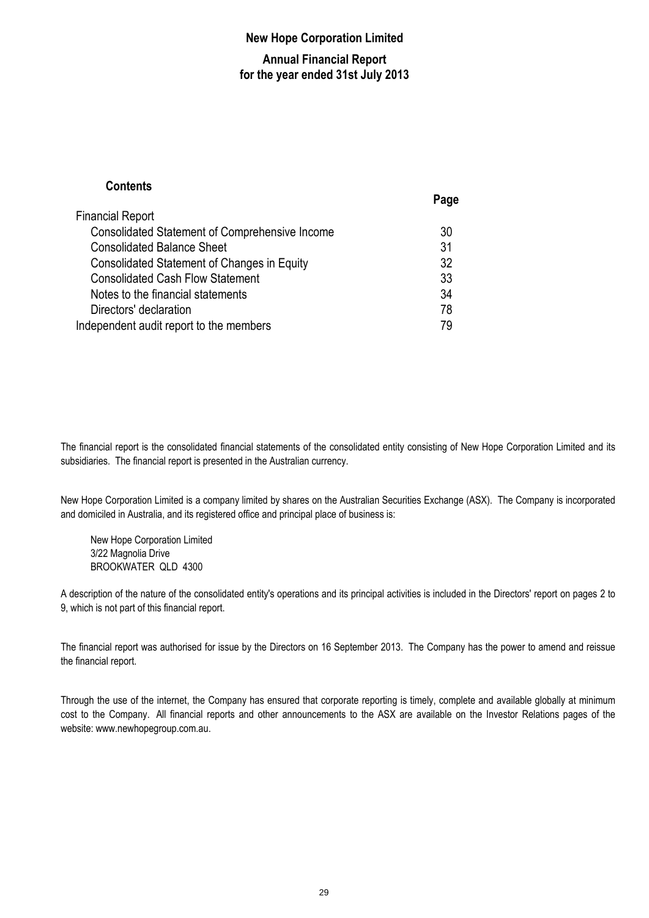# New Hope Corporation Limited

## Annual Financial Report
## for the year ended 31st July 2013

### Contents

| | Page |
|---|---|
| Financial Report | |
| Consolidated Statement of Comprehensive Income | 30 |
| Consolidated Balance Sheet | 31 |
| Consolidated Statement of Changes in Equity | 32 |
| Consolidated Cash Flow Statement | 33 |
| Notes to the financial statements | 34 |
| Directors' declaration | 78 |
| Independent audit report to the members | 79 |

The financial report is the consolidated financial statements of the consolidated entity consisting of New Hope Corporation Limited and its subsidiaries. The financial report is presented in the Australian currency.

New Hope Corporation Limited is a company limited by shares on the Australian Securities Exchange (ASX). The Company is incorporated and domiciled in Australia, and its registered office and principal place of business is:

New Hope Corporation Limited
3/22 Magnolia Drive
BROOKWATER QLD 4300

A description of the nature of the consolidated entity's operations and its principal activities is included in the Directors' report on pages 2 to 9, which is not part of this financial report.

The financial report was authorised for issue by the Directors on 16 September 2013. The Company has the power to amend and reissue the financial report.

Through the use of the internet, the Company has ensured that corporate reporting is timely, complete and available globally at minimum cost to the Company. All financial reports and other announcements to the ASX are available on the Investor Relations pages of the website: www.newhopegroup.com.au.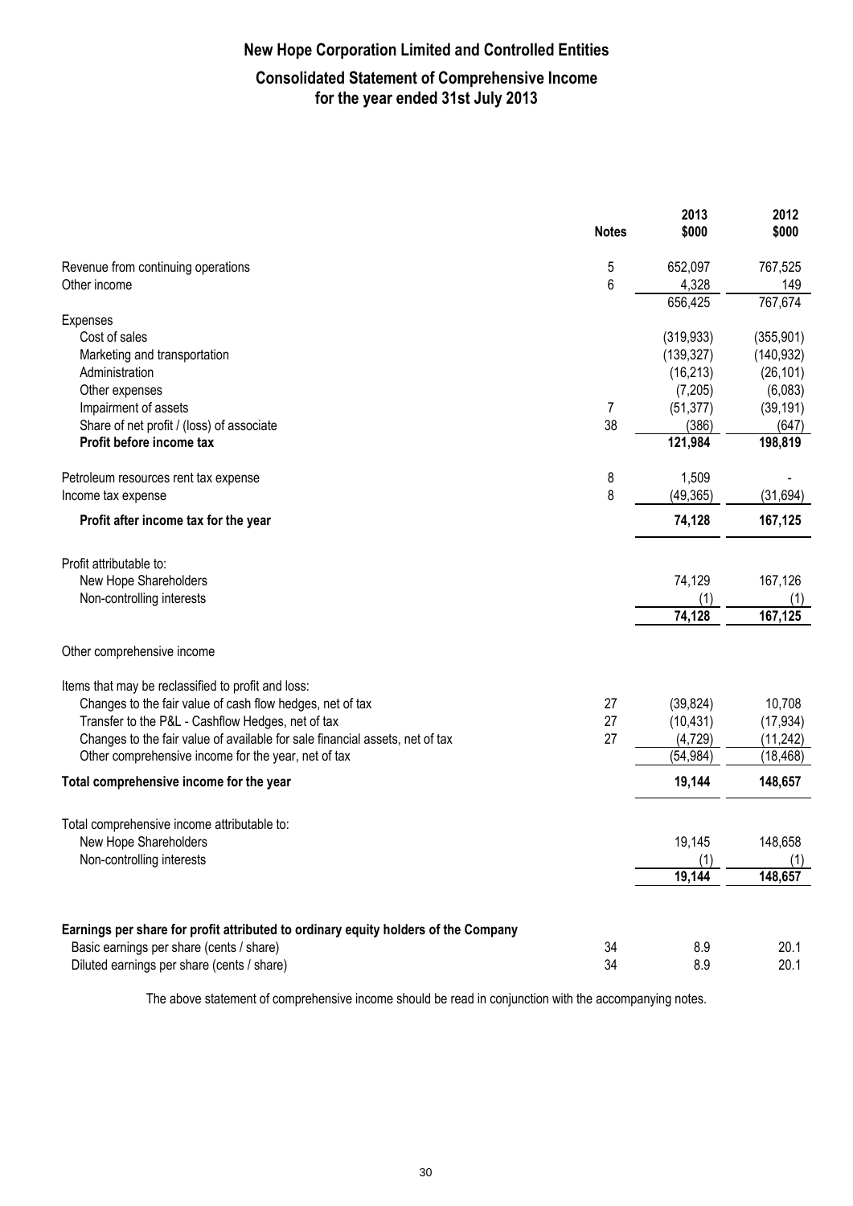# New Hope Corporation Limited and Controlled Entities

## Consolidated Statement of Comprehensive Income for the year ended 31st July 2013

| | Notes | 2013 $000 | 2012 $000 |
|---|---|---|---|
| Revenue from continuing operations | 5 | 652,097 | 767,525 |
| Other income | 6 | 4,328 | 149 |
| | | 656,425 | 767,674 |
| Expenses | | | |
| Cost of sales | | (319,933) | (355,901) |
| Marketing and transportation | | (139,327) | (140,932) |
| Administration | | (16,213) | (26,101) |
| Other expenses | | (7,205) | (6,083) |
| Impairment of assets | 7 | (51,377) | (39,191) |
| Share of net profit / (loss) of associate | 38 | (386) | (647) |
| **Profit before income tax** | | **121,984** | **198,819** |
| Petroleum resources rent tax expense | 8 | 1,509 | - |
| Income tax expense | 8 | (49,365) | (31,694) |
| **Profit after income tax for the year** | | **74,128** | **167,125** |
| Profit attributable to: | | | |
| New Hope Shareholders | | 74,129 | 167,126 |
| Non-controlling interests | | (1) | (1) |
| | | **74,128** | **167,125** |
| Other comprehensive income | | | |
| Items that may be reclassified to profit and loss: | | | |
| Changes to the fair value of cash flow hedges, net of tax | 27 | (39,824) | 10,708 |
| Transfer to the P&L - Cashflow Hedges, net of tax | 27 | (10,431) | (17,934) |
| Changes to the fair value of available for sale financial assets, net of tax | 27 | (4,729) | (11,242) |
| Other comprehensive income for the year, net of tax | | (54,984) | (18,468) |
| **Total comprehensive income for the year** | | **19,144** | **148,657** |
| Total comprehensive income attributable to: | | | |
| New Hope Shareholders | | 19,145 | 148,658 |
| Non-controlling interests | | (1) | (1) |
| | | **19,144** | **148,657** |
| **Earnings per share for profit attributed to ordinary equity holders of the Company** | | | |
| Basic earnings per share (cents / share) | 34 | 8.9 | 20.1 |
| Diluted earnings per share (cents / share) | 34 | 8.9 | 20.1 |

The above statement of comprehensive income should be read in conjunction with the accompanying notes.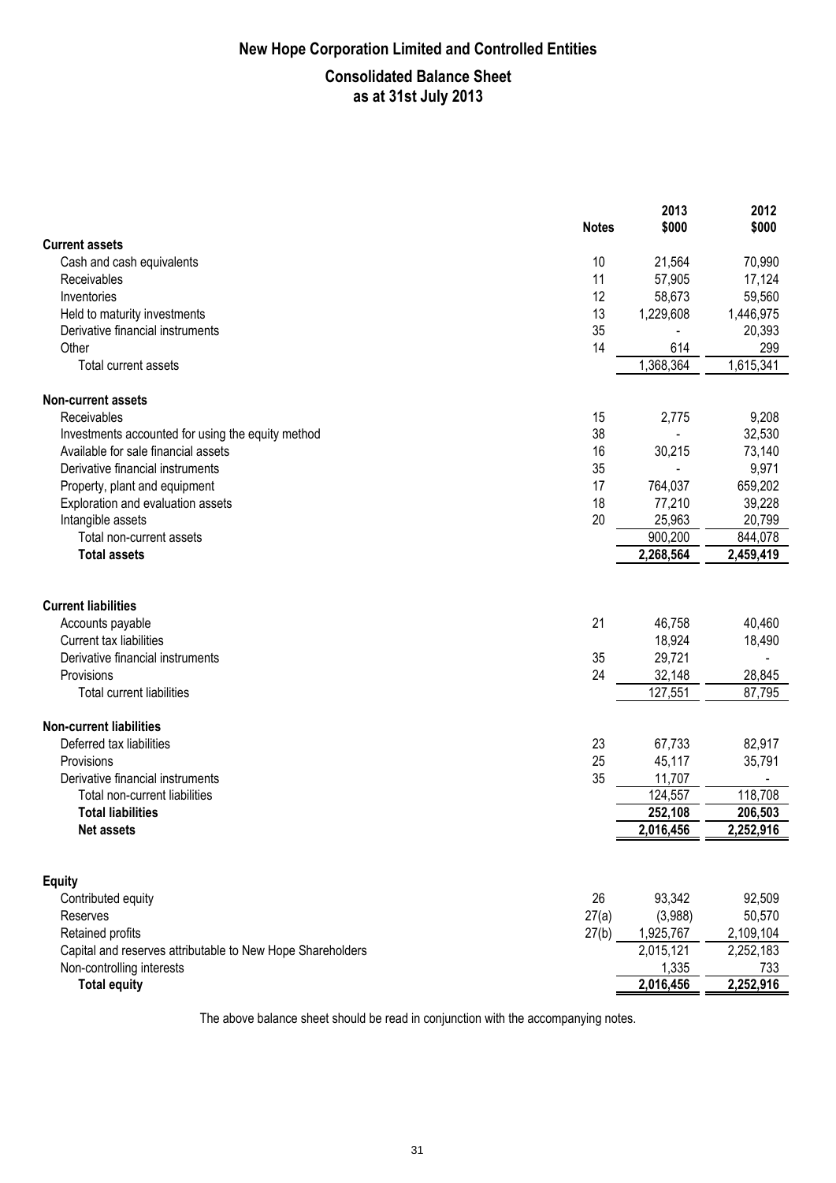# New Hope Corporation Limited and Controlled Entities

## Consolidated Balance Sheet
## as at 31st July 2013

| | Notes | 2013 $000 | 2012 $000 |
|---|---|---|---|
| **Current assets** | | | |
| Cash and cash equivalents | 10 | 21,564 | 70,990 |
| Receivables | 11 | 57,905 | 17,124 |
| Inventories | 12 | 58,673 | 59,560 |
| Held to maturity investments | 13 | 1,229,608 | 1,446,975 |
| Derivative financial instruments | 35 | - | 20,393 |
| Other | 14 | 614 | 299 |
| Total current assets | | 1,368,364 | 1,615,341 |
| **Non-current assets** | | | |
| Receivables | 15 | 2,775 | 9,208 |
| Investments accounted for using the equity method | 38 | - | 32,530 |
| Available for sale financial assets | 16 | 30,215 | 73,140 |
| Derivative financial instruments | 35 | - | 9,971 |
| Property, plant and equipment | 17 | 764,037 | 659,202 |
| Exploration and evaluation assets | 18 | 77,210 | 39,228 |
| Intangible assets | 20 | 25,963 | 20,799 |
| Total non-current assets | | 900,200 | 844,078 |
| **Total assets** | | **2,268,564** | **2,459,419** |
| **Current liabilities** | | | |
| Accounts payable | 21 | 46,758 | 40,460 |
| Current tax liabilities | | 18,924 | 18,490 |
| Derivative financial instruments | 35 | 29,721 | - |
| Provisions | 24 | 32,148 | 28,845 |
| Total current liabilities | | 127,551 | 87,795 |
| **Non-current liabilities** | | | |
| Deferred tax liabilities | 23 | 67,733 | 82,917 |
| Provisions | 25 | 45,117 | 35,791 |
| Derivative financial instruments | 35 | 11,707 | - |
| Total non-current liabilities | | 124,557 | 118,708 |
| **Total liabilities** | | **252,108** | **206,503** |
| **Net assets** | | **2,016,456** | **2,252,916** |
| **Equity** | | | |
| Contributed equity | 26 | 93,342 | 92,509 |
| Reserves | 27(a) | (3,988) | 50,570 |
| Retained profits | 27(b) | 1,925,767 | 2,109,104 |
| Capital and reserves attributable to New Hope Shareholders | | 2,015,121 | 2,252,183 |
| Non-controlling interests | | 1,335 | 733 |
| **Total equity** | | **2,016,456** | **2,252,916** |

The above balance sheet should be read in conjunction with the accompanying notes.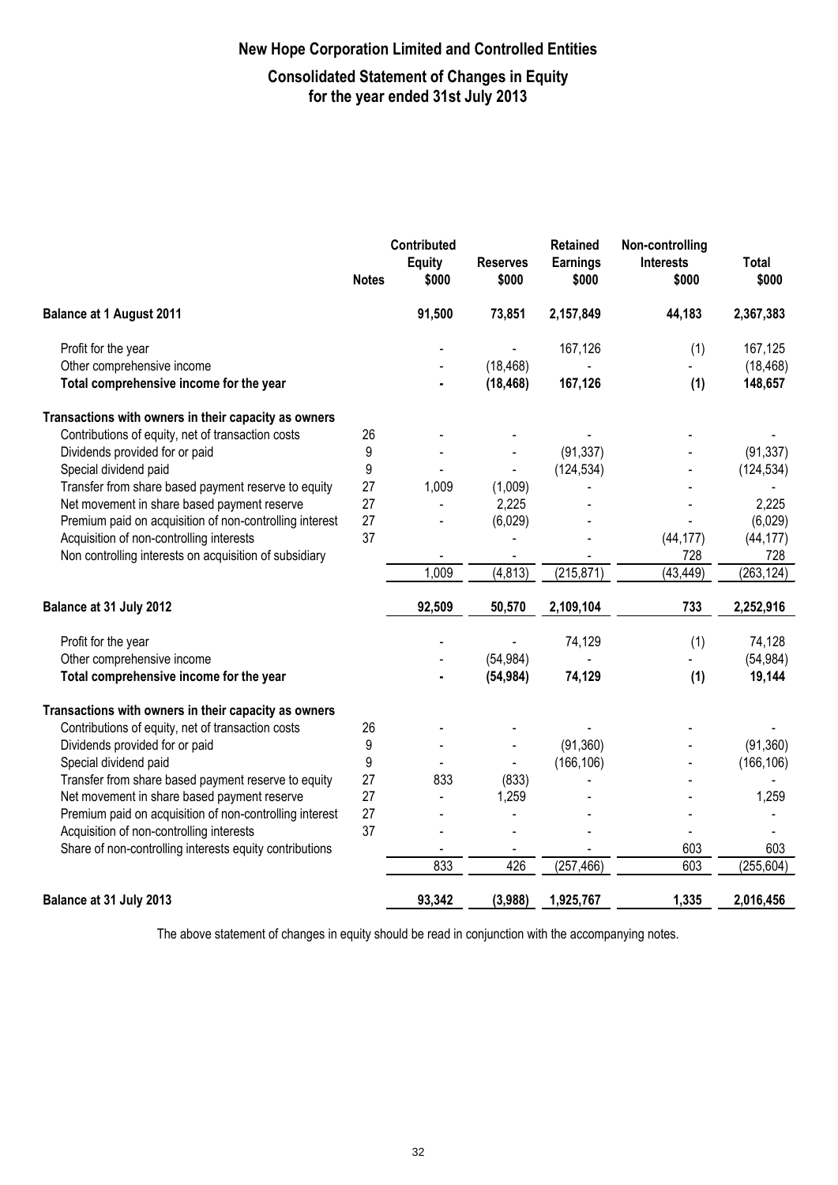# New Hope Corporation Limited and Controlled Entities

## Consolidated Statement of Changes in Equity for the year ended 31st July 2013

| | Notes | Contributed Equity $000 | Reserves $000 | Retained Earnings $000 | Non-controlling Interests $000 | Total $000 |
|---|---|---|---|---|---|---|
| **Balance at 1 August 2011** | | **91,500** | **73,851** | **2,157,849** | **44,183** | **2,367,383** |
| Profit for the year | | - | - | 167,126 | (1) | 167,125 |
| Other comprehensive income | | - | (18,468) | - | - | (18,468) |
| **Total comprehensive income for the year** | | **-** | **(18,468)** | **167,126** | **(1)** | **148,657** |
| **Transactions with owners in their capacity as owners** | | | | | | |
| Contributions of equity, net of transaction costs | 26 | - | - | - | - | - |
| Dividends provided for or paid | 9 | - | - | (91,337) | - | (91,337) |
| Special dividend paid | 9 | - | - | (124,534) | - | (124,534) |
| Transfer from share based payment reserve to equity | 27 | 1,009 | (1,009) | - | - | - |
| Net movement in share based payment reserve | 27 | - | 2,225 | - | - | 2,225 |
| Premium paid on acquisition of non-controlling interest | 27 | - | (6,029) | - | - | (6,029) |
| Acquisition of non-controlling interests | 37 | | - | - | (44,177) | (44,177) |
| Non controlling interests on acquisition of subsidiary | | - | - | - | 728 | 728 |
| | | 1,009 | (4,813) | (215,871) | (43,449) | (263,124) |
| **Balance at 31 July 2012** | | **92,509** | **50,570** | **2,109,104** | **733** | **2,252,916** |
| Profit for the year | | - | - | 74,129 | (1) | 74,128 |
| Other comprehensive income | | - | (54,984) | - | - | (54,984) |
| **Total comprehensive income for the year** | | **-** | **(54,984)** | **74,129** | **(1)** | **19,144** |
| **Transactions with owners in their capacity as owners** | | | | | | |
| Contributions of equity, net of transaction costs | 26 | - | - | - | - | - |
| Dividends provided for or paid | 9 | - | - | (91,360) | - | (91,360) |
| Special dividend paid | 9 | - | - | (166,106) | - | (166,106) |
| Transfer from share based payment reserve to equity | 27 | 833 | (833) | - | - | - |
| Net movement in share based payment reserve | 27 | - | 1,259 | - | - | 1,259 |
| Premium paid on acquisition of non-controlling interest | 27 | - | - | - | - | - |
| Acquisition of non-controlling interests | 37 | - | - | - | - | - |
| Share of non-controlling interests equity contributions | | - | - | - | 603 | 603 |
| | | 833 | 426 | (257,466) | 603 | (255,604) |
| **Balance at 31 July 2013** | | **93,342** | **(3,988)** | **1,925,767** | **1,335** | **2,016,456** |

The above statement of changes in equity should be read in conjunction with the accompanying notes.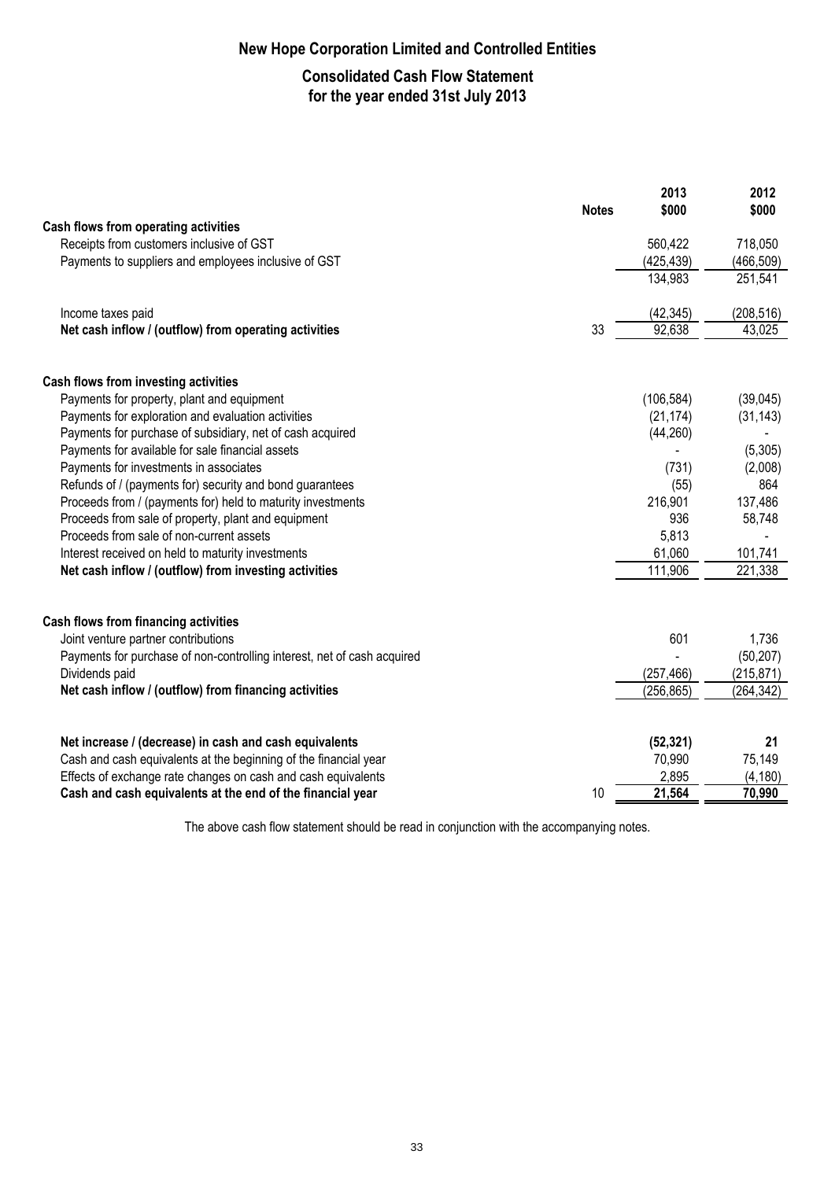# New Hope Corporation Limited and Controlled Entities

## Consolidated Cash Flow Statement
## for the year ended 31st July 2013

| | Notes | 2013 $000 | 2012 $000 |
|---|---|---|---|
| **Cash flows from operating activities** | | | |
| Receipts from customers inclusive of GST | | 560,422 | 718,050 |
| Payments to suppliers and employees inclusive of GST | | (425,439) | (466,509) |
| | | 134,983 | 251,541 |
| Income taxes paid | | (42,345) | (208,516) |
| **Net cash inflow / (outflow) from operating activities** | 33 | 92,638 | 43,025 |
| **Cash flows from investing activities** | | | |
| Payments for property, plant and equipment | | (106,584) | (39,045) |
| Payments for exploration and evaluation activities | | (21,174) | (31,143) |
| Payments for purchase of subsidiary, net of cash acquired | | (44,260) | - |
| Payments for available for sale financial assets | | - | (5,305) |
| Payments for investments in associates | | (731) | (2,008) |
| Refunds of / (payments for) security and bond guarantees | | (55) | 864 |
| Proceeds from / (payments for) held to maturity investments | | 216,901 | 137,486 |
| Proceeds from sale of property, plant and equipment | | 936 | 58,748 |
| Proceeds from sale of non-current assets | | 5,813 | - |
| Interest received on held to maturity investments | | 61,060 | 101,741 |
| **Net cash inflow / (outflow) from investing activities** | | 111,906 | 221,338 |
| **Cash flows from financing activities** | | | |
| Joint venture partner contributions | | 601 | 1,736 |
| Payments for purchase of non-controlling interest, net of cash acquired | | - | (50,207) |
| Dividends paid | | (257,466) | (215,871) |
| **Net cash inflow / (outflow) from financing activities** | | (256,865) | (264,342) |
| **Net increase / (decrease) in cash and cash equivalents** | | **(52,321)** | **21** |
| Cash and cash equivalents at the beginning of the financial year | | 70,990 | 75,149 |
| Effects of exchange rate changes on cash and cash equivalents | | 2,895 | (4,180) |
| **Cash and cash equivalents at the end of the financial year** | 10 | **21,564** | **70,990** |

The above cash flow statement should be read in conjunction with the accompanying notes.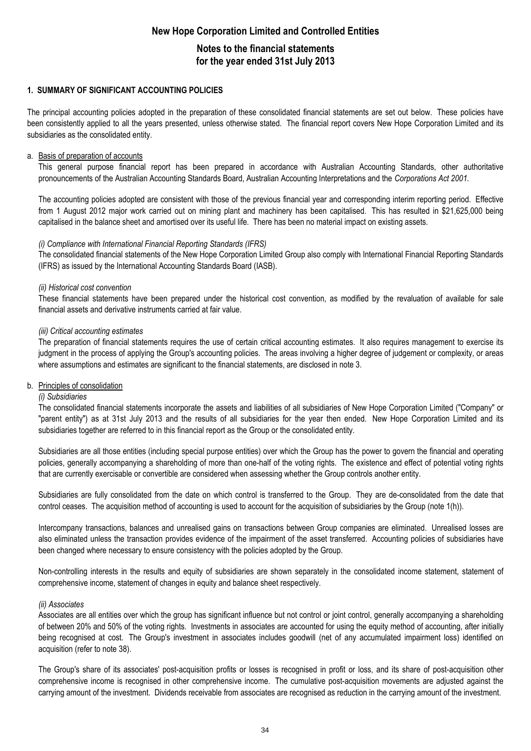# New Hope Corporation Limited and Controlled Entities

## Notes to the financial statements for the year ended 31st July 2013

### 1. SUMMARY OF SIGNIFICANT ACCOUNTING POLICIES

The principal accounting policies adopted in the preparation of these consolidated financial statements are set out below. These policies have been consistently applied to all the years presented, unless otherwise stated. The financial report covers New Hope Corporation Limited and its subsidiaries as the consolidated entity.

a. Basis of preparation of accounts

This general purpose financial report has been prepared in accordance with Australian Accounting Standards, other authoritative pronouncements of the Australian Accounting Standards Board, Australian Accounting Interpretations and the *Corporations Act 2001.*

The accounting policies adopted are consistent with those of the previous financial year and corresponding interim reporting period. Effective from 1 August 2012 major work carried out on mining plant and machinery has been capitalised. This has resulted in $21,625,000 being capitalised in the balance sheet and amortised over its useful life. There has been no material impact on existing assets.

*(i) Compliance with International Financial Reporting Standards (IFRS)*

The consolidated financial statements of the New Hope Corporation Limited Group also comply with International Financial Reporting Standards (IFRS) as issued by the International Accounting Standards Board (IASB).

*(ii) Historical cost convention*

These financial statements have been prepared under the historical cost convention, as modified by the revaluation of available for sale financial assets and derivative instruments carried at fair value.

*(iii) Critical accounting estimates*

The preparation of financial statements requires the use of certain critical accounting estimates. It also requires management to exercise its judgment in the process of applying the Group's accounting policies. The areas involving a higher degree of judgement or complexity, or areas where assumptions and estimates are significant to the financial statements, are disclosed in note 3.

b. Principles of consolidation

*(i) Subsidiaries*

The consolidated financial statements incorporate the assets and liabilities of all subsidiaries of New Hope Corporation Limited ("Company" or "parent entity") as at 31st July 2013 and the results of all subsidiaries for the year then ended. New Hope Corporation Limited and its subsidiaries together are referred to in this financial report as the Group or the consolidated entity.

Subsidiaries are all those entities (including special purpose entities) over which the Group has the power to govern the financial and operating policies, generally accompanying a shareholding of more than one-half of the voting rights. The existence and effect of potential voting rights that are currently exercisable or convertible are considered when assessing whether the Group controls another entity.

Subsidiaries are fully consolidated from the date on which control is transferred to the Group. They are de-consolidated from the date that control ceases. The acquisition method of accounting is used to account for the acquisition of subsidiaries by the Group (note 1(h)).

Intercompany transactions, balances and unrealised gains on transactions between Group companies are eliminated. Unrealised losses are also eliminated unless the transaction provides evidence of the impairment of the asset transferred. Accounting policies of subsidiaries have been changed where necessary to ensure consistency with the policies adopted by the Group.

Non-controlling interests in the results and equity of subsidiaries are shown separately in the consolidated income statement, statement of comprehensive income, statement of changes in equity and balance sheet respectively.

*(ii) Associates*

Associates are all entities over which the group has significant influence but not control or joint control, generally accompanying a shareholding of between 20% and 50% of the voting rights. Investments in associates are accounted for using the equity method of accounting, after initially being recognised at cost. The Group's investment in associates includes goodwill (net of any accumulated impairment loss) identified on acquisition (refer to note 38).

The Group's share of its associates' post-acquisition profits or losses is recognised in profit or loss, and its share of post-acquisition other comprehensive income is recognised in other comprehensive income. The cumulative post-acquisition movements are adjusted against the carrying amount of the investment. Dividends receivable from associates are recognised as reduction in the carrying amount of the investment.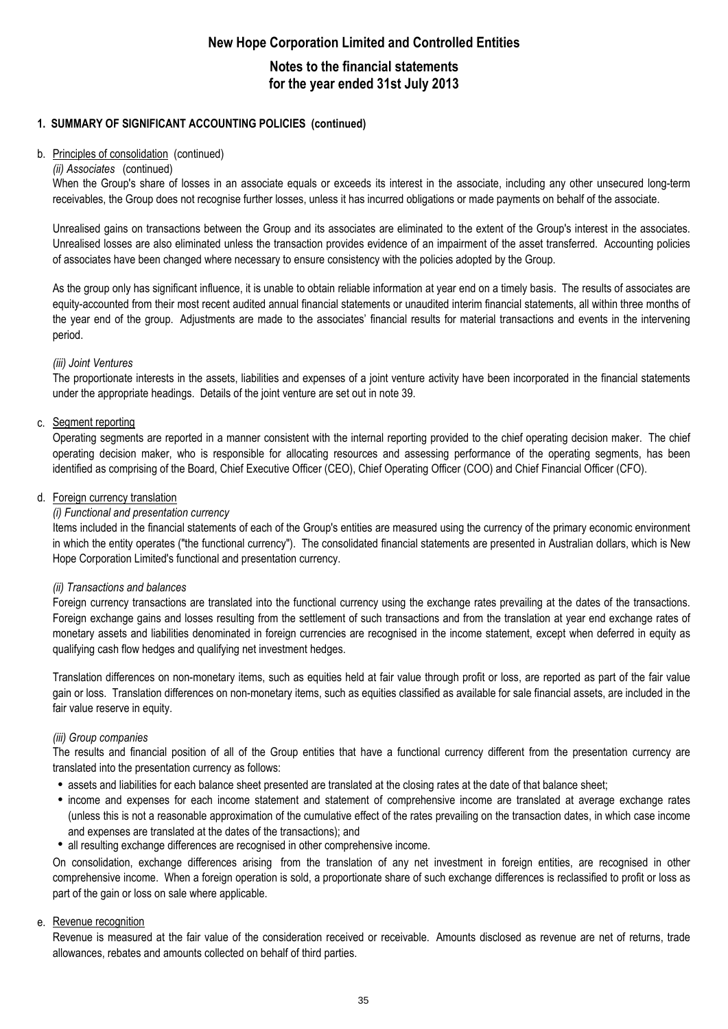# New Hope Corporation Limited and Controlled Entities

## Notes to the financial statements for the year ended 31st July 2013

### 1. SUMMARY OF SIGNIFICANT ACCOUNTING POLICIES (continued)

b. Principles of consolidation (continued)

*(ii) Associates* (continued)

When the Group's share of losses in an associate equals or exceeds its interest in the associate, including any other unsecured long-term receivables, the Group does not recognise further losses, unless it has incurred obligations or made payments on behalf of the associate.

Unrealised gains on transactions between the Group and its associates are eliminated to the extent of the Group's interest in the associates. Unrealised losses are also eliminated unless the transaction provides evidence of an impairment of the asset transferred. Accounting policies of associates have been changed where necessary to ensure consistency with the policies adopted by the Group.

As the group only has significant influence, it is unable to obtain reliable information at year end on a timely basis. The results of associates are equity-accounted from their most recent audited annual financial statements or unaudited interim financial statements, all within three months of the year end of the group. Adjustments are made to the associates' financial results for material transactions and events in the intervening period.

*(iii) Joint Ventures*

The proportionate interests in the assets, liabilities and expenses of a joint venture activity have been incorporated in the financial statements under the appropriate headings. Details of the joint venture are set out in note 39.

c. Segment reporting

Operating segments are reported in a manner consistent with the internal reporting provided to the chief operating decision maker. The chief operating decision maker, who is responsible for allocating resources and assessing performance of the operating segments, has been identified as comprising of the Board, Chief Executive Officer (CEO), Chief Operating Officer (COO) and Chief Financial Officer (CFO).

d. Foreign currency translation

*(i) Functional and presentation currency*

Items included in the financial statements of each of the Group's entities are measured using the currency of the primary economic environment in which the entity operates ("the functional currency"). The consolidated financial statements are presented in Australian dollars, which is New Hope Corporation Limited's functional and presentation currency.

*(ii) Transactions and balances*

Foreign currency transactions are translated into the functional currency using the exchange rates prevailing at the dates of the transactions. Foreign exchange gains and losses resulting from the settlement of such transactions and from the translation at year end exchange rates of monetary assets and liabilities denominated in foreign currencies are recognised in the income statement, except when deferred in equity as qualifying cash flow hedges and qualifying net investment hedges.

Translation differences on non-monetary items, such as equities held at fair value through profit or loss, are reported as part of the fair value gain or loss. Translation differences on non-monetary items, such as equities classified as available for sale financial assets, are included in the fair value reserve in equity.

*(iii) Group companies*

The results and financial position of all of the Group entities that have a functional currency different from the presentation currency are translated into the presentation currency as follows:

- assets and liabilities for each balance sheet presented are translated at the closing rates at the date of that balance sheet;
- income and expenses for each income statement and statement of comprehensive income are translated at average exchange rates (unless this is not a reasonable approximation of the cumulative effect of the rates prevailing on the transaction dates, in which case income and expenses are translated at the dates of the transactions); and
- all resulting exchange differences are recognised in other comprehensive income.

On consolidation, exchange differences arising from the translation of any net investment in foreign entities, are recognised in other comprehensive income. When a foreign operation is sold, a proportionate share of such exchange differences is reclassified to profit or loss as part of the gain or loss on sale where applicable.

e. Revenue recognition

Revenue is measured at the fair value of the consideration received or receivable. Amounts disclosed as revenue are net of returns, trade allowances, rebates and amounts collected on behalf of third parties.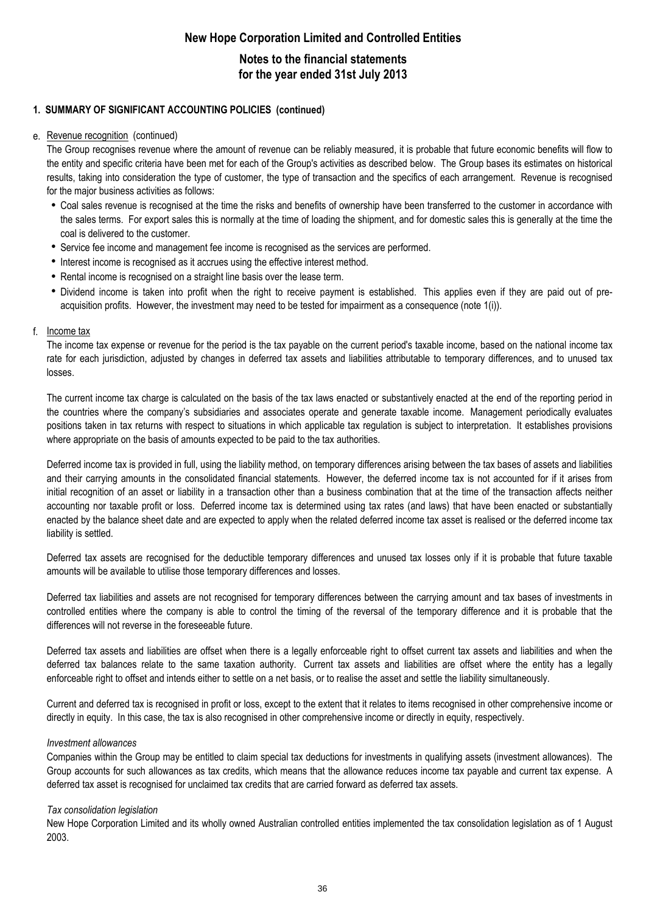## 1. SUMMARY OF SIGNIFICANT ACCOUNTING POLICIES (continued)

### e. Revenue recognition (continued)

The Group recognises revenue where the amount of revenue can be reliably measured, it is probable that future economic benefits will flow to the entity and specific criteria have been met for each of the Group's activities as described below. The Group bases its estimates on historical results, taking into consideration the type of customer, the type of transaction and the specifics of each arrangement. Revenue is recognised for the major business activities as follows:

- Coal sales revenue is recognised at the time the risks and benefits of ownership have been transferred to the customer in accordance with the sales terms. For export sales this is normally at the time of loading the shipment, and for domestic sales this is generally at the time the coal is delivered to the customer.
- Service fee income and management fee income is recognised as the services are performed.
- Interest income is recognised as it accrues using the effective interest method.
- Rental income is recognised on a straight line basis over the lease term.
- Dividend income is taken into profit when the right to receive payment is established. This applies even if they are paid out of pre-acquisition profits. However, the investment may need to be tested for impairment as a consequence (note 1(i)).

### f. Income tax

The income tax expense or revenue for the period is the tax payable on the current period's taxable income, based on the national income tax rate for each jurisdiction, adjusted by changes in deferred tax assets and liabilities attributable to temporary differences, and to unused tax losses.

The current income tax charge is calculated on the basis of the tax laws enacted or substantively enacted at the end of the reporting period in the countries where the company's subsidiaries and associates operate and generate taxable income. Management periodically evaluates positions taken in tax returns with respect to situations in which applicable tax regulation is subject to interpretation. It establishes provisions where appropriate on the basis of amounts expected to be paid to the tax authorities.

Deferred income tax is provided in full, using the liability method, on temporary differences arising between the tax bases of assets and liabilities and their carrying amounts in the consolidated financial statements. However, the deferred income tax is not accounted for if it arises from initial recognition of an asset or liability in a transaction other than a business combination that at the time of the transaction affects neither accounting nor taxable profit or loss. Deferred income tax is determined using tax rates (and laws) that have been enacted or substantially enacted by the balance sheet date and are expected to apply when the related deferred income tax asset is realised or the deferred income tax liability is settled.

Deferred tax assets are recognised for the deductible temporary differences and unused tax losses only if it is probable that future taxable amounts will be available to utilise those temporary differences and losses.

Deferred tax liabilities and assets are not recognised for temporary differences between the carrying amount and tax bases of investments in controlled entities where the company is able to control the timing of the reversal of the temporary difference and it is probable that the differences will not reverse in the foreseeable future.

Deferred tax assets and liabilities are offset when there is a legally enforceable right to offset current tax assets and liabilities and when the deferred tax balances relate to the same taxation authority. Current tax assets and liabilities are offset where the entity has a legally enforceable right to offset and intends either to settle on a net basis, or to realise the asset and settle the liability simultaneously.

Current and deferred tax is recognised in profit or loss, except to the extent that it relates to items recognised in other comprehensive income or directly in equity. In this case, the tax is also recognised in other comprehensive income or directly in equity, respectively.

*Investment allowances*

Companies within the Group may be entitled to claim special tax deductions for investments in qualifying assets (investment allowances). The Group accounts for such allowances as tax credits, which means that the allowance reduces income tax payable and current tax expense. A deferred tax asset is recognised for unclaimed tax credits that are carried forward as deferred tax assets.

*Tax consolidation legislation*

New Hope Corporation Limited and its wholly owned Australian controlled entities implemented the tax consolidation legislation as of 1 August 2003.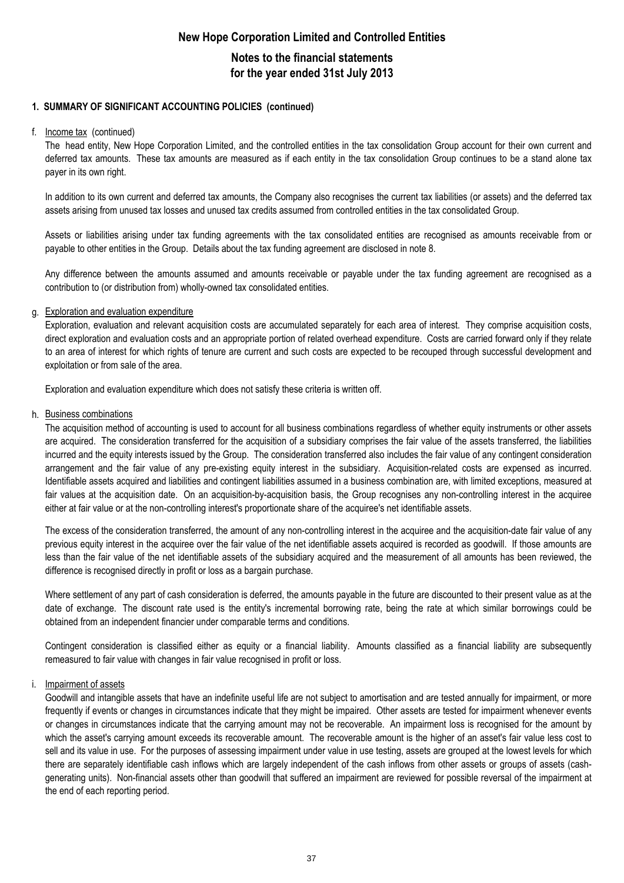# New Hope Corporation Limited and Controlled Entities

## Notes to the financial statements for the year ended 31st July 2013

### 1. SUMMARY OF SIGNIFICANT ACCOUNTING POLICIES (continued)

f. Income tax (continued)

The head entity, New Hope Corporation Limited, and the controlled entities in the tax consolidation Group account for their own current and deferred tax amounts. These tax amounts are measured as if each entity in the tax consolidation Group continues to be a stand alone tax payer in its own right.

In addition to its own current and deferred tax amounts, the Company also recognises the current tax liabilities (or assets) and the deferred tax assets arising from unused tax losses and unused tax credits assumed from controlled entities in the tax consolidated Group.

Assets or liabilities arising under tax funding agreements with the tax consolidated entities are recognised as amounts receivable from or payable to other entities in the Group. Details about the tax funding agreement are disclosed in note 8.

Any difference between the amounts assumed and amounts receivable or payable under the tax funding agreement are recognised as a contribution to (or distribution from) wholly-owned tax consolidated entities.

g. Exploration and evaluation expenditure

Exploration, evaluation and relevant acquisition costs are accumulated separately for each area of interest. They comprise acquisition costs, direct exploration and evaluation costs and an appropriate portion of related overhead expenditure. Costs are carried forward only if they relate to an area of interest for which rights of tenure are current and such costs are expected to be recouped through successful development and exploitation or from sale of the area.

Exploration and evaluation expenditure which does not satisfy these criteria is written off.

h. Business combinations

The acquisition method of accounting is used to account for all business combinations regardless of whether equity instruments or other assets are acquired. The consideration transferred for the acquisition of a subsidiary comprises the fair value of the assets transferred, the liabilities incurred and the equity interests issued by the Group. The consideration transferred also includes the fair value of any contingent consideration arrangement and the fair value of any pre-existing equity interest in the subsidiary. Acquisition-related costs are expensed as incurred. Identifiable assets acquired and liabilities and contingent liabilities assumed in a business combination are, with limited exceptions, measured at fair values at the acquisition date. On an acquisition-by-acquisition basis, the Group recognises any non-controlling interest in the acquiree either at fair value or at the non-controlling interest's proportionate share of the acquiree's net identifiable assets.

The excess of the consideration transferred, the amount of any non-controlling interest in the acquiree and the acquisition-date fair value of any previous equity interest in the acquiree over the fair value of the net identifiable assets acquired is recorded as goodwill. If those amounts are less than the fair value of the net identifiable assets of the subsidiary acquired and the measurement of all amounts has been reviewed, the difference is recognised directly in profit or loss as a bargain purchase.

Where settlement of any part of cash consideration is deferred, the amounts payable in the future are discounted to their present value as at the date of exchange. The discount rate used is the entity's incremental borrowing rate, being the rate at which similar borrowings could be obtained from an independent financier under comparable terms and conditions.

Contingent consideration is classified either as equity or a financial liability. Amounts classified as a financial liability are subsequently remeasured to fair value with changes in fair value recognised in profit or loss.

i. Impairment of assets

Goodwill and intangible assets that have an indefinite useful life are not subject to amortisation and are tested annually for impairment, or more frequently if events or changes in circumstances indicate that they might be impaired. Other assets are tested for impairment whenever events or changes in circumstances indicate that the carrying amount may not be recoverable. An impairment loss is recognised for the amount by which the asset's carrying amount exceeds its recoverable amount. The recoverable amount is the higher of an asset's fair value less cost to sell and its value in use. For the purposes of assessing impairment under value in use testing, assets are grouped at the lowest levels for which there are separately identifiable cash inflows which are largely independent of the cash inflows from other assets or groups of assets (cash-generating units). Non-financial assets other than goodwill that suffered an impairment are reviewed for possible reversal of the impairment at the end of each reporting period.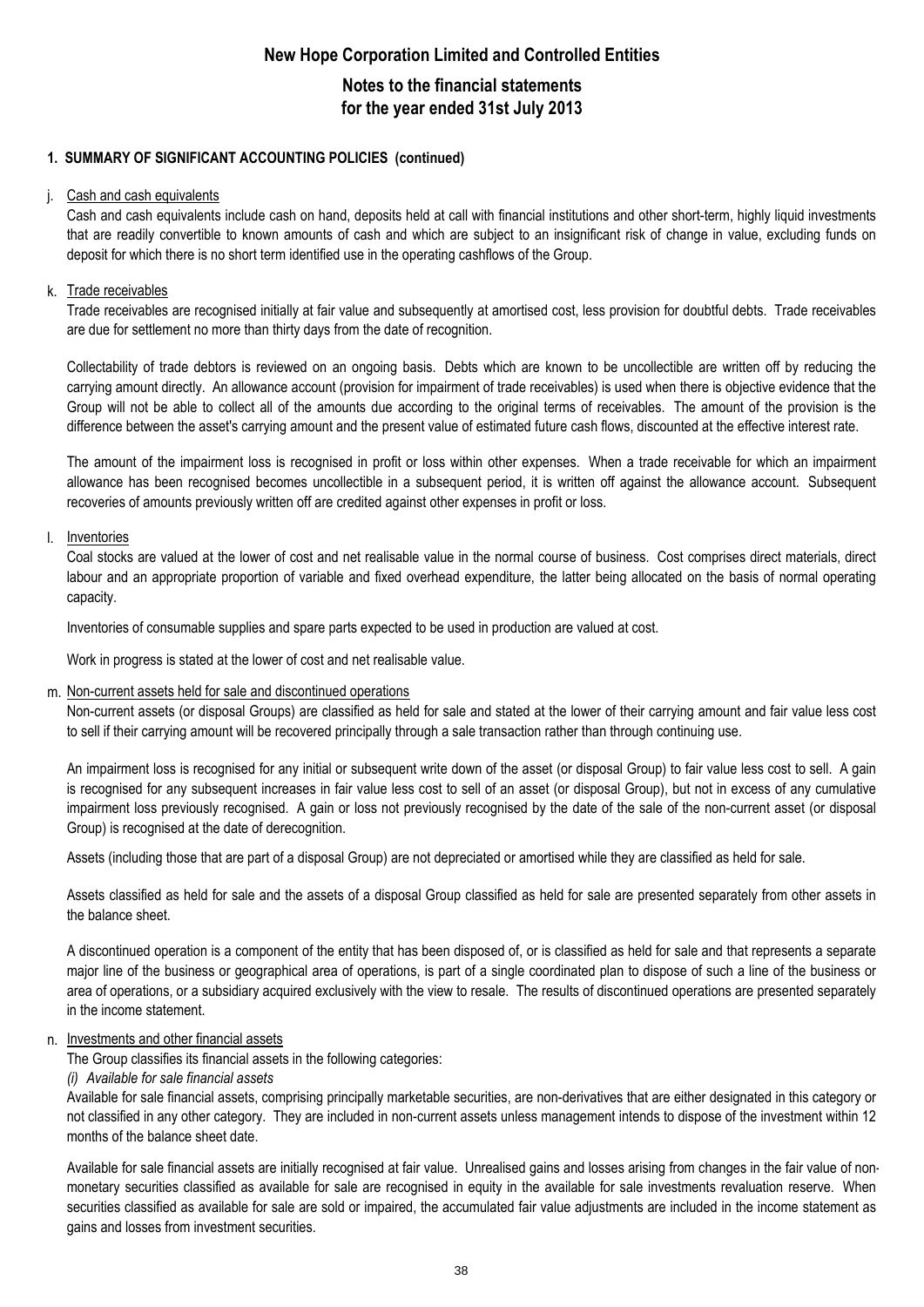## 1. SUMMARY OF SIGNIFICANT ACCOUNTING POLICIES (continued)

j. Cash and cash equivalents

Cash and cash equivalents include cash on hand, deposits held at call with financial institutions and other short-term, highly liquid investments that are readily convertible to known amounts of cash and which are subject to an insignificant risk of change in value, excluding funds on deposit for which there is no short term identified use in the operating cashflows of the Group.

k. Trade receivables

Trade receivables are recognised initially at fair value and subsequently at amortised cost, less provision for doubtful debts. Trade receivables are due for settlement no more than thirty days from the date of recognition.

Collectability of trade debtors is reviewed on an ongoing basis. Debts which are known to be uncollectible are written off by reducing the carrying amount directly. An allowance account (provision for impairment of trade receivables) is used when there is objective evidence that the Group will not be able to collect all of the amounts due according to the original terms of receivables. The amount of the provision is the difference between the asset's carrying amount and the present value of estimated future cash flows, discounted at the effective interest rate.

The amount of the impairment loss is recognised in profit or loss within other expenses. When a trade receivable for which an impairment allowance has been recognised becomes uncollectible in a subsequent period, it is written off against the allowance account. Subsequent recoveries of amounts previously written off are credited against other expenses in profit or loss.

l. Inventories

Coal stocks are valued at the lower of cost and net realisable value in the normal course of business. Cost comprises direct materials, direct labour and an appropriate proportion of variable and fixed overhead expenditure, the latter being allocated on the basis of normal operating capacity.

Inventories of consumable supplies and spare parts expected to be used in production are valued at cost.

Work in progress is stated at the lower of cost and net realisable value.

m. Non-current assets held for sale and discontinued operations

Non-current assets (or disposal Groups) are classified as held for sale and stated at the lower of their carrying amount and fair value less cost to sell if their carrying amount will be recovered principally through a sale transaction rather than through continuing use.

An impairment loss is recognised for any initial or subsequent write down of the asset (or disposal Group) to fair value less cost to sell. A gain is recognised for any subsequent increases in fair value less cost to sell of an asset (or disposal Group), but not in excess of any cumulative impairment loss previously recognised. A gain or loss not previously recognised by the date of the sale of the non-current asset (or disposal Group) is recognised at the date of derecognition.

Assets (including those that are part of a disposal Group) are not depreciated or amortised while they are classified as held for sale.

Assets classified as held for sale and the assets of a disposal Group classified as held for sale are presented separately from other assets in the balance sheet.

A discontinued operation is a component of the entity that has been disposed of, or is classified as held for sale and that represents a separate major line of the business or geographical area of operations, is part of a single coordinated plan to dispose of such a line of the business or area of operations, or a subsidiary acquired exclusively with the view to resale. The results of discontinued operations are presented separately in the income statement.

n. Investments and other financial assets

The Group classifies its financial assets in the following categories:

*(i) Available for sale financial assets*

Available for sale financial assets, comprising principally marketable securities, are non-derivatives that are either designated in this category or not classified in any other category. They are included in non-current assets unless management intends to dispose of the investment within 12 months of the balance sheet date.

Available for sale financial assets are initially recognised at fair value. Unrealised gains and losses arising from changes in the fair value of non-monetary securities classified as available for sale are recognised in equity in the available for sale investments revaluation reserve. When securities classified as available for sale are sold or impaired, the accumulated fair value adjustments are included in the income statement as gains and losses from investment securities.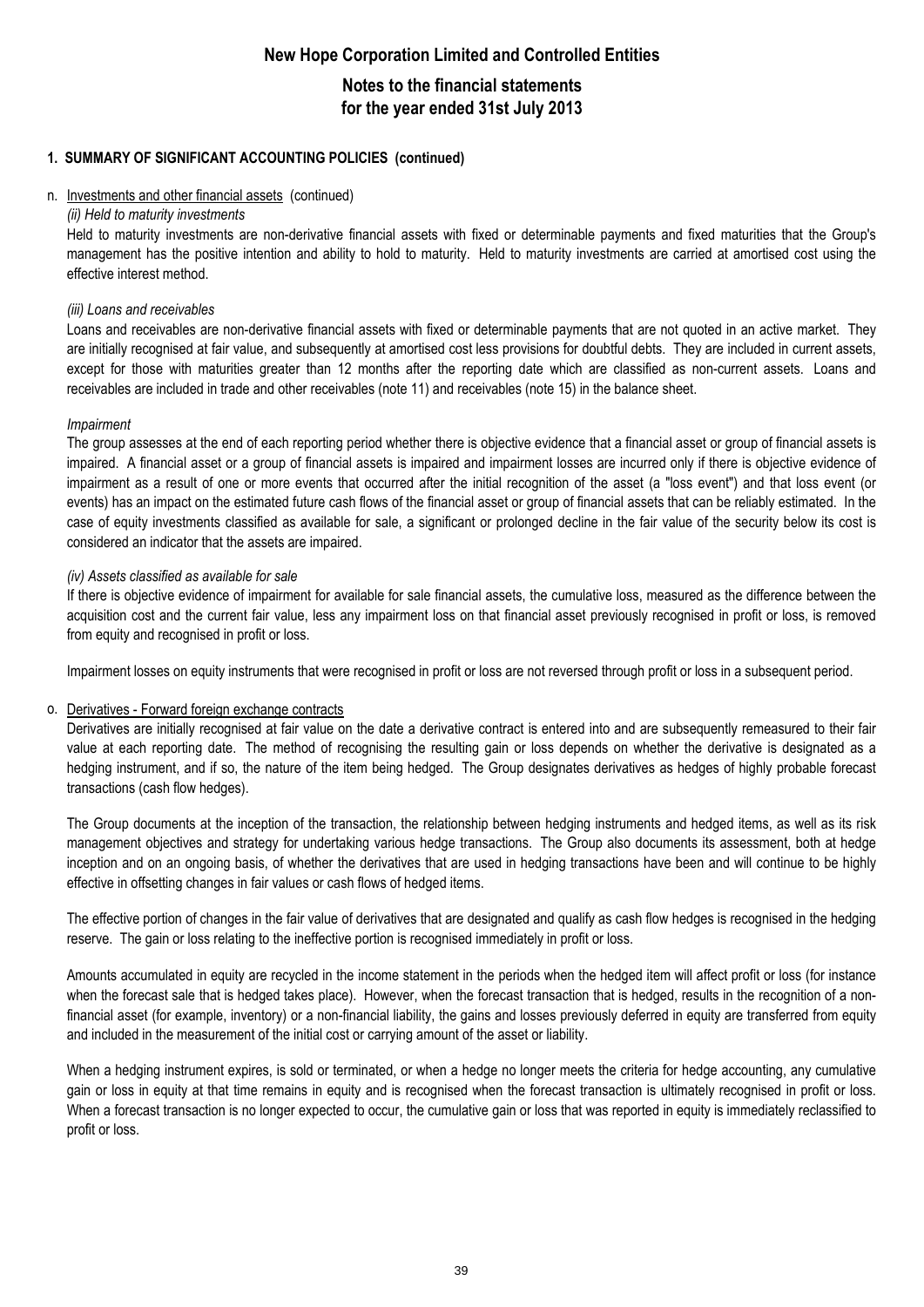## 1. SUMMARY OF SIGNIFICANT ACCOUNTING POLICIES (continued)

n. Investments and other financial assets (continued)

*(ii) Held to maturity investments*

Held to maturity investments are non-derivative financial assets with fixed or determinable payments and fixed maturities that the Group's management has the positive intention and ability to hold to maturity. Held to maturity investments are carried at amortised cost using the effective interest method.

*(iii) Loans and receivables*

Loans and receivables are non-derivative financial assets with fixed or determinable payments that are not quoted in an active market. They are initially recognised at fair value, and subsequently at amortised cost less provisions for doubtful debts. They are included in current assets, except for those with maturities greater than 12 months after the reporting date which are classified as non-current assets. Loans and receivables are included in trade and other receivables (note 11) and receivables (note 15) in the balance sheet.

*Impairment*

The group assesses at the end of each reporting period whether there is objective evidence that a financial asset or group of financial assets is impaired. A financial asset or a group of financial assets is impaired and impairment losses are incurred only if there is objective evidence of impairment as a result of one or more events that occurred after the initial recognition of the asset (a "loss event") and that loss event (or events) has an impact on the estimated future cash flows of the financial asset or group of financial assets that can be reliably estimated. In the case of equity investments classified as available for sale, a significant or prolonged decline in the fair value of the security below its cost is considered an indicator that the assets are impaired.

*(iv) Assets classified as available for sale*

If there is objective evidence of impairment for available for sale financial assets, the cumulative loss, measured as the difference between the acquisition cost and the current fair value, less any impairment loss on that financial asset previously recognised in profit or loss, is removed from equity and recognised in profit or loss.

Impairment losses on equity instruments that were recognised in profit or loss are not reversed through profit or loss in a subsequent period.

o. Derivatives - Forward foreign exchange contracts

Derivatives are initially recognised at fair value on the date a derivative contract is entered into and are subsequently remeasured to their fair value at each reporting date. The method of recognising the resulting gain or loss depends on whether the derivative is designated as a hedging instrument, and if so, the nature of the item being hedged. The Group designates derivatives as hedges of highly probable forecast transactions (cash flow hedges).

The Group documents at the inception of the transaction, the relationship between hedging instruments and hedged items, as well as its risk management objectives and strategy for undertaking various hedge transactions. The Group also documents its assessment, both at hedge inception and on an ongoing basis, of whether the derivatives that are used in hedging transactions have been and will continue to be highly effective in offsetting changes in fair values or cash flows of hedged items.

The effective portion of changes in the fair value of derivatives that are designated and qualify as cash flow hedges is recognised in the hedging reserve. The gain or loss relating to the ineffective portion is recognised immediately in profit or loss.

Amounts accumulated in equity are recycled in the income statement in the periods when the hedged item will affect profit or loss (for instance when the forecast sale that is hedged takes place). However, when the forecast transaction that is hedged, results in the recognition of a non-financial asset (for example, inventory) or a non-financial liability, the gains and losses previously deferred in equity are transferred from equity and included in the measurement of the initial cost or carrying amount of the asset or liability.

When a hedging instrument expires, is sold or terminated, or when a hedge no longer meets the criteria for hedge accounting, any cumulative gain or loss in equity at that time remains in equity and is recognised when the forecast transaction is ultimately recognised in profit or loss. When a forecast transaction is no longer expected to occur, the cumulative gain or loss that was reported in equity is immediately reclassified to profit or loss.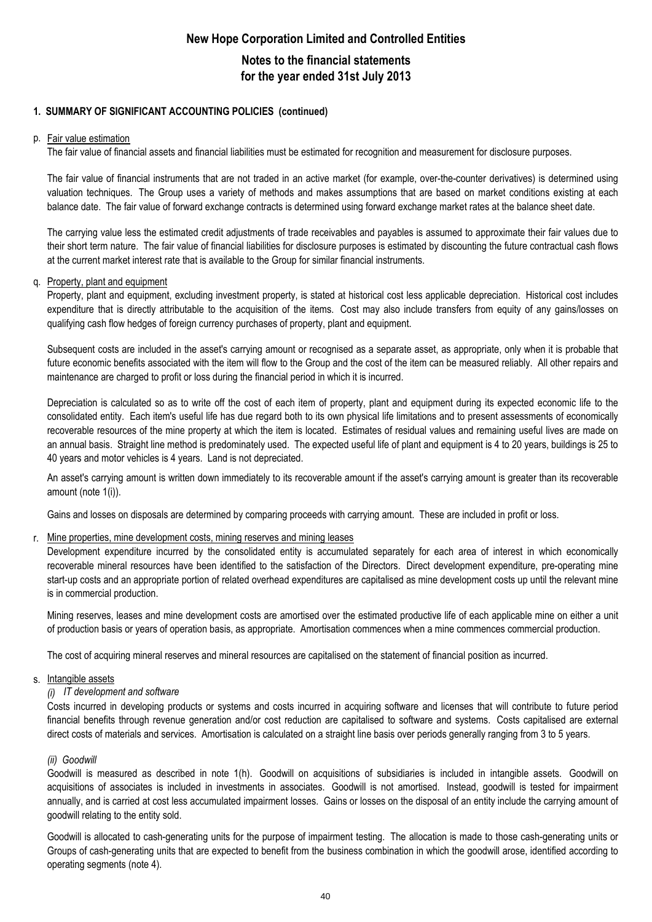## 1. SUMMARY OF SIGNIFICANT ACCOUNTING POLICIES (continued)

p. Fair value estimation

The fair value of financial assets and financial liabilities must be estimated for recognition and measurement for disclosure purposes.

The fair value of financial instruments that are not traded in an active market (for example, over-the-counter derivatives) is determined using valuation techniques. The Group uses a variety of methods and makes assumptions that are based on market conditions existing at each balance date. The fair value of forward exchange contracts is determined using forward exchange market rates at the balance sheet date.

The carrying value less the estimated credit adjustments of trade receivables and payables is assumed to approximate their fair values due to their short term nature. The fair value of financial liabilities for disclosure purposes is estimated by discounting the future contractual cash flows at the current market interest rate that is available to the Group for similar financial instruments.

q. Property, plant and equipment

Property, plant and equipment, excluding investment property, is stated at historical cost less applicable depreciation. Historical cost includes expenditure that is directly attributable to the acquisition of the items. Cost may also include transfers from equity of any gains/losses on qualifying cash flow hedges of foreign currency purchases of property, plant and equipment.

Subsequent costs are included in the asset's carrying amount or recognised as a separate asset, as appropriate, only when it is probable that future economic benefits associated with the item will flow to the Group and the cost of the item can be measured reliably. All other repairs and maintenance are charged to profit or loss during the financial period in which it is incurred.

Depreciation is calculated so as to write off the cost of each item of property, plant and equipment during its expected economic life to the consolidated entity. Each item's useful life has due regard both to its own physical life limitations and to present assessments of economically recoverable resources of the mine property at which the item is located. Estimates of residual values and remaining useful lives are made on an annual basis. Straight line method is predominately used. The expected useful life of plant and equipment is 4 to 20 years, buildings is 25 to 40 years and motor vehicles is 4 years. Land is not depreciated.

An asset's carrying amount is written down immediately to its recoverable amount if the asset's carrying amount is greater than its recoverable amount (note 1(i)).

Gains and losses on disposals are determined by comparing proceeds with carrying amount. These are included in profit or loss.

r. Mine properties, mine development costs, mining reserves and mining leases

Development expenditure incurred by the consolidated entity is accumulated separately for each area of interest in which economically recoverable mineral resources have been identified to the satisfaction of the Directors. Direct development expenditure, pre-operating mine start-up costs and an appropriate portion of related overhead expenditures are capitalised as mine development costs up until the relevant mine is in commercial production.

Mining reserves, leases and mine development costs are amortised over the estimated productive life of each applicable mine on either a unit of production basis or years of operation basis, as appropriate. Amortisation commences when a mine commences commercial production.

The cost of acquiring mineral reserves and mineral resources are capitalised on the statement of financial position as incurred.

s. Intangible assets

*(i) IT development and software*

Costs incurred in developing products or systems and costs incurred in acquiring software and licenses that will contribute to future period financial benefits through revenue generation and/or cost reduction are capitalised to software and systems. Costs capitalised are external direct costs of materials and services. Amortisation is calculated on a straight line basis over periods generally ranging from 3 to 5 years.

*(ii) Goodwill*

Goodwill is measured as described in note 1(h). Goodwill on acquisitions of subsidiaries is included in intangible assets. Goodwill on acquisitions of associates is included in investments in associates. Goodwill is not amortised. Instead, goodwill is tested for impairment annually, and is carried at cost less accumulated impairment losses. Gains or losses on the disposal of an entity include the carrying amount of goodwill relating to the entity sold.

Goodwill is allocated to cash-generating units for the purpose of impairment testing. The allocation is made to those cash-generating units or Groups of cash-generating units that are expected to benefit from the business combination in which the goodwill arose, identified according to operating segments (note 4).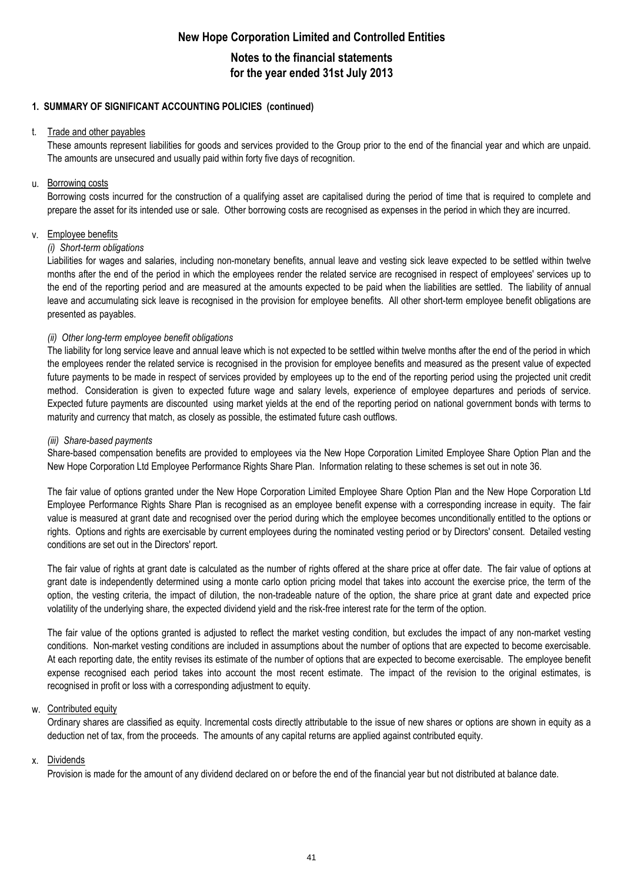# New Hope Corporation Limited and Controlled Entities

## Notes to the financial statements for the year ended 31st July 2013

### 1. SUMMARY OF SIGNIFICANT ACCOUNTING POLICIES (continued)

t. Trade and other payables

These amounts represent liabilities for goods and services provided to the Group prior to the end of the financial year and which are unpaid. The amounts are unsecured and usually paid within forty five days of recognition.

u. Borrowing costs

Borrowing costs incurred for the construction of a qualifying asset are capitalised during the period of time that is required to complete and prepare the asset for its intended use or sale. Other borrowing costs are recognised as expenses in the period in which they are incurred.

v. Employee benefits

*(i) Short-term obligations*

Liabilities for wages and salaries, including non-monetary benefits, annual leave and vesting sick leave expected to be settled within twelve months after the end of the period in which the employees render the related service are recognised in respect of employees' services up to the end of the reporting period and are measured at the amounts expected to be paid when the liabilities are settled. The liability of annual leave and accumulating sick leave is recognised in the provision for employee benefits. All other short-term employee benefit obligations are presented as payables.

*(ii) Other long-term employee benefit obligations*

The liability for long service leave and annual leave which is not expected to be settled within twelve months after the end of the period in which the employees render the related service is recognised in the provision for employee benefits and measured as the present value of expected future payments to be made in respect of services provided by employees up to the end of the reporting period using the projected unit credit method. Consideration is given to expected future wage and salary levels, experience of employee departures and periods of service. Expected future payments are discounted using market yields at the end of the reporting period on national government bonds with terms to maturity and currency that match, as closely as possible, the estimated future cash outflows.

*(iii) Share-based payments*

Share-based compensation benefits are provided to employees via the New Hope Corporation Limited Employee Share Option Plan and the New Hope Corporation Ltd Employee Performance Rights Share Plan. Information relating to these schemes is set out in note 36.

The fair value of options granted under the New Hope Corporation Limited Employee Share Option Plan and the New Hope Corporation Ltd Employee Performance Rights Share Plan is recognised as an employee benefit expense with a corresponding increase in equity. The fair value is measured at grant date and recognised over the period during which the employee becomes unconditionally entitled to the options or rights. Options and rights are exercisable by current employees during the nominated vesting period or by Directors' consent. Detailed vesting conditions are set out in the Directors' report.

The fair value of rights at grant date is calculated as the number of rights offered at the share price at offer date. The fair value of options at grant date is independently determined using a monte carlo option pricing model that takes into account the exercise price, the term of the option, the vesting criteria, the impact of dilution, the non-tradeable nature of the option, the share price at grant date and expected price volatility of the underlying share, the expected dividend yield and the risk-free interest rate for the term of the option.

The fair value of the options granted is adjusted to reflect the market vesting condition, but excludes the impact of any non-market vesting conditions. Non-market vesting conditions are included in assumptions about the number of options that are expected to become exercisable. At each reporting date, the entity revises its estimate of the number of options that are expected to become exercisable. The employee benefit expense recognised each period takes into account the most recent estimate. The impact of the revision to the original estimates, is recognised in profit or loss with a corresponding adjustment to equity.

w. Contributed equity

Ordinary shares are classified as equity. Incremental costs directly attributable to the issue of new shares or options are shown in equity as a deduction net of tax, from the proceeds. The amounts of any capital returns are applied against contributed equity.

x. Dividends

Provision is made for the amount of any dividend declared on or before the end of the financial year but not distributed at balance date.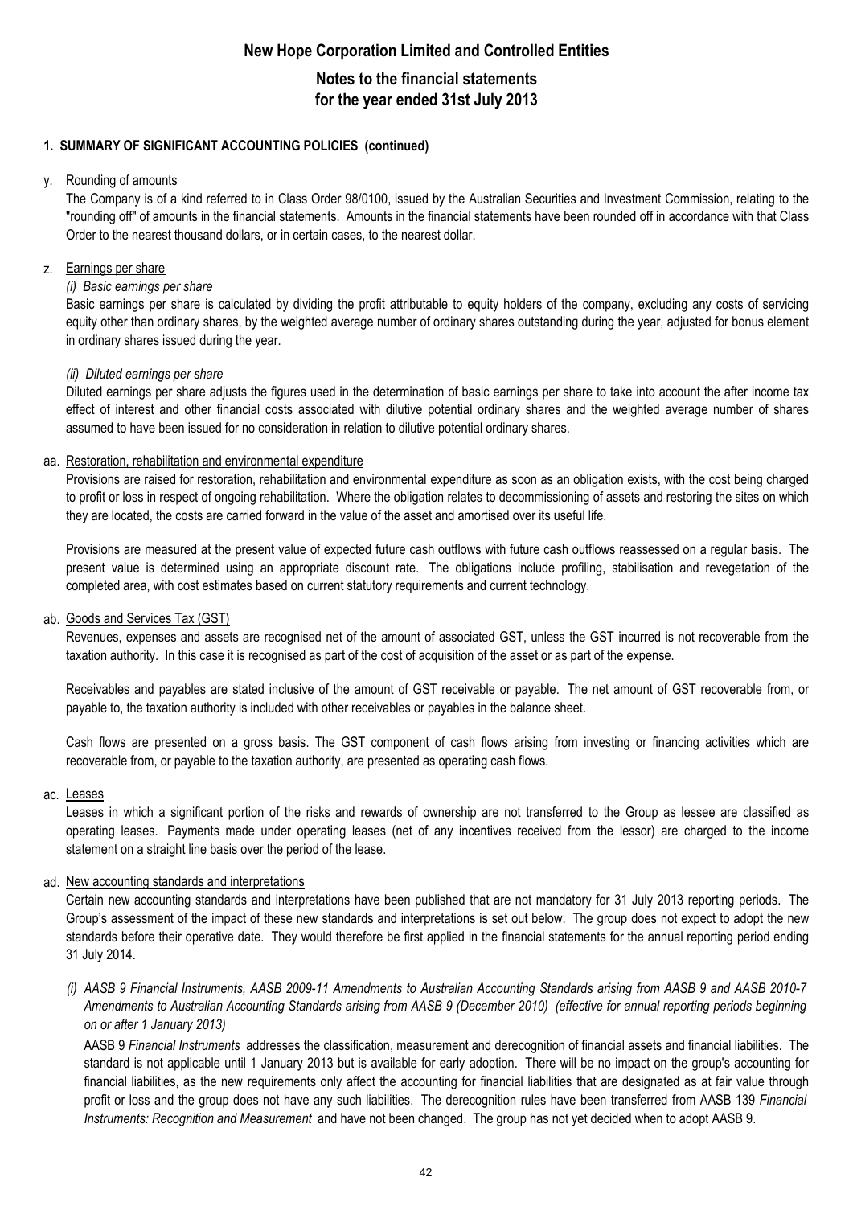# New Hope Corporation Limited and Controlled Entities

## Notes to the financial statements
## for the year ended 31st July 2013

### 1. SUMMARY OF SIGNIFICANT ACCOUNTING POLICIES (continued)

y. Rounding of amounts

The Company is of a kind referred to in Class Order 98/0100, issued by the Australian Securities and Investment Commission, relating to the "rounding off" of amounts in the financial statements. Amounts in the financial statements have been rounded off in accordance with that Class Order to the nearest thousand dollars, or in certain cases, to the nearest dollar.

z. Earnings per share

*(i) Basic earnings per share*

Basic earnings per share is calculated by dividing the profit attributable to equity holders of the company, excluding any costs of servicing equity other than ordinary shares, by the weighted average number of ordinary shares outstanding during the year, adjusted for bonus element in ordinary shares issued during the year.

*(ii) Diluted earnings per share*

Diluted earnings per share adjusts the figures used in the determination of basic earnings per share to take into account the after income tax effect of interest and other financial costs associated with dilutive potential ordinary shares and the weighted average number of shares assumed to have been issued for no consideration in relation to dilutive potential ordinary shares.

aa. Restoration, rehabilitation and environmental expenditure

Provisions are raised for restoration, rehabilitation and environmental expenditure as soon as an obligation exists, with the cost being charged to profit or loss in respect of ongoing rehabilitation. Where the obligation relates to decommissioning of assets and restoring the sites on which they are located, the costs are carried forward in the value of the asset and amortised over its useful life.

Provisions are measured at the present value of expected future cash outflows with future cash outflows reassessed on a regular basis. The present value is determined using an appropriate discount rate. The obligations include profiling, stabilisation and revegetation of the completed area, with cost estimates based on current statutory requirements and current technology.

ab. Goods and Services Tax (GST)

Revenues, expenses and assets are recognised net of the amount of associated GST, unless the GST incurred is not recoverable from the taxation authority. In this case it is recognised as part of the cost of acquisition of the asset or as part of the expense.

Receivables and payables are stated inclusive of the amount of GST receivable or payable. The net amount of GST recoverable from, or payable to, the taxation authority is included with other receivables or payables in the balance sheet.

Cash flows are presented on a gross basis. The GST component of cash flows arising from investing or financing activities which are recoverable from, or payable to the taxation authority, are presented as operating cash flows.

ac. Leases

Leases in which a significant portion of the risks and rewards of ownership are not transferred to the Group as lessee are classified as operating leases. Payments made under operating leases (net of any incentives received from the lessor) are charged to the income statement on a straight line basis over the period of the lease.

ad. New accounting standards and interpretations

Certain new accounting standards and interpretations have been published that are not mandatory for 31 July 2013 reporting periods. The Group's assessment of the impact of these new standards and interpretations is set out below. The group does not expect to adopt the new standards before their operative date. They would therefore be first applied in the financial statements for the annual reporting period ending 31 July 2014.

*(i) AASB 9 Financial Instruments, AASB 2009-11 Amendments to Australian Accounting Standards arising from AASB 9 and AASB 2010-7 Amendments to Australian Accounting Standards arising from AASB 9 (December 2010) (effective for annual reporting periods beginning on or after 1 January 2013)*

AASB 9 *Financial Instruments* addresses the classification, measurement and derecognition of financial assets and financial liabilities. The standard is not applicable until 1 January 2013 but is available for early adoption. There will be no impact on the group's accounting for financial liabilities, as the new requirements only affect the accounting for financial liabilities that are designated as at fair value through profit or loss and the group does not have any such liabilities. The derecognition rules have been transferred from AASB 139 *Financial Instruments: Recognition and Measurement* and have not been changed. The group has not yet decided when to adopt AASB 9.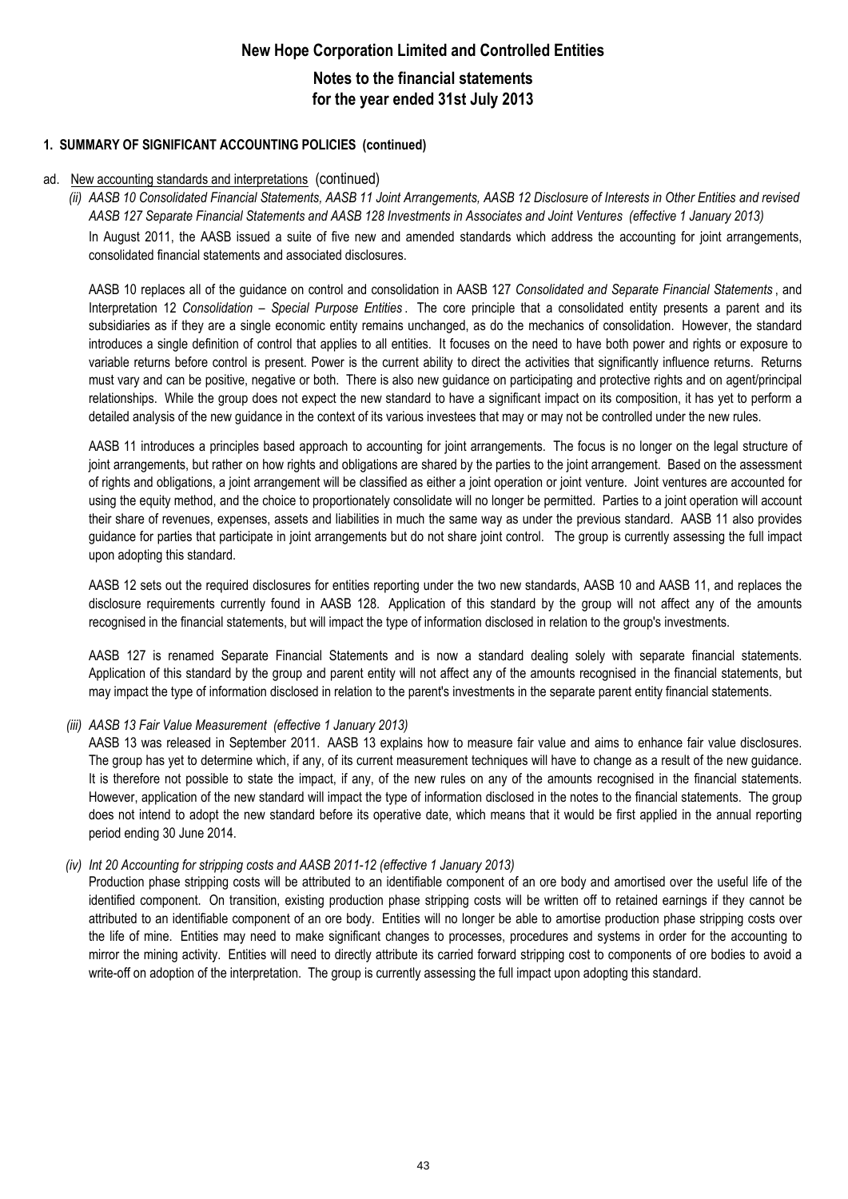# New Hope Corporation Limited and Controlled Entities

## Notes to the financial statements for the year ended 31st July 2013

### 1. SUMMARY OF SIGNIFICANT ACCOUNTING POLICIES (continued)

ad. New accounting standards and interpretations (continued)

*(ii) AASB 10 Consolidated Financial Statements, AASB 11 Joint Arrangements, AASB 12 Disclosure of Interests in Other Entities and revised AASB 127 Separate Financial Statements and AASB 128 Investments in Associates and Joint Ventures (effective 1 January 2013)*

In August 2011, the AASB issued a suite of five new and amended standards which address the accounting for joint arrangements, consolidated financial statements and associated disclosures.

AASB 10 replaces all of the guidance on control and consolidation in AASB 127 *Consolidated and Separate Financial Statements*, and Interpretation 12 *Consolidation – Special Purpose Entities*. The core principle that a consolidated entity presents a parent and its subsidiaries as if they are a single economic entity remains unchanged, as do the mechanics of consolidation. However, the standard introduces a single definition of control that applies to all entities. It focuses on the need to have both power and rights or exposure to variable returns before control is present. Power is the current ability to direct the activities that significantly influence returns. Returns must vary and can be positive, negative or both. There is also new guidance on participating and protective rights and on agent/principal relationships. While the group does not expect the new standard to have a significant impact on its composition, it has yet to perform a detailed analysis of the new guidance in the context of its various investees that may or may not be controlled under the new rules.

AASB 11 introduces a principles based approach to accounting for joint arrangements. The focus is no longer on the legal structure of joint arrangements, but rather on how rights and obligations are shared by the parties to the joint arrangement. Based on the assessment of rights and obligations, a joint arrangement will be classified as either a joint operation or joint venture. Joint ventures are accounted for using the equity method, and the choice to proportionately consolidate will no longer be permitted. Parties to a joint operation will account their share of revenues, expenses, assets and liabilities in much the same way as under the previous standard. AASB 11 also provides guidance for parties that participate in joint arrangements but do not share joint control. The group is currently assessing the full impact upon adopting this standard.

AASB 12 sets out the required disclosures for entities reporting under the two new standards, AASB 10 and AASB 11, and replaces the disclosure requirements currently found in AASB 128. Application of this standard by the group will not affect any of the amounts recognised in the financial statements, but will impact the type of information disclosed in relation to the group's investments.

AASB 127 is renamed Separate Financial Statements and is now a standard dealing solely with separate financial statements. Application of this standard by the group and parent entity will not affect any of the amounts recognised in the financial statements, but may impact the type of information disclosed in relation to the parent's investments in the separate parent entity financial statements.

*(iii) AASB 13 Fair Value Measurement (effective 1 January 2013)*

AASB 13 was released in September 2011. AASB 13 explains how to measure fair value and aims to enhance fair value disclosures. The group has yet to determine which, if any, of its current measurement techniques will have to change as a result of the new guidance. It is therefore not possible to state the impact, if any, of the new rules on any of the amounts recognised in the financial statements. However, application of the new standard will impact the type of information disclosed in the notes to the financial statements. The group does not intend to adopt the new standard before its operative date, which means that it would be first applied in the annual reporting period ending 30 June 2014.

*(iv) Int 20 Accounting for stripping costs and AASB 2011-12 (effective 1 January 2013)*

Production phase stripping costs will be attributed to an identifiable component of an ore body and amortised over the useful life of the identified component. On transition, existing production phase stripping costs will be written off to retained earnings if they cannot be attributed to an identifiable component of an ore body. Entities will no longer be able to amortise production phase stripping costs over the life of mine. Entities may need to make significant changes to processes, procedures and systems in order for the accounting to mirror the mining activity. Entities will need to directly attribute its carried forward stripping cost to components of ore bodies to avoid a write-off on adoption of the interpretation. The group is currently assessing the full impact upon adopting this standard.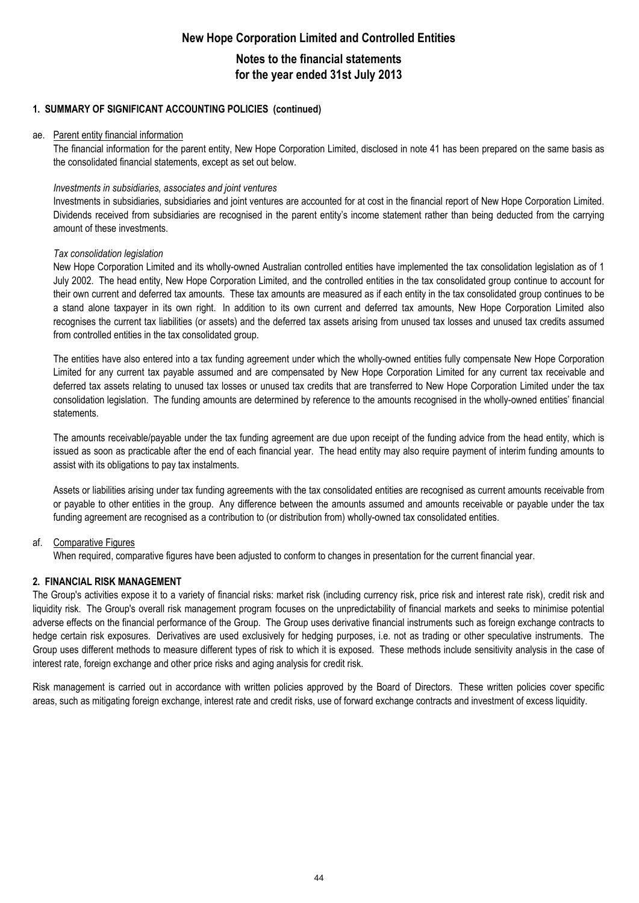## 1. SUMMARY OF SIGNIFICANT ACCOUNTING POLICIES (continued)

ae. Parent entity financial information

The financial information for the parent entity, New Hope Corporation Limited, disclosed in note 41 has been prepared on the same basis as the consolidated financial statements, except as set out below.

*Investments in subsidiaries, associates and joint ventures*

Investments in subsidiaries, subsidiaries and joint ventures are accounted for at cost in the financial report of New Hope Corporation Limited. Dividends received from subsidiaries are recognised in the parent entity's income statement rather than being deducted from the carrying amount of these investments.

*Tax consolidation legislation*

New Hope Corporation Limited and its wholly-owned Australian controlled entities have implemented the tax consolidation legislation as of 1 July 2002. The head entity, New Hope Corporation Limited, and the controlled entities in the tax consolidated group continue to account for their own current and deferred tax amounts. These tax amounts are measured as if each entity in the tax consolidated group continues to be a stand alone taxpayer in its own right. In addition to its own current and deferred tax amounts, New Hope Corporation Limited also recognises the current tax liabilities (or assets) and the deferred tax assets arising from unused tax losses and unused tax credits assumed from controlled entities in the tax consolidated group.

The entities have also entered into a tax funding agreement under which the wholly-owned entities fully compensate New Hope Corporation Limited for any current tax payable assumed and are compensated by New Hope Corporation Limited for any current tax receivable and deferred tax assets relating to unused tax losses or unused tax credits that are transferred to New Hope Corporation Limited under the tax consolidation legislation. The funding amounts are determined by reference to the amounts recognised in the wholly-owned entities' financial statements.

The amounts receivable/payable under the tax funding agreement are due upon receipt of the funding advice from the head entity, which is issued as soon as practicable after the end of each financial year. The head entity may also require payment of interim funding amounts to assist with its obligations to pay tax instalments.

Assets or liabilities arising under tax funding agreements with the tax consolidated entities are recognised as current amounts receivable from or payable to other entities in the group. Any difference between the amounts assumed and amounts receivable or payable under the tax funding agreement are recognised as a contribution to (or distribution from) wholly-owned tax consolidated entities.

af. Comparative Figures

When required, comparative figures have been adjusted to conform to changes in presentation for the current financial year.

## 2. FINANCIAL RISK MANAGEMENT

The Group's activities expose it to a variety of financial risks: market risk (including currency risk, price risk and interest rate risk), credit risk and liquidity risk. The Group's overall risk management program focuses on the unpredictability of financial markets and seeks to minimise potential adverse effects on the financial performance of the Group. The Group uses derivative financial instruments such as foreign exchange contracts to hedge certain risk exposures. Derivatives are used exclusively for hedging purposes, i.e. not as trading or other speculative instruments. The Group uses different methods to measure different types of risk to which it is exposed. These methods include sensitivity analysis in the case of interest rate, foreign exchange and other price risks and aging analysis for credit risk.

Risk management is carried out in accordance with written policies approved by the Board of Directors. These written policies cover specific areas, such as mitigating foreign exchange, interest rate and credit risks, use of forward exchange contracts and investment of excess liquidity.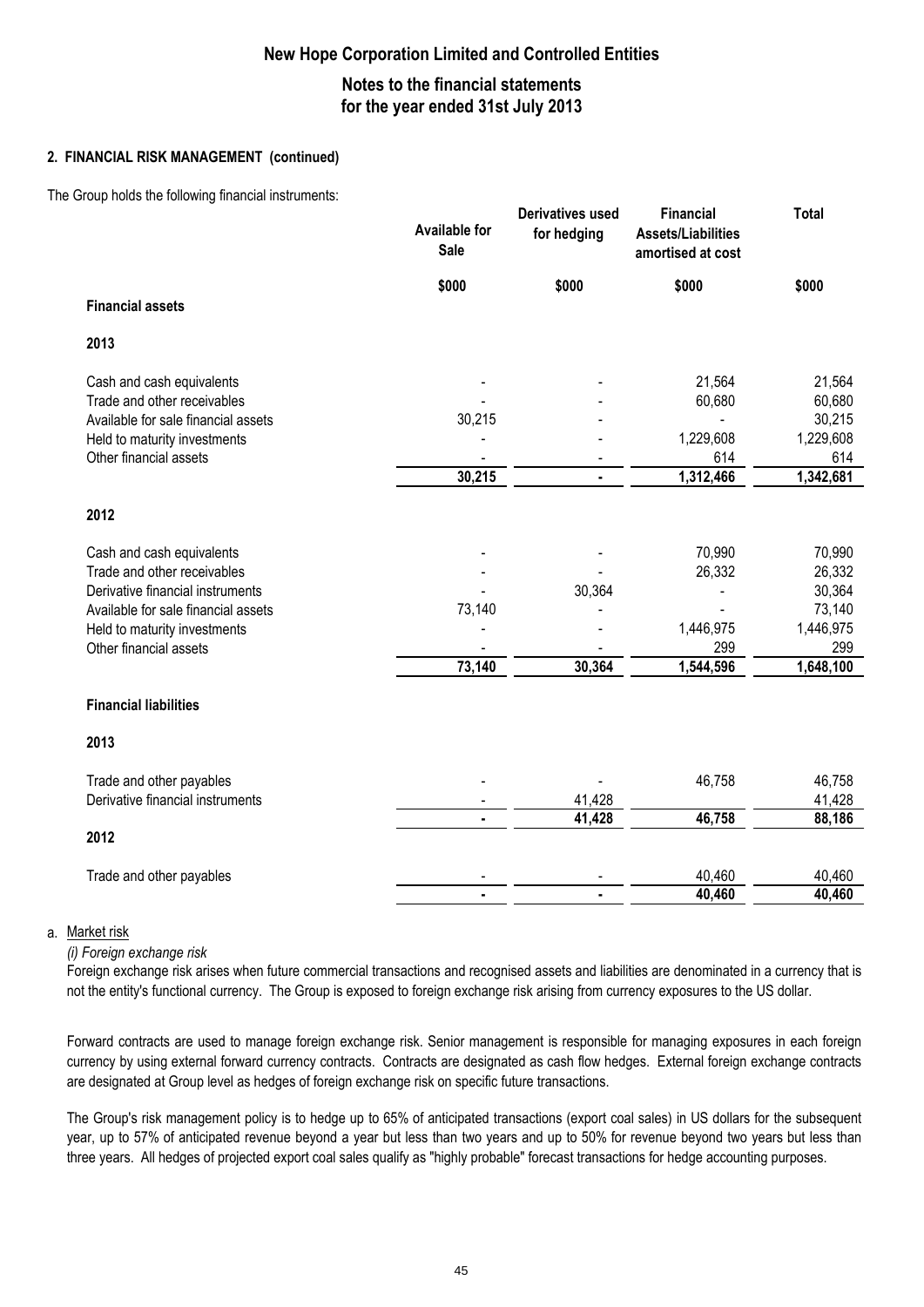## 2. FINANCIAL RISK MANAGEMENT (continued)

The Group holds the following financial instruments:

| | Available for Sale | Derivatives used for hedging | Financial Assets/Liabilities amortised at cost | Total |
|---|---|---|---|---|
| | $000 | $000 | $000 | $000 |
| **Financial assets** | | | | |
| **2013** | | | | |
| Cash and cash equivalents | - | - | 21,564 | 21,564 |
| Trade and other receivables | - | - | 60,680 | 60,680 |
| Available for sale financial assets | 30,215 | - | - | 30,215 |
| Held to maturity investments | - | - | 1,229,608 | 1,229,608 |
| Other financial assets | - | - | 614 | 614 |
| | 30,215 | - | 1,312,466 | 1,342,681 |
| **2012** | | | | |
| Cash and cash equivalents | - | - | 70,990 | 70,990 |
| Trade and other receivables | - | - | 26,332 | 26,332 |
| Derivative financial instruments | - | 30,364 | - | 30,364 |
| Available for sale financial assets | 73,140 | - | - | 73,140 |
| Held to maturity investments | - | - | 1,446,975 | 1,446,975 |
| Other financial assets | - | - | 299 | 299 |
| | 73,140 | 30,364 | 1,544,596 | 1,648,100 |
| **Financial liabilities** | | | | |
| **2013** | | | | |
| Trade and other payables | - | - | 46,758 | 46,758 |
| Derivative financial instruments | - | 41,428 | | 41,428 |
| | - | 41,428 | 46,758 | 88,186 |
| **2012** | | | | |
| Trade and other payables | - | - | 40,460 | 40,460 |
| | - | - | 40,460 | 40,460 |

a. Market risk

*(i) Foreign exchange risk*

Foreign exchange risk arises when future commercial transactions and recognised assets and liabilities are denominated in a currency that is not the entity's functional currency. The Group is exposed to foreign exchange risk arising from currency exposures to the US dollar.

Forward contracts are used to manage foreign exchange risk. Senior management is responsible for managing exposures in each foreign currency by using external forward currency contracts. Contracts are designated as cash flow hedges. External foreign exchange contracts are designated at Group level as hedges of foreign exchange risk on specific future transactions.

The Group's risk management policy is to hedge up to 65% of anticipated transactions (export coal sales) in US dollars for the subsequent year, up to 57% of anticipated revenue beyond a year but less than two years and up to 50% for revenue beyond two years but less than three years. All hedges of projected export coal sales qualify as "highly probable" forecast transactions for hedge accounting purposes.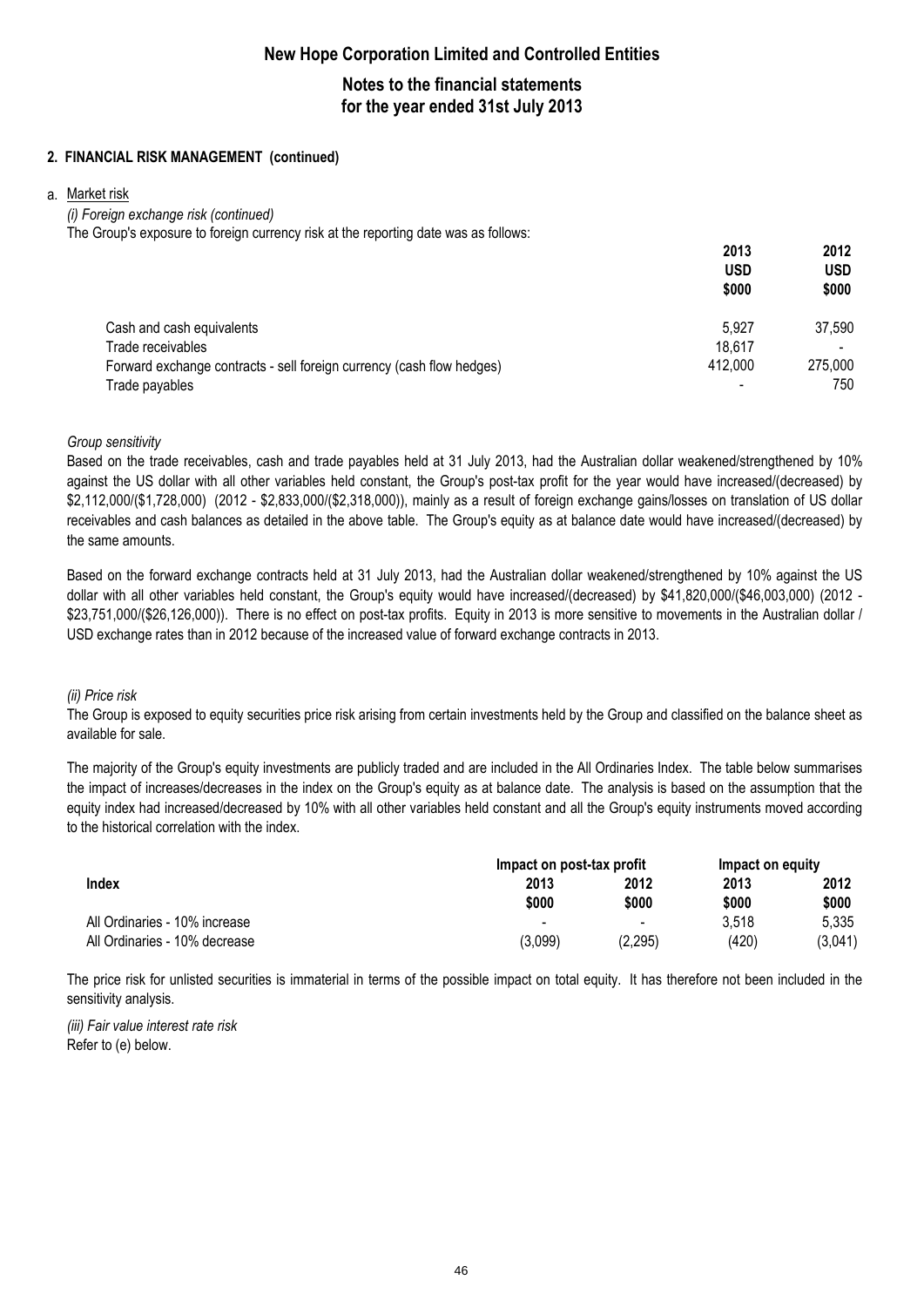## 2. FINANCIAL RISK MANAGEMENT (continued)

a. Market risk

*(i) Foreign exchange risk (continued)*

The Group's exposure to foreign currency risk at the reporting date was as follows:

| | 2013 USD $000 | 2012 USD $000 |
|---|---|---|
| Cash and cash equivalents | 5,927 | 37,590 |
| Trade receivables | 18,617 | - |
| Forward exchange contracts - sell foreign currency (cash flow hedges) | 412,000 | 275,000 |
| Trade payables | - | 750 |

*Group sensitivity*

Based on the trade receivables, cash and trade payables held at 31 July 2013, had the Australian dollar weakened/strengthened by 10% against the US dollar with all other variables held constant, the Group's post-tax profit for the year would have increased/(decreased) by $2,112,000/($1,728,000) (2012 - $2,833,000/($2,318,000)), mainly as a result of foreign exchange gains/losses on translation of US dollar receivables and cash balances as detailed in the above table. The Group's equity as at balance date would have increased/(decreased) by the same amounts.

Based on the forward exchange contracts held at 31 July 2013, had the Australian dollar weakened/strengthened by 10% against the US dollar with all other variables held constant, the Group's equity would have increased/(decreased) by $41,820,000/($46,003,000) (2012 - $23,751,000/($26,126,000)). There is no effect on post-tax profits. Equity in 2013 is more sensitive to movements in the Australian dollar / USD exchange rates than in 2012 because of the increased value of forward exchange contracts in 2013.

*(ii) Price risk*

The Group is exposed to equity securities price risk arising from certain investments held by the Group and classified on the balance sheet as available for sale.

The majority of the Group's equity investments are publicly traded and are included in the All Ordinaries Index. The table below summarises the impact of increases/decreases in the index on the Group's equity as at balance date. The analysis is based on the assumption that the equity index had increased/decreased by 10% with all other variables held constant and all the Group's equity instruments moved according to the historical correlation with the index.

| | Impact on post-tax profit | | Impact on equity | |
|---|---|---|---|---|
| **Index** | 2013 $000 | 2012 $000 | 2013 $000 | 2012 $000 |
| All Ordinaries - 10% increase | - | - | 3,518 | 5,335 |
| All Ordinaries - 10% decrease | (3,099) | (2,295) | (420) | (3,041) |

The price risk for unlisted securities is immaterial in terms of the possible impact on total equity. It has therefore not been included in the sensitivity analysis.

*(iii) Fair value interest rate risk*

Refer to (e) below.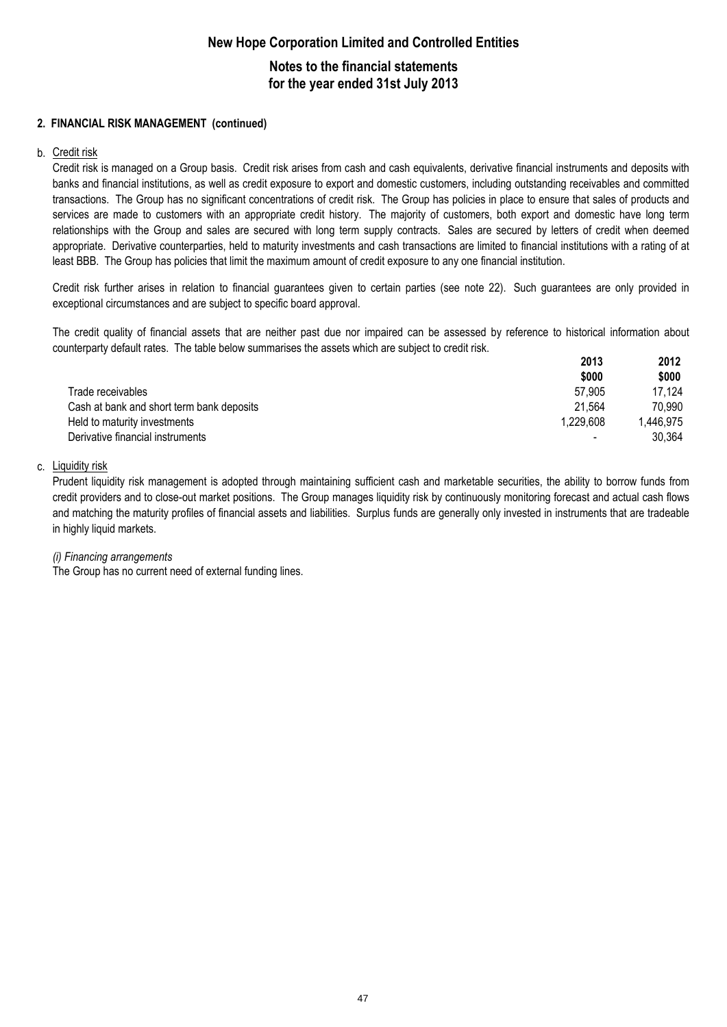## 2. FINANCIAL RISK MANAGEMENT (continued)

### b. Credit risk

Credit risk is managed on a Group basis. Credit risk arises from cash and cash equivalents, derivative financial instruments and deposits with banks and financial institutions, as well as credit exposure to export and domestic customers, including outstanding receivables and committed transactions. The Group has no significant concentrations of credit risk. The Group has policies in place to ensure that sales of products and services are made to customers with an appropriate credit history. The majority of customers, both export and domestic have long term relationships with the Group and sales are secured with long term supply contracts. Sales are secured by letters of credit when deemed appropriate. Derivative counterparties, held to maturity investments and cash transactions are limited to financial institutions with a rating of at least BBB. The Group has policies that limit the maximum amount of credit exposure to any one financial institution.

Credit risk further arises in relation to financial guarantees given to certain parties (see note 22). Such guarantees are only provided in exceptional circumstances and are subject to specific board approval.

The credit quality of financial assets that are neither past due nor impaired can be assessed by reference to historical information about counterparty default rates. The table below summarises the assets which are subject to credit risk.

| | 2013<br>$000 | 2012<br>$000 |
|---|---|---|
| Trade receivables | 57,905 | 17,124 |
| Cash at bank and short term bank deposits | 21,564 | 70,990 |
| Held to maturity investments | 1,229,608 | 1,446,975 |
| Derivative financial instruments | - | 30,364 |

### c. Liquidity risk

Prudent liquidity risk management is adopted through maintaining sufficient cash and marketable securities, the ability to borrow funds from credit providers and to close-out market positions. The Group manages liquidity risk by continuously monitoring forecast and actual cash flows and matching the maturity profiles of financial assets and liabilities. Surplus funds are generally only invested in instruments that are tradeable in highly liquid markets.

*(i) Financing arrangements*

The Group has no current need of external funding lines.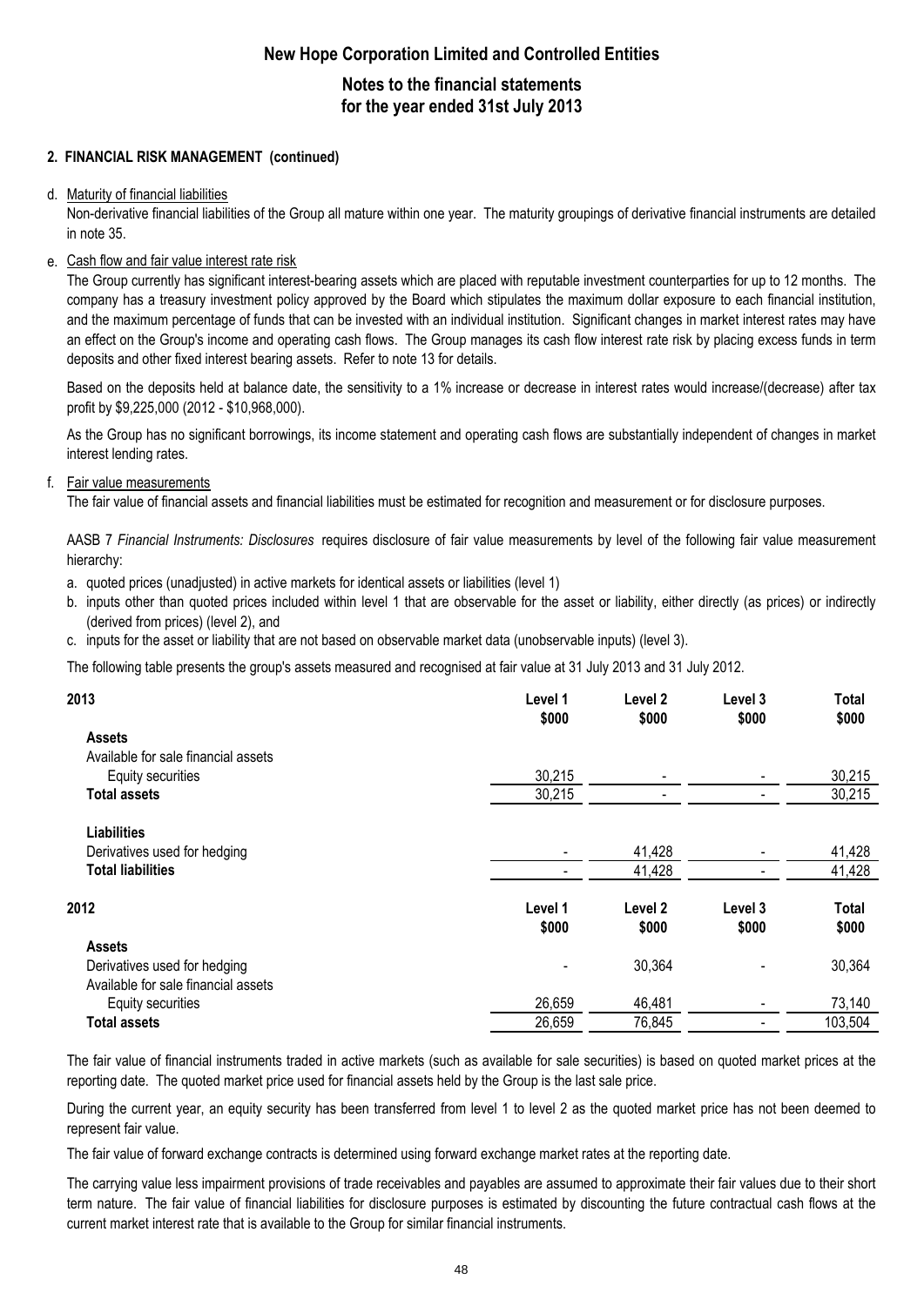# New Hope Corporation Limited and Controlled Entities

## Notes to the financial statements for the year ended 31st July 2013

### 2. FINANCIAL RISK MANAGEMENT (continued)

d. Maturity of financial liabilities

Non-derivative financial liabilities of the Group all mature within one year. The maturity groupings of derivative financial instruments are detailed in note 35.

e. Cash flow and fair value interest rate risk

The Group currently has significant interest-bearing assets which are placed with reputable investment counterparties for up to 12 months. The company has a treasury investment policy approved by the Board which stipulates the maximum dollar exposure to each financial institution, and the maximum percentage of funds that can be invested with an individual institution. Significant changes in market interest rates may have an effect on the Group's income and operating cash flows. The Group manages its cash flow interest rate risk by placing excess funds in term deposits and other fixed interest bearing assets. Refer to note 13 for details.

Based on the deposits held at balance date, the sensitivity to a 1% increase or decrease in interest rates would increase/(decrease) after tax profit by $9,225,000 (2012 - $10,968,000).

As the Group has no significant borrowings, its income statement and operating cash flows are substantially independent of changes in market interest lending rates.

f. Fair value measurements

The fair value of financial assets and financial liabilities must be estimated for recognition and measurement or for disclosure purposes.

AASB 7 *Financial Instruments: Disclosures* requires disclosure of fair value measurements by level of the following fair value measurement hierarchy:

a. quoted prices (unadjusted) in active markets for identical assets or liabilities (level 1)
b. inputs other than quoted prices included within level 1 that are observable for the asset or liability, either directly (as prices) or indirectly (derived from prices) (level 2), and
c. inputs for the asset or liability that are not based on observable market data (unobservable inputs) (level 3).

The following table presents the group's assets measured and recognised at fair value at 31 July 2013 and 31 July 2012.

| 2013 | Level 1 $000 | Level 2 $000 | Level 3 $000 | Total $000 |
|---|---|---|---|---|
| **Assets** | | | | |
| Available for sale financial assets | | | | |
| Equity securities | 30,215 | - | - | 30,215 |
| **Total assets** | 30,215 | - | - | 30,215 |
| **Liabilities** | | | | |
| Derivatives used for hedging | - | 41,428 | - | 41,428 |
| **Total liabilities** | - | 41,428 | - | 41,428 |

| 2012 | Level 1 $000 | Level 2 $000 | Level 3 $000 | Total $000 |
|---|---|---|---|---|
| **Assets** | | | | |
| Derivatives used for hedging | - | 30,364 | - | 30,364 |
| Available for sale financial assets | | | | |
| Equity securities | 26,659 | 46,481 | - | 73,140 |
| **Total assets** | 26,659 | 76,845 | - | 103,504 |

The fair value of financial instruments traded in active markets (such as available for sale securities) is based on quoted market prices at the reporting date. The quoted market price used for financial assets held by the Group is the last sale price.

During the current year, an equity security has been transferred from level 1 to level 2 as the quoted market price has not been deemed to represent fair value.

The fair value of forward exchange contracts is determined using forward exchange market rates at the reporting date.

The carrying value less impairment provisions of trade receivables and payables are assumed to approximate their fair values due to their short term nature. The fair value of financial liabilities for disclosure purposes is estimated by discounting the future contractual cash flows at the current market interest rate that is available to the Group for similar financial instruments.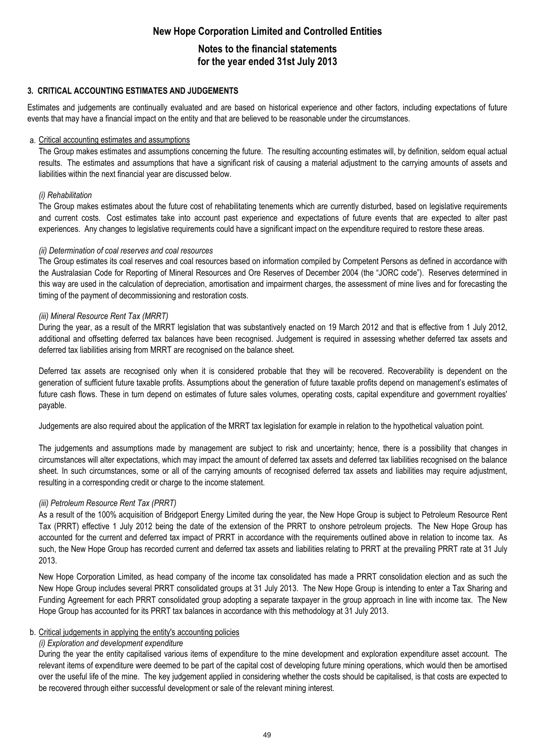## 3. CRITICAL ACCOUNTING ESTIMATES AND JUDGEMENTS

Estimates and judgements are continually evaluated and are based on historical experience and other factors, including expectations of future events that may have a financial impact on the entity and that are believed to be reasonable under the circumstances.

a. Critical accounting estimates and assumptions

The Group makes estimates and assumptions concerning the future. The resulting accounting estimates will, by definition, seldom equal actual results. The estimates and assumptions that have a significant risk of causing a material adjustment to the carrying amounts of assets and liabilities within the next financial year are discussed below.

*(i) Rehabilitation*

The Group makes estimates about the future cost of rehabilitating tenements which are currently disturbed, based on legislative requirements and current costs. Cost estimates take into account past experience and expectations of future events that are expected to alter past experiences. Any changes to legislative requirements could have a significant impact on the expenditure required to restore these areas.

*(ii) Determination of coal reserves and coal resources*

The Group estimates its coal reserves and coal resources based on information compiled by Competent Persons as defined in accordance with the Australasian Code for Reporting of Mineral Resources and Ore Reserves of December 2004 (the "JORC code"). Reserves determined in this way are used in the calculation of depreciation, amortisation and impairment charges, the assessment of mine lives and for forecasting the timing of the payment of decommissioning and restoration costs.

*(iii) Mineral Resource Rent Tax (MRRT)*

During the year, as a result of the MRRT legislation that was substantively enacted on 19 March 2012 and that is effective from 1 July 2012, additional and offsetting deferred tax balances have been recognised. Judgement is required in assessing whether deferred tax assets and deferred tax liabilities arising from MRRT are recognised on the balance sheet.

Deferred tax assets are recognised only when it is considered probable that they will be recovered. Recoverability is dependent on the generation of sufficient future taxable profits. Assumptions about the generation of future taxable profits depend on management's estimates of future cash flows. These in turn depend on estimates of future sales volumes, operating costs, capital expenditure and government royalties' payable.

Judgements are also required about the application of the MRRT tax legislation for example in relation to the hypothetical valuation point.

The judgements and assumptions made by management are subject to risk and uncertainty; hence, there is a possibility that changes in circumstances will alter expectations, which may impact the amount of deferred tax assets and deferred tax liabilities recognised on the balance sheet. In such circumstances, some or all of the carrying amounts of recognised deferred tax assets and liabilities may require adjustment, resulting in a corresponding credit or charge to the income statement.

*(iii) Petroleum Resource Rent Tax (PRRT)*

As a result of the 100% acquisition of Bridgeport Energy Limited during the year, the New Hope Group is subject to Petroleum Resource Rent Tax (PRRT) effective 1 July 2012 being the date of the extension of the PRRT to onshore petroleum projects. The New Hope Group has accounted for the current and deferred tax impact of PRRT in accordance with the requirements outlined above in relation to income tax. As such, the New Hope Group has recorded current and deferred tax assets and liabilities relating to PRRT at the prevailing PRRT rate at 31 July 2013.

New Hope Corporation Limited, as head company of the income tax consolidated has made a PRRT consolidation election and as such the New Hope Group includes several PRRT consolidated groups at 31 July 2013. The New Hope Group is intending to enter a Tax Sharing and Funding Agreement for each PRRT consolidated group adopting a separate taxpayer in the group approach in line with income tax. The New Hope Group has accounted for its PRRT tax balances in accordance with this methodology at 31 July 2013.

b. Critical judgements in applying the entity's accounting policies

*(i) Exploration and development expenditure*

During the year the entity capitalised various items of expenditure to the mine development and exploration expenditure asset account. The relevant items of expenditure were deemed to be part of the capital cost of developing future mining operations, which would then be amortised over the useful life of the mine. The key judgement applied in considering whether the costs should be capitalised, is that costs are expected to be recovered through either successful development or sale of the relevant mining interest.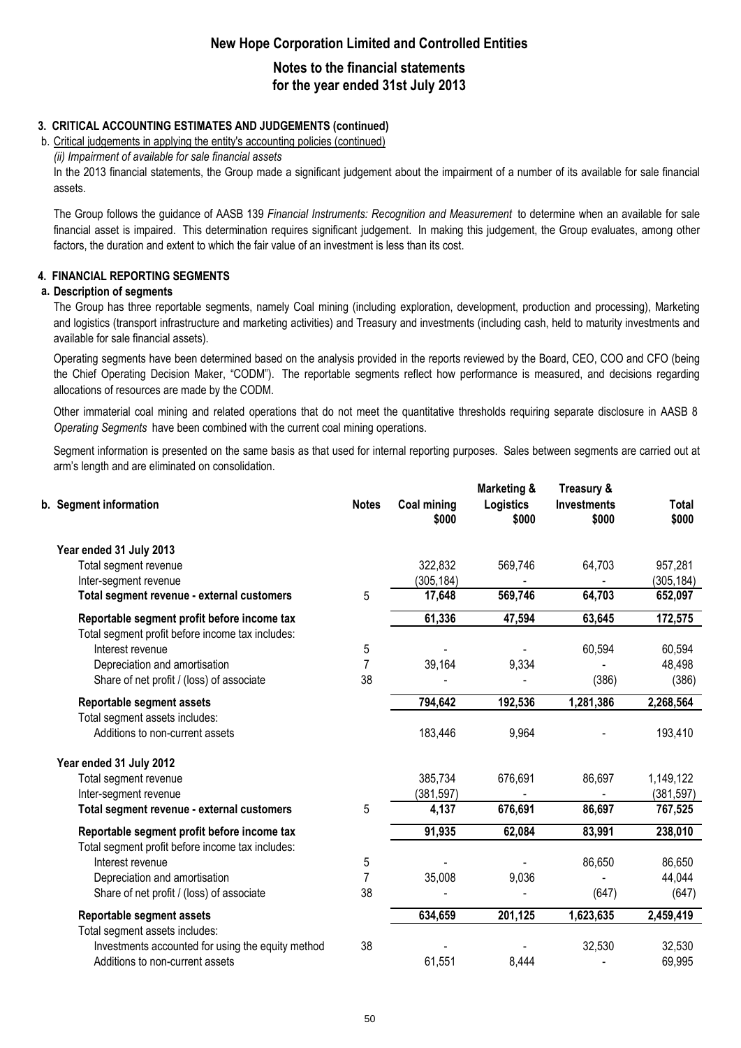## 3. CRITICAL ACCOUNTING ESTIMATES AND JUDGEMENTS (continued)

b. Critical judgements in applying the entity's accounting policies (continued)

*(ii) Impairment of available for sale financial assets*

In the 2013 financial statements, the Group made a significant judgement about the impairment of a number of its available for sale financial assets.

The Group follows the guidance of AASB 139 *Financial Instruments: Recognition and Measurement* to determine when an available for sale financial asset is impaired. This determination requires significant judgement. In making this judgement, the Group evaluates, among other factors, the duration and extent to which the fair value of an investment is less than its cost.

## 4. FINANCIAL REPORTING SEGMENTS

### a. Description of segments

The Group has three reportable segments, namely Coal mining (including exploration, development, production and processing), Marketing and logistics (transport infrastructure and marketing activities) and Treasury and investments (including cash, held to maturity investments and available for sale financial assets).

Operating segments have been determined based on the analysis provided in the reports reviewed by the Board, CEO, COO and CFO (being the Chief Operating Decision Maker, "CODM"). The reportable segments reflect how performance is measured, and decisions regarding allocations of resources are made by the CODM.

Other immaterial coal mining and related operations that do not meet the quantitative thresholds requiring separate disclosure in AASB 8 *Operating Segments* have been combined with the current coal mining operations.

Segment information is presented on the same basis as that used for internal reporting purposes. Sales between segments are carried out at arm's length and are eliminated on consolidation.

| b. Segment information | Notes | Coal mining $000 | Marketing & Logistics $000 | Treasury & Investments $000 | Total $000 |
|---|---|---|---|---|---|
| **Year ended 31 July 2013** | | | | | |
| Total segment revenue | | 322,832 | 569,746 | 64,703 | 957,281 |
| Inter-segment revenue | | (305,184) | - | - | (305,184) |
| **Total segment revenue - external customers** | 5 | **17,648** | **569,746** | **64,703** | **652,097** |
| **Reportable segment profit before income tax** | | **61,336** | **47,594** | **63,645** | **172,575** |
| Total segment profit before income tax includes: | | | | | |
| Interest revenue | 5 | - | - | 60,594 | 60,594 |
| Depreciation and amortisation | 7 | 39,164 | 9,334 | - | 48,498 |
| Share of net profit / (loss) of associate | 38 | - | - | (386) | (386) |
| **Reportable segment assets** | | **794,642** | **192,536** | **1,281,386** | **2,268,564** |
| Total segment assets includes: | | | | | |
| Additions to non-current assets | | 183,446 | 9,964 | - | 193,410 |
| **Year ended 31 July 2012** | | | | | |
| Total segment revenue | | 385,734 | 676,691 | 86,697 | 1,149,122 |
| Inter-segment revenue | | (381,597) | - | - | (381,597) |
| **Total segment revenue - external customers** | 5 | **4,137** | **676,691** | **86,697** | **767,525** |
| **Reportable segment profit before income tax** | | **91,935** | **62,084** | **83,991** | **238,010** |
| Total segment profit before income tax includes: | | | | | |
| Interest revenue | 5 | - | - | 86,650 | 86,650 |
| Depreciation and amortisation | 7 | 35,008 | 9,036 | - | 44,044 |
| Share of net profit / (loss) of associate | 38 | - | - | (647) | (647) |
| **Reportable segment assets** | | **634,659** | **201,125** | **1,623,635** | **2,459,419** |
| Total segment assets includes: | | | | | |
| Investments accounted for using the equity method | 38 | - | - | 32,530 | 32,530 |
| Additions to non-current assets | | 61,551 | 8,444 | - | 69,995 |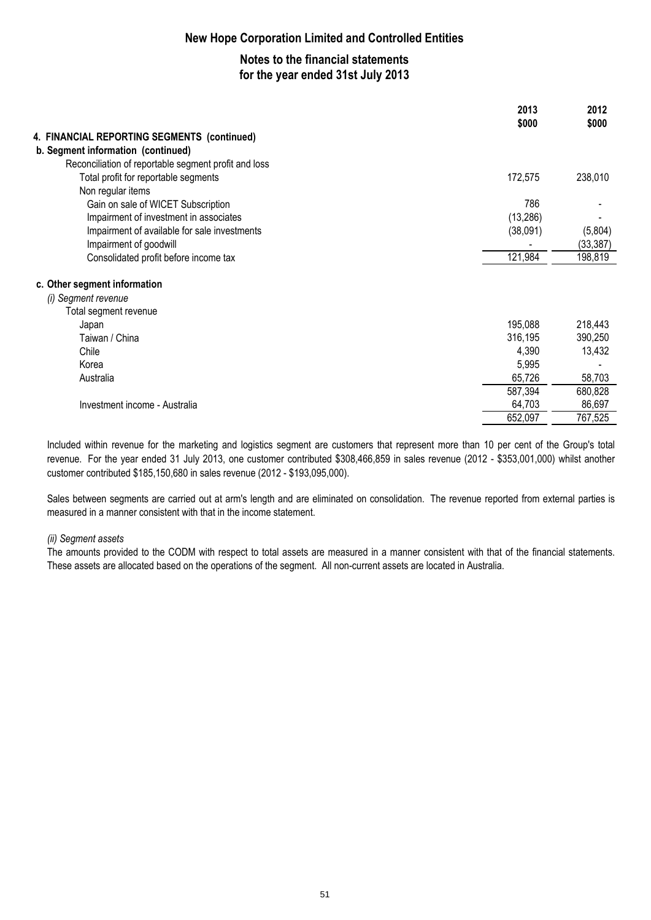## New Hope Corporation Limited and Controlled Entities

### Notes to the financial statements for the year ended 31st July 2013

| | 2013 $000 | 2012 $000 |
|---|---|---|
| **4. FINANCIAL REPORTING SEGMENTS (continued)** | | |
| **b. Segment information (continued)** | | |
| Reconciliation of reportable segment profit and loss | | |
| Total profit for reportable segments | 172,575 | 238,010 |
| Non regular items | | |
| Gain on sale of WICET Subscription | 786 | - |
| Impairment of investment in associates | (13,286) | - |
| Impairment of available for sale investments | (38,091) | (5,804) |
| Impairment of goodwill | - | (33,387) |
| Consolidated profit before income tax | 121,984 | 198,819 |
| | | |
| **c. Other segment information** | | |
| *(i) Segment revenue* | | |
| Total segment revenue | | |
| Japan | 195,088 | 218,443 |
| Taiwan / China | 316,195 | 390,250 |
| Chile | 4,390 | 13,432 |
| Korea | 5,995 | - |
| Australia | 65,726 | 58,703 |
| | 587,394 | 680,828 |
| Investment income - Australia | 64,703 | 86,697 |
| | 652,097 | 767,525 |

Included within revenue for the marketing and logistics segment are customers that represent more than 10 per cent of the Group's total revenue. For the year ended 31 July 2013, one customer contributed $308,466,859 in sales revenue (2012 - $353,001,000) whilst another customer contributed $185,150,680 in sales revenue (2012 - $193,095,000).

Sales between segments are carried out at arm's length and are eliminated on consolidation. The revenue reported from external parties is measured in a manner consistent with that in the income statement.

*(ii) Segment assets*

The amounts provided to the CODM with respect to total assets are measured in a manner consistent with that of the financial statements. These assets are allocated based on the operations of the segment. All non-current assets are located in Australia.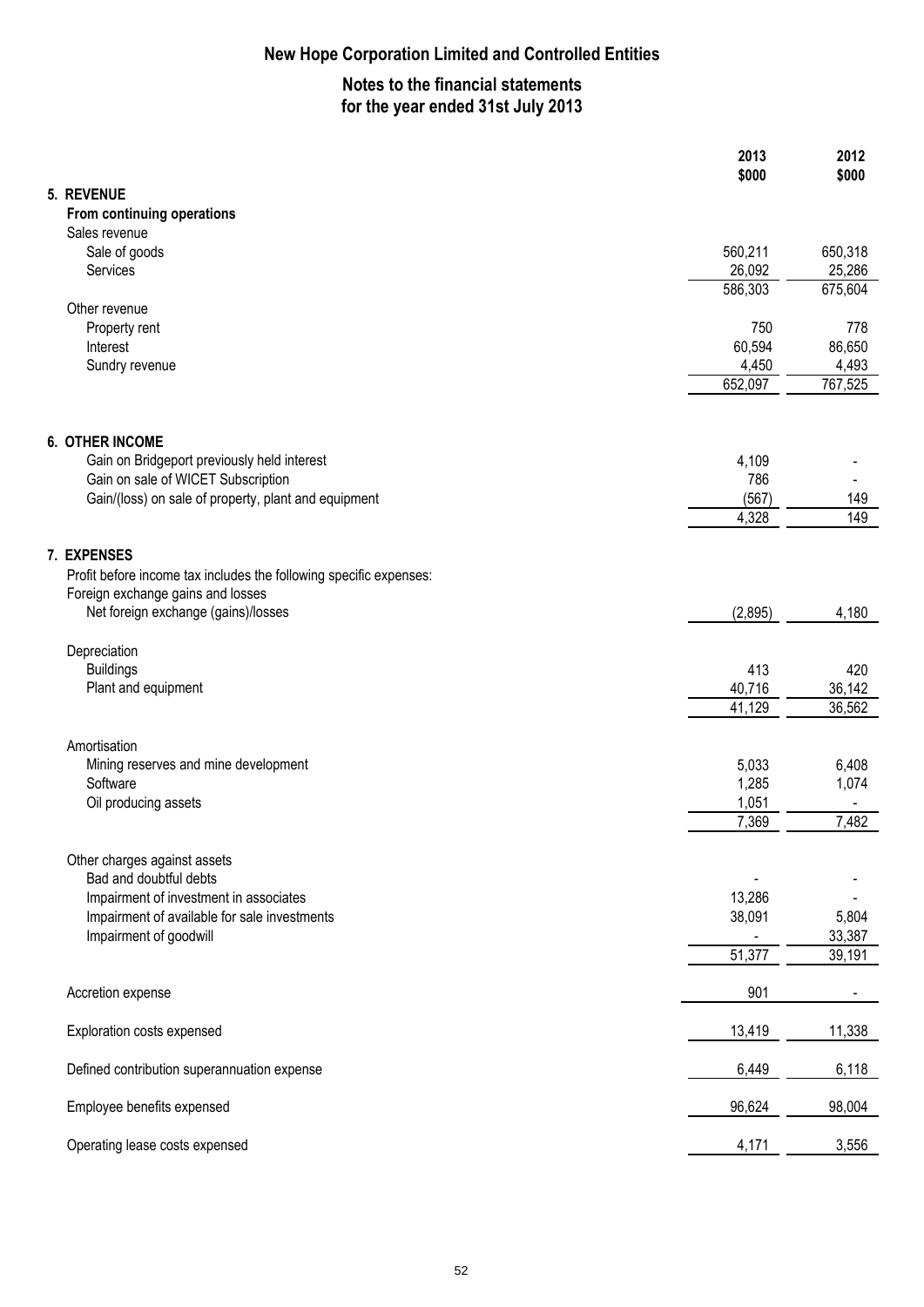# New Hope Corporation Limited and Controlled Entities

## Notes to the financial statements for the year ended 31st July 2013

| | 2013 $000 | 2012 $000 |
|---|---|---|
| **5. REVENUE** | | |
| **From continuing operations** | | |
| Sales revenue | | |
| Sale of goods | 560,211 | 650,318 |
| Services | 26,092 | 25,286 |
| | 586,303 | 675,604 |
| Other revenue | | |
| Property rent | 750 | 778 |
| Interest | 60,594 | 86,650 |
| Sundry revenue | 4,450 | 4,493 |
| | 652,097 | 767,525 |
| | | |
| **6. OTHER INCOME** | | |
| Gain on Bridgeport previously held interest | 4,109 | - |
| Gain on sale of WICET Subscription | 786 | - |
| Gain/(loss) on sale of property, plant and equipment | (567) | 149 |
| | 4,328 | 149 |
| | | |
| **7. EXPENSES** | | |
| Profit before income tax includes the following specific expenses: | | |
| Foreign exchange gains and losses | | |
| Net foreign exchange (gains)/losses | (2,895) | 4,180 |
| | | |
| Depreciation | | |
| Buildings | 413 | 420 |
| Plant and equipment | 40,716 | 36,142 |
| | 41,129 | 36,562 |
| | | |
| Amortisation | | |
| Mining reserves and mine development | 5,033 | 6,408 |
| Software | 1,285 | 1,074 |
| Oil producing assets | 1,051 | - |
| | 7,369 | 7,482 |
| | | |
| Other charges against assets | | |
| Bad and doubtful debts | - | - |
| Impairment of investment in associates | 13,286 | - |
| Impairment of available for sale investments | 38,091 | 5,804 |
| Impairment of goodwill | - | 33,387 |
| | 51,377 | 39,191 |
| | | |
| Accretion expense | 901 | - |
| | | |
| Exploration costs expensed | 13,419 | 11,338 |
| | | |
| Defined contribution superannuation expense | 6,449 | 6,118 |
| | | |
| Employee benefits expensed | 96,624 | 98,004 |
| | | |
| Operating lease costs expensed | 4,171 | 3,556 |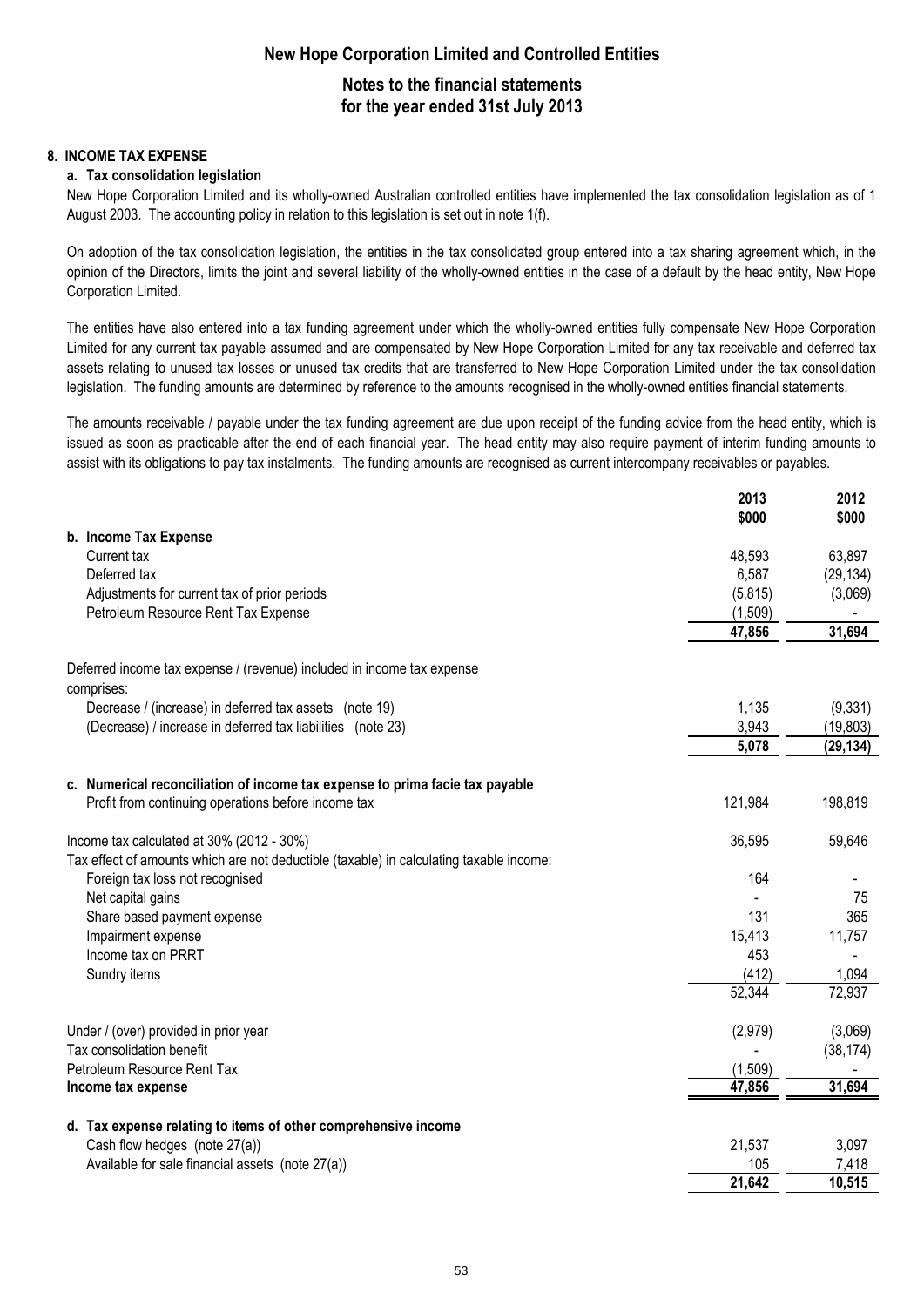## 8. INCOME TAX EXPENSE

### a. Tax consolidation legislation

New Hope Corporation Limited and its wholly-owned Australian controlled entities have implemented the tax consolidation legislation as of 1 August 2003. The accounting policy in relation to this legislation is set out in note 1(f).

On adoption of the tax consolidation legislation, the entities in the tax consolidated group entered into a tax sharing agreement which, in the opinion of the Directors, limits the joint and several liability of the wholly-owned entities in the case of a default by the head entity, New Hope Corporation Limited.

The entities have also entered into a tax funding agreement under which the wholly-owned entities fully compensate New Hope Corporation Limited for any current tax payable assumed and are compensated by New Hope Corporation Limited for any tax receivable and deferred tax assets relating to unused tax losses or unused tax credits that are transferred to New Hope Corporation Limited under the tax consolidation legislation. The funding amounts are determined by reference to the amounts recognised in the wholly-owned entities financial statements.

The amounts receivable / payable under the tax funding agreement are due upon receipt of the funding advice from the head entity, which is issued as soon as practicable after the end of each financial year. The head entity may also require payment of interim funding amounts to assist with its obligations to pay tax instalments. The funding amounts are recognised as current intercompany receivables or payables.

| | 2013 $000 | 2012 $000 |
|---|---|---|
| **b. Income Tax Expense** | | |
| Current tax | 48,593 | 63,897 |
| Deferred tax | 6,587 | (29,134) |
| Adjustments for current tax of prior periods | (5,815) | (3,069) |
| Petroleum Resource Rent Tax Expense | (1,509) | - |
| | **47,856** | **31,694** |
| Deferred income tax expense / (revenue) included in income tax expense comprises: | | |
| Decrease / (increase) in deferred tax assets (note 19) | 1,135 | (9,331) |
| (Decrease) / increase in deferred tax liabilities (note 23) | 3,943 | (19,803) |
| | **5,078** | **(29,134)** |
| **c. Numerical reconciliation of income tax expense to prima facie tax payable** | | |
| Profit from continuing operations before income tax | 121,984 | 198,819 |
| Income tax calculated at 30% (2012 - 30%) | 36,595 | 59,646 |
| Tax effect of amounts which are not deductible (taxable) in calculating taxable income: | | |
| Foreign tax loss not recognised | 164 | - |
| Net capital gains | - | 75 |
| Share based payment expense | 131 | 365 |
| Impairment expense | 15,413 | 11,757 |
| Income tax on PRRT | 453 | - |
| Sundry items | (412) | 1,094 |
| | 52,344 | 72,937 |
| Under / (over) provided in prior year | (2,979) | (3,069) |
| Tax consolidation benefit | - | (38,174) |
| Petroleum Resource Rent Tax | (1,509) | - |
| **Income tax expense** | **47,856** | **31,694** |
| **d. Tax expense relating to items of other comprehensive income** | | |
| Cash flow hedges (note 27(a)) | 21,537 | 3,097 |
| Available for sale financial assets (note 27(a)) | 105 | 7,418 |
| | **21,642** | **10,515** |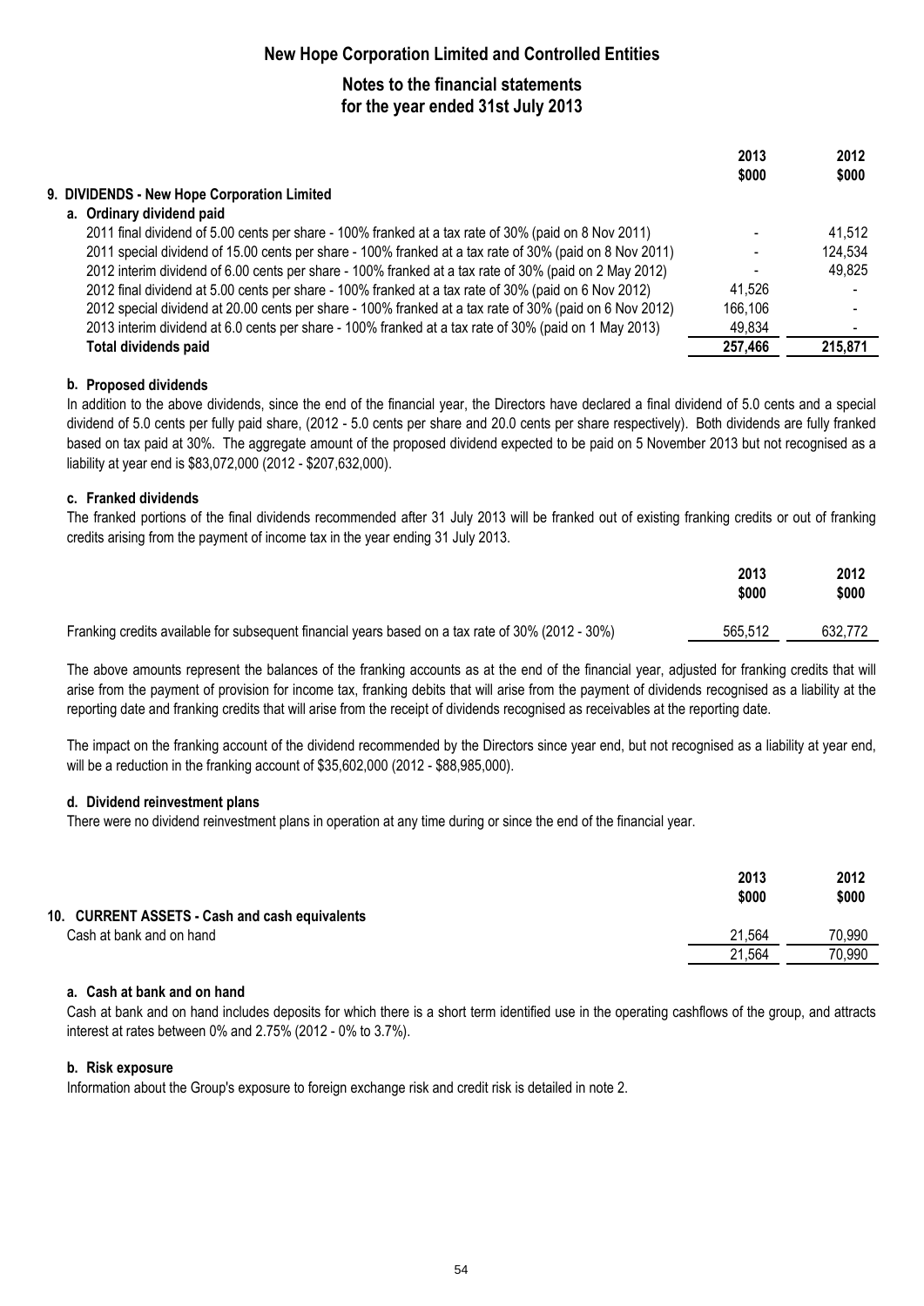## 9. DIVIDENDS - New Hope Corporation Limited

### a. Ordinary dividend paid

| | 2013 $000 | 2012 $000 |
|---|---|---|
| 2011 final dividend of 5.00 cents per share - 100% franked at a tax rate of 30% (paid on 8 Nov 2011) | - | 41,512 |
| 2011 special dividend of 15.00 cents per share - 100% franked at a tax rate of 30% (paid on 8 Nov 2011) | - | 124,534 |
| 2012 interim dividend of 6.00 cents per share - 100% franked at a tax rate of 30% (paid on 2 May 2012) | - | 49,825 |
| 2012 final dividend at 5.00 cents per share - 100% franked at a tax rate of 30% (paid on 6 Nov 2012) | 41,526 | - |
| 2012 special dividend at 20.00 cents per share - 100% franked at a tax rate of 30% (paid on 6 Nov 2012) | 166,106 | - |
| 2013 interim dividend at 6.0 cents per share - 100% franked at a tax rate of 30% (paid on 1 May 2013) | 49,834 | - |
| **Total dividends paid** | **257,466** | **215,871** |

### b. Proposed dividends

In addition to the above dividends, since the end of the financial year, the Directors have declared a final dividend of 5.0 cents and a special dividend of 5.0 cents per fully paid share, (2012 - 5.0 cents per share and 20.0 cents per share respectively). Both dividends are fully franked based on tax paid at 30%. The aggregate amount of the proposed dividend expected to be paid on 5 November 2013 but not recognised as a liability at year end is $83,072,000 (2012 - $207,632,000).

### c. Franked dividends

The franked portions of the final dividends recommended after 31 July 2013 will be franked out of existing franking credits or out of franking credits arising from the payment of income tax in the year ending 31 July 2013.

| | 2013 $000 | 2012 $000 |
|---|---|---|
| Franking credits available for subsequent financial years based on a tax rate of 30% (2012 - 30%) | 565,512 | 632,772 |

The above amounts represent the balances of the franking accounts as at the end of the financial year, adjusted for franking credits that will arise from the payment of provision for income tax, franking debits that will arise from the payment of dividends recognised as a liability at the reporting date and franking credits that will arise from the receipt of dividends recognised as receivables at the reporting date.

The impact on the franking account of the dividend recommended by the Directors since year end, but not recognised as a liability at year end, will be a reduction in the franking account of $35,602,000 (2012 - $88,985,000).

### d. Dividend reinvestment plans

There were no dividend reinvestment plans in operation at any time during or since the end of the financial year.

## 10. CURRENT ASSETS - Cash and cash equivalents

| | 2013 $000 | 2012 $000 |
|---|---|---|
| Cash at bank and on hand | 21,564 | 70,990 |
| | 21,564 | 70,990 |

### a. Cash at bank and on hand

Cash at bank and on hand includes deposits for which there is a short term identified use in the operating cashflows of the group, and attracts interest at rates between 0% and 2.75% (2012 - 0% to 3.7%).

### b. Risk exposure

Information about the Group's exposure to foreign exchange risk and credit risk is detailed in note 2.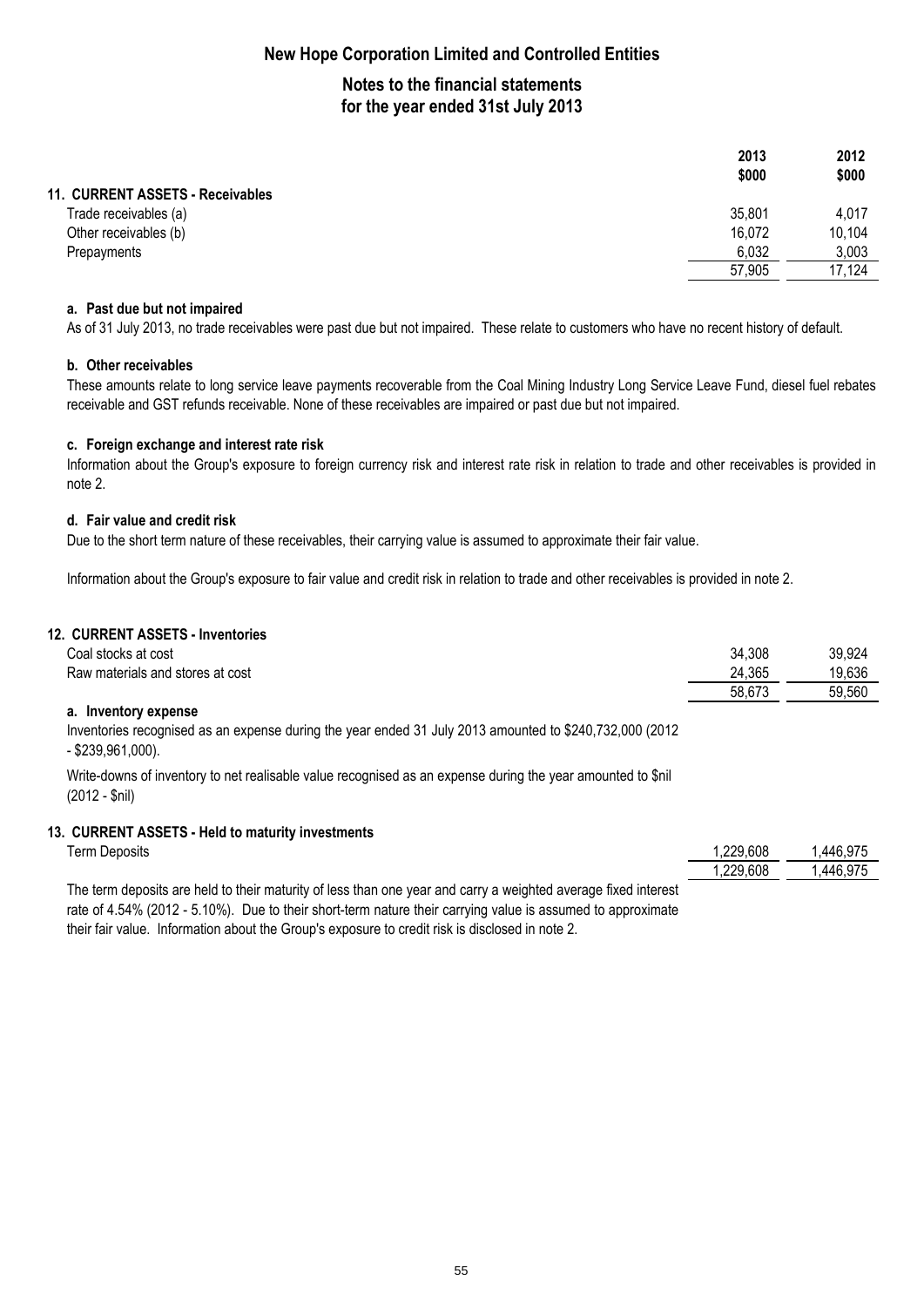# New Hope Corporation Limited and Controlled Entities

## Notes to the financial statements for the year ended 31st July 2013

| | 2013 $000 | 2012 $000 |
|---|---|---|
| **11. CURRENT ASSETS - Receivables** | | |
| Trade receivables (a) | 35,801 | 4,017 |
| Other receivables (b) | 16,072 | 10,104 |
| Prepayments | 6,032 | 3,003 |
| | 57,905 | 17,124 |

**a. Past due but not impaired**

As of 31 July 2013, no trade receivables were past due but not impaired. These relate to customers who have no recent history of default.

**b. Other receivables**

These amounts relate to long service leave payments recoverable from the Coal Mining Industry Long Service Leave Fund, diesel fuel rebates receivable and GST refunds receivable. None of these receivables are impaired or past due but not impaired.

**c. Foreign exchange and interest rate risk**

Information about the Group's exposure to foreign currency risk and interest rate risk in relation to trade and other receivables is provided in note 2.

**d. Fair value and credit risk**

Due to the short term nature of these receivables, their carrying value is assumed to approximate their fair value.

Information about the Group's exposure to fair value and credit risk in relation to trade and other receivables is provided in note 2.

| | 2013 $000 | 2012 $000 |
|---|---|---|
| **12. CURRENT ASSETS - Inventories** | | |
| Coal stocks at cost | 34,308 | 39,924 |
| Raw materials and stores at cost | 24,365 | 19,636 |
| | 58,673 | 59,560 |

**a. Inventory expense**

Inventories recognised as an expense during the year ended 31 July 2013 amounted to $240,732,000 (2012 - $239,961,000).

Write-downs of inventory to net realisable value recognised as an expense during the year amounted to $nil (2012 - $nil)

| | 2013 $000 | 2012 $000 |
|---|---|---|
| **13. CURRENT ASSETS - Held to maturity investments** | | |
| Term Deposits | 1,229,608 | 1,446,975 |
| | 1,229,608 | 1,446,975 |

The term deposits are held to their maturity of less than one year and carry a weighted average fixed interest rate of 4.54% (2012 - 5.10%). Due to their short-term nature their carrying value is assumed to approximate their fair value. Information about the Group's exposure to credit risk is disclosed in note 2.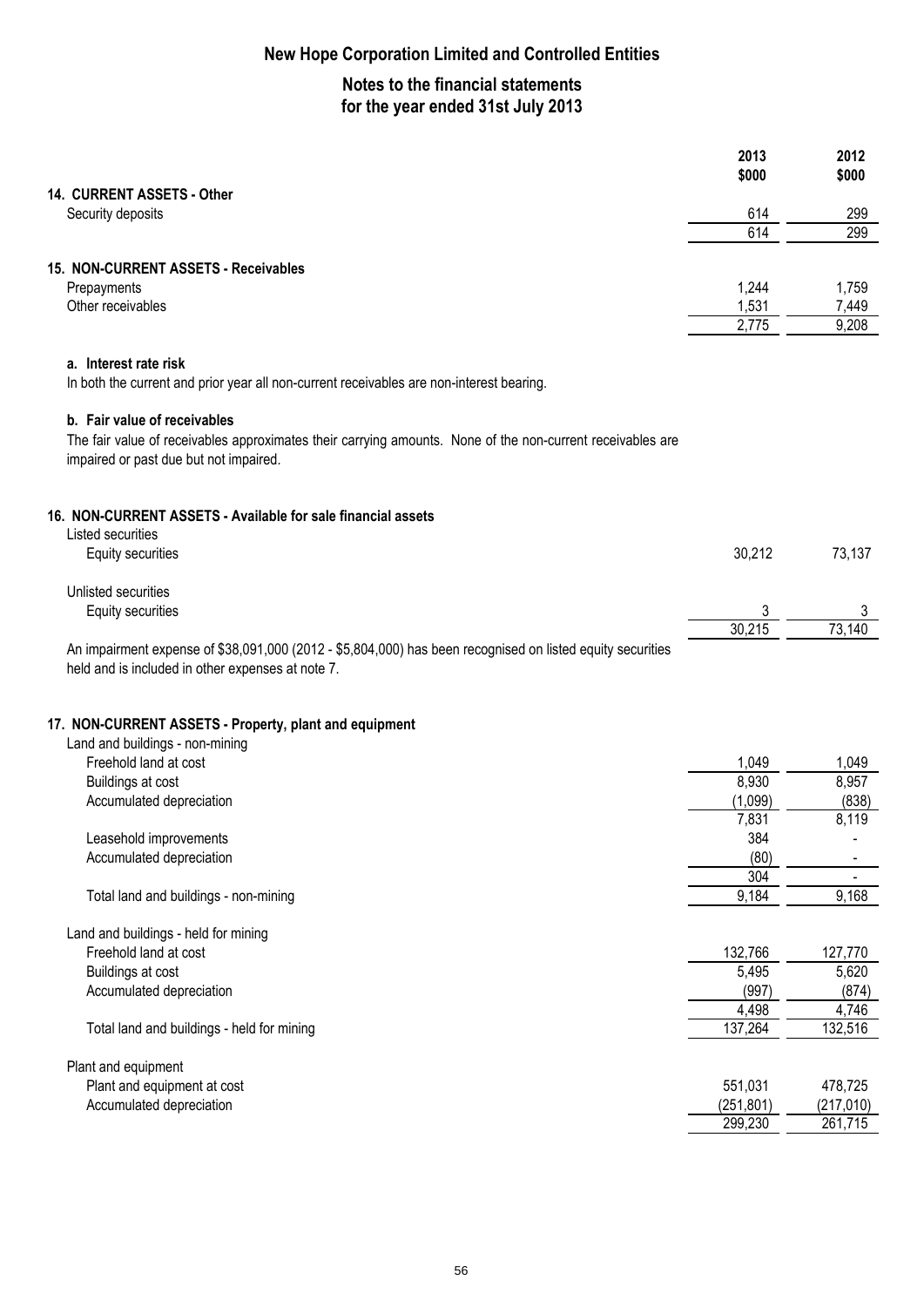# New Hope Corporation Limited and Controlled Entities

## Notes to the financial statements for the year ended 31st July 2013

| | 2013 $000 | 2012 $000 |
|---|---|---|
| **14. CURRENT ASSETS - Other** | | |
| Security deposits | 614 | 299 |
| | 614 | 299 |
| **15. NON-CURRENT ASSETS - Receivables** | | |
| Prepayments | 1,244 | 1,759 |
| Other receivables | 1,531 | 7,449 |
| | 2,775 | 9,208 |

**a. Interest rate risk**

In both the current and prior year all non-current receivables are non-interest bearing.

**b. Fair value of receivables**

The fair value of receivables approximates their carrying amounts. None of the non-current receivables are impaired or past due but not impaired.

| | 2013 $000 | 2012 $000 |
|---|---|---|
| **16. NON-CURRENT ASSETS - Available for sale financial assets** | | |
| Listed securities | | |
| Equity securities | 30,212 | 73,137 |
| Unlisted securities | | |
| Equity securities | 3 | 3 |
| | 30,215 | 73,140 |

An impairment expense of $38,091,000 (2012 - $5,804,000) has been recognised on listed equity securities held and is included in other expenses at note 7.

| | 2013 $000 | 2012 $000 |
|---|---|---|
| **17. NON-CURRENT ASSETS - Property, plant and equipment** | | |
| Land and buildings - non-mining | | |
| Freehold land at cost | 1,049 | 1,049 |
| Buildings at cost | 8,930 | 8,957 |
| Accumulated depreciation | (1,099) | (838) |
| | 7,831 | 8,119 |
| Leasehold improvements | 384 | - |
| Accumulated depreciation | (80) | - |
| | 304 | - |
| Total land and buildings - non-mining | 9,184 | 9,168 |
| Land and buildings - held for mining | | |
| Freehold land at cost | 132,766 | 127,770 |
| Buildings at cost | 5,495 | 5,620 |
| Accumulated depreciation | (997) | (874) |
| | 4,498 | 4,746 |
| Total land and buildings - held for mining | 137,264 | 132,516 |
| Plant and equipment | | |
| Plant and equipment at cost | 551,031 | 478,725 |
| Accumulated depreciation | (251,801) | (217,010) |
| | 299,230 | 261,715 |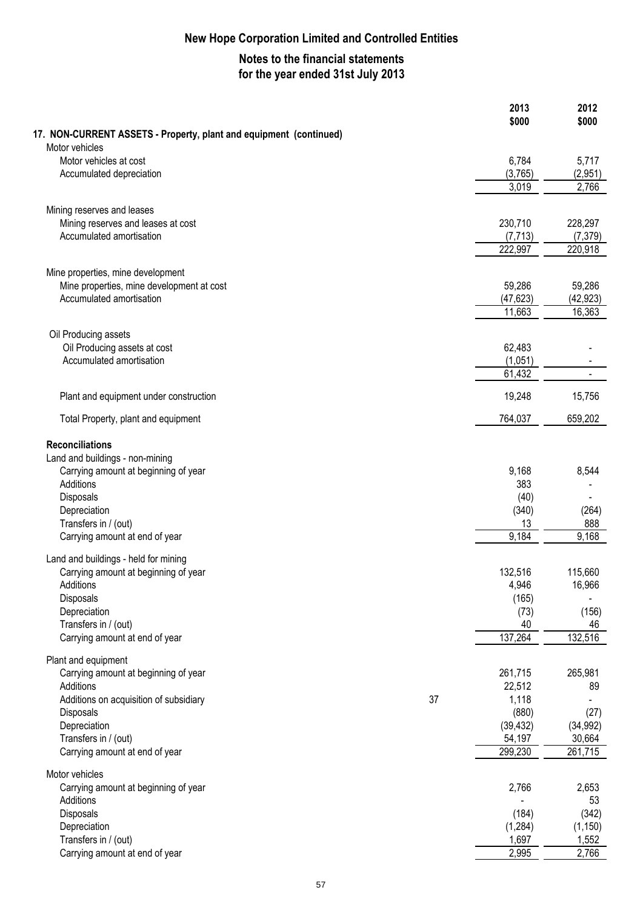# New Hope Corporation Limited and Controlled Entities

## Notes to the financial statements for the year ended 31st July 2013

| | Note | 2013 $000 | 2012 $000 |
|---|---|---|---|
| **17. NON-CURRENT ASSETS - Property, plant and equipment (continued)** | | | |
| Motor vehicles | | | |
| Motor vehicles at cost | | 6,784 | 5,717 |
| Accumulated depreciation | | (3,765) | (2,951) |
| | | 3,019 | 2,766 |
| Mining reserves and leases | | | |
| Mining reserves and leases at cost | | 230,710 | 228,297 |
| Accumulated amortisation | | (7,713) | (7,379) |
| | | 222,997 | 220,918 |
| Mine properties, mine development | | | |
| Mine properties, mine development at cost | | 59,286 | 59,286 |
| Accumulated amortisation | | (47,623) | (42,923) |
| | | 11,663 | 16,363 |
| Oil Producing assets | | | |
| Oil Producing assets at cost | | 62,483 | - |
| Accumulated amortisation | | (1,051) | - |
| | | 61,432 | - |
| Plant and equipment under construction | | 19,248 | 15,756 |
| Total Property, plant and equipment | | 764,037 | 659,202 |
| **Reconciliations** | | | |
| Land and buildings - non-mining | | | |
| Carrying amount at beginning of year | | 9,168 | 8,544 |
| Additions | | 383 | - |
| Disposals | | (40) | - |
| Depreciation | | (340) | (264) |
| Transfers in / (out) | | 13 | 888 |
| Carrying amount at end of year | | 9,184 | 9,168 |
| Land and buildings - held for mining | | | |
| Carrying amount at beginning of year | | 132,516 | 115,660 |
| Additions | | 4,946 | 16,966 |
| Disposals | | (165) | - |
| Depreciation | | (73) | (156) |
| Transfers in / (out) | | 40 | 46 |
| Carrying amount at end of year | | 137,264 | 132,516 |
| Plant and equipment | | | |
| Carrying amount at beginning of year | | 261,715 | 265,981 |
| Additions | | 22,512 | 89 |
| Additions on acquisition of subsidiary | 37 | 1,118 | - |
| Disposals | | (880) | (27) |
| Depreciation | | (39,432) | (34,992) |
| Transfers in / (out) | | 54,197 | 30,664 |
| Carrying amount at end of year | | 299,230 | 261,715 |
| Motor vehicles | | | |
| Carrying amount at beginning of year | | 2,766 | 2,653 |
| Additions | | - | 53 |
| Disposals | | (184) | (342) |
| Depreciation | | (1,284) | (1,150) |
| Transfers in / (out) | | 1,697 | 1,552 |
| Carrying amount at end of year | | 2,995 | 2,766 |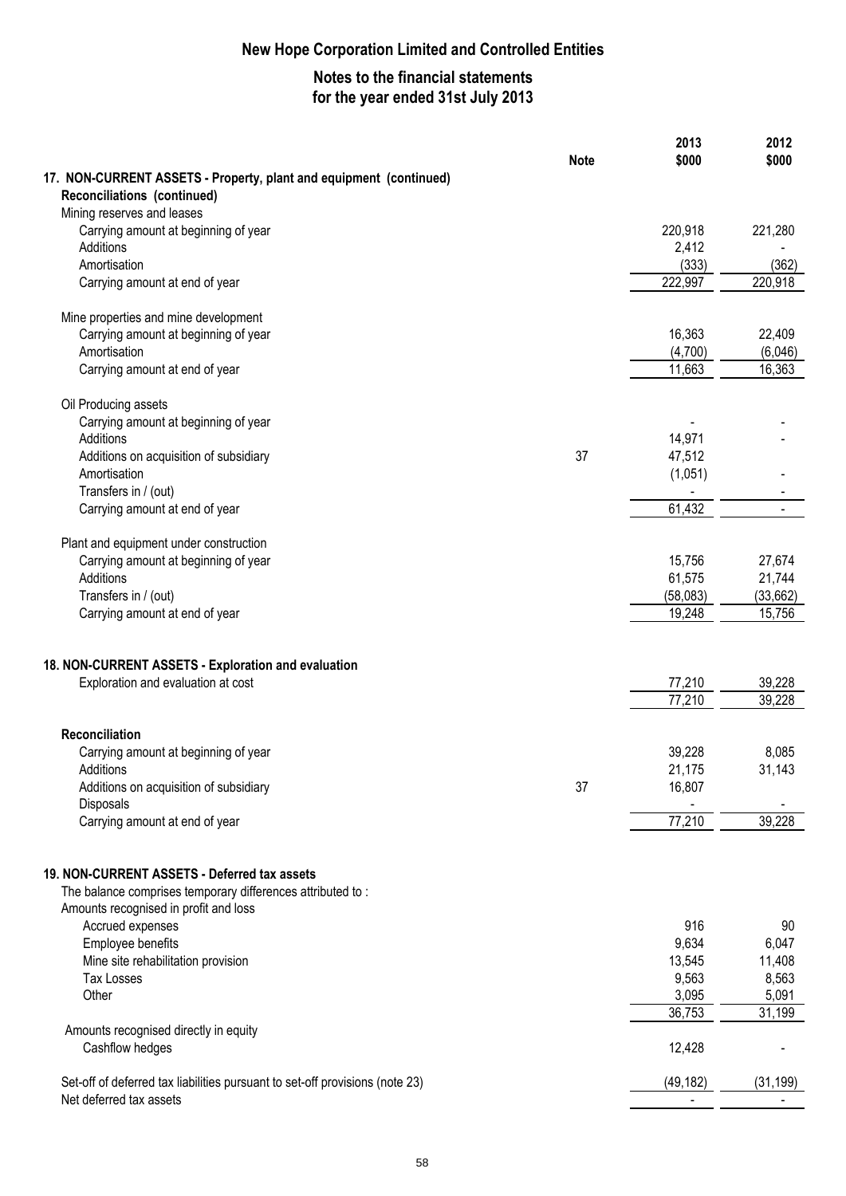# New Hope Corporation Limited and Controlled Entities

## Notes to the financial statements for the year ended 31st July 2013

| | Note | 2013 $000 | 2012 $000 |
|---|---|---|---|
| **17. NON-CURRENT ASSETS - Property, plant and equipment (continued)** | | | |
| **Reconciliations (continued)** | | | |
| Mining reserves and leases | | | |
| Carrying amount at beginning of year | | 220,918 | 221,280 |
| Additions | | 2,412 | - |
| Amortisation | | (333) | (362) |
| Carrying amount at end of year | | 222,997 | 220,918 |
| | | | |
| Mine properties and mine development | | | |
| Carrying amount at beginning of year | | 16,363 | 22,409 |
| Amortisation | | (4,700) | (6,046) |
| Carrying amount at end of year | | 11,663 | 16,363 |
| | | | |
| Oil Producing assets | | | |
| Carrying amount at beginning of year | | - | - |
| Additions | | 14,971 | - |
| Additions on acquisition of subsidiary | 37 | 47,512 | |
| Amortisation | | (1,051) | - |
| Transfers in / (out) | | - | - |
| Carrying amount at end of year | | 61,432 | - |
| | | | |
| Plant and equipment under construction | | | |
| Carrying amount at beginning of year | | 15,756 | 27,674 |
| Additions | | 61,575 | 21,744 |
| Transfers in / (out) | | (58,083) | (33,662) |
| Carrying amount at end of year | | 19,248 | 15,756 |

### 18. NON-CURRENT ASSETS - Exploration and evaluation

| | Note | 2013 $000 | 2012 $000 |
|---|---|---|---|
| Exploration and evaluation at cost | | 77,210 | 39,228 |
| | | 77,210 | 39,228 |
| **Reconciliation** | | | |
| Carrying amount at beginning of year | | 39,228 | 8,085 |
| Additions | | 21,175 | 31,143 |
| Additions on acquisition of subsidiary | 37 | 16,807 | |
| Disposals | | - | - |
| Carrying amount at end of year | | 77,210 | 39,228 |

### 19. NON-CURRENT ASSETS - Deferred tax assets

| | Note | 2013 $000 | 2012 $000 |
|---|---|---|---|
| The balance comprises temporary differences attributed to : | | | |
| Amounts recognised in profit and loss | | | |
| Accrued expenses | | 916 | 90 |
| Employee benefits | | 9,634 | 6,047 |
| Mine site rehabilitation provision | | 13,545 | 11,408 |
| Tax Losses | | 9,563 | 8,563 |
| Other | | 3,095 | 5,091 |
| | | 36,753 | 31,199 |
| Amounts recognised directly in equity | | | |
| Cashflow hedges | | 12,428 | - |
| | | | |
| Set-off of deferred tax liabilities pursuant to set-off provisions (note 23) | | (49,182) | (31,199) |
| Net deferred tax assets | | - | - |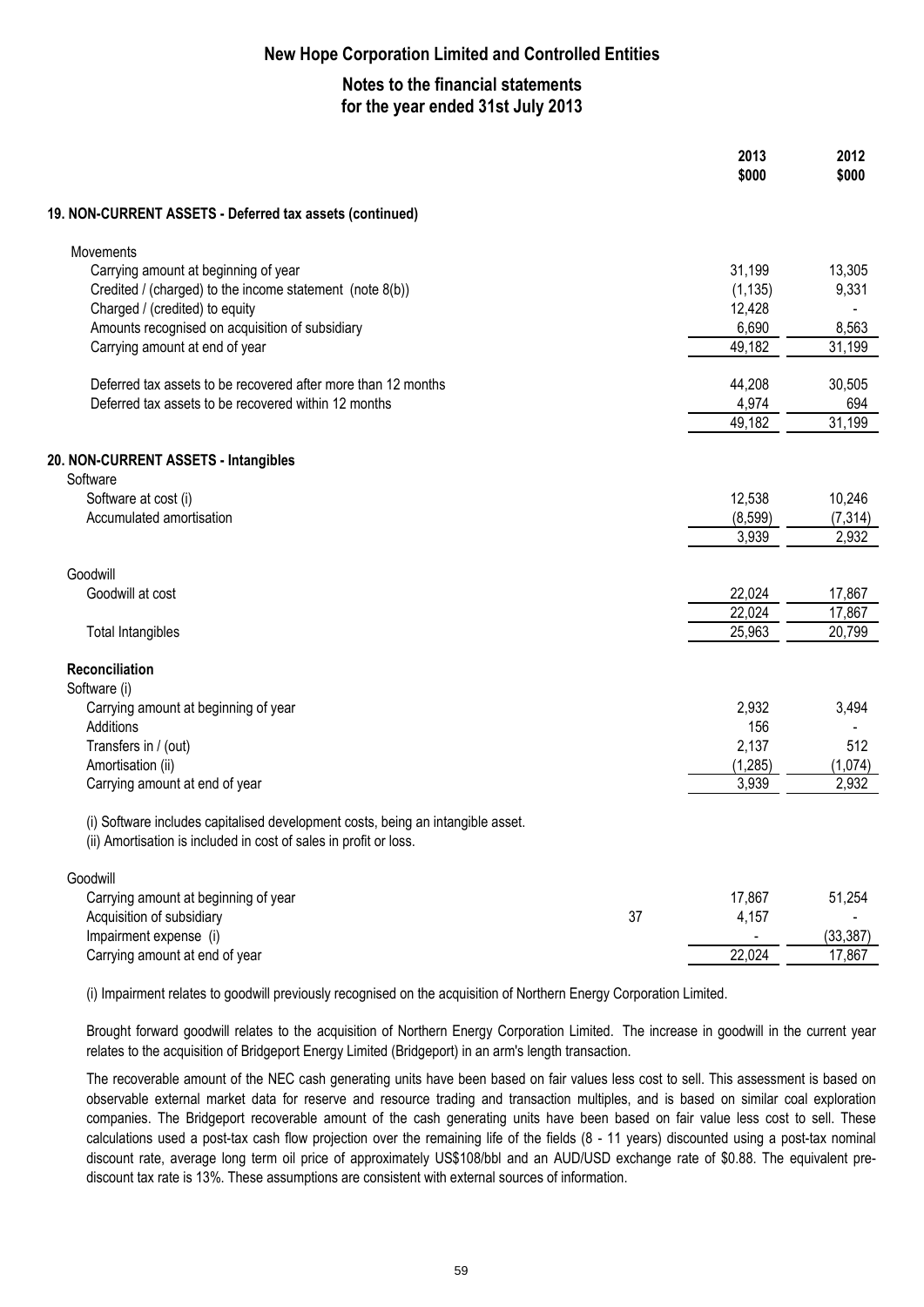## 19. NON-CURRENT ASSETS - Deferred tax assets (continued)

| | 2013 $000 | 2012 $000 |
|---|---|---|
| **Movements** | | |
| Carrying amount at beginning of year | 31,199 | 13,305 |
| Credited / (charged) to the income statement (note 8(b)) | (1,135) | 9,331 |
| Charged / (credited) to equity | 12,428 | - |
| Amounts recognised on acquisition of subsidiary | 6,690 | 8,563 |
| Carrying amount at end of year | 49,182 | 31,199 |
| | | |
| Deferred tax assets to be recovered after more than 12 months | 44,208 | 30,505 |
| Deferred tax assets to be recovered within 12 months | 4,974 | 694 |
| | 49,182 | 31,199 |

## 20. NON-CURRENT ASSETS - Intangibles

| | Note | 2013 $000 | 2012 $000 |
|---|---|---|---|
| **Software** | | | |
| Software at cost (i) | | 12,538 | 10,246 |
| Accumulated amortisation | | (8,599) | (7,314) |
| | | 3,939 | 2,932 |
| **Goodwill** | | | |
| Goodwill at cost | | 22,024 | 17,867 |
| | | 22,024 | 17,867 |
| Total Intangibles | | 25,963 | 20,799 |
| **Reconciliation** | | | |
| Software (i) | | | |
| Carrying amount at beginning of year | | 2,932 | 3,494 |
| Additions | | 156 | - |
| Transfers in / (out) | | 2,137 | 512 |
| Amortisation (ii) | | (1,285) | (1,074) |
| Carrying amount at end of year | | 3,939 | 2,932 |

(i) Software includes capitalised development costs, being an intangible asset.
(ii) Amortisation is included in cost of sales in profit or loss.

| | Note | 2013 $000 | 2012 $000 |
|---|---|---|---|
| **Goodwill** | | | |
| Carrying amount at beginning of year | | 17,867 | 51,254 |
| Acquisition of subsidiary | 37 | 4,157 | - |
| Impairment expense (i) | | - | (33,387) |
| Carrying amount at end of year | | 22,024 | 17,867 |

(i) Impairment relates to goodwill previously recognised on the acquisition of Northern Energy Corporation Limited.

Brought forward goodwill relates to the acquisition of Northern Energy Corporation Limited. The increase in goodwill in the current year relates to the acquisition of Bridgeport Energy Limited (Bridgeport) in an arm's length transaction.

The recoverable amount of the NEC cash generating units have been based on fair values less cost to sell. This assessment is based on observable external market data for reserve and resource trading and transaction multiples, and is based on similar coal exploration companies. The Bridgeport recoverable amount of the cash generating units have been based on fair value less cost to sell. These calculations used a post-tax cash flow projection over the remaining life of the fields (8 - 11 years) discounted using a post-tax nominal discount rate, average long term oil price of approximately US$108/bbl and an AUD/USD exchange rate of $0.88. The equivalent pre-discount tax rate is 13%. These assumptions are consistent with external sources of information.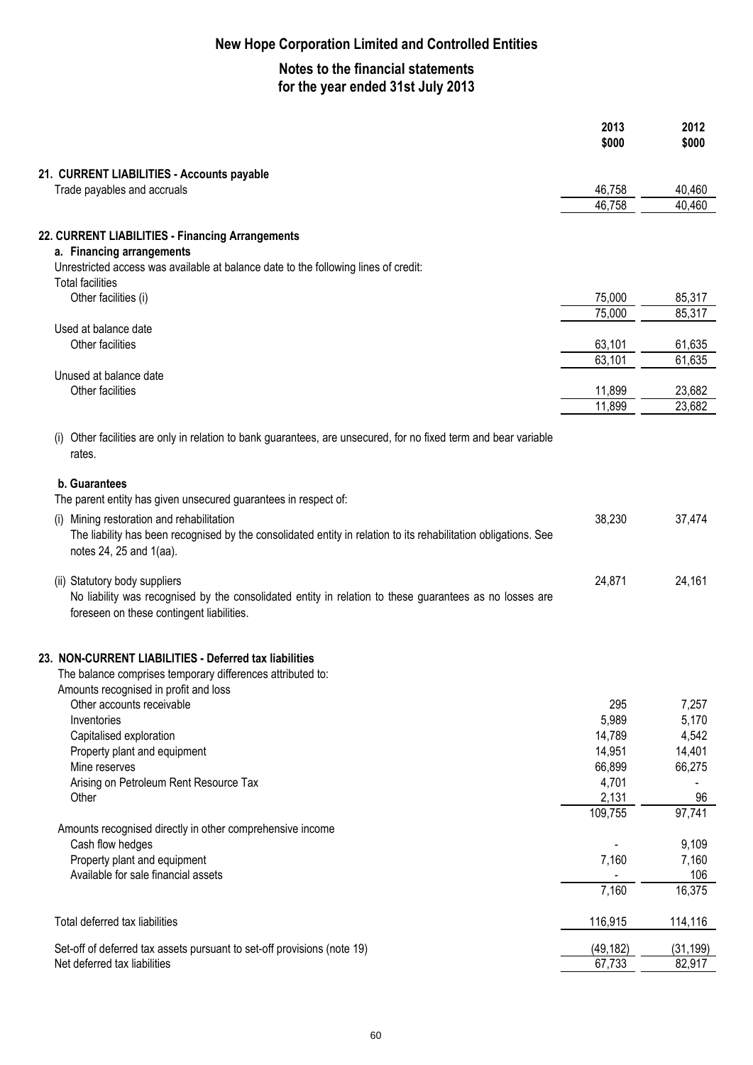# New Hope Corporation Limited and Controlled Entities

## Notes to the financial statements
## for the year ended 31st July 2013

| | 2013 $000 | 2012 $000 |
|---|---|---|
| **21. CURRENT LIABILITIES - Accounts payable** | | |
| Trade payables and accruals | 46,758 | 40,460 |
| | 46,758 | 40,460 |

**22. CURRENT LIABILITIES - Financing Arrangements**

**a. Financing arrangements**

Unrestricted access was available at balance date to the following lines of credit:

| | 2013 $000 | 2012 $000 |
|---|---|---|
| Total facilities | | |
| Other facilities (i) | 75,000 | 85,317 |
| | 75,000 | 85,317 |
| Used at balance date | | |
| Other facilities | 63,101 | 61,635 |
| | 63,101 | 61,635 |
| Unused at balance date | | |
| Other facilities | 11,899 | 23,682 |
| | 11,899 | 23,682 |

(i) Other facilities are only in relation to bank guarantees, are unsecured, for no fixed term and bear variable rates.

**b. Guarantees**

The parent entity has given unsecured guarantees in respect of:

| | 2013 $000 | 2012 $000 |
|---|---|---|
| (i) Mining restoration and rehabilitation<br>The liability has been recognised by the consolidated entity in relation to its rehabilitation obligations. See notes 24, 25 and 1(aa). | 38,230 | 37,474 |
| (ii) Statutory body suppliers<br>No liability was recognised by the consolidated entity in relation to these guarantees as no losses are foreseen on these contingent liabilities. | 24,871 | 24,161 |

**23. NON-CURRENT LIABILITIES - Deferred tax liabilities**

The balance comprises temporary differences attributed to:

| | 2013 $000 | 2012 $000 |
|---|---|---|
| Amounts recognised in profit and loss | | |
| Other accounts receivable | 295 | 7,257 |
| Inventories | 5,989 | 5,170 |
| Capitalised exploration | 14,789 | 4,542 |
| Property plant and equipment | 14,951 | 14,401 |
| Mine reserves | 66,899 | 66,275 |
| Arising on Petroleum Rent Resource Tax | 4,701 | - |
| Other | 2,131 | 96 |
| | 109,755 | 97,741 |
| Amounts recognised directly in other comprehensive income | | |
| Cash flow hedges | - | 9,109 |
| Property plant and equipment | 7,160 | 7,160 |
| Available for sale financial assets | - | 106 |
| | 7,160 | 16,375 |
| Total deferred tax liabilities | 116,915 | 114,116 |
| Set-off of deferred tax assets pursuant to set-off provisions (note 19) | (49,182) | (31,199) |
| Net deferred tax liabilities | 67,733 | 82,917 |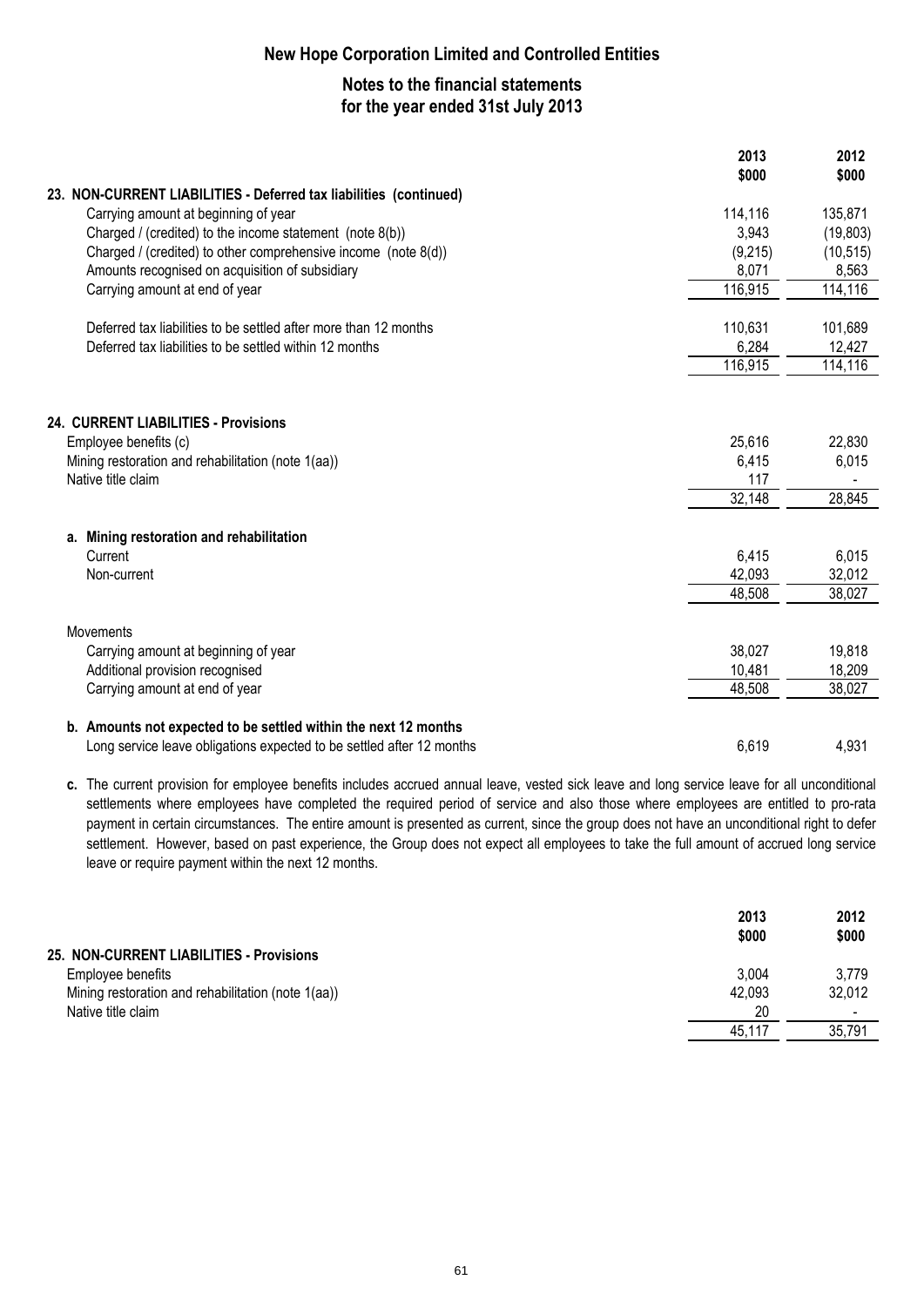# New Hope Corporation Limited and Controlled Entities

## Notes to the financial statements for the year ended 31st July 2013

| | 2013 $000 | 2012 $000 |
|---|---|---|
| **23. NON-CURRENT LIABILITIES - Deferred tax liabilities (continued)** | | |
| Carrying amount at beginning of year | 114,116 | 135,871 |
| Charged / (credited) to the income statement (note 8(b)) | 3,943 | (19,803) |
| Charged / (credited) to other comprehensive income (note 8(d)) | (9,215) | (10,515) |
| Amounts recognised on acquisition of subsidiary | 8,071 | 8,563 |
| Carrying amount at end of year | 116,915 | 114,116 |
| | | |
| Deferred tax liabilities to be settled after more than 12 months | 110,631 | 101,689 |
| Deferred tax liabilities to be settled within 12 months | 6,284 | 12,427 |
| | 116,915 | 114,116 |

| | 2013 $000 | 2012 $000 |
|---|---|---|
| **24. CURRENT LIABILITIES - Provisions** | | |
| Employee benefits (c) | 25,616 | 22,830 |
| Mining restoration and rehabilitation (note 1(aa)) | 6,415 | 6,015 |
| Native title claim | 117 | - |
| | 32,148 | 28,845 |
| **a. Mining restoration and rehabilitation** | | |
| Current | 6,415 | 6,015 |
| Non-current | 42,093 | 32,012 |
| | 48,508 | 38,027 |
| Movements | | |
| Carrying amount at beginning of year | 38,027 | 19,818 |
| Additional provision recognised | 10,481 | 18,209 |
| Carrying amount at end of year | 48,508 | 38,027 |
| **b. Amounts not expected to be settled within the next 12 months** | | |
| Long service leave obligations expected to be settled after 12 months | 6,619 | 4,931 |

**c.** The current provision for employee benefits includes accrued annual leave, vested sick leave and long service leave for all unconditional settlements where employees have completed the required period of service and also those where employees are entitled to pro-rata payment in certain circumstances. The entire amount is presented as current, since the group does not have an unconditional right to defer settlement. However, based on past experience, the Group does not expect all employees to take the full amount of accrued long service leave or require payment within the next 12 months.

| | 2013 $000 | 2012 $000 |
|---|---|---|
| **25. NON-CURRENT LIABILITIES - Provisions** | | |
| Employee benefits | 3,004 | 3,779 |
| Mining restoration and rehabilitation (note 1(aa)) | 42,093 | 32,012 |
| Native title claim | 20 | - |
| | 45,117 | 35,791 |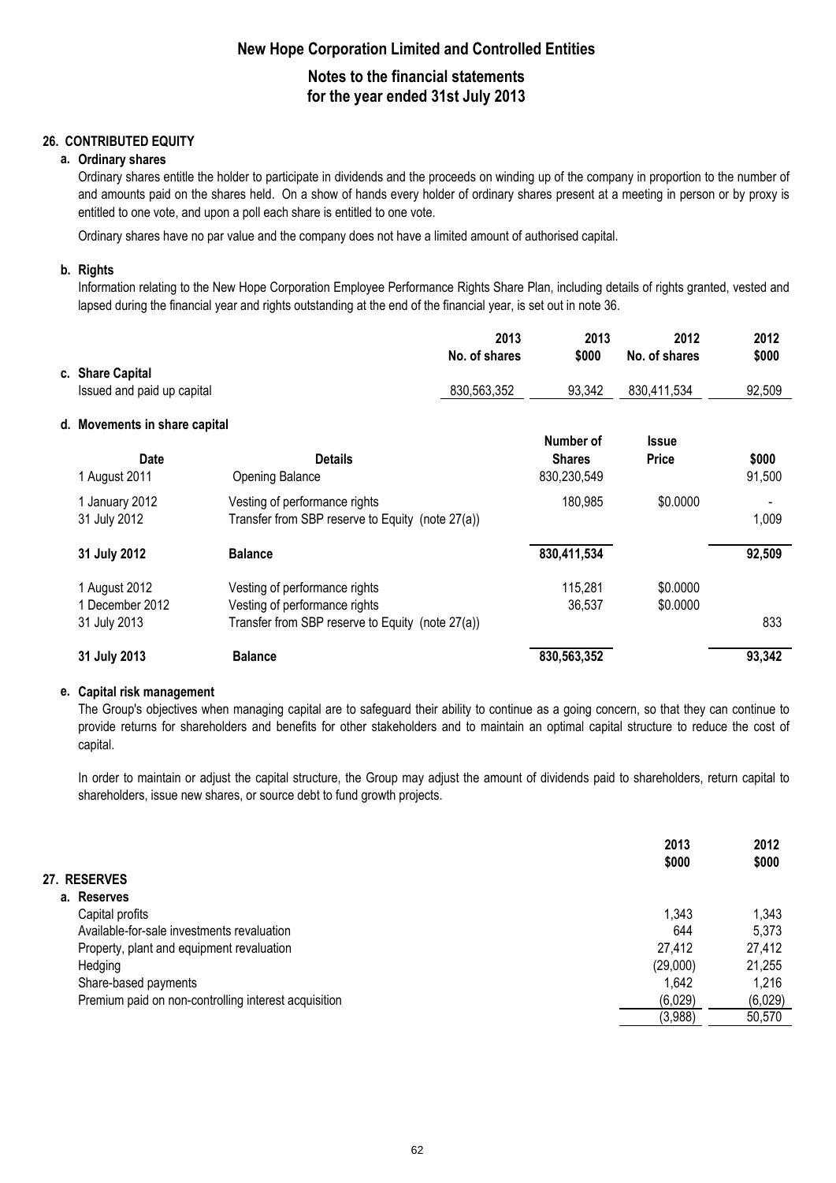## 26. CONTRIBUTED EQUITY

### a. Ordinary shares

Ordinary shares entitle the holder to participate in dividends and the proceeds on winding up of the company in proportion to the number of and amounts paid on the shares held. On a show of hands every holder of ordinary shares present at a meeting in person or by proxy is entitled to one vote, and upon a poll each share is entitled to one vote.

Ordinary shares have no par value and the company does not have a limited amount of authorised capital.

### b. Rights

Information relating to the New Hope Corporation Employee Performance Rights Share Plan, including details of rights granted, vested and lapsed during the financial year and rights outstanding at the end of the financial year, is set out in note 36.

### c. Share Capital

| | 2013 No. of shares | 2013 $000 | 2012 No. of shares | 2012 $000 |
|---|---|---|---|---|
| Issued and paid up capital | 830,563,352 | 93,342 | 830,411,534 | 92,509 |

### d. Movements in share capital

| Date | Details | Number of Shares | Issue Price | $000 |
|---|---|---|---|---|
| 1 August 2011 | Opening Balance | 830,230,549 | | 91,500 |
| 1 January 2012 | Vesting of performance rights | 180,985 | $0.0000 | - |
| 31 July 2012 | Transfer from SBP reserve to Equity (note 27(a)) | | | 1,009 |
| **31 July 2012** | **Balance** | **830,411,534** | | **92,509** |
| 1 August 2012 | Vesting of performance rights | 115,281 | $0.0000 | |
| 1 December 2012 | Vesting of performance rights | 36,537 | $0.0000 | |
| 31 July 2013 | Transfer from SBP reserve to Equity (note 27(a)) | | | 833 |
| **31 July 2013** | **Balance** | **830,563,352** | | **93,342** |

### e. Capital risk management

The Group's objectives when managing capital are to safeguard their ability to continue as a going concern, so that they can continue to provide returns for shareholders and benefits for other stakeholders and to maintain an optimal capital structure to reduce the cost of capital.

In order to maintain or adjust the capital structure, the Group may adjust the amount of dividends paid to shareholders, return capital to shareholders, issue new shares, or source debt to fund growth projects.

## 27. RESERVES

### a. Reserves

| | 2013 $000 | 2012 $000 |
|---|---|---|
| Capital profits | 1,343 | 1,343 |
| Available-for-sale investments revaluation | 644 | 5,373 |
| Property, plant and equipment revaluation | 27,412 | 27,412 |
| Hedging | (29,000) | 21,255 |
| Share-based payments | 1,642 | 1,216 |
| Premium paid on non-controlling interest acquisition | (6,029) | (6,029) |
| | (3,988) | 50,570 |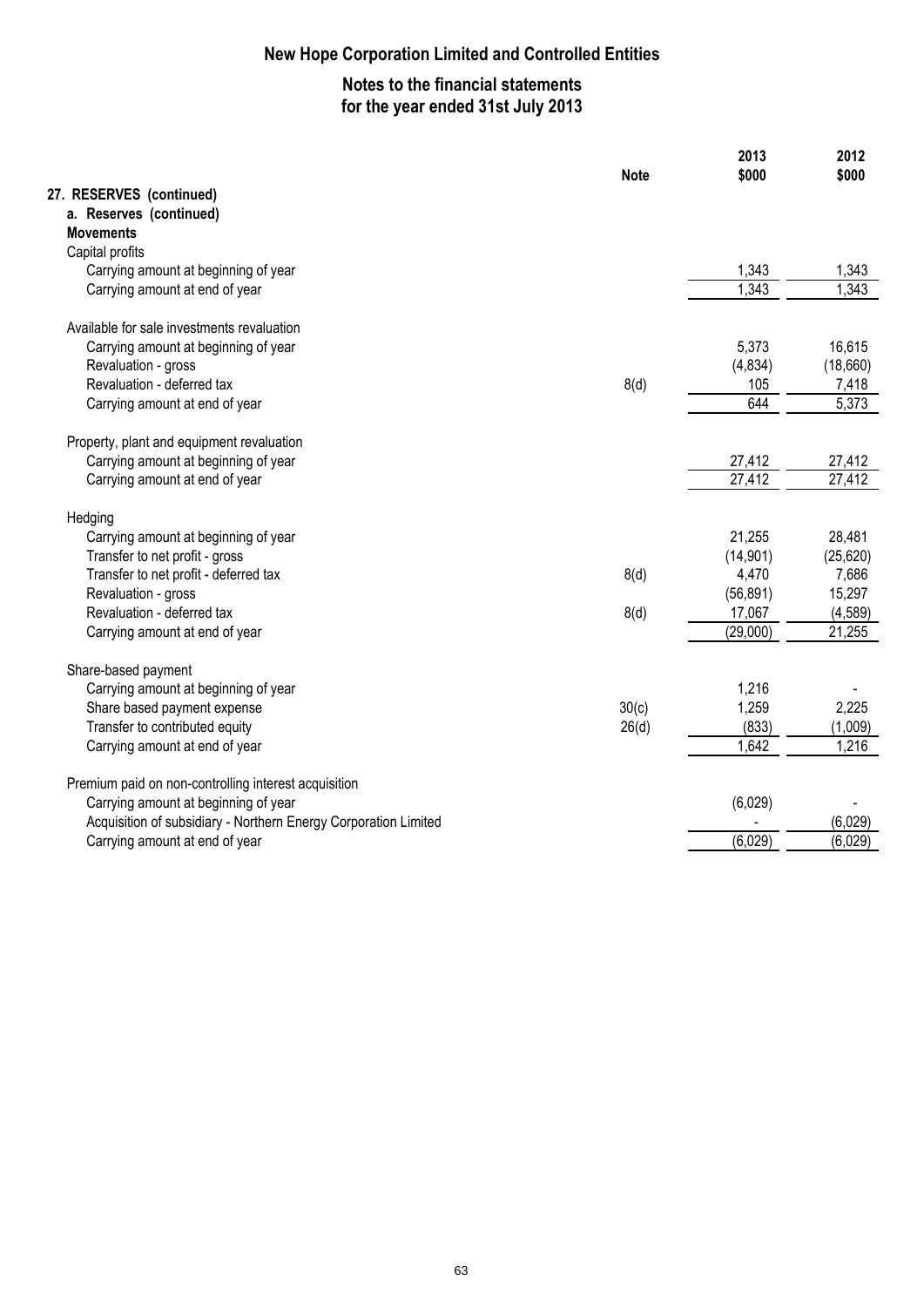# New Hope Corporation Limited and Controlled Entities

## Notes to the financial statements
## for the year ended 31st July 2013

| | Note | 2013 $000 | 2012 $000 |
|---|---|---|---|
| **27. RESERVES (continued)** | | | |
| **a. Reserves (continued)** | | | |
| **Movements** | | | |
| Capital profits | | | |
| Carrying amount at beginning of year | | 1,343 | 1,343 |
| Carrying amount at end of year | | 1,343 | 1,343 |
| | | | |
| Available for sale investments revaluation | | | |
| Carrying amount at beginning of year | | 5,373 | 16,615 |
| Revaluation - gross | | (4,834) | (18,660) |
| Revaluation - deferred tax | 8(d) | 105 | 7,418 |
| Carrying amount at end of year | | 644 | 5,373 |
| | | | |
| Property, plant and equipment revaluation | | | |
| Carrying amount at beginning of year | | 27,412 | 27,412 |
| Carrying amount at end of year | | 27,412 | 27,412 |
| | | | |
| Hedging | | | |
| Carrying amount at beginning of year | | 21,255 | 28,481 |
| Transfer to net profit - gross | | (14,901) | (25,620) |
| Transfer to net profit - deferred tax | 8(d) | 4,470 | 7,686 |
| Revaluation - gross | | (56,891) | 15,297 |
| Revaluation - deferred tax | 8(d) | 17,067 | (4,589) |
| Carrying amount at end of year | | (29,000) | 21,255 |
| | | | |
| Share-based payment | | | |
| Carrying amount at beginning of year | | 1,216 | - |
| Share based payment expense | 30(c) | 1,259 | 2,225 |
| Transfer to contributed equity | 26(d) | (833) | (1,009) |
| Carrying amount at end of year | | 1,642 | 1,216 |
| | | | |
| Premium paid on non-controlling interest acquisition | | | |
| Carrying amount at beginning of year | | (6,029) | - |
| Acquisition of subsidiary - Northern Energy Corporation Limited | | - | (6,029) |
| Carrying amount at end of year | | (6,029) | (6,029) |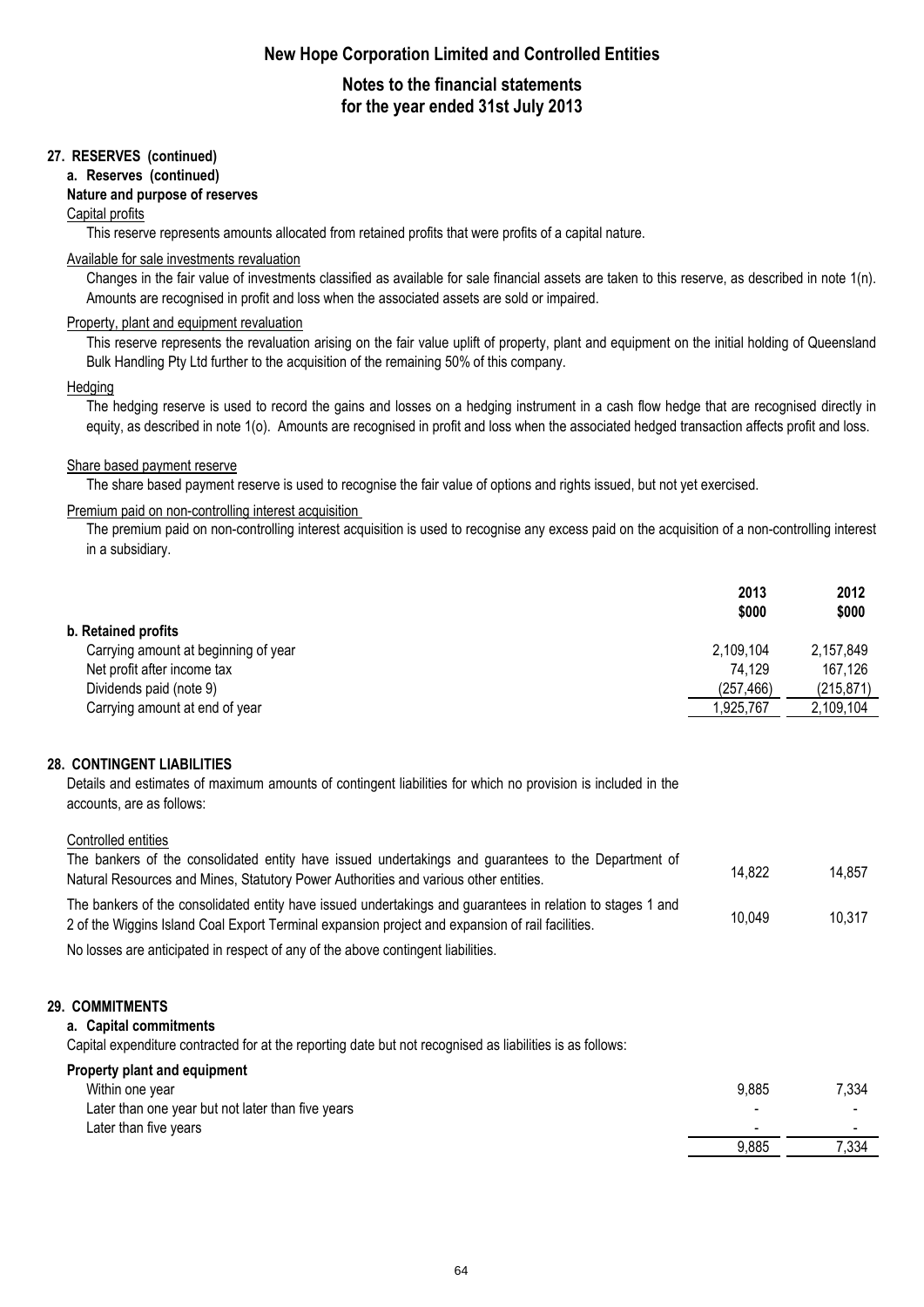# 27. RESERVES (continued)

## a. Reserves (continued)

### Nature and purpose of reserves

Capital profits

This reserve represents amounts allocated from retained profits that were profits of a capital nature.

Available for sale investments revaluation

Changes in the fair value of investments classified as available for sale financial assets are taken to this reserve, as described in note 1(n). Amounts are recognised in profit and loss when the associated assets are sold or impaired.

Property, plant and equipment revaluation

This reserve represents the revaluation arising on the fair value uplift of property, plant and equipment on the initial holding of Queensland Bulk Handling Pty Ltd further to the acquisition of the remaining 50% of this company.

Hedging

The hedging reserve is used to record the gains and losses on a hedging instrument in a cash flow hedge that are recognised directly in equity, as described in note 1(o). Amounts are recognised in profit and loss when the associated hedged transaction affects profit and loss.

Share based payment reserve

The share based payment reserve is used to recognise the fair value of options and rights issued, but not yet exercised.

Premium paid on non-controlling interest acquisition

The premium paid on non-controlling interest acquisition is used to recognise any excess paid on the acquisition of a non-controlling interest in a subsidiary.

| | 2013 $000 | 2012 $000 |
|---|---|---|
| **b. Retained profits** | | |
| Carrying amount at beginning of year | 2,109,104 | 2,157,849 |
| Net profit after income tax | 74,129 | 167,126 |
| Dividends paid (note 9) | (257,466) | (215,871) |
| Carrying amount at end of year | 1,925,767 | 2,109,104 |

# 28. CONTINGENT LIABILITIES

Details and estimates of maximum amounts of contingent liabilities for which no provision is included in the accounts, are as follows:

| | 2013 $000 | 2012 $000 |
|---|---|---|
| Controlled entities | | |
| The bankers of the consolidated entity have issued undertakings and guarantees to the Department of Natural Resources and Mines, Statutory Power Authorities and various other entities. | 14,822 | 14,857 |
| The bankers of the consolidated entity have issued undertakings and guarantees in relation to stages 1 and 2 of the Wiggins Island Coal Export Terminal expansion project and expansion of rail facilities. | 10,049 | 10,317 |

No losses are anticipated in respect of any of the above contingent liabilities.

# 29. COMMITMENTS

## a. Capital commitments

Capital expenditure contracted for at the reporting date but not recognised as liabilities is as follows:

| | 2013 $000 | 2012 $000 |
|---|---|---|
| **Property plant and equipment** | | |
| Within one year | 9,885 | 7,334 |
| Later than one year but not later than five years | - | - |
| Later than five years | - | - |
| | 9,885 | 7,334 |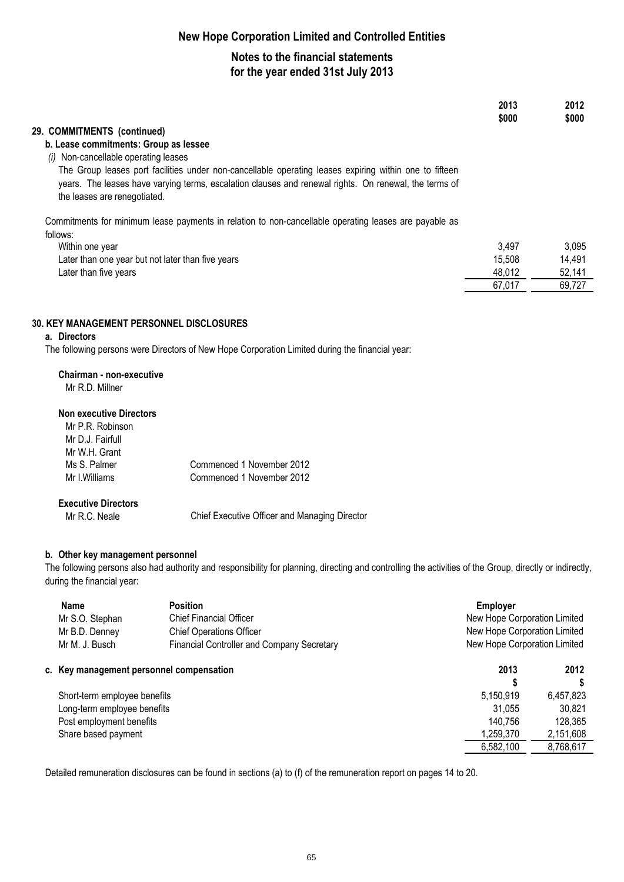## 29. COMMITMENTS (continued)

### b. Lease commitments: Group as lessee

*(i)* Non-cancellable operating leases

The Group leases port facilities under non-cancellable operating leases expiring within one to fifteen years. The leases have varying terms, escalation clauses and renewal rights. On renewal, the terms of the leases are renegotiated.

Commitments for minimum lease payments in relation to non-cancellable operating leases are payable as follows:

| | 2013 $000 | 2012 $000 |
|---|---|---|
| Within one year | 3,497 | 3,095 |
| Later than one year but not later than five years | 15,508 | 14,491 |
| Later than five years | 48,012 | 52,141 |
| | 67,017 | 69,727 |

## 30. KEY MANAGEMENT PERSONNEL DISCLOSURES

### a. Directors

The following persons were Directors of New Hope Corporation Limited during the financial year:

**Chairman - non-executive**

Mr R.D. Millner

**Non executive Directors**

| | |
|---|---|
| Mr P.R. Robinson | |
| Mr D.J. Fairfull | |
| Mr W.H. Grant | |
| Ms S. Palmer | Commenced 1 November 2012 |
| Mr I.Williams | Commenced 1 November 2012 |

**Executive Directors**

| | |
|---|---|
| Mr R.C. Neale | Chief Executive Officer and Managing Director |

### b. Other key management personnel

The following persons also had authority and responsibility for planning, directing and controlling the activities of the Group, directly or indirectly, during the financial year:

| Name | Position | Employer |
|---|---|---|
| Mr S.O. Stephan | Chief Financial Officer | New Hope Corporation Limited |
| Mr B.D. Denney | Chief Operations Officer | New Hope Corporation Limited |
| Mr M. J. Busch | Financial Controller and Company Secretary | New Hope Corporation Limited |

### c. Key management personnel compensation

| | 2013 $ | 2012 $ |
|---|---|---|
| Short-term employee benefits | 5,150,919 | 6,457,823 |
| Long-term employee benefits | 31,055 | 30,821 |
| Post employment benefits | 140,756 | 128,365 |
| Share based payment | 1,259,370 | 2,151,608 |
| | 6,582,100 | 8,768,617 |

Detailed remuneration disclosures can be found in sections (a) to (f) of the remuneration report on pages 14 to 20.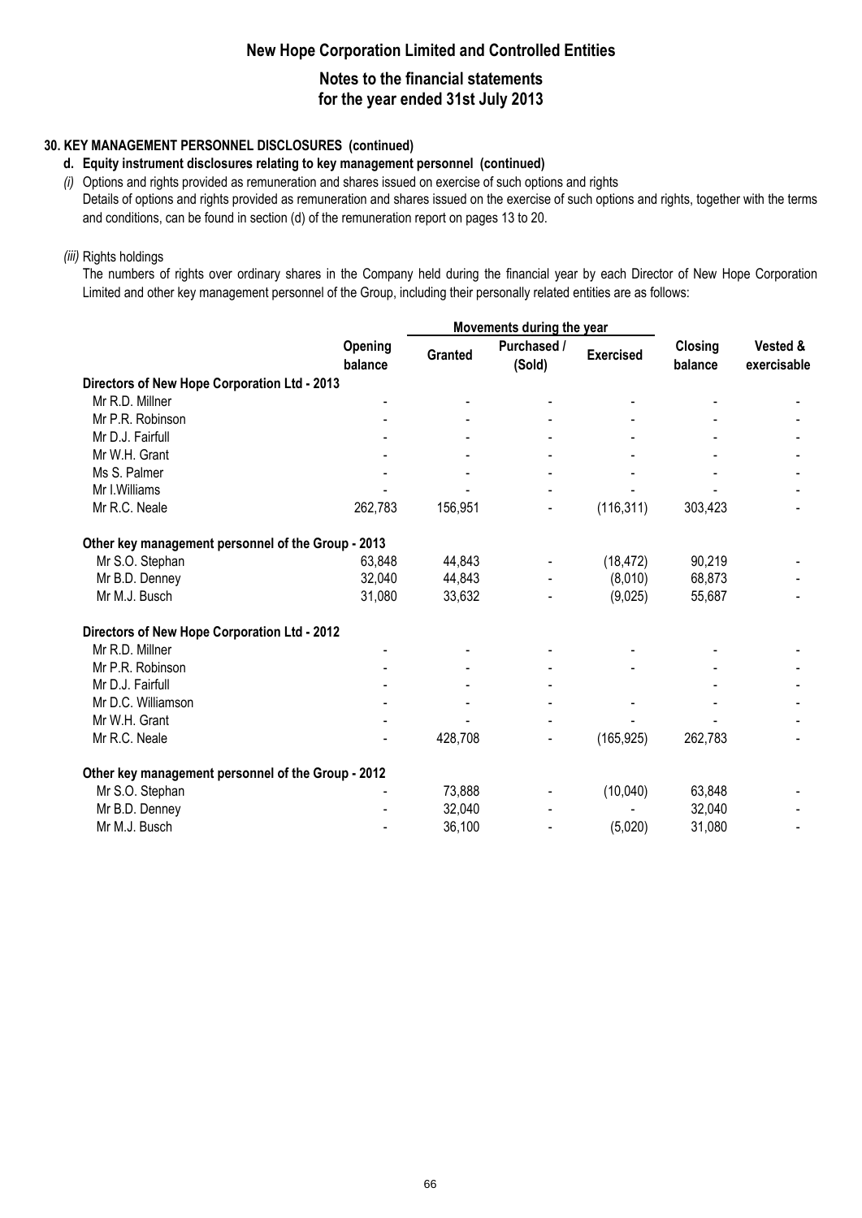## 30. KEY MANAGEMENT PERSONNEL DISCLOSURES (continued)

### d. Equity instrument disclosures relating to key management personnel (continued)

*(i)* Options and rights provided as remuneration and shares issued on exercise of such options and rights

Details of options and rights provided as remuneration and shares issued on the exercise of such options and rights, together with the terms and conditions, can be found in section (d) of the remuneration report on pages 13 to 20.

*(iii)* Rights holdings

The numbers of rights over ordinary shares in the Company held during the financial year by each Director of New Hope Corporation Limited and other key management personnel of the Group, including their personally related entities are as follows:

| | Opening balance | Movements during the year | | | Closing balance | Vested & exercisable |
|---|---|---|---|---|---|---|
| | | Granted | Purchased / (Sold) | Exercised | | |
| **Directors of New Hope Corporation Ltd - 2013** | | | | | | |
| Mr R.D. Millner | - | - | - | - | - | - |
| Mr P.R. Robinson | - | - | - | - | - | - |
| Mr D.J. Fairfull | - | - | - | - | - | - |
| Mr W.H. Grant | - | - | - | - | - | - |
| Ms S. Palmer | - | - | - | - | - | - |
| Mr I.Williams | - | - | - | - | - | - |
| Mr R.C. Neale | 262,783 | 156,951 | - | (116,311) | 303,423 | - |
| **Other key management personnel of the Group - 2013** | | | | | | |
| Mr S.O. Stephan | 63,848 | 44,843 | - | (18,472) | 90,219 | - |
| Mr B.D. Denney | 32,040 | 44,843 | - | (8,010) | 68,873 | - |
| Mr M.J. Busch | 31,080 | 33,632 | - | (9,025) | 55,687 | - |
| **Directors of New Hope Corporation Ltd - 2012** | | | | | | |
| Mr R.D. Millner | - | - | - | - | - | - |
| Mr P.R. Robinson | - | - | - | - | - | - |
| Mr D.J. Fairfull | - | - | - | | - | - |
| Mr D.C. Williamson | - | - | - | - | - | - |
| Mr W.H. Grant | - | - | - | - | - | - |
| Mr R.C. Neale | - | 428,708 | - | (165,925) | 262,783 | - |
| **Other key management personnel of the Group - 2012** | | | | | | |
| Mr S.O. Stephan | - | 73,888 | - | (10,040) | 63,848 | - |
| Mr B.D. Denney | - | 32,040 | - | - | 32,040 | - |
| Mr M.J. Busch | - | 36,100 | - | (5,020) | 31,080 | - |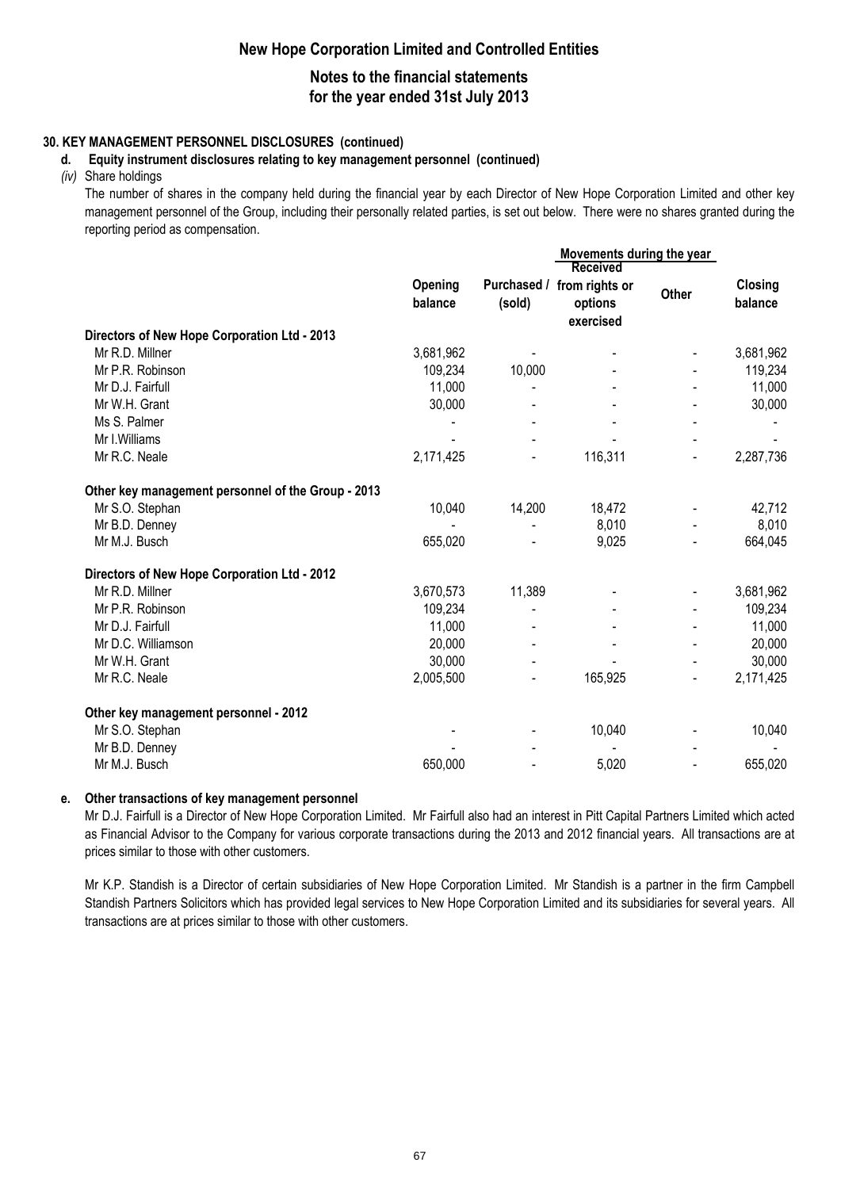# New Hope Corporation Limited and Controlled Entities

## Notes to the financial statements for the year ended 31st July 2013

### 30. KEY MANAGEMENT PERSONNEL DISCLOSURES (continued)

**d. Equity instrument disclosures relating to key management personnel (continued)**

*(iv)* Share holdings

The number of shares in the company held during the financial year by each Director of New Hope Corporation Limited and other key management personnel of the Group, including their personally related parties, is set out below. There were no shares granted during the reporting period as compensation.

| | Opening balance | Movements during the year | | | Closing balance |
|---|---|---|---|---|---|
| | | Purchased / (sold) | Received from rights or options exercised | Other | |
| **Directors of New Hope Corporation Ltd - 2013** | | | | | |
| Mr R.D. Millner | 3,681,962 | - | - | - | 3,681,962 |
| Mr P.R. Robinson | 109,234 | 10,000 | - | - | 119,234 |
| Mr D.J. Fairfull | 11,000 | - | - | - | 11,000 |
| Mr W.H. Grant | 30,000 | - | - | - | 30,000 |
| Ms S. Palmer | - | - | - | - | - |
| Mr I.Williams | - | - | - | - | - |
| Mr R.C. Neale | 2,171,425 | - | 116,311 | - | 2,287,736 |
| **Other key management personnel of the Group - 2013** | | | | | |
| Mr S.O. Stephan | 10,040 | 14,200 | 18,472 | - | 42,712 |
| Mr B.D. Denney | - | - | 8,010 | - | 8,010 |
| Mr M.J. Busch | 655,020 | - | 9,025 | - | 664,045 |
| **Directors of New Hope Corporation Ltd - 2012** | | | | | |
| Mr R.D. Millner | 3,670,573 | 11,389 | - | - | 3,681,962 |
| Mr P.R. Robinson | 109,234 | - | - | - | 109,234 |
| Mr D.J. Fairfull | 11,000 | - | - | - | 11,000 |
| Mr D.C. Williamson | 20,000 | - | - | - | 20,000 |
| Mr W.H. Grant | 30,000 | - | - | - | 30,000 |
| Mr R.C. Neale | 2,005,500 | - | 165,925 | - | 2,171,425 |
| **Other key management personnel - 2012** | | | | | |
| Mr S.O. Stephan | - | - | 10,040 | - | 10,040 |
| Mr B.D. Denney | - | - | - | - | - |
| Mr M.J. Busch | 650,000 | - | 5,020 | - | 655,020 |

**e. Other transactions of key management personnel**

Mr D.J. Fairfull is a Director of New Hope Corporation Limited. Mr Fairfull also had an interest in Pitt Capital Partners Limited which acted as Financial Advisor to the Company for various corporate transactions during the 2013 and 2012 financial years. All transactions are at prices similar to those with other customers.

Mr K.P. Standish is a Director of certain subsidiaries of New Hope Corporation Limited. Mr Standish is a partner in the firm Campbell Standish Partners Solicitors which has provided legal services to New Hope Corporation Limited and its subsidiaries for several years. All transactions are at prices similar to those with other customers.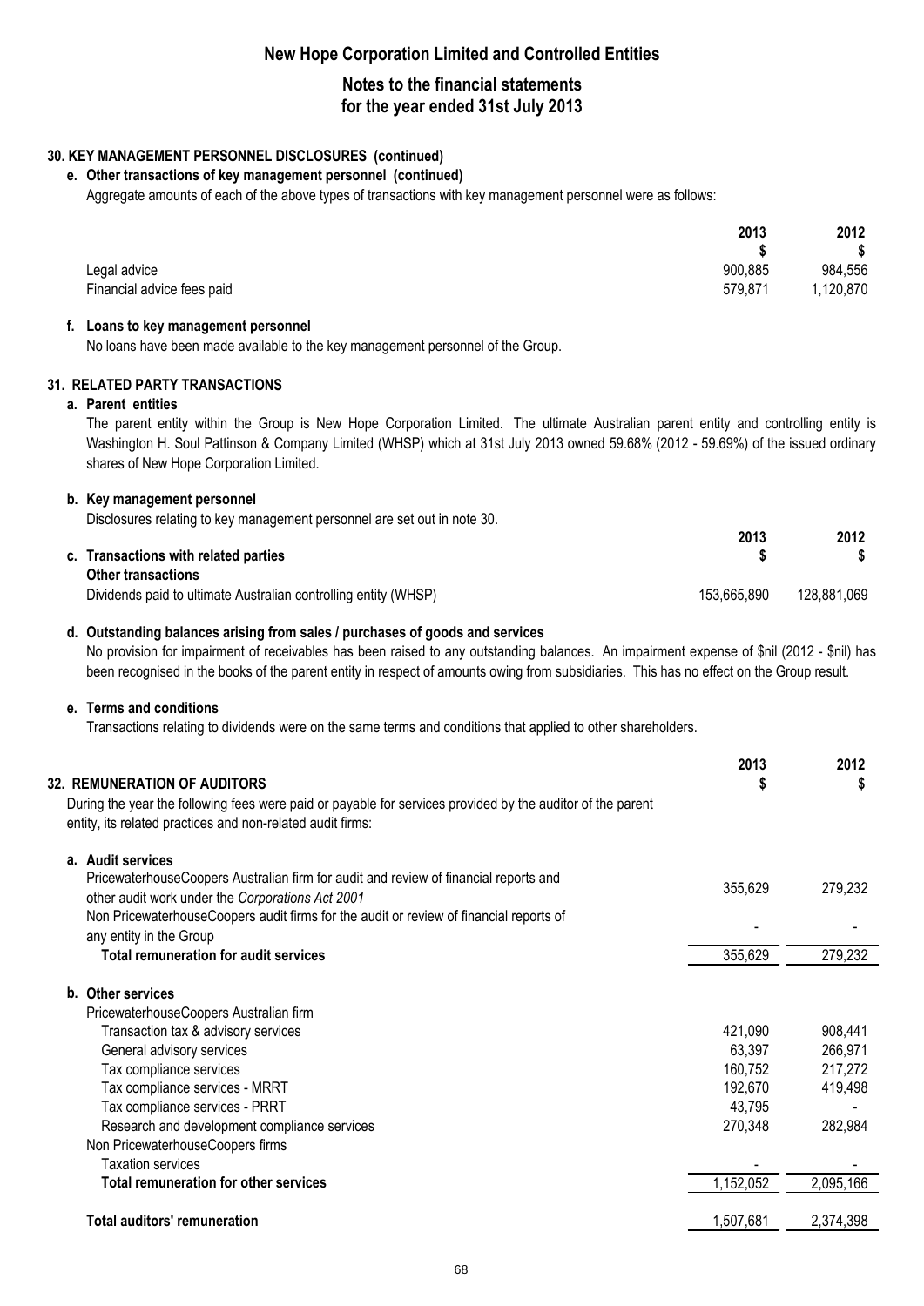## 30. KEY MANAGEMENT PERSONNEL DISCLOSURES (continued)

### e. Other transactions of key management personnel (continued)

Aggregate amounts of each of the above types of transactions with key management personnel were as follows:

| | 2013 $ | 2012 $ |
|---|---|---|
| Legal advice | 900,885 | 984,556 |
| Financial advice fees paid | 579,871 | 1,120,870 |

### f. Loans to key management personnel

No loans have been made available to the key management personnel of the Group.

## 31. RELATED PARTY TRANSACTIONS

### a. Parent entities

The parent entity within the Group is New Hope Corporation Limited. The ultimate Australian parent entity and controlling entity is Washington H. Soul Pattinson & Company Limited (WHSP) which at 31st July 2013 owned 59.68% (2012 - 59.69%) of the issued ordinary shares of New Hope Corporation Limited.

### b. Key management personnel

Disclosures relating to key management personnel are set out in note 30.

### c. Transactions with related parties

| | 2013 $ | 2012 $ |
|---|---|---|
| **Other transactions** | | |
| Dividends paid to ultimate Australian controlling entity (WHSP) | 153,665,890 | 128,881,069 |

### d. Outstanding balances arising from sales / purchases of goods and services

No provision for impairment of receivables has been raised to any outstanding balances. An impairment expense of $nil (2012 - $nil) has been recognised in the books of the parent entity in respect of amounts owing from subsidiaries. This has no effect on the Group result.

### e. Terms and conditions

Transactions relating to dividends were on the same terms and conditions that applied to other shareholders.

## 32. REMUNERATION OF AUDITORS

During the year the following fees were paid or payable for services provided by the auditor of the parent entity, its related practices and non-related audit firms:

| | 2013 $ | 2012 $ |
|---|---|---|
| **a. Audit services** | | |
| PricewaterhouseCoopers Australian firm for audit and review of financial reports and other audit work under the *Corporations Act 2001* | 355,629 | 279,232 |
| Non PricewaterhouseCoopers audit firms for the audit or review of financial reports of any entity in the Group | - | - |
| **Total remuneration for audit services** | 355,629 | 279,232 |
| **b. Other services** | | |
| PricewaterhouseCoopers Australian firm | | |
| Transaction tax & advisory services | 421,090 | 908,441 |
| General advisory services | 63,397 | 266,971 |
| Tax compliance services | 160,752 | 217,272 |
| Tax compliance services - MRRT | 192,670 | 419,498 |
| Tax compliance services - PRRT | 43,795 | - |
| Research and development compliance services | 270,348 | 282,984 |
| Non PricewaterhouseCoopers firms | | |
| Taxation services | - | - |
| **Total remuneration for other services** | 1,152,052 | 2,095,166 |
| **Total auditors' remuneration** | 1,507,681 | 2,374,398 |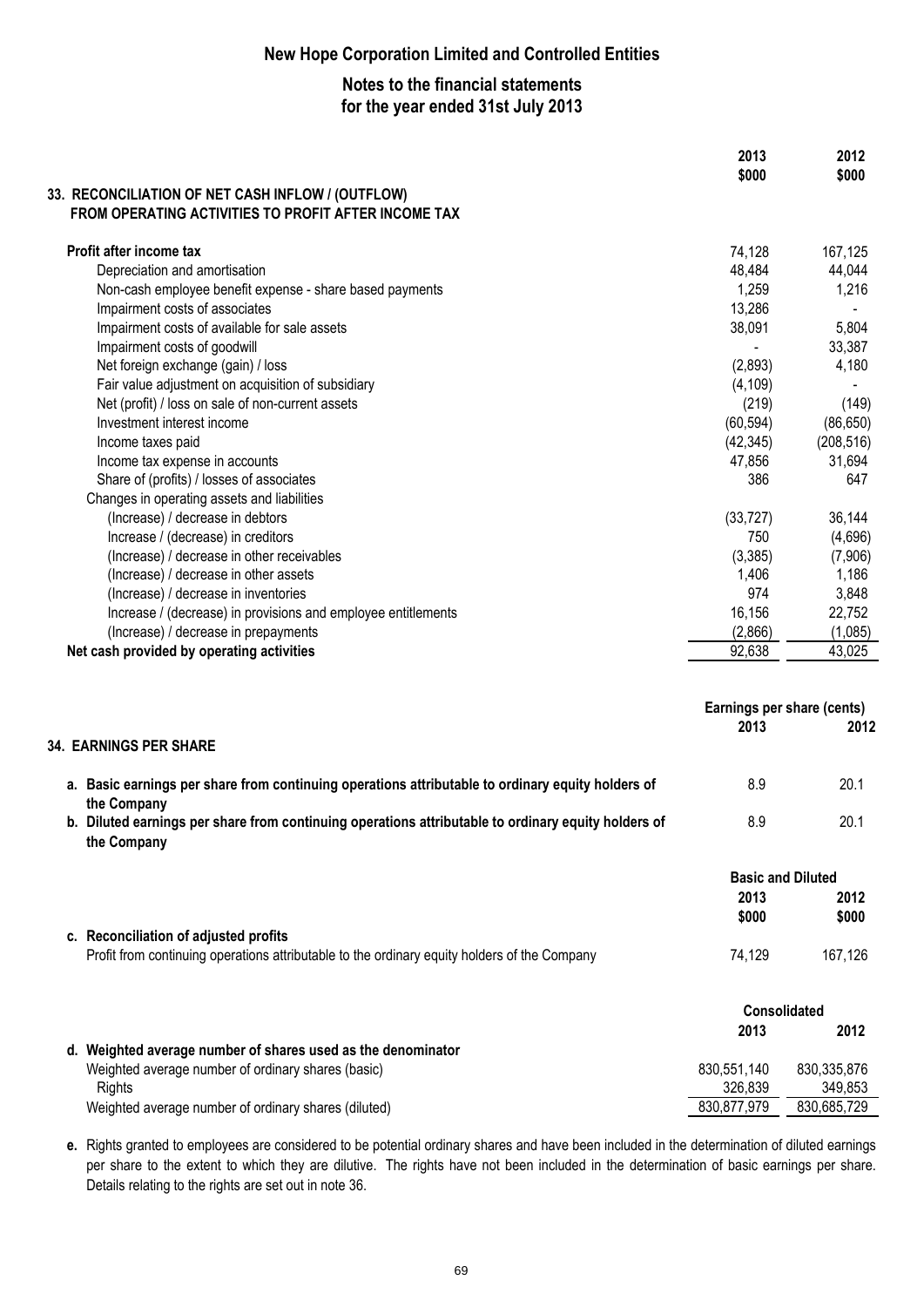# New Hope Corporation Limited and Controlled Entities

## Notes to the financial statements for the year ended 31st July 2013

| | 2013 $000 | 2012 $000 |
|---|---|---|
| **33. RECONCILIATION OF NET CASH INFLOW / (OUTFLOW) FROM OPERATING ACTIVITIES TO PROFIT AFTER INCOME TAX** | | |
| **Profit after income tax** | 74,128 | 167,125 |
| Depreciation and amortisation | 48,484 | 44,044 |
| Non-cash employee benefit expense - share based payments | 1,259 | 1,216 |
| Impairment costs of associates | 13,286 | - |
| Impairment costs of available for sale assets | 38,091 | 5,804 |
| Impairment costs of goodwill | - | 33,387 |
| Net foreign exchange (gain) / loss | (2,893) | 4,180 |
| Fair value adjustment on acquisition of subsidiary | (4,109) | - |
| Net (profit) / loss on sale of non-current assets | (219) | (149) |
| Investment interest income | (60,594) | (86,650) |
| Income taxes paid | (42,345) | (208,516) |
| Income tax expense in accounts | 47,856 | 31,694 |
| Share of (profits) / losses of associates | 386 | 647 |
| Changes in operating assets and liabilities | | |
| (Increase) / decrease in debtors | (33,727) | 36,144 |
| Increase / (decrease) in creditors | 750 | (4,696) |
| (Increase) / decrease in other receivables | (3,385) | (7,906) |
| (Increase) / decrease in other assets | 1,406 | 1,186 |
| (Increase) / decrease in inventories | 974 | 3,848 |
| Increase / (decrease) in provisions and employee entitlements | 16,156 | 22,752 |
| (Increase) / decrease in prepayments | (2,866) | (1,085) |
| **Net cash provided by operating activities** | 92,638 | 43,025 |

### 34. EARNINGS PER SHARE

| | Earnings per share (cents) 2013 | 2012 |
|---|---|---|
| **a. Basic earnings per share from continuing operations attributable to ordinary equity holders of the Company** | 8.9 | 20.1 |
| **b. Diluted earnings per share from continuing operations attributable to ordinary equity holders of the Company** | 8.9 | 20.1 |

| | Basic and Diluted 2013 $000 | 2012 $000 |
|---|---|---|
| **c. Reconciliation of adjusted profits** | | |
| Profit from continuing operations attributable to the ordinary equity holders of the Company | 74,129 | 167,126 |

| | Consolidated 2013 | 2012 |
|---|---|---|
| **d. Weighted average number of shares used as the denominator** | | |
| Weighted average number of ordinary shares (basic) | 830,551,140 | 830,335,876 |
| Rights | 326,839 | 349,853 |
| Weighted average number of ordinary shares (diluted) | 830,877,979 | 830,685,729 |

**e.** Rights granted to employees are considered to be potential ordinary shares and have been included in the determination of diluted earnings per share to the extent to which they are dilutive. The rights have not been included in the determination of basic earnings per share. Details relating to the rights are set out in note 36.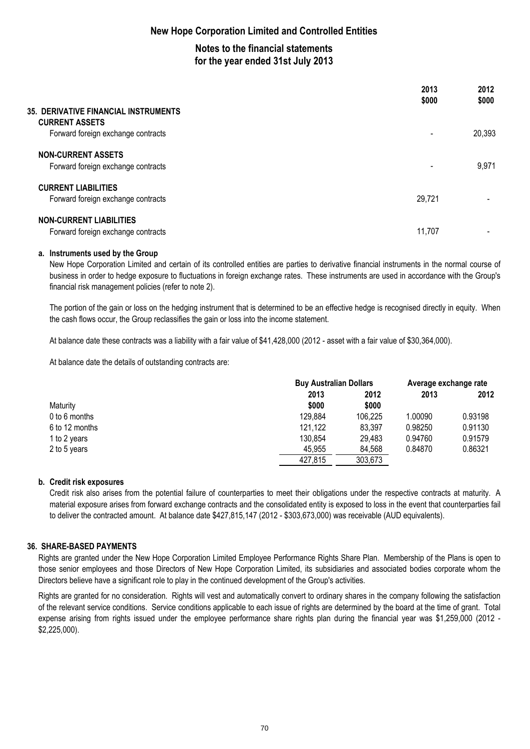## 35. DERIVATIVE FINANCIAL INSTRUMENTS

| | 2013 $000 | 2012 $000 |
|---|---|---|
| **CURRENT ASSETS** | | |
| Forward foreign exchange contracts | - | 20,393 |
| **NON-CURRENT ASSETS** | | |
| Forward foreign exchange contracts | - | 9,971 |
| **CURRENT LIABILITIES** | | |
| Forward foreign exchange contracts | 29,721 | - |
| **NON-CURRENT LIABILITIES** | | |
| Forward foreign exchange contracts | 11,707 | - |

### a. Instruments used by the Group

New Hope Corporation Limited and certain of its controlled entities are parties to derivative financial instruments in the normal course of business in order to hedge exposure to fluctuations in foreign exchange rates. These instruments are used in accordance with the Group's financial risk management policies (refer to note 2).

The portion of the gain or loss on the hedging instrument that is determined to be an effective hedge is recognised directly in equity. When the cash flows occur, the Group reclassifies the gain or loss into the income statement.

At balance date these contracts was a liability with a fair value of $41,428,000 (2012 - asset with a fair value of $30,364,000).

At balance date the details of outstanding contracts are:

| | Buy Australian Dollars | | Average exchange rate | |
|---|---|---|---|---|
| | 2013 | 2012 | 2013 | 2012 |
| Maturity | $000 | $000 | | |
| 0 to 6 months | 129,884 | 106,225 | 1.00090 | 0.93198 |
| 6 to 12 months | 121,122 | 83,397 | 0.98250 | 0.91130 |
| 1 to 2 years | 130,854 | 29,483 | 0.94760 | 0.91579 |
| 2 to 5 years | 45,955 | 84,568 | 0.84870 | 0.86321 |
| | 427,815 | 303,673 | | |

### b. Credit risk exposures

Credit risk also arises from the potential failure of counterparties to meet their obligations under the respective contracts at maturity. A material exposure arises from forward exchange contracts and the consolidated entity is exposed to loss in the event that counterparties fail to deliver the contracted amount. At balance date $427,815,147 (2012 - $303,673,000) was receivable (AUD equivalents).

## 36. SHARE-BASED PAYMENTS

Rights are granted under the New Hope Corporation Limited Employee Performance Rights Share Plan. Membership of the Plans is open to those senior employees and those Directors of New Hope Corporation Limited, its subsidiaries and associated bodies corporate whom the Directors believe have a significant role to play in the continued development of the Group's activities.

Rights are granted for no consideration. Rights will vest and automatically convert to ordinary shares in the company following the satisfaction of the relevant service conditions. Service conditions applicable to each issue of rights are determined by the board at the time of grant. Total expense arising from rights issued under the employee performance share rights plan during the financial year was $1,259,000 (2012 - $2,225,000).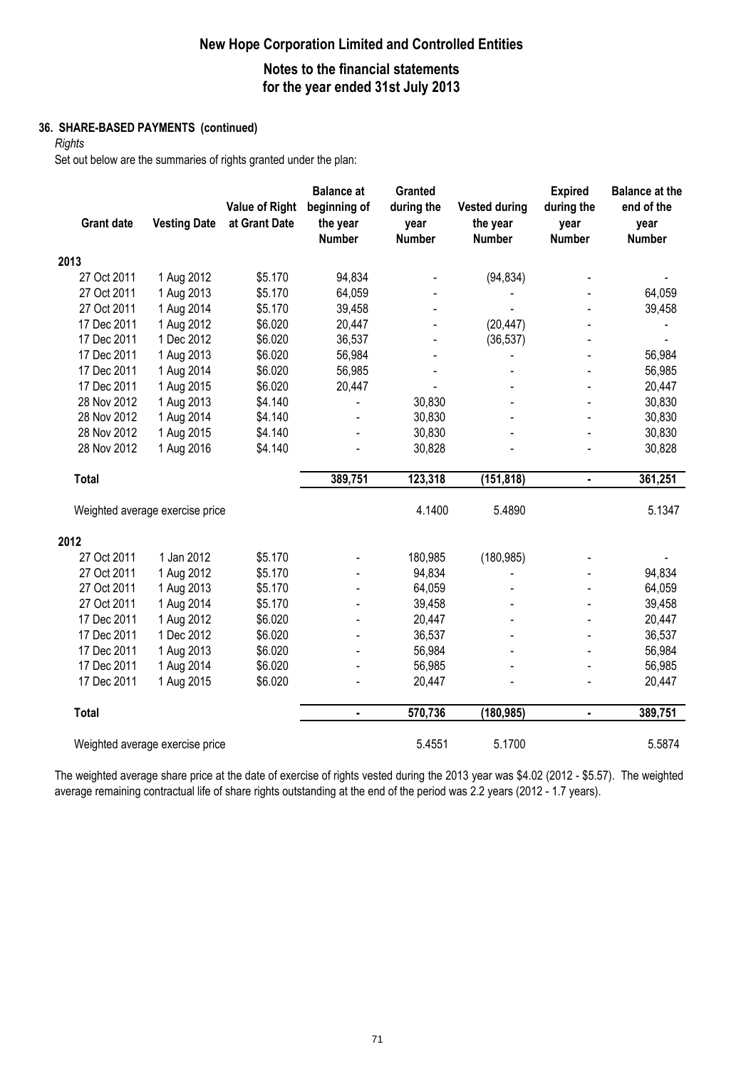### 36. SHARE-BASED PAYMENTS (continued)

*Rights*

Set out below are the summaries of rights granted under the plan:

| Grant date | Vesting Date | Value of Right at Grant Date | Balance at beginning of the year Number | Granted during the year Number | Vested during the year Number | Expired during the year Number | Balance at the end of the year Number |
|---|---|---|---|---|---|---|---|
| **2013** | | | | | | | |
| 27 Oct 2011 | 1 Aug 2012 | $5.170 | 94,834 | - | (94,834) | - | - |
| 27 Oct 2011 | 1 Aug 2013 | $5.170 | 64,059 | - | - | - | 64,059 |
| 27 Oct 2011 | 1 Aug 2014 | $5.170 | 39,458 | - | - | - | 39,458 |
| 17 Dec 2011 | 1 Aug 2012 | $6.020 | 20,447 | - | (20,447) | - | - |
| 17 Dec 2011 | 1 Dec 2012 | $6.020 | 36,537 | - | (36,537) | - | - |
| 17 Dec 2011 | 1 Aug 2013 | $6.020 | 56,984 | - | - | - | 56,984 |
| 17 Dec 2011 | 1 Aug 2014 | $6.020 | 56,985 | - | - | - | 56,985 |
| 17 Dec 2011 | 1 Aug 2015 | $6.020 | 20,447 | - | - | - | 20,447 |
| 28 Nov 2012 | 1 Aug 2013 | $4.140 | - | 30,830 | - | - | 30,830 |
| 28 Nov 2012 | 1 Aug 2014 | $4.140 | - | 30,830 | - | - | 30,830 |
| 28 Nov 2012 | 1 Aug 2015 | $4.140 | - | 30,830 | - | - | 30,830 |
| 28 Nov 2012 | 1 Aug 2016 | $4.140 | - | 30,828 | - | - | 30,828 |
| **Total** | | | **389,751** | **123,318** | **(151,818)** | **-** | **361,251** |
| Weighted average exercise price | | | | 4.1400 | 5.4890 | | 5.1347 |
| **2012** | | | | | | | |
| 27 Oct 2011 | 1 Jan 2012 | $5.170 | - | 180,985 | (180,985) | - | - |
| 27 Oct 2011 | 1 Aug 2012 | $5.170 | - | 94,834 | - | - | 94,834 |
| 27 Oct 2011 | 1 Aug 2013 | $5.170 | - | 64,059 | - | - | 64,059 |
| 27 Oct 2011 | 1 Aug 2014 | $5.170 | - | 39,458 | - | - | 39,458 |
| 17 Dec 2011 | 1 Aug 2012 | $6.020 | - | 20,447 | - | - | 20,447 |
| 17 Dec 2011 | 1 Dec 2012 | $6.020 | - | 36,537 | - | - | 36,537 |
| 17 Dec 2011 | 1 Aug 2013 | $6.020 | - | 56,984 | - | - | 56,984 |
| 17 Dec 2011 | 1 Aug 2014 | $6.020 | - | 56,985 | - | - | 56,985 |
| 17 Dec 2011 | 1 Aug 2015 | $6.020 | - | 20,447 | - | - | 20,447 |
| **Total** | | | **-** | **570,736** | **(180,985)** | **-** | **389,751** |
| Weighted average exercise price | | | | 5.4551 | 5.1700 | | 5.5874 |

The weighted average share price at the date of exercise of rights vested during the 2013 year was $4.02 (2012 - $5.57). The weighted average remaining contractual life of share rights outstanding at the end of the period was 2.2 years (2012 - 1.7 years).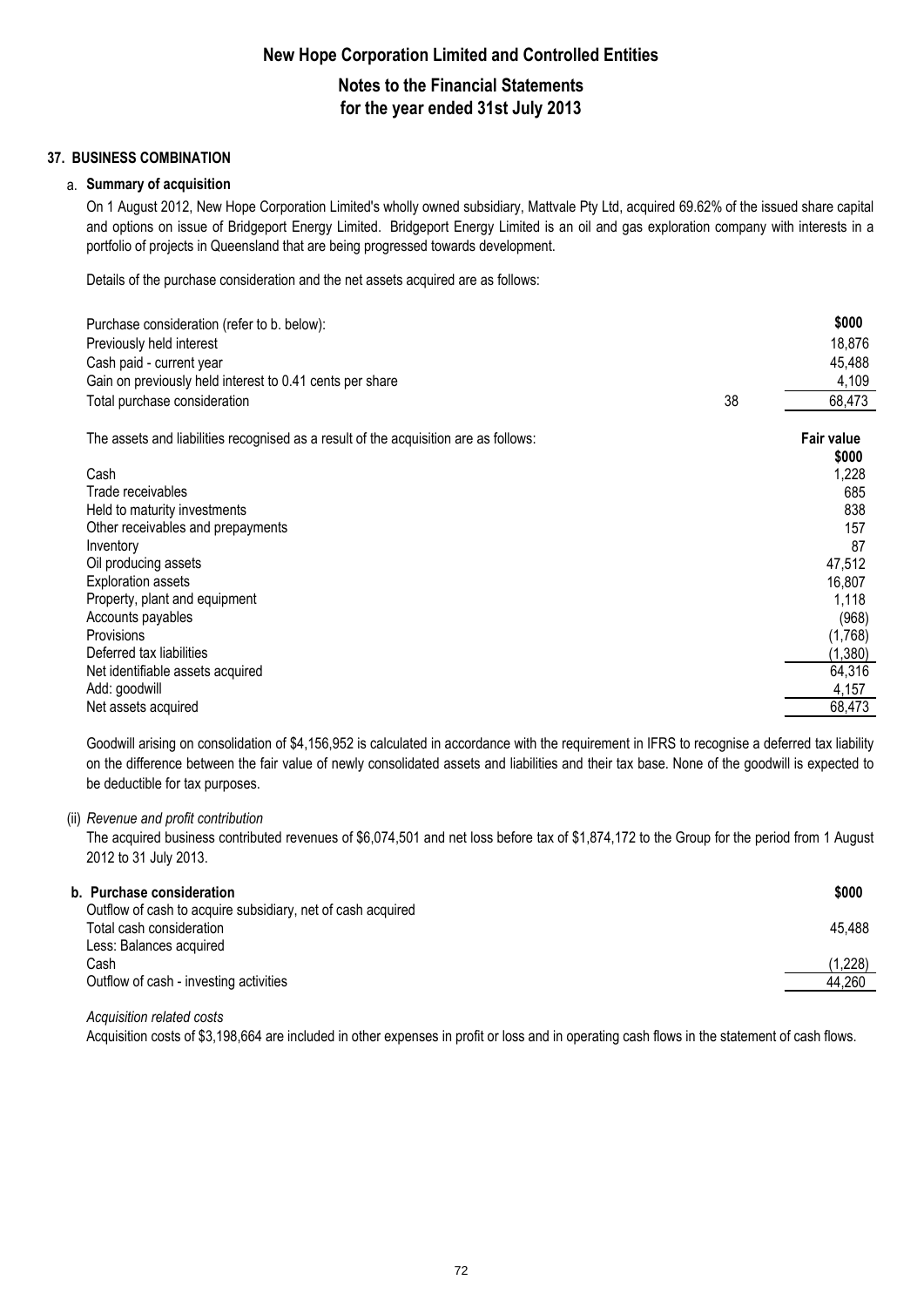## 37. BUSINESS COMBINATION

### a. Summary of acquisition

On 1 August 2012, New Hope Corporation Limited's wholly owned subsidiary, Mattvale Pty Ltd, acquired 69.62% of the issued share capital and options on issue of Bridgeport Energy Limited. Bridgeport Energy Limited is an oil and gas exploration company with interests in a portfolio of projects in Queensland that are being progressed towards development.

Details of the purchase consideration and the net assets acquired are as follows:

| | | $000 |
|---|---|---|
| Purchase consideration (refer to b. below): | | |
| Previously held interest | | 18,876 |
| Cash paid - current year | | 45,488 |
| Gain on previously held interest to 0.41 cents per share | | 4,109 |
| Total purchase consideration | 38 | 68,473 |

| The assets and liabilities recognised as a result of the acquisition are as follows: | Fair value $000 |
|---|---|
| Cash | 1,228 |
| Trade receivables | 685 |
| Held to maturity investments | 838 |
| Other receivables and prepayments | 157 |
| Inventory | 87 |
| Oil producing assets | 47,512 |
| Exploration assets | 16,807 |
| Property, plant and equipment | 1,118 |
| Accounts payables | (968) |
| Provisions | (1,768) |
| Deferred tax liabilities | (1,380) |
| Net identifiable assets acquired | 64,316 |
| Add: goodwill | 4,157 |
| Net assets acquired | 68,473 |

Goodwill arising on consolidation of $4,156,952 is calculated in accordance with the requirement in IFRS to recognise a deferred tax liability on the difference between the fair value of newly consolidated assets and liabilities and their tax base. None of the goodwill is expected to be deductible for tax purposes.

(ii) *Revenue and profit contribution*

The acquired business contributed revenues of $6,074,501 and net loss before tax of $1,874,172 to the Group for the period from 1 August 2012 to 31 July 2013.

### b. Purchase consideration

| | $000 |
|---|---|
| Outflow of cash to acquire subsidiary, net of cash acquired | |
| Total cash consideration | 45,488 |
| Less: Balances acquired | |
| Cash | (1,228) |
| Outflow of cash - investing activities | 44,260 |

*Acquisition related costs*

Acquisition costs of $3,198,664 are included in other expenses in profit or loss and in operating cash flows in the statement of cash flows.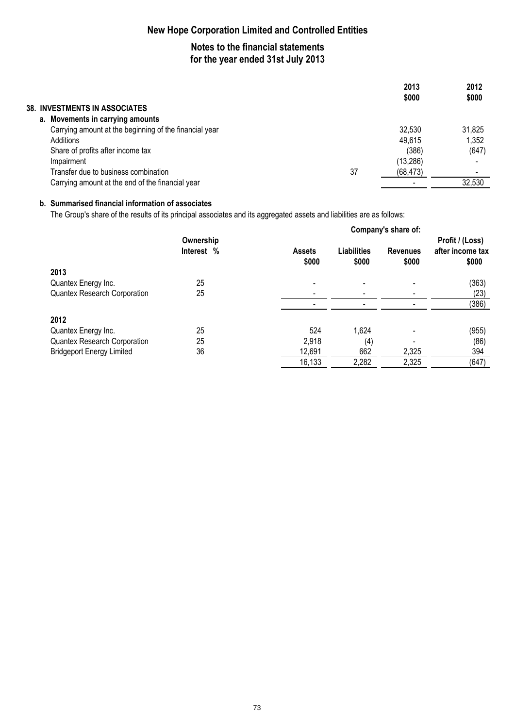# New Hope Corporation Limited and Controlled Entities

## Notes to the financial statements for the year ended 31st July 2013

### 38. INVESTMENTS IN ASSOCIATES

#### a. Movements in carrying amounts

| | Note | 2013 $000 | 2012 $000 |
|---|---|---|---|
| Carrying amount at the beginning of the financial year | | 32,530 | 31,825 |
| Additions | | 49,615 | 1,352 |
| Share of profits after income tax | | (386) | (647) |
| Impairment | | (13,286) | - |
| Transfer due to business combination | 37 | (68,473) | - |
| Carrying amount at the end of the financial year | | - | 32,530 |

#### b. Summarised financial information of associates

The Group's share of the results of its principal associates and its aggregated assets and liabilities are as follows:

| | Ownership Interest % | Company's share of: Assets $000 | Liabilities $000 | Revenues $000 | Profit / (Loss) after income tax $000 |
|---|---|---|---|---|---|
| **2013** | | | | | |
| Quantex Energy Inc. | 25 | - | - | - | (363) |
| Quantex Research Corporation | 25 | - | - | - | (23) |
| | | - | - | - | (386) |
| **2012** | | | | | |
| Quantex Energy Inc. | 25 | 524 | 1,624 | - | (955) |
| Quantex Research Corporation | 25 | 2,918 | (4) | - | (86) |
| Bridgeport Energy Limited | 36 | 12,691 | 662 | 2,325 | 394 |
| | | 16,133 | 2,282 | 2,325 | (647) |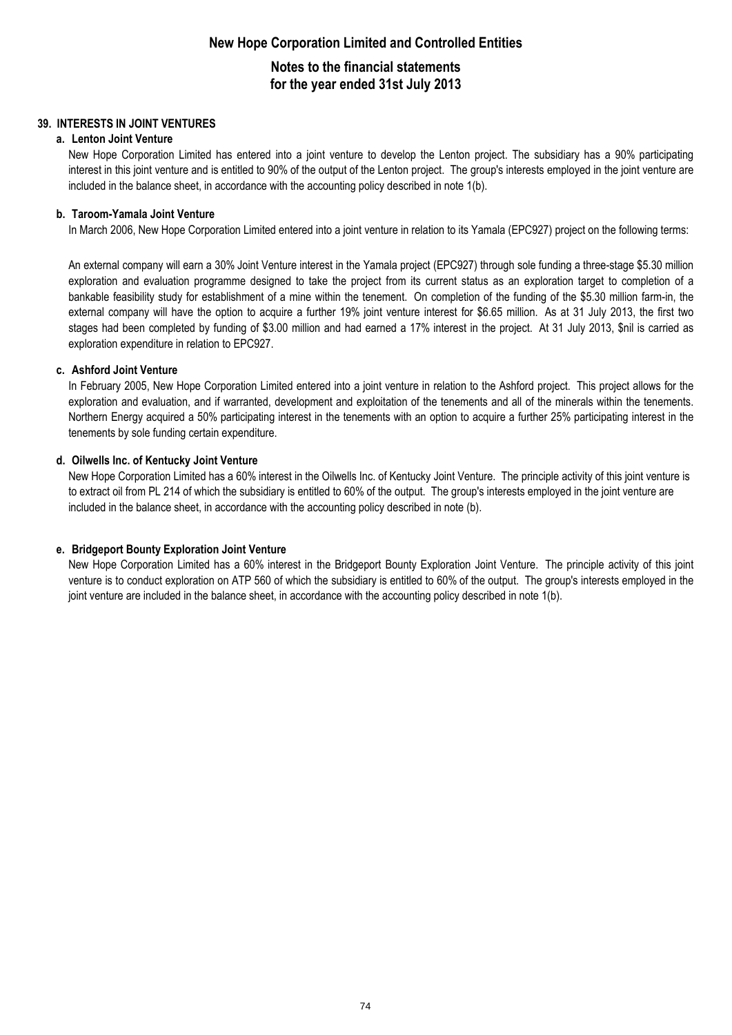## 39. INTERESTS IN JOINT VENTURES

### a. Lenton Joint Venture

New Hope Corporation Limited has entered into a joint venture to develop the Lenton project. The subsidiary has a 90% participating interest in this joint venture and is entitled to 90% of the output of the Lenton project. The group's interests employed in the joint venture are included in the balance sheet, in accordance with the accounting policy described in note 1(b).

### b. Taroom-Yamala Joint Venture

In March 2006, New Hope Corporation Limited entered into a joint venture in relation to its Yamala (EPC927) project on the following terms:

An external company will earn a 30% Joint Venture interest in the Yamala project (EPC927) through sole funding a three-stage $5.30 million exploration and evaluation programme designed to take the project from its current status as an exploration target to completion of a bankable feasibility study for establishment of a mine within the tenement. On completion of the funding of the $5.30 million farm-in, the external company will have the option to acquire a further 19% joint venture interest for $6.65 million. As at 31 July 2013, the first two stages had been completed by funding of $3.00 million and had earned a 17% interest in the project. At 31 July 2013, $nil is carried as exploration expenditure in relation to EPC927.

### c. Ashford Joint Venture

In February 2005, New Hope Corporation Limited entered into a joint venture in relation to the Ashford project. This project allows for the exploration and evaluation, and if warranted, development and exploitation of the tenements and all of the minerals within the tenements. Northern Energy acquired a 50% participating interest in the tenements with an option to acquire a further 25% participating interest in the tenements by sole funding certain expenditure.

### d. Oilwells Inc. of Kentucky Joint Venture

New Hope Corporation Limited has a 60% interest in the Oilwells Inc. of Kentucky Joint Venture. The principle activity of this joint venture is to extract oil from PL 214 of which the subsidiary is entitled to 60% of the output. The group's interests employed in the joint venture are included in the balance sheet, in accordance with the accounting policy described in note (b).

### e. Bridgeport Bounty Exploration Joint Venture

New Hope Corporation Limited has a 60% interest in the Bridgeport Bounty Exploration Joint Venture. The principle activity of this joint venture is to conduct exploration on ATP 560 of which the subsidiary is entitled to 60% of the output. The group's interests employed in the joint venture are included in the balance sheet, in accordance with the accounting policy described in note 1(b).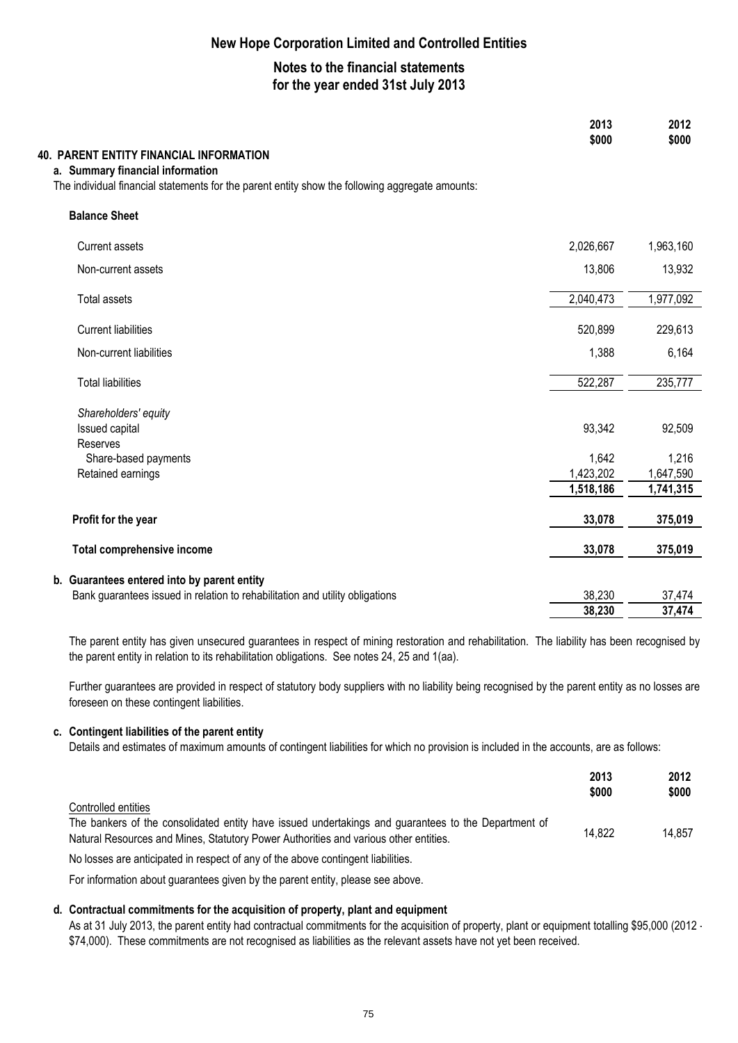# New Hope Corporation Limited and Controlled Entities

## Notes to the financial statements for the year ended 31st July 2013

## 40. PARENT ENTITY FINANCIAL INFORMATION

### a. Summary financial information

The individual financial statements for the parent entity show the following aggregate amounts:

| | 2013 $000 | 2012 $000 |
|---|---|---|
| **Balance Sheet** | | |
| Current assets | 2,026,667 | 1,963,160 |
| Non-current assets | 13,806 | 13,932 |
| Total assets | 2,040,473 | 1,977,092 |
| Current liabilities | 520,899 | 229,613 |
| Non-current liabilities | 1,388 | 6,164 |
| Total liabilities | 522,287 | 235,777 |
| *Shareholders' equity* | | |
| Issued capital | 93,342 | 92,509 |
| Reserves | | |
| Share-based payments | 1,642 | 1,216 |
| Retained earnings | 1,423,202 | 1,647,590 |
| | **1,518,186** | **1,741,315** |
| **Profit for the year** | **33,078** | **375,019** |
| **Total comprehensive income** | **33,078** | **375,019** |

### b. Guarantees entered into by parent entity

| | 2013 $000 | 2012 $000 |
|---|---|---|
| Bank guarantees issued in relation to rehabilitation and utility obligations | 38,230 | 37,474 |
| | **38,230** | **37,474** |

The parent entity has given unsecured guarantees in respect of mining restoration and rehabilitation. The liability has been recognised by the parent entity in relation to its rehabilitation obligations. See notes 24, 25 and 1(aa).

Further guarantees are provided in respect of statutory body suppliers with no liability being recognised by the parent entity as no losses are foreseen on these contingent liabilities.

### c. Contingent liabilities of the parent entity

Details and estimates of maximum amounts of contingent liabilities for which no provision is included in the accounts, are as follows:

| | 2013 $000 | 2012 $000 |
|---|---|---|
| Controlled entities | | |
| The bankers of the consolidated entity have issued undertakings and guarantees to the Department of Natural Resources and Mines, Statutory Power Authorities and various other entities. | 14,822 | 14,857 |

No losses are anticipated in respect of any of the above contingent liabilities.

For information about guarantees given by the parent entity, please see above.

### d. Contractual commitments for the acquisition of property, plant and equipment

As at 31 July 2013, the parent entity had contractual commitments for the acquisition of property, plant or equipment totalling $95,000 (2012 - $74,000). These commitments are not recognised as liabilities as the relevant assets have not yet been received.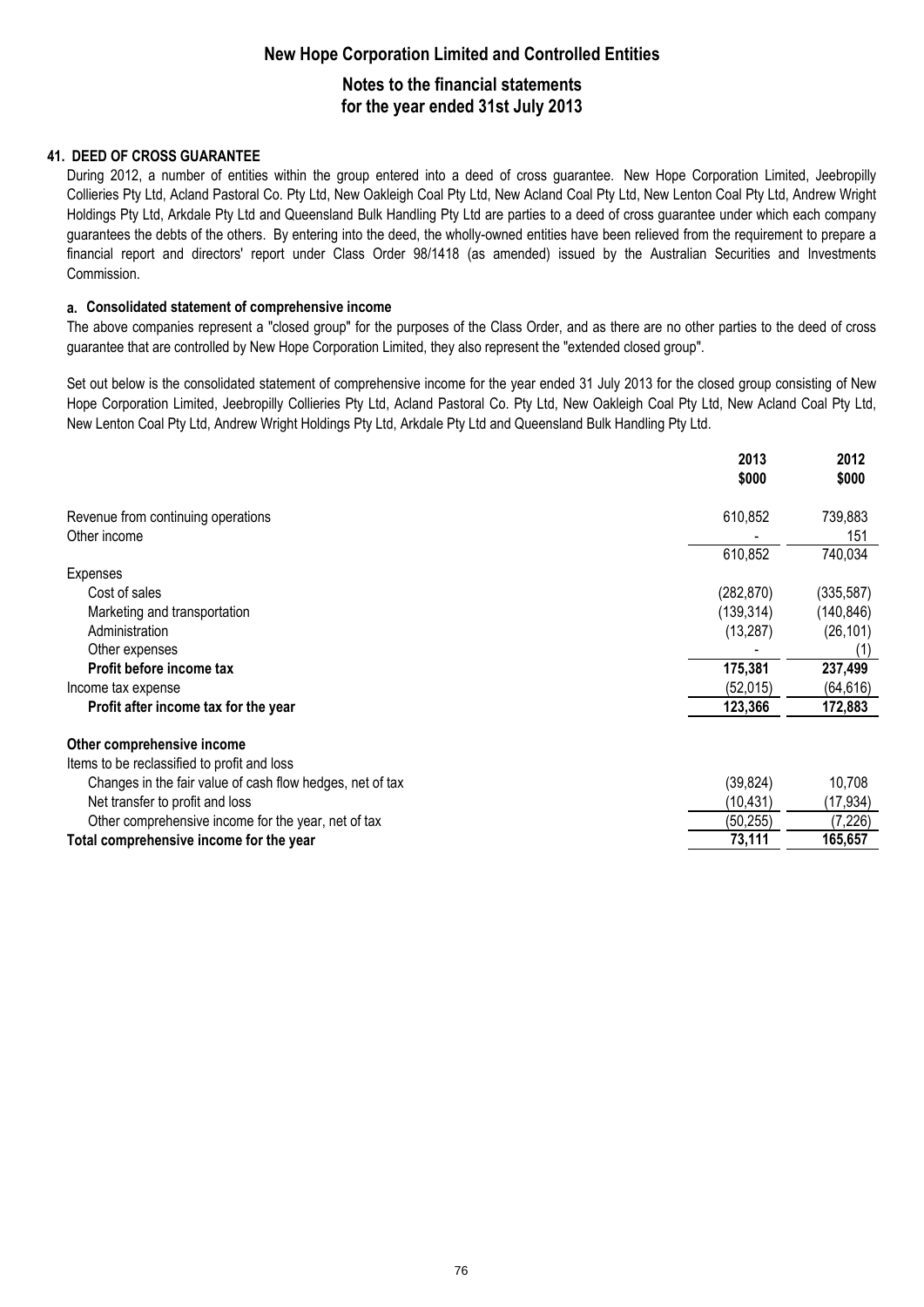## 41. DEED OF CROSS GUARANTEE

During 2012, a number of entities within the group entered into a deed of cross guarantee. New Hope Corporation Limited, Jeebropilly Collieries Pty Ltd, Acland Pastoral Co. Pty Ltd, New Oakleigh Coal Pty Ltd, New Acland Coal Pty Ltd, New Lenton Coal Pty Ltd, Andrew Wright Holdings Pty Ltd, Arkdale Pty Ltd and Queensland Bulk Handling Pty Ltd are parties to a deed of cross guarantee under which each company guarantees the debts of the others. By entering into the deed, the wholly-owned entities have been relieved from the requirement to prepare a financial report and directors' report under Class Order 98/1418 (as amended) issued by the Australian Securities and Investments Commission.

### a. Consolidated statement of comprehensive income

The above companies represent a "closed group" for the purposes of the Class Order, and as there are no other parties to the deed of cross guarantee that are controlled by New Hope Corporation Limited, they also represent the "extended closed group".

Set out below is the consolidated statement of comprehensive income for the year ended 31 July 2013 for the closed group consisting of New Hope Corporation Limited, Jeebropilly Collieries Pty Ltd, Acland Pastoral Co. Pty Ltd, New Oakleigh Coal Pty Ltd, New Acland Coal Pty Ltd, New Lenton Coal Pty Ltd, Andrew Wright Holdings Pty Ltd, Arkdale Pty Ltd and Queensland Bulk Handling Pty Ltd.

| | 2013 $000 | 2012 $000 |
|---|---|---|
| Revenue from continuing operations | 610,852 | 739,883 |
| Other income | - | 151 |
| | 610,852 | 740,034 |
| Expenses | | |
| Cost of sales | (282,870) | (335,587) |
| Marketing and transportation | (139,314) | (140,846) |
| Administration | (13,287) | (26,101) |
| Other expenses | - | (1) |
| **Profit before income tax** | **175,381** | **237,499** |
| Income tax expense | (52,015) | (64,616) |
| **Profit after income tax for the year** | **123,366** | **172,883** |
| **Other comprehensive income** | | |
| Items to be reclassified to profit and loss | | |
| Changes in the fair value of cash flow hedges, net of tax | (39,824) | 10,708 |
| Net transfer to profit and loss | (10,431) | (17,934) |
| Other comprehensive income for the year, net of tax | (50,255) | (7,226) |
| **Total comprehensive income for the year** | **73,111** | **165,657** |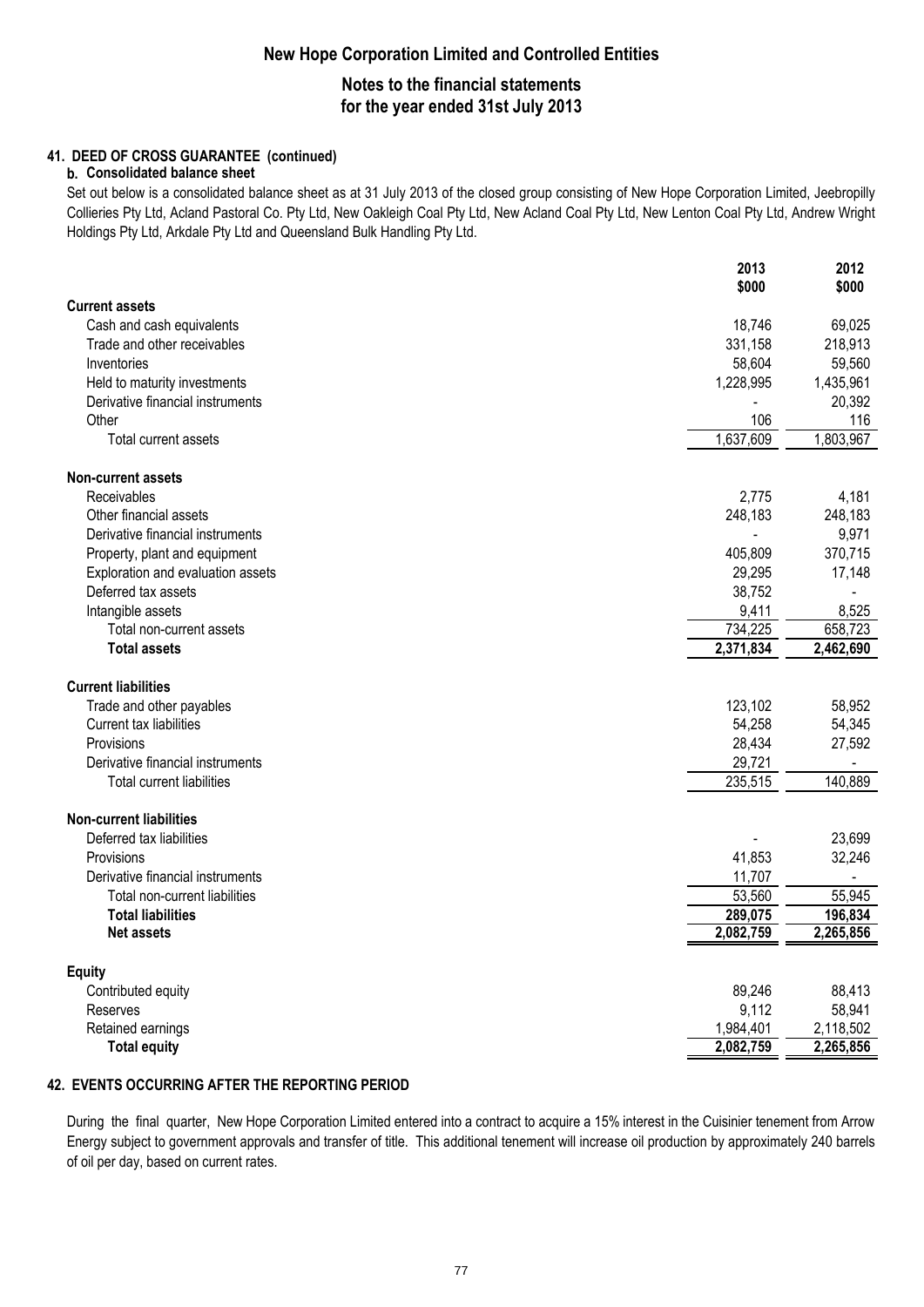## 41. DEED OF CROSS GUARANTEE (continued)

### b. Consolidated balance sheet

Set out below is a consolidated balance sheet as at 31 July 2013 of the closed group consisting of New Hope Corporation Limited, Jeebropilly Collieries Pty Ltd, Acland Pastoral Co. Pty Ltd, New Oakleigh Coal Pty Ltd, New Acland Coal Pty Ltd, New Lenton Coal Pty Ltd, Andrew Wright Holdings Pty Ltd, Arkdale Pty Ltd and Queensland Bulk Handling Pty Ltd.

| | 2013 $000 | 2012 $000 |
|---|---|---|
| **Current assets** | | |
| Cash and cash equivalents | 18,746 | 69,025 |
| Trade and other receivables | 331,158 | 218,913 |
| Inventories | 58,604 | 59,560 |
| Held to maturity investments | 1,228,995 | 1,435,961 |
| Derivative financial instruments | - | 20,392 |
| Other | 106 | 116 |
| Total current assets | 1,637,609 | 1,803,967 |
| **Non-current assets** | | |
| Receivables | 2,775 | 4,181 |
| Other financial assets | 248,183 | 248,183 |
| Derivative financial instruments | - | 9,971 |
| Property, plant and equipment | 405,809 | 370,715 |
| Exploration and evaluation assets | 29,295 | 17,148 |
| Deferred tax assets | 38,752 | - |
| Intangible assets | 9,411 | 8,525 |
| Total non-current assets | 734,225 | 658,723 |
| **Total assets** | **2,371,834** | **2,462,690** |
| **Current liabilities** | | |
| Trade and other payables | 123,102 | 58,952 |
| Current tax liabilities | 54,258 | 54,345 |
| Provisions | 28,434 | 27,592 |
| Derivative financial instruments | 29,721 | - |
| Total current liabilities | 235,515 | 140,889 |
| **Non-current liabilities** | | |
| Deferred tax liabilities | - | 23,699 |
| Provisions | 41,853 | 32,246 |
| Derivative financial instruments | 11,707 | - |
| Total non-current liabilities | 53,560 | 55,945 |
| **Total liabilities** | **289,075** | **196,834** |
| **Net assets** | **2,082,759** | **2,265,856** |
| **Equity** | | |
| Contributed equity | 89,246 | 88,413 |
| Reserves | 9,112 | 58,941 |
| Retained earnings | 1,984,401 | 2,118,502 |
| **Total equity** | **2,082,759** | **2,265,856** |

## 42. EVENTS OCCURRING AFTER THE REPORTING PERIOD

During the final quarter, New Hope Corporation Limited entered into a contract to acquire a 15% interest in the Cuisinier tenement from Arrow Energy subject to government approvals and transfer of title. This additional tenement will increase oil production by approximately 240 barrels of oil per day, based on current rates.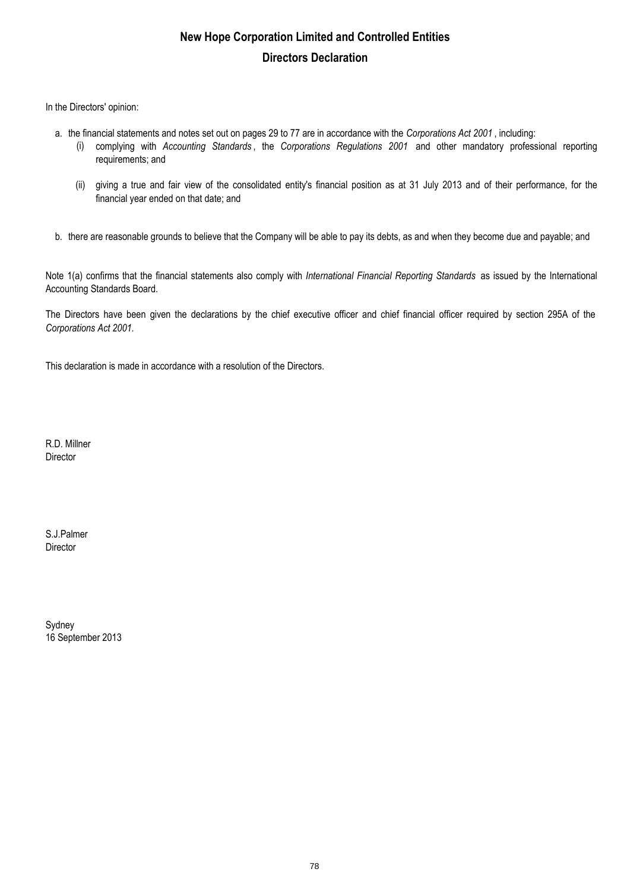# New Hope Corporation Limited and Controlled Entities

## Directors Declaration

In the Directors' opinion:

a. the financial statements and notes set out on pages 29 to 77 are in accordance with the *Corporations Act 2001* , including:

   (i) complying with *Accounting Standards* , the *Corporations Regulations 2001* and other mandatory professional reporting requirements; and

   (ii) giving a true and fair view of the consolidated entity's financial position as at 31 July 2013 and of their performance, for the financial year ended on that date; and

b. there are reasonable grounds to believe that the Company will be able to pay its debts, as and when they become due and payable; and

Note 1(a) confirms that the financial statements also comply with *International Financial Reporting Standards* as issued by the International Accounting Standards Board.

The Directors have been given the declarations by the chief executive officer and chief financial officer required by section 295A of the *Corporations Act 2001.*

This declaration is made in accordance with a resolution of the Directors.

R.D. Millner
Director

S.J.Palmer
Director

Sydney
16 September 2013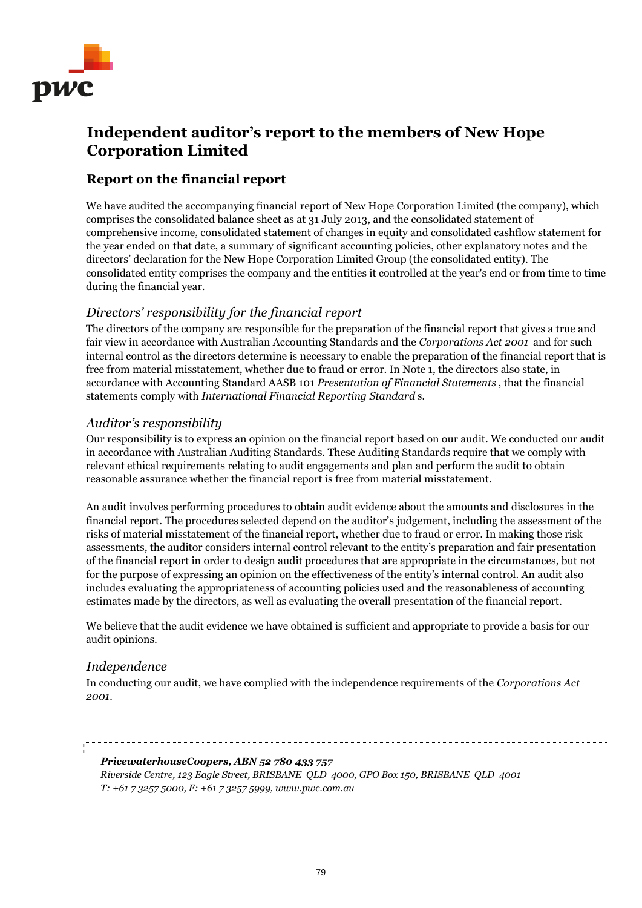# Independent auditor's report to the members of New Hope Corporation Limited

## Report on the financial report

We have audited the accompanying financial report of New Hope Corporation Limited (the company), which comprises the consolidated balance sheet as at 31 July 2013, and the consolidated statement of comprehensive income, consolidated statement of changes in equity and consolidated cashflow statement for the year ended on that date, a summary of significant accounting policies, other explanatory notes and the directors' declaration for the New Hope Corporation Limited Group (the consolidated entity). The consolidated entity comprises the company and the entities it controlled at the year's end or from time to time during the financial year.

### *Directors' responsibility for the financial report*

The directors of the company are responsible for the preparation of the financial report that gives a true and fair view in accordance with Australian Accounting Standards and the *Corporations Act 2001* and for such internal control as the directors determine is necessary to enable the preparation of the financial report that is free from material misstatement, whether due to fraud or error. In Note 1, the directors also state, in accordance with Accounting Standard AASB 101 *Presentation of Financial Statements*, that the financial statements comply with *International Financial Reporting Standards*.

### *Auditor's responsibility*

Our responsibility is to express an opinion on the financial report based on our audit. We conducted our audit in accordance with Australian Auditing Standards. These Auditing Standards require that we comply with relevant ethical requirements relating to audit engagements and plan and perform the audit to obtain reasonable assurance whether the financial report is free from material misstatement.

An audit involves performing procedures to obtain audit evidence about the amounts and disclosures in the financial report. The procedures selected depend on the auditor's judgement, including the assessment of the risks of material misstatement of the financial report, whether due to fraud or error. In making those risk assessments, the auditor considers internal control relevant to the entity's preparation and fair presentation of the financial report in order to design audit procedures that are appropriate in the circumstances, but not for the purpose of expressing an opinion on the effectiveness of the entity's internal control. An audit also includes evaluating the appropriateness of accounting policies used and the reasonableness of accounting estimates made by the directors, as well as evaluating the overall presentation of the financial report.

We believe that the audit evidence we have obtained is sufficient and appropriate to provide a basis for our audit opinions.

### *Independence*

In conducting our audit, we have complied with the independence requirements of the *Corporations Act 2001*.

***PricewaterhouseCoopers, ABN 52 780 433 757***
*Riverside Centre, 123 Eagle Street, BRISBANE QLD 4000, GPO Box 150, BRISBANE QLD 4001*
*T: +61 7 3257 5000, F: +61 7 3257 5999, www.pwc.com.au*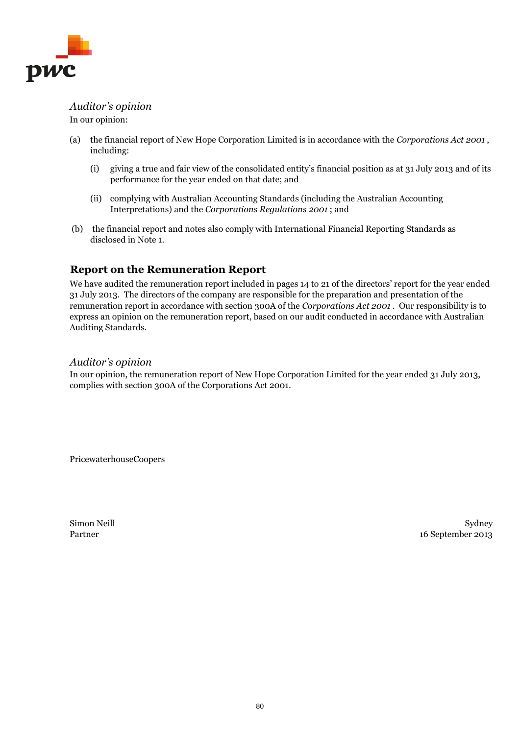*Auditor's opinion*

In our opinion:

(a) the financial report of New Hope Corporation Limited is in accordance with the *Corporations Act 2001*, including:

   (i) giving a true and fair view of the consolidated entity's financial position as at 31 July 2013 and of its performance for the year ended on that date; and

   (ii) complying with Australian Accounting Standards (including the Australian Accounting Interpretations) and the *Corporations Regulations 2001*; and

(b) the financial report and notes also comply with International Financial Reporting Standards as disclosed in Note 1.

## Report on the Remuneration Report

We have audited the remuneration report included in pages 14 to 21 of the directors' report for the year ended 31 July 2013. The directors of the company are responsible for the preparation and presentation of the remuneration report in accordance with section 300A of the *Corporations Act 2001*. Our responsibility is to express an opinion on the remuneration report, based on our audit conducted in accordance with Australian Auditing Standards.

*Auditor's opinion*

In our opinion, the remuneration report of New Hope Corporation Limited for the year ended 31 July 2013, complies with section 300A of the Corporations Act 2001.

PricewaterhouseCoopers

Simon Neill
Partner

Sydney
16 September 2013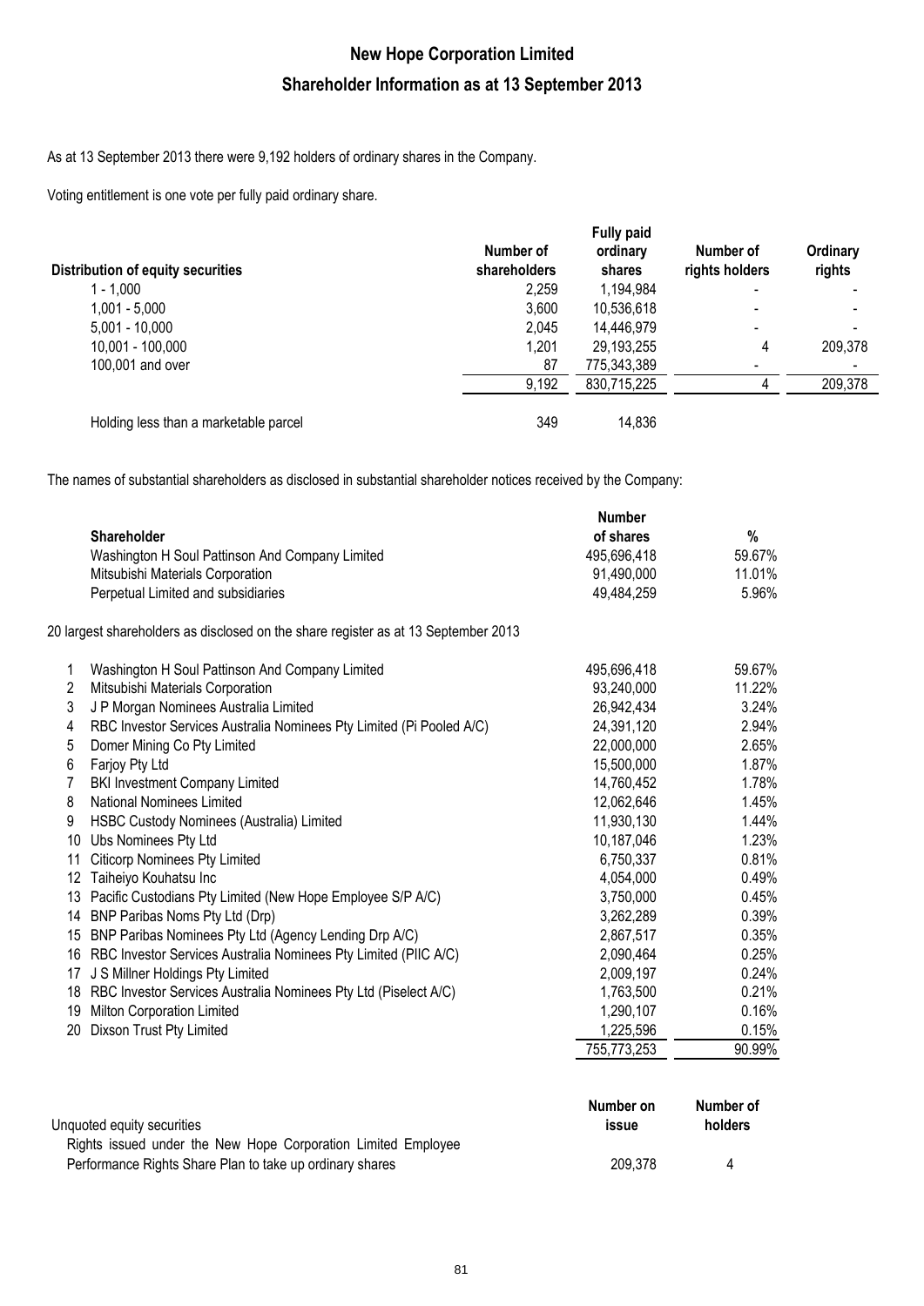# New Hope Corporation Limited

## Shareholder Information as at 13 September 2013

As at 13 September 2013 there were 9,192 holders of ordinary shares in the Company.

Voting entitlement is one vote per fully paid ordinary share.

| Distribution of equity securities | Number of shareholders | Fully paid ordinary shares | Number of rights holders | Ordinary rights |
|---|---|---|---|---|
| 1 - 1,000 | 2,259 | 1,194,984 | - | - |
| 1,001 - 5,000 | 3,600 | 10,536,618 | - | - |
| 5,001 - 10,000 | 2,045 | 14,446,979 | - | - |
| 10,001 - 100,000 | 1,201 | 29,193,255 | 4 | 209,378 |
| 100,001 and over | 87 | 775,343,389 | - | - |
| | 9,192 | 830,715,225 | 4 | 209,378 |
| Holding less than a marketable parcel | 349 | 14,836 | | |

The names of substantial shareholders as disclosed in substantial shareholder notices received by the Company:

| Shareholder | Number of shares | % |
|---|---|---|
| Washington H Soul Pattinson And Company Limited | 495,696,418 | 59.67% |
| Mitsubishi Materials Corporation | 91,490,000 | 11.01% |
| Perpetual Limited and subsidiaries | 49,484,259 | 5.96% |

20 largest shareholders as disclosed on the share register as at 13 September 2013

| | | | |
|---|---|---|---|
| 1 | Washington H Soul Pattinson And Company Limited | 495,696,418 | 59.67% |
| 2 | Mitsubishi Materials Corporation | 93,240,000 | 11.22% |
| 3 | J P Morgan Nominees Australia Limited | 26,942,434 | 3.24% |
| 4 | RBC Investor Services Australia Nominees Pty Limited (Pi Pooled A/C) | 24,391,120 | 2.94% |
| 5 | Domer Mining Co Pty Limited | 22,000,000 | 2.65% |
| 6 | Farjoy Pty Ltd | 15,500,000 | 1.87% |
| 7 | BKI Investment Company Limited | 14,760,452 | 1.78% |
| 8 | National Nominees Limited | 12,062,646 | 1.45% |
| 9 | HSBC Custody Nominees (Australia) Limited | 11,930,130 | 1.44% |
| 10 | Ubs Nominees Pty Ltd | 10,187,046 | 1.23% |
| 11 | Citicorp Nominees Pty Limited | 6,750,337 | 0.81% |
| 12 | Taiheiyo Kouhatsu Inc | 4,054,000 | 0.49% |
| 13 | Pacific Custodians Pty Limited (New Hope Employee S/P A/C) | 3,750,000 | 0.45% |
| 14 | BNP Paribas Noms Pty Ltd (Drp) | 3,262,289 | 0.39% |
| 15 | BNP Paribas Nominees Pty Ltd (Agency Lending Drp A/C) | 2,867,517 | 0.35% |
| 16 | RBC Investor Services Australia Nominees Pty Limited (PIIC A/C) | 2,090,464 | 0.25% |
| 17 | J S Millner Holdings Pty Limited | 2,009,197 | 0.24% |
| 18 | RBC Investor Services Australia Nominees Pty Ltd (Piselect A/C) | 1,763,500 | 0.21% |
| 19 | Milton Corporation Limited | 1,290,107 | 0.16% |
| 20 | Dixson Trust Pty Limited | 1,225,596 | 0.15% |
| | | 755,773,253 | 90.99% |

| Unquoted equity securities | Number on issue | Number of holders |
|---|---|---|
| Rights issued under the New Hope Corporation Limited Employee Performance Rights Share Plan to take up ordinary shares | 209,378 | 4 |